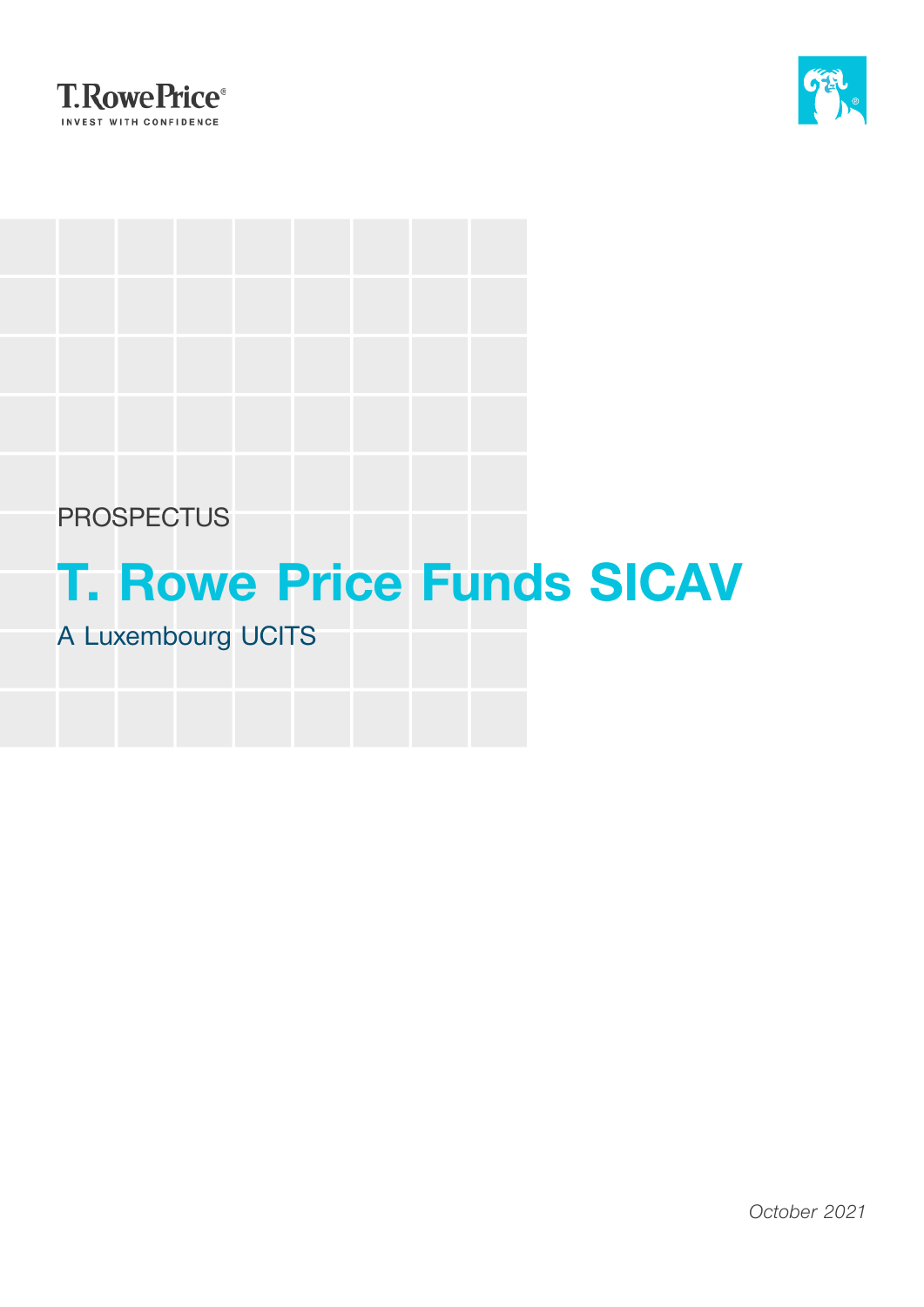T.RowePrice®

INVEST WITH CONFIDENCE

PROSPECTUS

# T. Rowe Price Funds SICAV

A Luxembourg UCITS

*October 2021*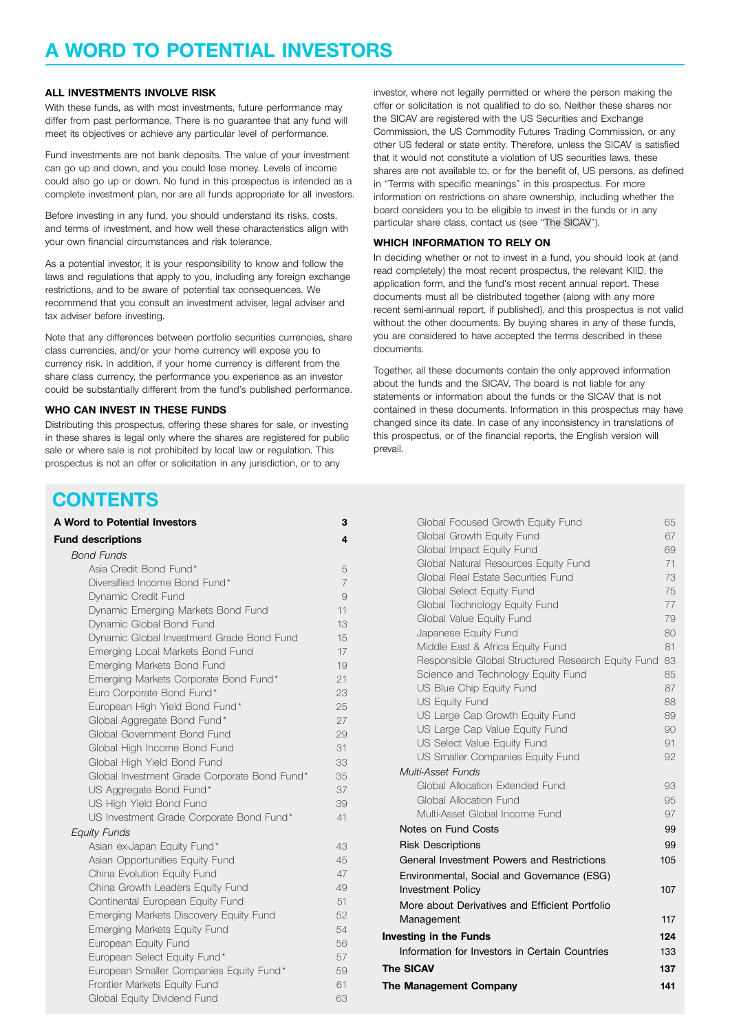# A WORD TO POTENTIAL INVESTORS

### ALL INVESTMENTS INVOLVE RISK

With these funds, as with most investments, future performance may differ from past performance. There is no guarantee that any fund will meet its objectives or achieve any particular level of performance.

Fund investments are not bank deposits. The value of your investment can go up and down, and you could lose money. Levels of income could also go up or down. No fund in this prospectus is intended as a complete investment plan, nor are all funds appropriate for all investors.

Before investing in any fund, you should understand its risks, costs, and terms of investment, and how well these characteristics align with your own financial circumstances and risk tolerance.

As a potential investor, it is your responsibility to know and follow the laws and regulations that apply to you, including any foreign exchange restrictions, and to be aware of potential tax consequences. We recommend that you consult an investment adviser, legal adviser and tax adviser before investing.

Note that any differences between portfolio securities currencies, share class currencies, and/or your home currency will expose you to currency risk. In addition, if your home currency is different from the share class currency, the performance you experience as an investor could be substantially different from the fund's published performance.

### WHO CAN INVEST IN THESE FUNDS

Distributing this prospectus, offering these shares for sale, or investing in these shares is legal only where the shares are registered for public sale or where sale is not prohibited by local law or regulation. This prospectus is not an offer or solicitation in any jurisdiction, or to any investor, where not legally permitted or where the person making the offer or solicitation is not qualified to do so. Neither these shares nor the SICAV are registered with the US Securities and Exchange Commission, the US Commodity Futures Trading Commission, or any other US federal or state entity. Therefore, unless the SICAV is satisfied that it would not constitute a violation of US securities laws, these shares are not available to, or for the benefit of, US persons, as defined in "Terms with specific meanings" in this prospectus. For more information on restrictions on share ownership, including whether the board considers you to be eligible to invest in the funds or in any particular share class, contact us (see "The SICAV").

### WHICH INFORMATION TO RELY ON

In deciding whether or not to invest in a fund, you should look at (and read completely) the most recent prospectus, the relevant KIID, the application form, and the fund's most recent annual report. These documents must all be distributed together (along with any more recent semi-annual report, if published), and this prospectus is not valid without the other documents. By buying shares in any of these funds, you are considered to have accepted the terms described in these documents.

Together, all these documents contain the only approved information about the funds and the SICAV. The board is not liable for any statements or information about the funds or the SICAV that is not contained in these documents. Information in this prospectus may have changed since its date. In case of any inconsistency in translations of this prospectus, or of the financial reports, the English version will prevail.

# CONTENTS

| | |
|---|---|
| **A Word to Potential Investors** | **3** |
| **Fund descriptions** | **4** |
| *Bond Funds* | |
| Asia Credit Bond Fund* | 5 |
| Diversified Income Bond Fund* | 7 |
| Dynamic Credit Fund | 9 |
| Dynamic Emerging Markets Bond Fund | 11 |
| Dynamic Global Bond Fund | 13 |
| Dynamic Global Investment Grade Bond Fund | 15 |
| Emerging Local Markets Bond Fund | 17 |
| Emerging Markets Bond Fund | 19 |
| Emerging Markets Corporate Bond Fund* | 21 |
| Euro Corporate Bond Fund* | 23 |
| European High Yield Bond Fund* | 25 |
| Global Aggregate Bond Fund* | 27 |
| Global Government Bond Fund | 29 |
| Global High Income Bond Fund | 31 |
| Global High Yield Bond Fund | 33 |
| Global Investment Grade Corporate Bond Fund* | 35 |
| US Aggregate Bond Fund* | 37 |
| US High Yield Bond Fund | 39 |
| US Investment Grade Corporate Bond Fund* | 41 |
| *Equity Funds* | |
| Asian ex-Japan Equity Fund* | 43 |
| Asian Opportunities Equity Fund | 45 |
| China Evolution Equity Fund | 47 |
| China Growth Leaders Equity Fund | 49 |
| Continental European Equity Fund | 51 |
| Emerging Markets Discovery Equity Fund | 52 |
| Emerging Markets Equity Fund | 54 |
| European Equity Fund | 56 |
| European Select Equity Fund* | 57 |
| European Smaller Companies Equity Fund* | 59 |
| Frontier Markets Equity Fund | 61 |
| Global Equity Dividend Fund | 63 |
| Global Focused Growth Equity Fund | 65 |
| Global Growth Equity Fund | 67 |
| Global Impact Equity Fund | 69 |
| Global Natural Resources Equity Fund | 71 |
| Global Real Estate Securities Fund | 73 |
| Global Select Equity Fund | 75 |
| Global Technology Equity Fund | 77 |
| Global Value Equity Fund | 79 |
| Japanese Equity Fund | 80 |
| Middle East & Africa Equity Fund | 81 |
| Responsible Global Structured Research Equity Fund | 83 |
| Science and Technology Equity Fund | 85 |
| US Blue Chip Equity Fund | 87 |
| US Equity Fund | 88 |
| US Large Cap Growth Equity Fund | 89 |
| US Large Cap Value Equity Fund | 90 |
| US Select Value Equity Fund | 91 |
| US Smaller Companies Equity Fund | 92 |
| *Multi-Asset Funds* | |
| Global Allocation Extended Fund | 93 |
| Global Allocation Fund | 95 |
| Multi-Asset Global Income Fund | 97 |
| Notes on Fund Costs | 99 |
| Risk Descriptions | 99 |
| General Investment Powers and Restrictions | 105 |
| Environmental, Social and Governance (ESG) Investment Policy | 107 |
| More about Derivatives and Efficient Portfolio Management | 117 |
| **Investing in the Funds** | **124** |
| Information for Investors in Certain Countries | 133 |
| **The SICAV** | **137** |
| **The Management Company** | **141** |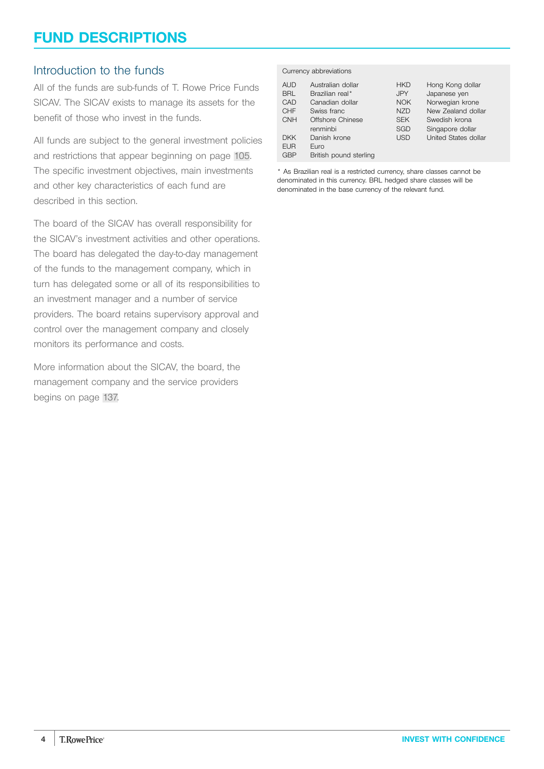# FUND DESCRIPTIONS

## Introduction to the funds

All of the funds are sub-funds of T. Rowe Price Funds SICAV. The SICAV exists to manage its assets for the benefit of those who invest in the funds.

All funds are subject to the general investment policies and restrictions that appear beginning on page 105. The specific investment objectives, main investments and other key characteristics of each fund are described in this section.

The board of the SICAV has overall responsibility for the SICAV's investment activities and other operations. The board has delegated the day-to-day management of the funds to the management company, which in turn has delegated some or all of its responsibilities to an investment manager and a number of service providers. The board retains supervisory approval and control over the management company and closely monitors its performance and costs.

More information about the SICAV, the board, the management company and the service providers begins on page 137.

Currency abbreviations

| | | | |
|---|---|---|---|
| AUD | Australian dollar | HKD | Hong Kong dollar |
| BRL | Brazilian real* | JPY | Japanese yen |
| CAD | Canadian dollar | NOK | Norwegian krone |
| CHF | Swiss franc | NZD | New Zealand dollar |
| CNH | Offshore Chinese renminbi | SEK | Swedish krona |
| | | SGD | Singapore dollar |
| DKK | Danish krone | USD | United States dollar |
| EUR | Euro | | |
| GBP | British pound sterling | | |

* As Brazilian real is a restricted currency, share classes cannot be denominated in this currency. BRL hedged share classes will be denominated in the base currency of the relevant fund.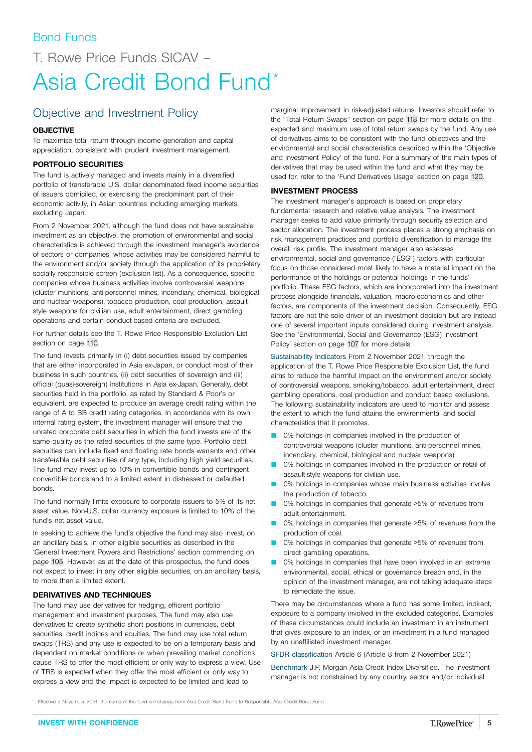Bond Funds

# T. Rowe Price Funds SICAV – Asia Credit Bond Fund*

## Objective and Investment Policy

**OBJECTIVE**

To maximise total return through income generation and capital appreciation, consistent with prudent investment management.

**PORTFOLIO SECURITIES**

The fund is actively managed and invests mainly in a diversified portfolio of transferable U.S. dollar denominated fixed income securities of issuers domiciled, or exercising the predominant part of their economic activity, in Asian countries including emerging markets, excluding Japan.

From 2 November 2021, although the fund does not have sustainable investment as an objective, the promotion of environmental and social characteristics is achieved through the investment manager's avoidance of sectors or companies, whose activities may be considered harmful to the environment and/or society through the application of its proprietary socially responsible screen (exclusion list). As a consequence, specific companies whose business activities involve controversial weapons (cluster munitions, anti-personnel mines, incendiary, chemical, biological and nuclear weapons), tobacco production, coal production, assault-style weapons for civilian use, adult entertainment, direct gambling operations and certain conduct-based criteria are excluded.

For further details see the T. Rowe Price Responsible Exclusion List section on page 110.

The fund invests primarily in (i) debt securities issued by companies that are either incorporated in Asia ex-Japan, or conduct most of their business in such countries, (ii) debt securities of sovereign and (iii) official (quasi-sovereign) institutions in Asia ex-Japan. Generally, debt securities held in the portfolio, as rated by Standard & Poor's or equivalent, are expected to produce an average credit rating within the range of A to BB credit rating categories. In accordance with its own internal rating system, the investment manager will ensure that the unrated corporate debt securities in which the fund invests are of the same quality as the rated securities of the same type. Portfolio debt securities can include fixed and floating rate bonds warrants and other transferable debt securities of any type, including high yield securities. The fund may invest up to 10% in convertible bonds and contingent convertible bonds and to a limited extent in distressed or defaulted bonds.

The fund normally limits exposure to corporate issuers to 5% of its net asset value. Non-U.S. dollar currency exposure is limited to 10% of the fund's net asset value.

In seeking to achieve the fund's objective the fund may also invest, on an ancillary basis, in other eligible securities as described in the 'General Investment Powers and Restrictions' section commencing on page 105. However, as at the date of this prospectus, the fund does not expect to invest in any other eligible securities, on an ancillary basis, to more than a limited extent.

**DERIVATIVES AND TECHNIQUES**

The fund may use derivatives for hedging, efficient portfolio management and investment purposes. The fund may also use derivatives to create synthetic short positions in currencies, debt securities, credit indices and equities. The fund may use total return swaps (TRS) and any use is expected to be on a temporary basis and dependent on market conditions or when prevailing market conditions cause TRS to offer the most efficient or only way to express a view. Use of TRS is expected when they offer the most efficient or only way to express a view and the impact is expected to be limited and lead to marginal improvement in risk-adjusted returns. Investors should refer to the "Total Return Swaps" section on page 118 for more details on the expected and maximum use of total return swaps by the fund. Any use of derivatives aims to be consistent with the fund objectives and the environmental and social characteristics described within the 'Objective and Investment Policy' of the fund. For a summary of the main types of derivatives that may be used within the fund and what they may be used for, refer to the 'Fund Derivatives Usage' section on page 120.

**INVESTMENT PROCESS**

The investment manager's approach is based on proprietary fundamental research and relative value analysis. The investment manager seeks to add value primarily through security selection and sector allocation. The investment process places a strong emphasis on risk management practices and portfolio diversification to manage the overall risk profile. The investment manager also assesses environmental, social and governance ("ESG") factors with particular focus on those considered most likely to have a material impact on the performance of the holdings or potential holdings in the funds' portfolio. These ESG factors, which are incorporated into the investment process alongside financials, valuation, macro-economics and other factors, are components of the investment decision. Consequently, ESG factors are not the sole driver of an investment decision but are instead one of several important inputs considered during investment analysis. See the 'Environmental, Social and Governance (ESG) Investment Policy' section on page 107 for more details.

Sustainability Indicators From 2 November 2021, through the application of the T. Rowe Price Responsible Exclusion List, the fund aims to reduce the harmful impact on the environment and/or society of controversial weapons, smoking/tobacco, adult entertainment, direct gambling operations, coal production and conduct based exclusions. The following sustainability indicators are used to monitor and assess the extent to which the fund attains the environmental and social characteristics that it promotes.

- 0% holdings in companies involved in the production of controversial weapons (cluster munitions, anti-personnel mines, incendiary, chemical, biological and nuclear weapons).
- 0% holdings in companies involved in the production or retail of assault-style weapons for civilian use.
- 0% holdings in companies whose main business activities involve the production of tobacco.
- 0% holdings in companies that generate >5% of revenues from adult entertainment.
- 0% holdings in companies that generate >5% of revenues from the production of coal.
- 0% holdings in companies that generate >5% of revenues from direct gambling operations.
- 0% holdings in companies that have been involved in an extreme environmental, social, ethical or governance breach and, in the opinion of the investment manager, are not taking adequate steps to remediate the issue.

There may be circumstances where a fund has some limited, indirect, exposure to a company involved in the excluded categories. Examples of these circumstances could include an investment in an instrument that gives exposure to an index, or an investment in a fund managed by an unaffiliated investment manager.

SFDR classification Article 6 (Article 8 from 2 November 2021)

Benchmark J.P. Morgan Asia Credit Index Diversified. The investment manager is not constrained by any country, sector and/or individual

* Effective 2 November 2021, the name of the fund will change from Asia Credit Bond Fund to Responsible Asia Credit Bond Fund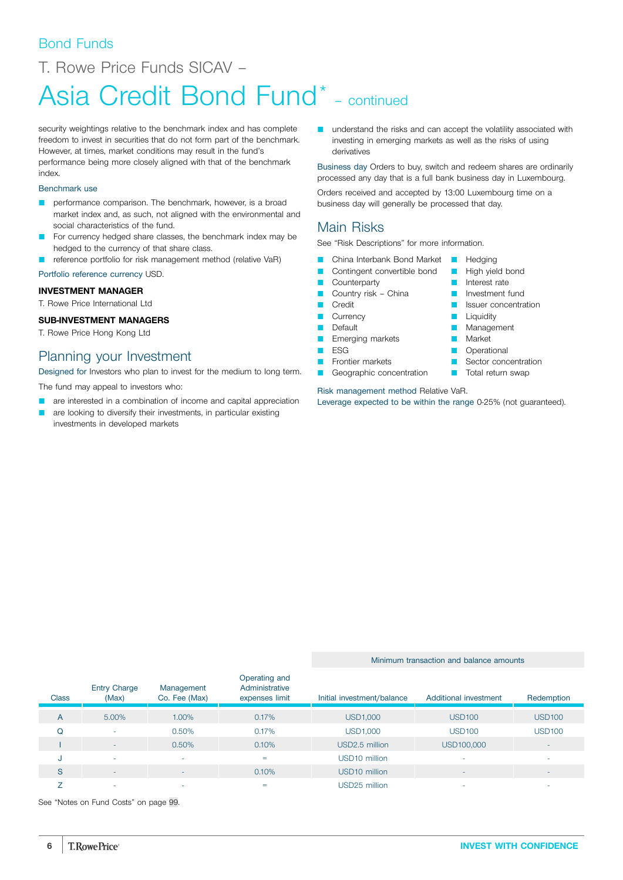Bond Funds

# T. Rowe Price Funds SICAV – Asia Credit Bond Fund* – continued

security weightings relative to the benchmark index and has complete freedom to invest in securities that do not form part of the benchmark. However, at times, market conditions may result in the fund's performance being more closely aligned with that of the benchmark index.

Benchmark use

- performance comparison. The benchmark, however, is a broad market index and, as such, not aligned with the environmental and social characteristics of the fund.
- For currency hedged share classes, the benchmark index may be hedged to the currency of that share class.
- reference portfolio for risk management method (relative VaR)

Portfolio reference currency USD.

**INVESTMENT MANAGER**

T. Rowe Price International Ltd

**SUB-INVESTMENT MANAGERS**

T. Rowe Price Hong Kong Ltd

## Planning your Investment

Designed for Investors who plan to invest for the medium to long term.

The fund may appeal to investors who:

- are interested in a combination of income and capital appreciation
- are looking to diversify their investments, in particular existing investments in developed markets
- understand the risks and can accept the volatility associated with investing in emerging markets as well as the risks of using derivatives

Business day Orders to buy, switch and redeem shares are ordinarily processed any day that is a full bank business day in Luxembourg.

Orders received and accepted by 13:00 Luxembourg time on a business day will generally be processed that day.

## Main Risks

See "Risk Descriptions" for more information.

- China Interbank Bond Market
- Contingent convertible bond
- Counterparty
- Country risk – China
- Credit
- Currency
- Default
- Emerging markets
- ESG
- Frontier markets
- Geographic concentration
- Hedging
- High yield bond
- Interest rate
- Investment fund
- Issuer concentration
- Liquidity
- Management
- Market
- Operational
- Sector concentration
- Total return swap

Risk management method Relative VaR.
Leverage expected to be within the range 0-25% (not guaranteed).

| Class | Entry Charge (Max) | Management Co. Fee (Max) | Operating and Administrative expenses limit | Minimum transaction and balance amounts | | |
|---|---|---|---|---|---|---|
| | | | | Initial investment/balance | Additional investment | Redemption |
| A | 5.00% | 1.00% | 0.17% | USD1,000 | USD100 | USD100 |
| Q | - | 0.50% | 0.17% | USD1,000 | USD100 | USD100 |
| I | - | 0.50% | 0.10% | USD2.5 million | USD100,000 | - |
| J | - | - | = | USD10 million | - | - |
| S | - | - | 0.10% | USD10 million | - | - |
| Z | - | - | = | USD25 million | - | - |

See "Notes on Fund Costs" on page 99.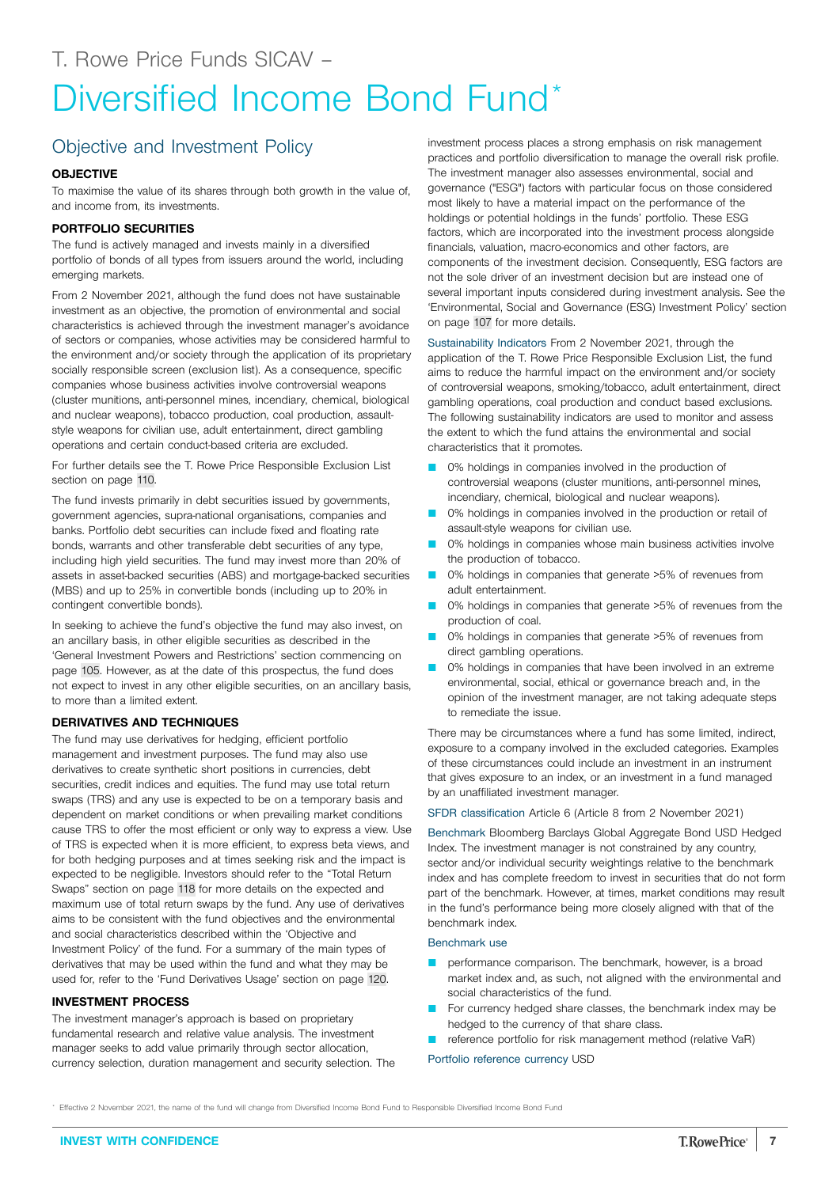T. Rowe Price Funds SICAV –

# Diversified Income Bond Fund*

## Objective and Investment Policy

### OBJECTIVE

To maximise the value of its shares through both growth in the value of, and income from, its investments.

### PORTFOLIO SECURITIES

The fund is actively managed and invests mainly in a diversified portfolio of bonds of all types from issuers around the world, including emerging markets.

From 2 November 2021, although the fund does not have sustainable investment as an objective, the promotion of environmental and social characteristics is achieved through the investment manager's avoidance of sectors or companies, whose activities may be considered harmful to the environment and/or society through the application of its proprietary socially responsible screen (exclusion list). As a consequence, specific companies whose business activities involve controversial weapons (cluster munitions, anti-personnel mines, incendiary, chemical, biological and nuclear weapons), tobacco production, coal production, assault-style weapons for civilian use, adult entertainment, direct gambling operations and certain conduct-based criteria are excluded.

For further details see the T. Rowe Price Responsible Exclusion List section on page 110.

The fund invests primarily in debt securities issued by governments, government agencies, supra-national organisations, companies and banks. Portfolio debt securities can include fixed and floating rate bonds, warrants and other transferable debt securities of any type, including high yield securities. The fund may invest more than 20% of assets in asset-backed securities (ABS) and mortgage-backed securities (MBS) and up to 25% in convertible bonds (including up to 20% in contingent convertible bonds).

In seeking to achieve the fund's objective the fund may also invest, on an ancillary basis, in other eligible securities as described in the 'General Investment Powers and Restrictions' section commencing on page 105. However, as at the date of this prospectus, the fund does not expect to invest in any other eligible securities, on an ancillary basis, to more than a limited extent.

### DERIVATIVES AND TECHNIQUES

The fund may use derivatives for hedging, efficient portfolio management and investment purposes. The fund may also use derivatives to create synthetic short positions in currencies, debt securities, credit indices and equities. The fund may use total return swaps (TRS) and any use is expected to be on a temporary basis and dependent on market conditions or when prevailing market conditions cause TRS to offer the most efficient or only way to express a view. Use of TRS is expected when it is more efficient, to express beta views, and for both hedging purposes and at times seeking risk and the impact is expected to be negligible. Investors should refer to the "Total Return Swaps" section on page 118 for more details on the expected and maximum use of total return swaps by the fund. Any use of derivatives aims to be consistent with the fund objectives and the environmental and social characteristics described within the 'Objective and Investment Policy' of the fund. For a summary of the main types of derivatives that may be used within the fund and what they may be used for, refer to the 'Fund Derivatives Usage' section on page 120.

### INVESTMENT PROCESS

The investment manager's approach is based on proprietary fundamental research and relative value analysis. The investment manager seeks to add value primarily through sector allocation, currency selection, duration management and security selection. The investment process places a strong emphasis on risk management practices and portfolio diversification to manage the overall risk profile. The investment manager also assesses environmental, social and governance ("ESG") factors with particular focus on those considered most likely to have a material impact on the performance of the holdings or potential holdings in the funds' portfolio. These ESG factors, which are incorporated into the investment process alongside financials, valuation, macro-economics and other factors, are components of the investment decision. Consequently, ESG factors are not the sole driver of an investment decision but are instead one of several important inputs considered during investment analysis. See the 'Environmental, Social and Governance (ESG) Investment Policy' section on page 107 for more details.

Sustainability Indicators From 2 November 2021, through the application of the T. Rowe Price Responsible Exclusion List, the fund aims to reduce the harmful impact on the environment and/or society of controversial weapons, smoking/tobacco, adult entertainment, direct gambling operations, coal production and conduct based exclusions. The following sustainability indicators are used to monitor and assess the extent to which the fund attains the environmental and social characteristics that it promotes.

- 0% holdings in companies involved in the production of controversial weapons (cluster munitions, anti-personnel mines, incendiary, chemical, biological and nuclear weapons).
- 0% holdings in companies involved in the production or retail of assault-style weapons for civilian use.
- 0% holdings in companies whose main business activities involve the production of tobacco.
- 0% holdings in companies that generate >5% of revenues from adult entertainment.
- 0% holdings in companies that generate >5% of revenues from the production of coal.
- 0% holdings in companies that generate >5% of revenues from direct gambling operations.
- 0% holdings in companies that have been involved in an extreme environmental, social, ethical or governance breach and, in the opinion of the investment manager, are not taking adequate steps to remediate the issue.

There may be circumstances where a fund has some limited, indirect, exposure to a company involved in the excluded categories. Examples of these circumstances could include an investment in an instrument that gives exposure to an index, or an investment in a fund managed by an unaffiliated investment manager.

SFDR classification Article 6 (Article 8 from 2 November 2021)

Benchmark Bloomberg Barclays Global Aggregate Bond USD Hedged Index. The investment manager is not constrained by any country, sector and/or individual security weightings relative to the benchmark index and has complete freedom to invest in securities that do not form part of the benchmark. However, at times, market conditions may result in the fund's performance being more closely aligned with that of the benchmark index.

Benchmark use

- performance comparison. The benchmark, however, is a broad market index and, as such, not aligned with the environmental and social characteristics of the fund.
- For currency hedged share classes, the benchmark index may be hedged to the currency of that share class.
- reference portfolio for risk management method (relative VaR)

Portfolio reference currency USD

* Effective 2 November 2021, the name of the fund will change from Diversified Income Bond Fund to Responsible Diversified Income Bond Fund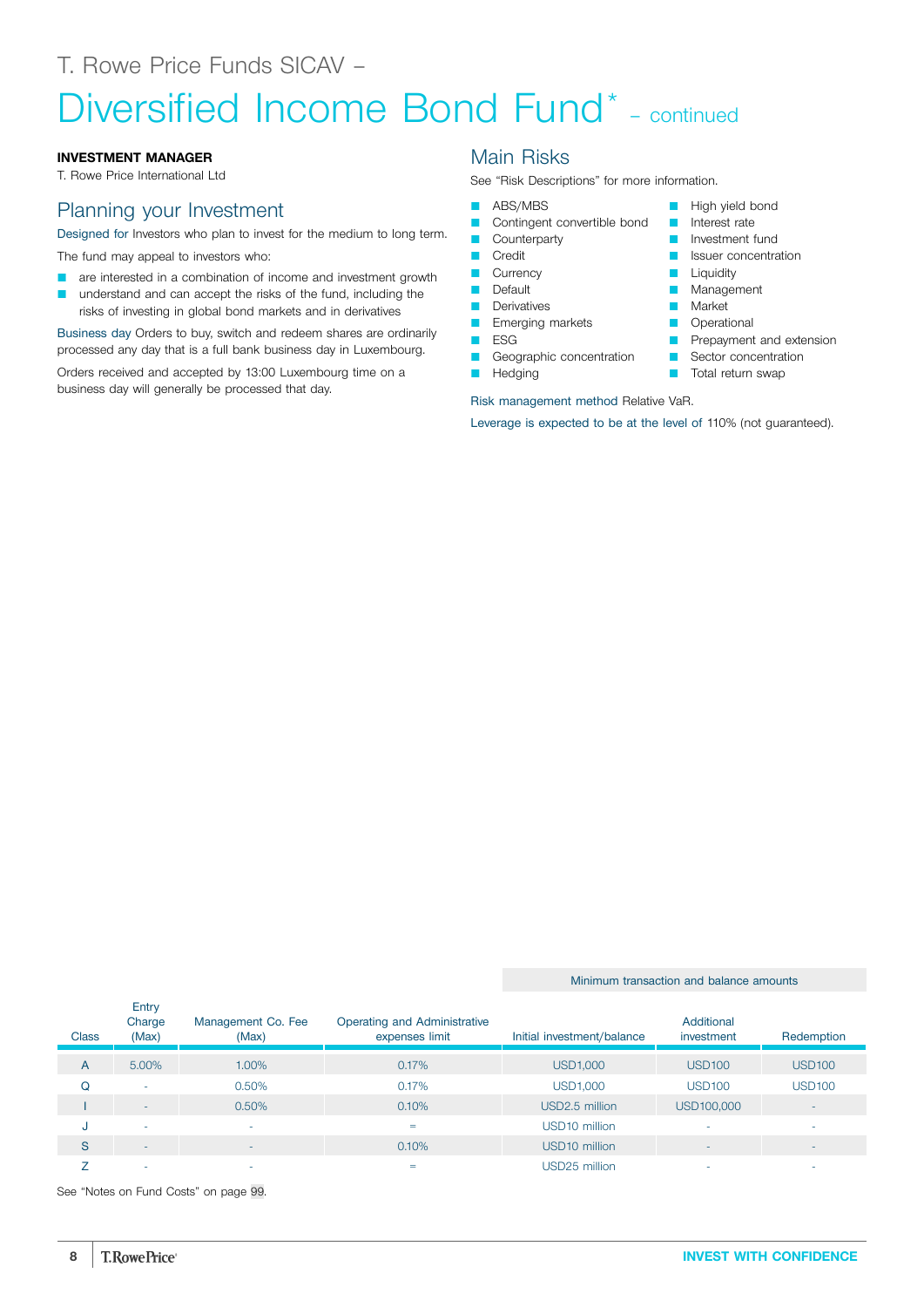T. Rowe Price Funds SICAV –

# Diversified Income Bond Fund* – continued

**INVESTMENT MANAGER**

T. Rowe Price International Ltd

## Planning your Investment

Designed for Investors who plan to invest for the medium to long term.

The fund may appeal to investors who:

- are interested in a combination of income and investment growth
- understand and can accept the risks of the fund, including the risks of investing in global bond markets and in derivatives

Business day Orders to buy, switch and redeem shares are ordinarily processed any day that is a full bank business day in Luxembourg.

Orders received and accepted by 13:00 Luxembourg time on a business day will generally be processed that day.

## Main Risks

See "Risk Descriptions" for more information.

- ABS/MBS
- Contingent convertible bond
- Counterparty
- Credit
- Currency
- Default
- Derivatives
- Emerging markets
- ESG
- Geographic concentration
- Hedging
- High yield bond
- Interest rate
- Investment fund
- Issuer concentration
- Liquidity
- Management
- Market
- Operational
- Prepayment and extension
- Sector concentration
- Total return swap

Risk management method Relative VaR.

Leverage is expected to be at the level of 110% (not guaranteed).

| | | | | Minimum transaction and balance amounts | | |
|---|---|---|---|---|---|---|
| Class | Entry Charge (Max) | Management Co. Fee (Max) | Operating and Administrative expenses limit | Initial investment/balance | Additional investment | Redemption |
| A | 5.00% | 1.00% | 0.17% | USD1,000 | USD100 | USD100 |
| Q | - | 0.50% | 0.17% | USD1,000 | USD100 | USD100 |
| I | - | 0.50% | 0.10% | USD2.5 million | USD100,000 | - |
| J | - | - | = | USD10 million | - | - |
| S | - | - | 0.10% | USD10 million | - | - |
| Z | - | - | = | USD25 million | - | - |

See "Notes on Fund Costs" on page 99.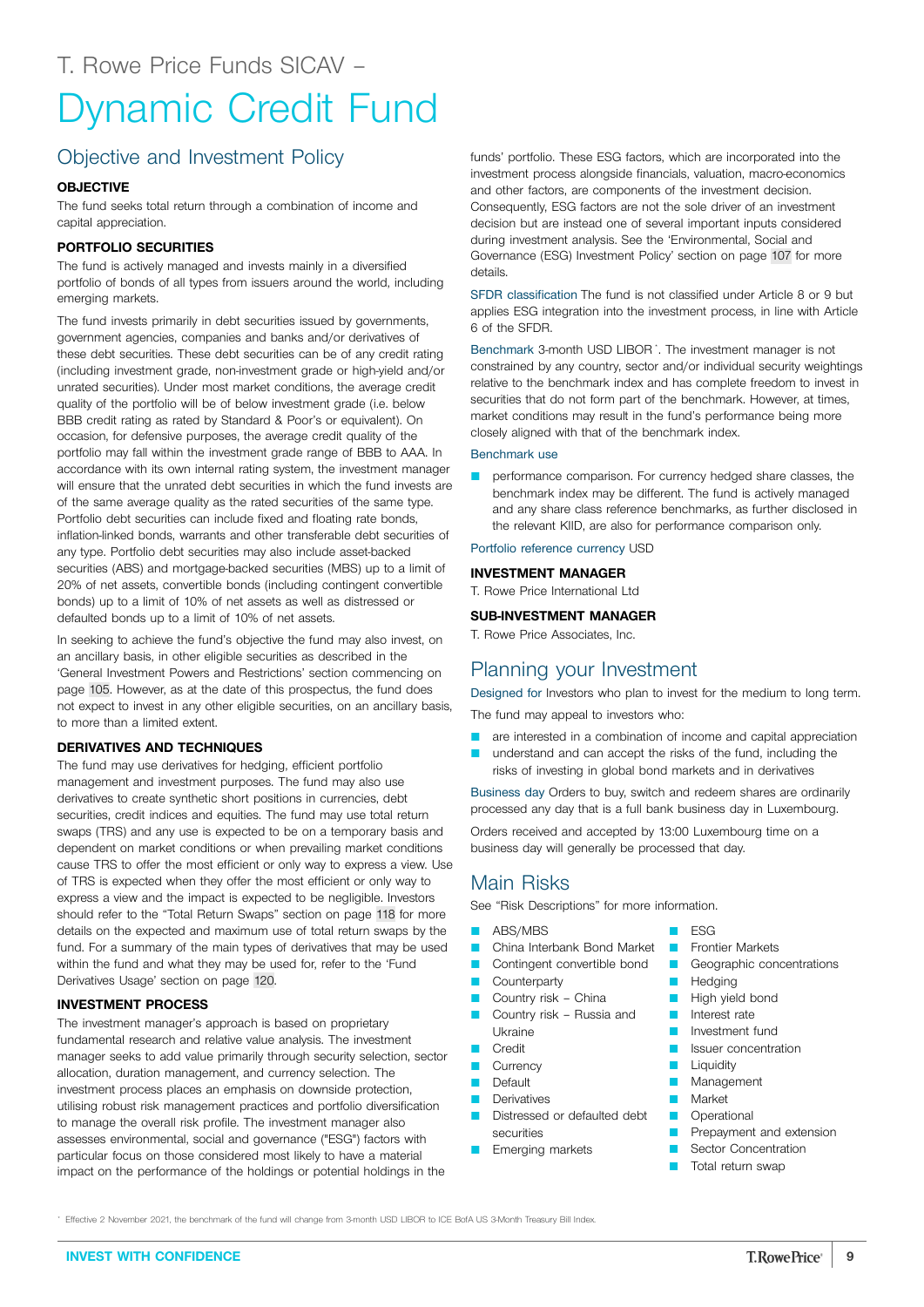T. Rowe Price Funds SICAV –

# Dynamic Credit Fund

## Objective and Investment Policy

### OBJECTIVE

The fund seeks total return through a combination of income and capital appreciation.

### PORTFOLIO SECURITIES

The fund is actively managed and invests mainly in a diversified portfolio of bonds of all types from issuers around the world, including emerging markets.

The fund invests primarily in debt securities issued by governments, government agencies, companies and banks and/or derivatives of these debt securities. These debt securities can be of any credit rating (including investment grade, non-investment grade or high-yield and/or unrated securities). Under most market conditions, the average credit quality of the portfolio will be of below investment grade (i.e. below BBB credit rating as rated by Standard & Poor's or equivalent). On occasion, for defensive purposes, the average credit quality of the portfolio may fall within the investment grade range of BBB to AAA. In accordance with its own internal rating system, the investment manager will ensure that the unrated debt securities in which the fund invests are of the same average quality as the rated securities of the same type. Portfolio debt securities can include fixed and floating rate bonds, inflation-linked bonds, warrants and other transferable debt securities of any type. Portfolio debt securities may also include asset-backed securities (ABS) and mortgage-backed securities (MBS) up to a limit of 20% of net assets, convertible bonds (including contingent convertible bonds) up to a limit of 10% of net assets as well as distressed or defaulted bonds up to a limit of 10% of net assets.

In seeking to achieve the fund's objective the fund may also invest, on an ancillary basis, in other eligible securities as described in the 'General Investment Powers and Restrictions' section commencing on page 105. However, as at the date of this prospectus, the fund does not expect to invest in any other eligible securities, on an ancillary basis, to more than a limited extent.

### DERIVATIVES AND TECHNIQUES

The fund may use derivatives for hedging, efficient portfolio management and investment purposes. The fund may also use derivatives to create synthetic short positions in currencies, debt securities, credit indices and equities. The fund may use total return swaps (TRS) and any use is expected to be on a temporary basis and dependent on market conditions or when prevailing market conditions cause TRS to offer the most efficient or only way to express a view. Use of TRS is expected when they offer the most efficient or only way to express a view and the impact is expected to be negligible. Investors should refer to the "Total Return Swaps" section on page 118 for more details on the expected and maximum use of total return swaps by the fund. For a summary of the main types of derivatives that may be used within the fund and what they may be used for, refer to the 'Fund Derivatives Usage' section on page 120.

### INVESTMENT PROCESS

The investment manager's approach is based on proprietary fundamental research and relative value analysis. The investment manager seeks to add value primarily through security selection, sector allocation, duration management, and currency selection. The investment process places an emphasis on downside protection, utilising robust risk management practices and portfolio diversification to manage the overall risk profile. The investment manager also assesses environmental, social and governance ("ESG") factors with particular focus on those considered most likely to have a material impact on the performance of the holdings or potential holdings in the funds' portfolio. These ESG factors, which are incorporated into the investment process alongside financials, valuation, macro-economics and other factors, are components of the investment decision. Consequently, ESG factors are not the sole driver of an investment decision but are instead one of several important inputs considered during investment analysis. See the 'Environmental, Social and Governance (ESG) Investment Policy' section on page 107 for more details.

SFDR classification The fund is not classified under Article 8 or 9 but applies ESG integration into the investment process, in line with Article 6 of the SFDR.

Benchmark 3-month USD LIBOR*. The investment manager is not constrained by any country, sector and/or individual security weightings relative to the benchmark index and has complete freedom to invest in securities that do not form part of the benchmark. However, at times, market conditions may result in the fund's performance being more closely aligned with that of the benchmark index.

Benchmark use

- performance comparison. For currency hedged share classes, the benchmark index may be different. The fund is actively managed and any share class reference benchmarks, as further disclosed in the relevant KIID, are also for performance comparison only.

Portfolio reference currency USD

### INVESTMENT MANAGER

T. Rowe Price International Ltd

### SUB-INVESTMENT MANAGER

T. Rowe Price Associates, Inc.

## Planning your Investment

Designed for Investors who plan to invest for the medium to long term.

The fund may appeal to investors who:

- are interested in a combination of income and capital appreciation
- understand and can accept the risks of the fund, including the risks of investing in global bond markets and in derivatives

Business day Orders to buy, switch and redeem shares are ordinarily processed any day that is a full bank business day in Luxembourg.

Orders received and accepted by 13:00 Luxembourg time on a business day will generally be processed that day.

## Main Risks

See "Risk Descriptions" for more information.

- ABS/MBS
- China Interbank Bond Market
- Contingent convertible bond
- Counterparty
- Country risk – China
- Country risk – Russia and Ukraine
- Credit
- Currency
- Default
- Derivatives
- Distressed or defaulted debt securities
- Emerging markets
- ESG
- Frontier Markets
- Geographic concentrations
- Hedging
- High yield bond
- Interest rate
- Investment fund
- Issuer concentration
- Liquidity
- Management
- Market
- Operational
- Prepayment and extension
- Sector Concentration
- Total return swap

* Effective 2 November 2021, the benchmark of the fund will change from 3-month USD LIBOR to ICE BofA US 3-Month Treasury Bill Index.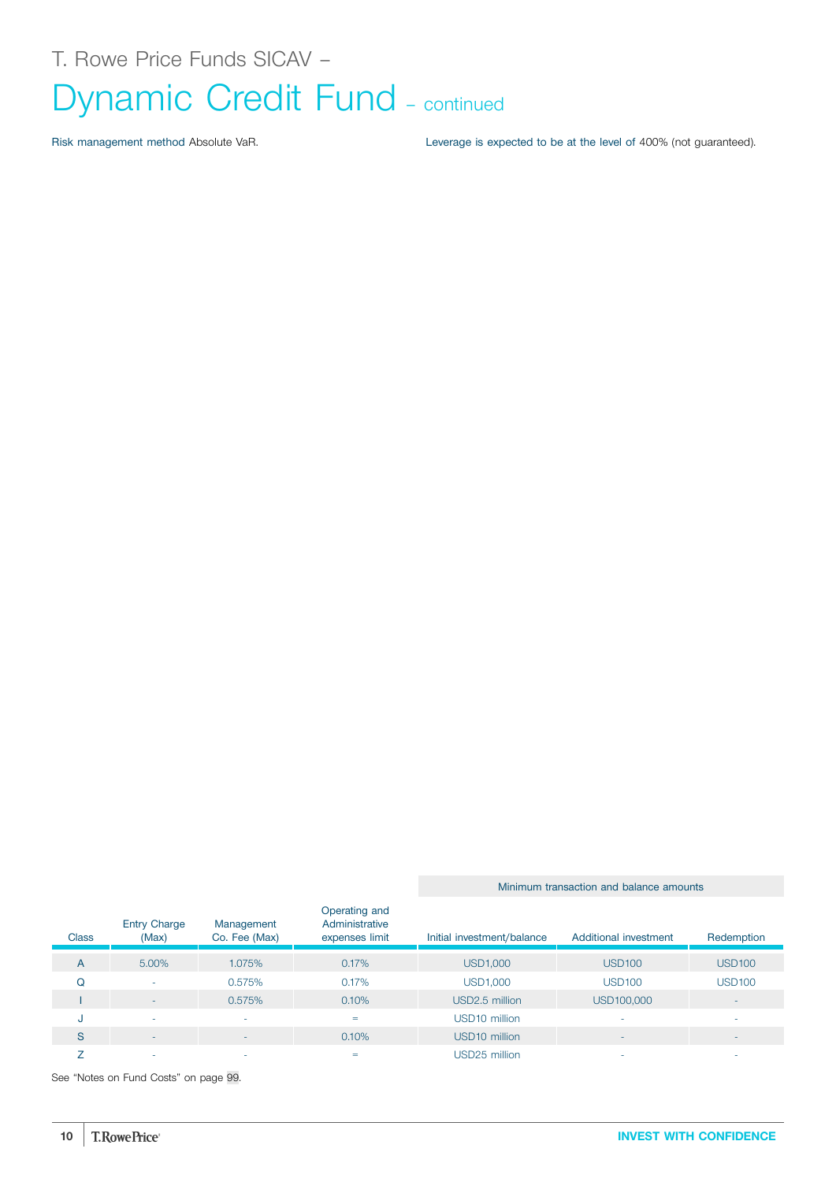# T. Rowe Price Funds SICAV –

# Dynamic Credit Fund – continued

Risk management method Absolute VaR.

Leverage is expected to be at the level of 400% (not guaranteed).

| | | | | Minimum transaction and balance amounts | | |
|---|---|---|---|---|---|---|
| Class | Entry Charge (Max) | Management Co. Fee (Max) | Operating and Administrative expenses limit | Initial investment/balance | Additional investment | Redemption |
| A | 5.00% | 1.075% | 0.17% | USD1,000 | USD100 | USD100 |
| Q | - | 0.575% | 0.17% | USD1,000 | USD100 | USD100 |
| I | - | 0.575% | 0.10% | USD2.5 million | USD100,000 | - |
| J | - | - | = | USD10 million | - | - |
| S | - | - | 0.10% | USD10 million | - | - |
| Z | - | - | = | USD25 million | - | - |

See "Notes on Fund Costs" on page 99.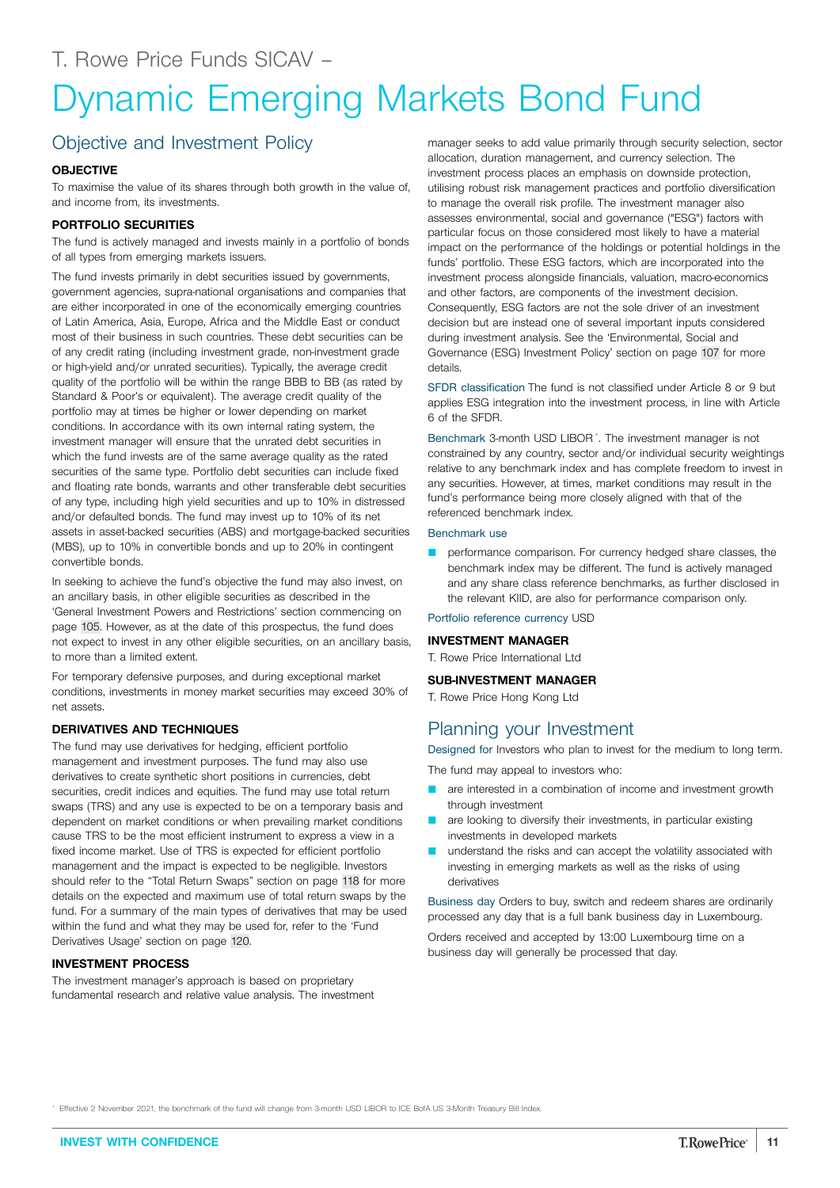# T. Rowe Price Funds SICAV – Dynamic Emerging Markets Bond Fund

## Objective and Investment Policy

### OBJECTIVE

To maximise the value of its shares through both growth in the value of, and income from, its investments.

### PORTFOLIO SECURITIES

The fund is actively managed and invests mainly in a portfolio of bonds of all types from emerging markets issuers.

The fund invests primarily in debt securities issued by governments, government agencies, supra-national organisations and companies that are either incorporated in one of the economically emerging countries of Latin America, Asia, Europe, Africa and the Middle East or conduct most of their business in such countries. These debt securities can be of any credit rating (including investment grade, non-investment grade or high-yield and/or unrated securities). Typically, the average credit quality of the portfolio will be within the range BBB to BB (as rated by Standard & Poor's or equivalent). The average credit quality of the portfolio may at times be higher or lower depending on market conditions. In accordance with its own internal rating system, the investment manager will ensure that the unrated debt securities in which the fund invests are of the same average quality as the rated securities of the same type. Portfolio debt securities can include fixed and floating rate bonds, warrants and other transferable debt securities of any type, including high yield securities and up to 10% in distressed and/or defaulted bonds. The fund may invest up to 10% of its net assets in asset-backed securities (ABS) and mortgage-backed securities (MBS), up to 10% in convertible bonds and up to 20% in contingent convertible bonds.

In seeking to achieve the fund's objective the fund may also invest, on an ancillary basis, in other eligible securities as described in the 'General Investment Powers and Restrictions' section commencing on page 105. However, as at the date of this prospectus, the fund does not expect to invest in any other eligible securities, on an ancillary basis, to more than a limited extent.

For temporary defensive purposes, and during exceptional market conditions, investments in money market securities may exceed 30% of net assets.

### DERIVATIVES AND TECHNIQUES

The fund may use derivatives for hedging, efficient portfolio management and investment purposes. The fund may also use derivatives to create synthetic short positions in currencies, debt securities, credit indices and equities. The fund may use total return swaps (TRS) and any use is expected to be on a temporary basis and dependent on market conditions or when prevailing market conditions cause TRS to be the most efficient instrument to express a view in a fixed income market. Use of TRS is expected for efficient portfolio management and the impact is expected to be negligible. Investors should refer to the "Total Return Swaps" section on page 118 for more details on the expected and maximum use of total return swaps by the fund. For a summary of the main types of derivatives that may be used within the fund and what they may be used for, refer to the 'Fund Derivatives Usage' section on page 120.

### INVESTMENT PROCESS

The investment manager's approach is based on proprietary fundamental research and relative value analysis. The investment manager seeks to add value primarily through security selection, sector allocation, duration management, and currency selection. The investment process places an emphasis on downside protection, utilising robust risk management practices and portfolio diversification to manage the overall risk profile. The investment manager also assesses environmental, social and governance ("ESG") factors with particular focus on those considered most likely to have a material impact on the performance of the holdings or potential holdings in the funds' portfolio. These ESG factors, which are incorporated into the investment process alongside financials, valuation, macro-economics and other factors, are components of the investment decision. Consequently, ESG factors are not the sole driver of an investment decision but are instead one of several important inputs considered during investment analysis. See the 'Environmental, Social and Governance (ESG) Investment Policy' section on page 107 for more details.

**SFDR classification** The fund is not classified under Article 8 or 9 but applies ESG integration into the investment process, in line with Article 6 of the SFDR.

**Benchmark** 3-month USD LIBOR*. The investment manager is not constrained by any country, sector and/or individual security weightings relative to any benchmark index and has complete freedom to invest in any securities. However, at times, market conditions may result in the fund's performance being more closely aligned with that of the referenced benchmark index.

**Benchmark use**

- performance comparison. For currency hedged share classes, the benchmark index may be different. The fund is actively managed and any share class reference benchmarks, as further disclosed in the relevant KIID, are also for performance comparison only.

**Portfolio reference currency** USD

### INVESTMENT MANAGER

T. Rowe Price International Ltd

### SUB-INVESTMENT MANAGER

T. Rowe Price Hong Kong Ltd

## Planning your Investment

**Designed for** Investors who plan to invest for the medium to long term.

The fund may appeal to investors who:

- are interested in a combination of income and investment growth through investment
- are looking to diversify their investments, in particular existing investments in developed markets
- understand the risks and can accept the volatility associated with investing in emerging markets as well as the risks of using derivatives

**Business day** Orders to buy, switch and redeem shares are ordinarily processed any day that is a full bank business day in Luxembourg.

Orders received and accepted by 13:00 Luxembourg time on a business day will generally be processed that day.

* Effective 2 November 2021, the benchmark of the fund will change from 3-month USD LIBOR to ICE BofA US 3-Month Treasury Bill Index.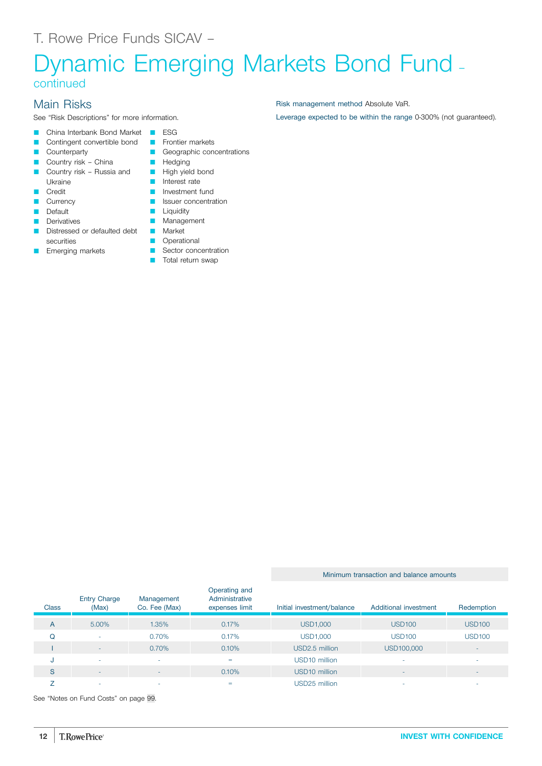T. Rowe Price Funds SICAV –

# Dynamic Emerging Markets Bond Fund – continued

## Main Risks

See "Risk Descriptions" for more information.

- China Interbank Bond Market
- Contingent convertible bond
- Counterparty
- Country risk – China
- Country risk – Russia and Ukraine
- Credit
- Currency
- Default
- Derivatives
- Distressed or defaulted debt securities
- Emerging markets
- ESG
- Frontier markets
- Geographic concentrations
- Hedging
- High yield bond
- Interest rate
- Investment fund
- Issuer concentration
- Liquidity
- Management
- Market
- Operational
- Sector concentration
- Total return swap

Risk management method Absolute VaR.

Leverage expected to be within the range 0-300% (not guaranteed).

| | | | | Minimum transaction and balance amounts | | |
|---|---|---|---|---|---|---|
| Class | Entry Charge (Max) | Management Co. Fee (Max) | Operating and Administrative expenses limit | Initial investment/balance | Additional investment | Redemption |
| A | 5.00% | 1.35% | 0.17% | USD1,000 | USD100 | USD100 |
| Q | - | 0.70% | 0.17% | USD1,000 | USD100 | USD100 |
| I | - | 0.70% | 0.10% | USD2.5 million | USD100,000 | - |
| J | - | - | = | USD10 million | - | - |
| S | - | - | 0.10% | USD10 million | - | - |
| Z | - | - | = | USD25 million | - | - |

See "Notes on Fund Costs" on page 99.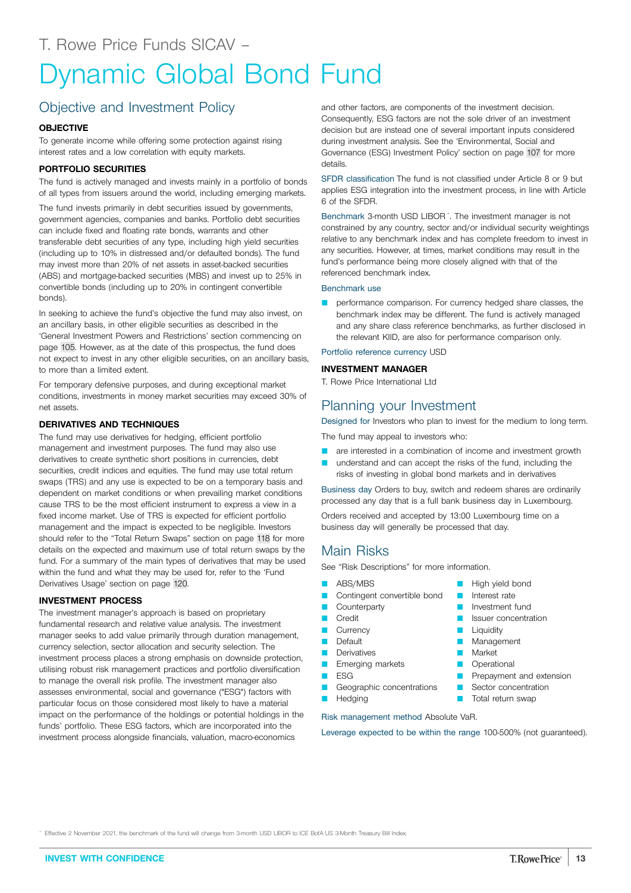T. Rowe Price Funds SICAV –

# Dynamic Global Bond Fund

## Objective and Investment Policy

**OBJECTIVE**

To generate income while offering some protection against rising interest rates and a low correlation with equity markets.

**PORTFOLIO SECURITIES**

The fund is actively managed and invests mainly in a portfolio of bonds of all types from issuers around the world, including emerging markets.

The fund invests primarily in debt securities issued by governments, government agencies, companies and banks. Portfolio debt securities can include fixed and floating rate bonds, warrants and other transferable debt securities of any type, including high yield securities (including up to 10% in distressed and/or defaulted bonds). The fund may invest more than 20% of net assets in asset-backed securities (ABS) and mortgage-backed securities (MBS) and invest up to 25% in convertible bonds (including up to 20% in contingent convertible bonds).

In seeking to achieve the fund's objective the fund may also invest, on an ancillary basis, in other eligible securities as described in the 'General Investment Powers and Restrictions' section commencing on page 105. However, as at the date of this prospectus, the fund does not expect to invest in any other eligible securities, on an ancillary basis, to more than a limited extent.

For temporary defensive purposes, and during exceptional market conditions, investments in money market securities may exceed 30% of net assets.

**DERIVATIVES AND TECHNIQUES**

The fund may use derivatives for hedging, efficient portfolio management and investment purposes. The fund may also use derivatives to create synthetic short positions in currencies, debt securities, credit indices and equities. The fund may use total return swaps (TRS) and any use is expected to be on a temporary basis and dependent on market conditions or when prevailing market conditions cause TRS to be the most efficient instrument to express a view in a fixed income market. Use of TRS is expected for efficient portfolio management and the impact is expected to be negligible. Investors should refer to the "Total Return Swaps" section on page 118 for more details on the expected and maximum use of total return swaps by the fund. For a summary of the main types of derivatives that may be used within the fund and what they may be used for, refer to the 'Fund Derivatives Usage' section on page 120.

**INVESTMENT PROCESS**

The investment manager's approach is based on proprietary fundamental research and relative value analysis. The investment manager seeks to add value primarily through duration management, currency selection, sector allocation and security selection. The investment process places a strong emphasis on downside protection, utilising robust risk management practices and portfolio diversification to manage the overall risk profile. The investment manager also assesses environmental, social and governance ("ESG") factors with particular focus on those considered most likely to have a material impact on the performance of the holdings or potential holdings in the funds' portfolio. These ESG factors, which are incorporated into the investment process alongside financials, valuation, macro-economics and other factors, are components of the investment decision. Consequently, ESG factors are not the sole driver of an investment decision but are instead one of several important inputs considered during investment analysis. See the 'Environmental, Social and Governance (ESG) Investment Policy' section on page 107 for more details.

SFDR classification The fund is not classified under Article 8 or 9 but applies ESG integration into the investment process, in line with Article 6 of the SFDR.

Benchmark 3-month USD LIBOR*. The investment manager is not constrained by any country, sector and/or individual security weightings relative to any benchmark index and has complete freedom to invest in any securities. However, at times, market conditions may result in the fund's performance being more closely aligned with that of the referenced benchmark index.

Benchmark use

- performance comparison. For currency hedged share classes, the benchmark index may be different. The fund is actively managed and any share class reference benchmarks, as further disclosed in the relevant KIID, are also for performance comparison only.

Portfolio reference currency USD

**INVESTMENT MANAGER**

T. Rowe Price International Ltd

## Planning your Investment

Designed for Investors who plan to invest for the medium to long term.

The fund may appeal to investors who:

- are interested in a combination of income and investment growth
- understand and can accept the risks of the fund, including the risks of investing in global bond markets and in derivatives

Business day Orders to buy, switch and redeem shares are ordinarily processed any day that is a full bank business day in Luxembourg.

Orders received and accepted by 13:00 Luxembourg time on a business day will generally be processed that day.

## Main Risks

See "Risk Descriptions" for more information.

- ABS/MBS
- Contingent convertible bond
- Counterparty
- Credit
- Currency
- Default
- Derivatives
- Emerging markets
- ESG
- Geographic concentrations
- Hedging
- High yield bond
- Interest rate
- Investment fund
- Issuer concentration
- Liquidity
- Management
- Market
- Operational
- Prepayment and extension
- Sector concentration
- Total return swap

Risk management method Absolute VaR.

Leverage expected to be within the range 100-500% (not guaranteed).

* Effective 2 November 2021, the benchmark of the fund will change from 3-month USD LIBOR to ICE BofA US 3-Month Treasury Bill Index.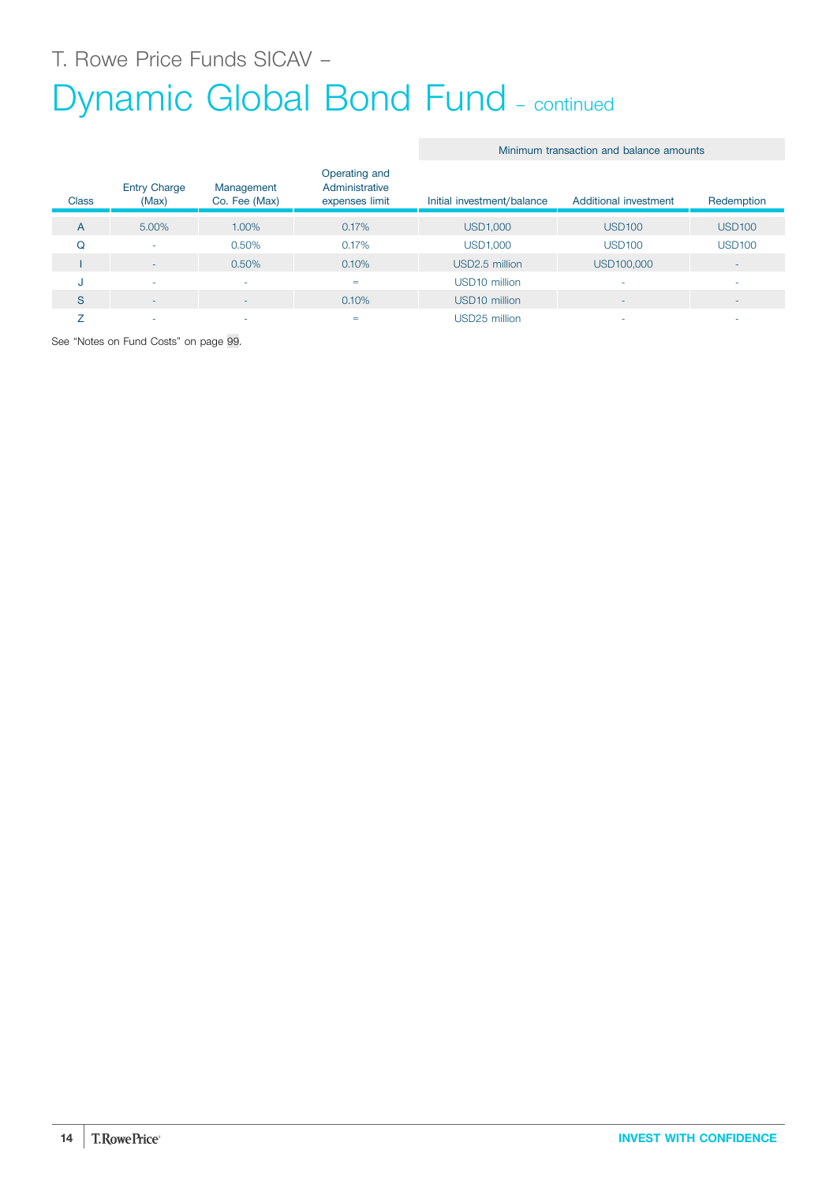T. Rowe Price Funds SICAV –

# Dynamic Global Bond Fund – continued

| Class | Entry Charge (Max) | Management Co. Fee (Max) | Operating and Administrative expenses limit | Minimum transaction and balance amounts | | |
|---|---|---|---|---|---|---|
| | | | | Initial investment/balance | Additional investment | Redemption |
| A | 5.00% | 1.00% | 0.17% | USD1,000 | USD100 | USD100 |
| Q | - | 0.50% | 0.17% | USD1,000 | USD100 | USD100 |
| I | - | 0.50% | 0.10% | USD2.5 million | USD100,000 | - |
| J | - | - | = | USD10 million | - | - |
| S | - | - | 0.10% | USD10 million | - | - |
| Z | - | - | = | USD25 million | - | - |

See "Notes on Fund Costs" on page 99.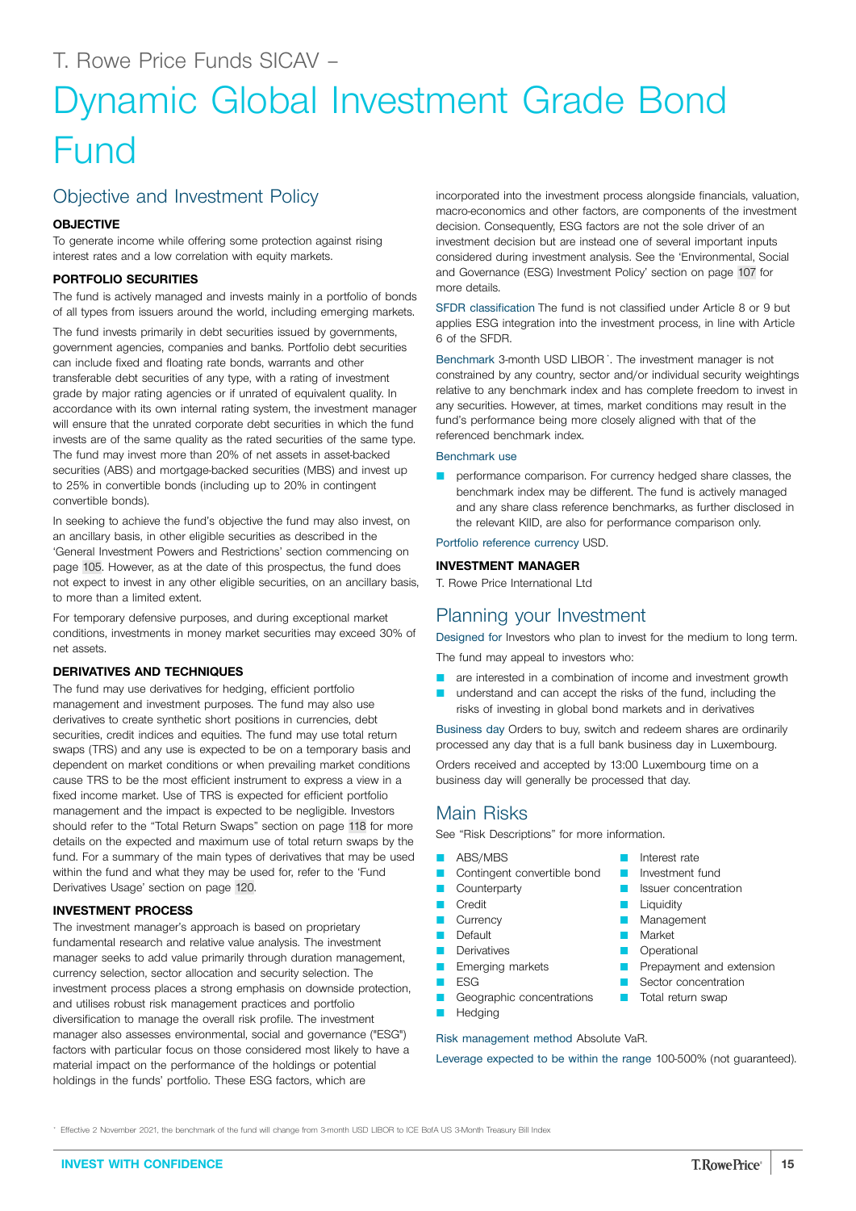T. Rowe Price Funds SICAV –

# Dynamic Global Investment Grade Bond Fund

## Objective and Investment Policy

### OBJECTIVE

To generate income while offering some protection against rising interest rates and a low correlation with equity markets.

### PORTFOLIO SECURITIES

The fund is actively managed and invests mainly in a portfolio of bonds of all types from issuers around the world, including emerging markets.

The fund invests primarily in debt securities issued by governments, government agencies, companies and banks. Portfolio debt securities can include fixed and floating rate bonds, warrants and other transferable debt securities of any type, with a rating of investment grade by major rating agencies or if unrated of equivalent quality. In accordance with its own internal rating system, the investment manager will ensure that the unrated corporate debt securities in which the fund invests are of the same quality as the rated securities of the same type. The fund may invest more than 20% of net assets in asset-backed securities (ABS) and mortgage-backed securities (MBS) and invest up to 25% in convertible bonds (including up to 20% in contingent convertible bonds).

In seeking to achieve the fund's objective the fund may also invest, on an ancillary basis, in other eligible securities as described in the 'General Investment Powers and Restrictions' section commencing on page 105. However, as at the date of this prospectus, the fund does not expect to invest in any other eligible securities, on an ancillary basis, to more than a limited extent.

For temporary defensive purposes, and during exceptional market conditions, investments in money market securities may exceed 30% of net assets.

### DERIVATIVES AND TECHNIQUES

The fund may use derivatives for hedging, efficient portfolio management and investment purposes. The fund may also use derivatives to create synthetic short positions in currencies, debt securities, credit indices and equities. The fund may use total return swaps (TRS) and any use is expected to be on a temporary basis and dependent on market conditions or when prevailing market conditions cause TRS to be the most efficient instrument to express a view in a fixed income market. Use of TRS is expected for efficient portfolio management and the impact is expected to be negligible. Investors should refer to the "Total Return Swaps" section on page 118 for more details on the expected and maximum use of total return swaps by the fund. For a summary of the main types of derivatives that may be used within the fund and what they may be used for, refer to the 'Fund Derivatives Usage' section on page 120.

### INVESTMENT PROCESS

The investment manager's approach is based on proprietary fundamental research and relative value analysis. The investment manager seeks to add value primarily through duration management, currency selection, sector allocation and security selection. The investment process places a strong emphasis on downside protection, and utilises robust risk management practices and portfolio diversification to manage the overall risk profile. The investment manager also assesses environmental, social and governance ("ESG") factors with particular focus on those considered most likely to have a material impact on the performance of the holdings or potential holdings in the funds' portfolio. These ESG factors, which are incorporated into the investment process alongside financials, valuation, macro-economics and other factors, are components of the investment decision. Consequently, ESG factors are not the sole driver of an investment decision but are instead one of several important inputs considered during investment analysis. See the 'Environmental, Social and Governance (ESG) Investment Policy' section on page 107 for more details.

SFDR classification The fund is not classified under Article 8 or 9 but applies ESG integration into the investment process, in line with Article 6 of the SFDR.

Benchmark 3-month USD LIBOR*. The investment manager is not constrained by any country, sector and/or individual security weightings relative to any benchmark index and has complete freedom to invest in any securities. However, at times, market conditions may result in the fund's performance being more closely aligned with that of the referenced benchmark index.

Benchmark use

- performance comparison. For currency hedged share classes, the benchmark index may be different. The fund is actively managed and any share class reference benchmarks, as further disclosed in the relevant KIID, are also for performance comparison only.

Portfolio reference currency USD.

### INVESTMENT MANAGER

T. Rowe Price International Ltd

## Planning your Investment

Designed for Investors who plan to invest for the medium to long term.

The fund may appeal to investors who:

- are interested in a combination of income and investment growth
- understand and can accept the risks of the fund, including the risks of investing in global bond markets and in derivatives

Business day Orders to buy, switch and redeem shares are ordinarily processed any day that is a full bank business day in Luxembourg.

Orders received and accepted by 13:00 Luxembourg time on a business day will generally be processed that day.

## Main Risks

See "Risk Descriptions" for more information.

- ABS/MBS
- Contingent convertible bond
- Counterparty
- Credit
- Currency
- Default
- Derivatives
- Emerging markets
- ESG
- Geographic concentrations
- Hedging
- Interest rate
- Investment fund
- Issuer concentration
- Liquidity
- Management
- Market
- Operational
- Prepayment and extension
- Sector concentration
- Total return swap

Risk management method Absolute VaR.

Leverage expected to be within the range 100-500% (not guaranteed).

* Effective 2 November 2021, the benchmark of the fund will change from 3-month USD LIBOR to ICE BofA US 3-Month Treasury Bill Index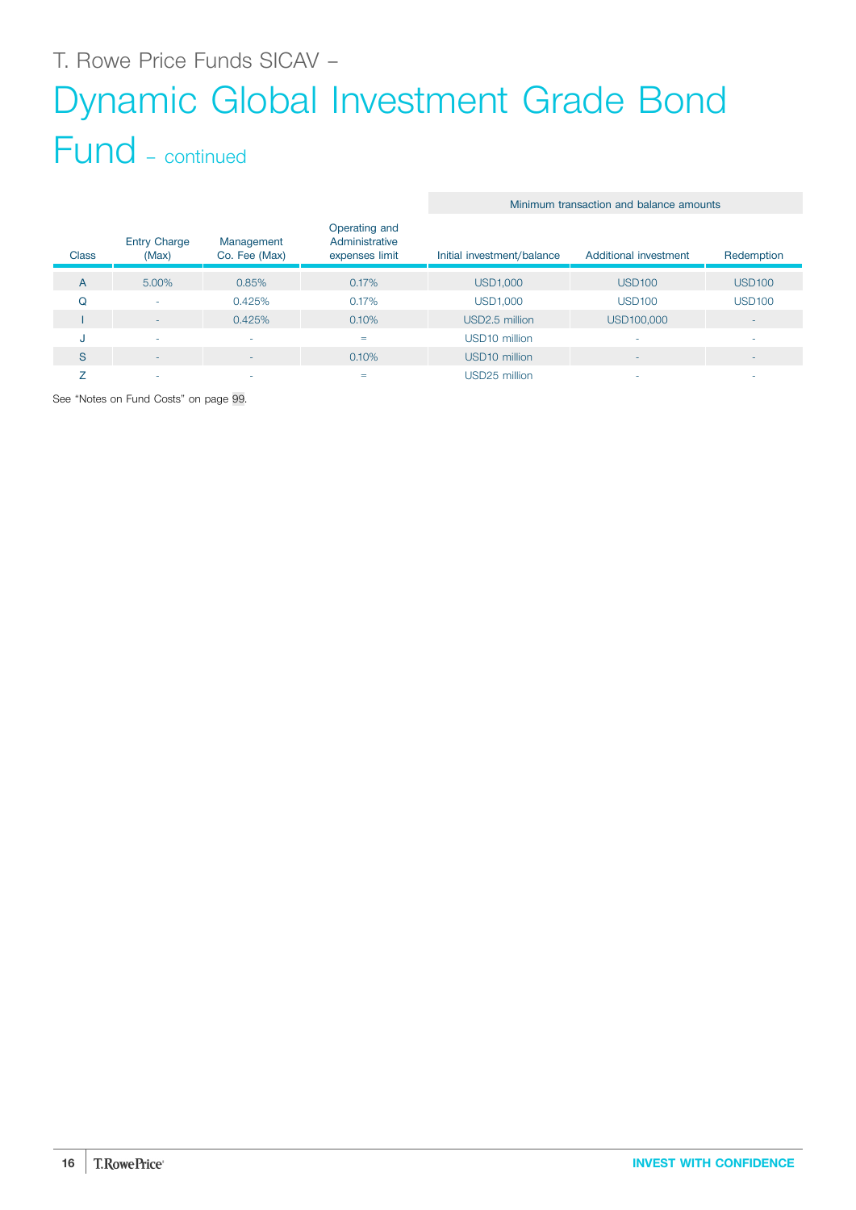T. Rowe Price Funds SICAV –

# Dynamic Global Investment Grade Bond Fund – continued

| Class | Entry Charge (Max) | Management Co. Fee (Max) | Operating and Administrative expenses limit | Minimum transaction and balance amounts | | |
|---|---|---|---|---|---|---|
| | | | | Initial investment/balance | Additional investment | Redemption |
| A | 5.00% | 0.85% | 0.17% | USD1,000 | USD100 | USD100 |
| Q | - | 0.425% | 0.17% | USD1,000 | USD100 | USD100 |
| I | - | 0.425% | 0.10% | USD2.5 million | USD100,000 | - |
| J | - | - | = | USD10 million | - | - |
| S | - | - | 0.10% | USD10 million | - | - |
| Z | - | - | = | USD25 million | - | - |

See "Notes on Fund Costs" on page 99.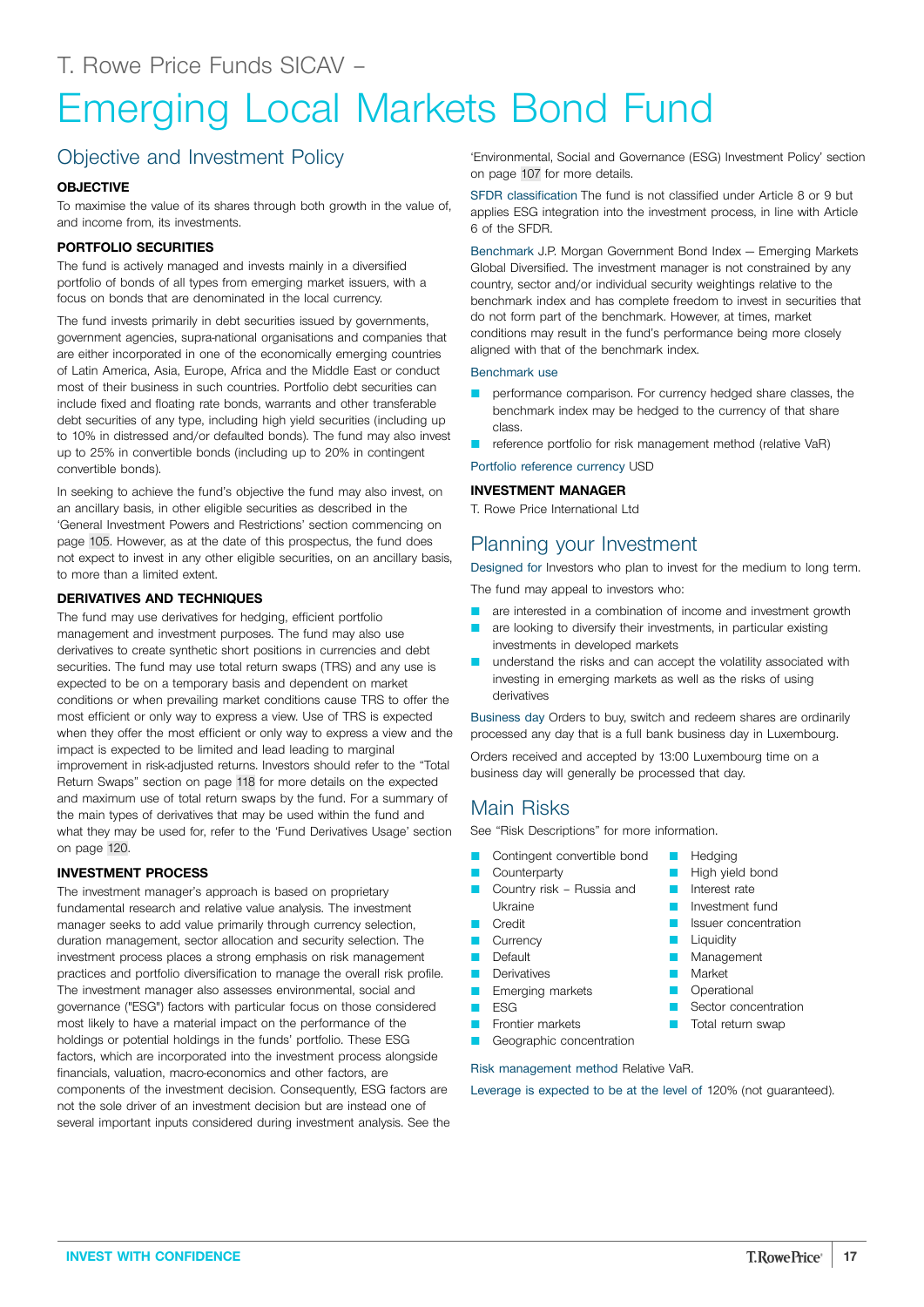T. Rowe Price Funds SICAV –

# Emerging Local Markets Bond Fund

## Objective and Investment Policy

### OBJECTIVE

To maximise the value of its shares through both growth in the value of, and income from, its investments.

### PORTFOLIO SECURITIES

The fund is actively managed and invests mainly in a diversified portfolio of bonds of all types from emerging market issuers, with a focus on bonds that are denominated in the local currency.

The fund invests primarily in debt securities issued by governments, government agencies, supra-national organisations and companies that are either incorporated in one of the economically emerging countries of Latin America, Asia, Europe, Africa and the Middle East or conduct most of their business in such countries. Portfolio debt securities can include fixed and floating rate bonds, warrants and other transferable debt securities of any type, including high yield securities (including up to 10% in distressed and/or defaulted bonds). The fund may also invest up to 25% in convertible bonds (including up to 20% in contingent convertible bonds).

In seeking to achieve the fund's objective the fund may also invest, on an ancillary basis, in other eligible securities as described in the 'General Investment Powers and Restrictions' section commencing on page 105. However, as at the date of this prospectus, the fund does not expect to invest in any other eligible securities, on an ancillary basis, to more than a limited extent.

### DERIVATIVES AND TECHNIQUES

The fund may use derivatives for hedging, efficient portfolio management and investment purposes. The fund may also use derivatives to create synthetic short positions in currencies and debt securities. The fund may use total return swaps (TRS) and any use is expected to be on a temporary basis and dependent on market conditions or when prevailing market conditions cause TRS to offer the most efficient or only way to express a view. Use of TRS is expected when they offer the most efficient or only way to express a view and the impact is expected to be limited and lead leading to marginal improvement in risk-adjusted returns. Investors should refer to the "Total Return Swaps" section on page 118 for more details on the expected and maximum use of total return swaps by the fund. For a summary of the main types of derivatives that may be used within the fund and what they may be used for, refer to the 'Fund Derivatives Usage' section on page 120.

### INVESTMENT PROCESS

The investment manager's approach is based on proprietary fundamental research and relative value analysis. The investment manager seeks to add value primarily through currency selection, duration management, sector allocation and security selection. The investment process places a strong emphasis on risk management practices and portfolio diversification to manage the overall risk profile. The investment manager also assesses environmental, social and governance ("ESG") factors with particular focus on those considered most likely to have a material impact on the performance of the holdings or potential holdings in the funds' portfolio. These ESG factors, which are incorporated into the investment process alongside financials, valuation, macro-economics and other factors, are components of the investment decision. Consequently, ESG factors are not the sole driver of an investment decision but are instead one of several important inputs considered during investment analysis. See the 'Environmental, Social and Governance (ESG) Investment Policy' section on page 107 for more details.

SFDR classification The fund is not classified under Article 8 or 9 but applies ESG integration into the investment process, in line with Article 6 of the SFDR.

Benchmark J.P. Morgan Government Bond Index — Emerging Markets Global Diversified. The investment manager is not constrained by any country, sector and/or individual security weightings relative to the benchmark index and has complete freedom to invest in securities that do not form part of the benchmark. However, at times, market conditions may result in the fund's performance being more closely aligned with that of the benchmark index.

Benchmark use

- performance comparison. For currency hedged share classes, the benchmark index may be hedged to the currency of that share class.
- reference portfolio for risk management method (relative VaR)

Portfolio reference currency USD

### INVESTMENT MANAGER

T. Rowe Price International Ltd

## Planning your Investment

Designed for Investors who plan to invest for the medium to long term.

The fund may appeal to investors who:

- are interested in a combination of income and investment growth
- are looking to diversify their investments, in particular existing investments in developed markets
- understand the risks and can accept the volatility associated with investing in emerging markets as well as the risks of using derivatives

Business day Orders to buy, switch and redeem shares are ordinarily processed any day that is a full bank business day in Luxembourg.

Orders received and accepted by 13:00 Luxembourg time on a business day will generally be processed that day.

## Main Risks

See "Risk Descriptions" for more information.

- Contingent convertible bond
- Counterparty
- Country risk – Russia and Ukraine
- Credit
- Currency
- Default
- Derivatives
- Emerging markets
- ESG
- Frontier markets
- Geographic concentration
- Hedging
- High yield bond
- Interest rate
- Investment fund
- Issuer concentration
- Liquidity
- Management
- Market
- Operational
- Sector concentration
- Total return swap

Risk management method Relative VaR.

Leverage is expected to be at the level of 120% (not guaranteed).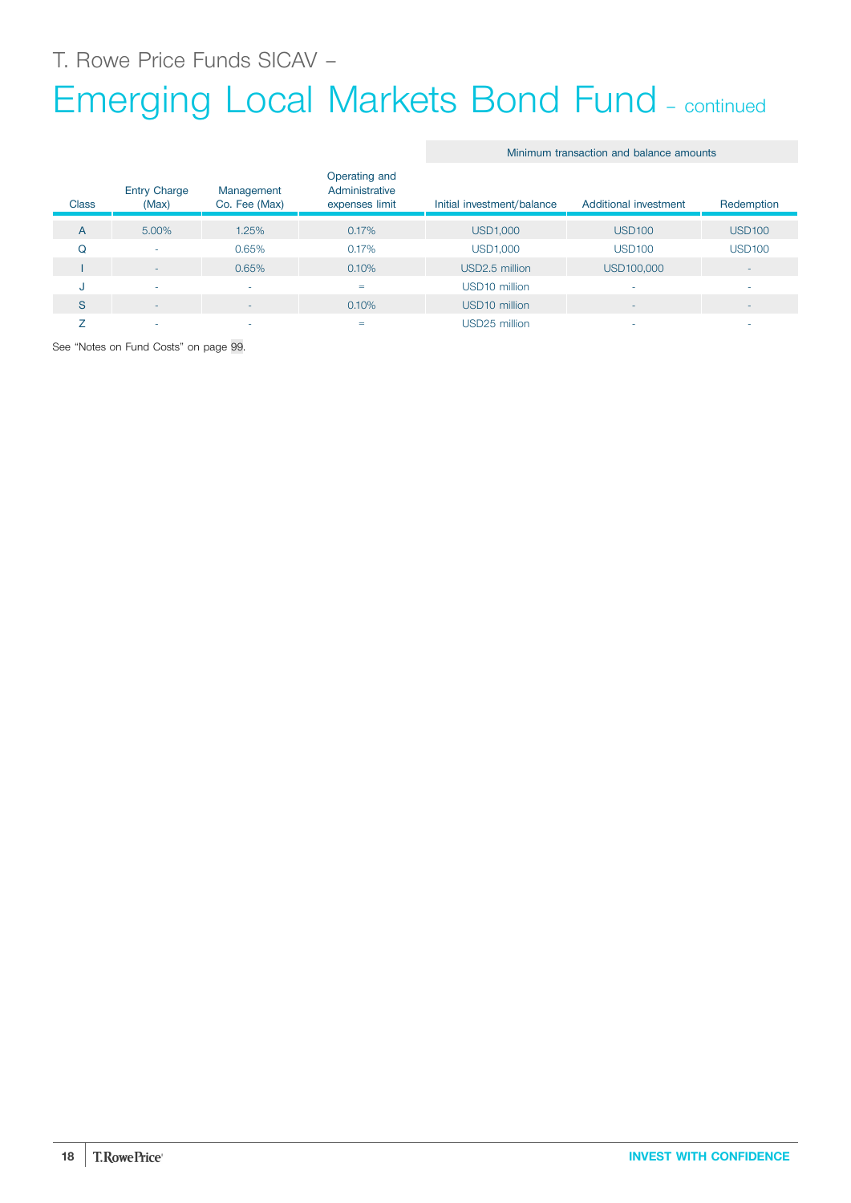T. Rowe Price Funds SICAV –

# Emerging Local Markets Bond Fund – continued

| Class | Entry Charge (Max) | Management Co. Fee (Max) | Operating and Administrative expenses limit | Minimum transaction and balance amounts | | |
|---|---|---|---|---|---|---|
| | | | | Initial investment/balance | Additional investment | Redemption |
| A | 5.00% | 1.25% | 0.17% | USD1,000 | USD100 | USD100 |
| Q | - | 0.65% | 0.17% | USD1,000 | USD100 | USD100 |
| I | - | 0.65% | 0.10% | USD2.5 million | USD100,000 | - |
| J | - | - | = | USD10 million | - | - |
| S | - | - | 0.10% | USD10 million | - | - |
| Z | - | - | = | USD25 million | - | - |

See "Notes on Fund Costs" on page 99.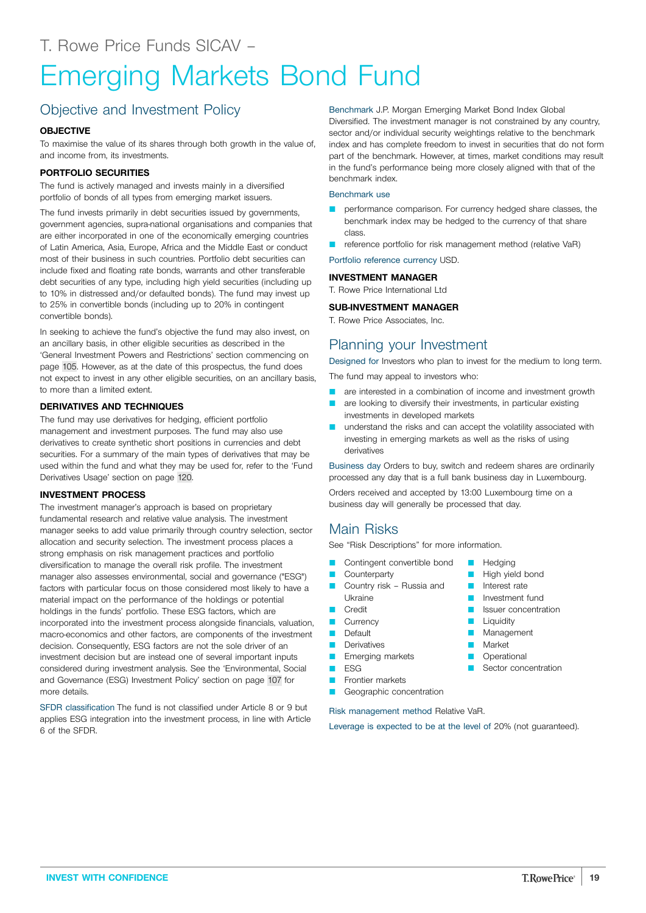T. Rowe Price Funds SICAV –

# Emerging Markets Bond Fund

## Objective and Investment Policy

**OBJECTIVE**

To maximise the value of its shares through both growth in the value of, and income from, its investments.

**PORTFOLIO SECURITIES**

The fund is actively managed and invests mainly in a diversified portfolio of bonds of all types from emerging market issuers.

The fund invests primarily in debt securities issued by governments, government agencies, supra-national organisations and companies that are either incorporated in one of the economically emerging countries of Latin America, Asia, Europe, Africa and the Middle East or conduct most of their business in such countries. Portfolio debt securities can include fixed and floating rate bonds, warrants and other transferable debt securities of any type, including high yield securities (including up to 10% in distressed and/or defaulted bonds). The fund may invest up to 25% in convertible bonds (including up to 20% in contingent convertible bonds).

In seeking to achieve the fund's objective the fund may also invest, on an ancillary basis, in other eligible securities as described in the 'General Investment Powers and Restrictions' section commencing on page 105. However, as at the date of this prospectus, the fund does not expect to invest in any other eligible securities, on an ancillary basis, to more than a limited extent.

**DERIVATIVES AND TECHNIQUES**

The fund may use derivatives for hedging, efficient portfolio management and investment purposes. The fund may also use derivatives to create synthetic short positions in currencies and debt securities. For a summary of the main types of derivatives that may be used within the fund and what they may be used for, refer to the 'Fund Derivatives Usage' section on page 120.

**INVESTMENT PROCESS**

The investment manager's approach is based on proprietary fundamental research and relative value analysis. The investment manager seeks to add value primarily through country selection, sector allocation and security selection. The investment process places a strong emphasis on risk management practices and portfolio diversification to manage the overall risk profile. The investment manager also assesses environmental, social and governance ("ESG") factors with particular focus on those considered most likely to have a material impact on the performance of the holdings or potential holdings in the funds' portfolio. These ESG factors, which are incorporated into the investment process alongside financials, valuation, macro-economics and other factors, are components of the investment decision. Consequently, ESG factors are not the sole driver of an investment decision but are instead one of several important inputs considered during investment analysis. See the 'Environmental, Social and Governance (ESG) Investment Policy' section on page 107 for more details.

SFDR classification The fund is not classified under Article 8 or 9 but applies ESG integration into the investment process, in line with Article 6 of the SFDR.

Benchmark J.P. Morgan Emerging Market Bond Index Global Diversified. The investment manager is not constrained by any country, sector and/or individual security weightings relative to the benchmark index and has complete freedom to invest in securities that do not form part of the benchmark. However, at times, market conditions may result in the fund's performance being more closely aligned with that of the benchmark index.

Benchmark use

- performance comparison. For currency hedged share classes, the benchmark index may be hedged to the currency of that share class.
- reference portfolio for risk management method (relative VaR)

Portfolio reference currency USD.

**INVESTMENT MANAGER**

T. Rowe Price International Ltd

**SUB-INVESTMENT MANAGER**

T. Rowe Price Associates, Inc.

## Planning your Investment

Designed for Investors who plan to invest for the medium to long term.

The fund may appeal to investors who:

- are interested in a combination of income and investment growth
- are looking to diversify their investments, in particular existing investments in developed markets
- understand the risks and can accept the volatility associated with investing in emerging markets as well as the risks of using derivatives

Business day Orders to buy, switch and redeem shares are ordinarily processed any day that is a full bank business day in Luxembourg.

Orders received and accepted by 13:00 Luxembourg time on a business day will generally be processed that day.

## Main Risks

See "Risk Descriptions" for more information.

- Contingent convertible bond
- Counterparty
- Country risk – Russia and Ukraine
- Credit
- Currency
- Default
- Derivatives
- Emerging markets
- ESG
- Frontier markets
- Geographic concentration
- Hedging
- High yield bond
- Interest rate
- Investment fund
- Issuer concentration
- Liquidity
- Management
- Market
- Operational
- Sector concentration

Risk management method Relative VaR.

Leverage is expected to be at the level of 20% (not guaranteed).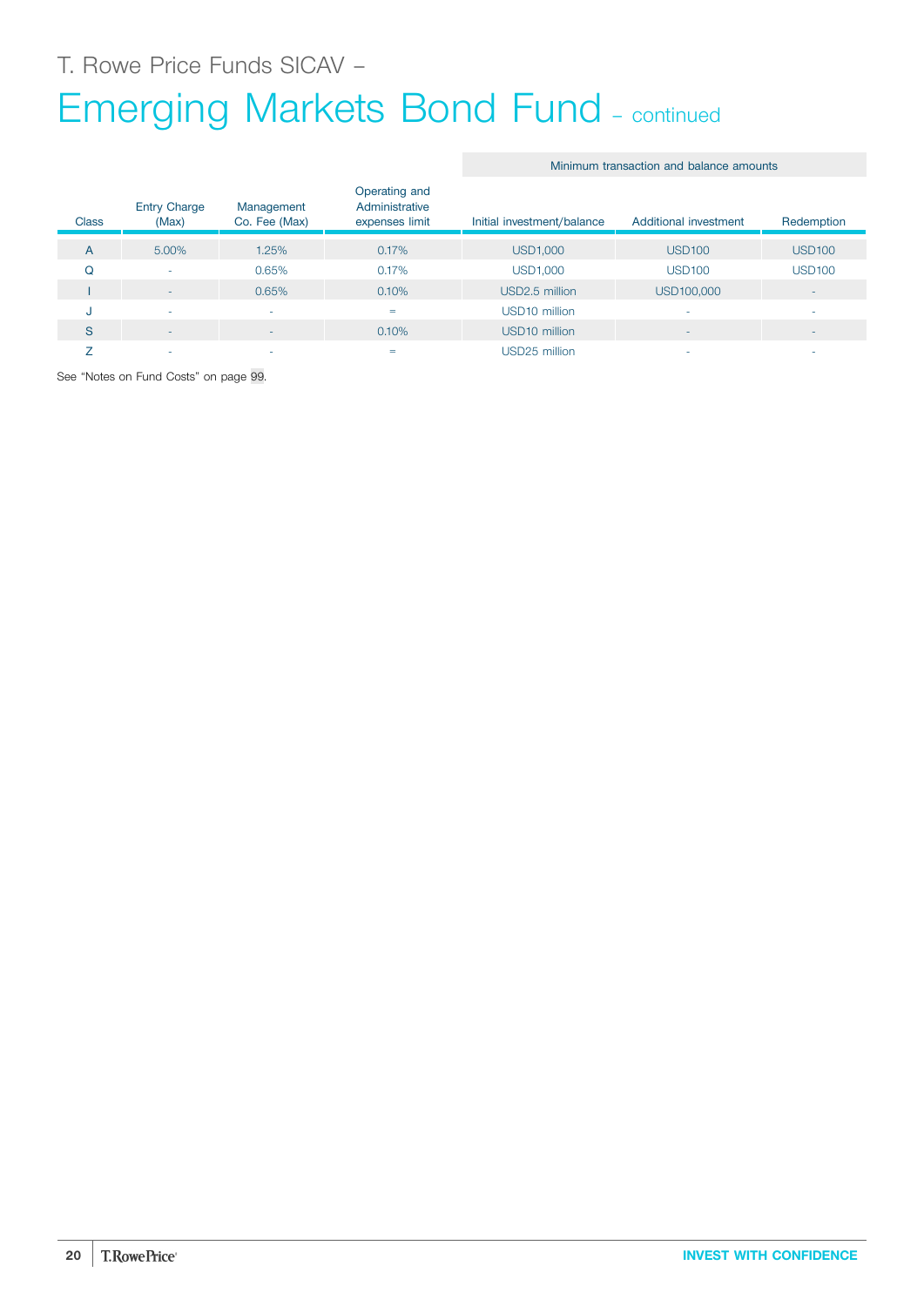T. Rowe Price Funds SICAV –

# Emerging Markets Bond Fund – continued

| Class | Entry Charge (Max) | Management Co. Fee (Max) | Operating and Administrative expenses limit | Minimum transaction and balance amounts | | |
|---|---|---|---|---|---|---|
| | | | | Initial investment/balance | Additional investment | Redemption |
| A | 5.00% | 1.25% | 0.17% | USD1,000 | USD100 | USD100 |
| Q | - | 0.65% | 0.17% | USD1,000 | USD100 | USD100 |
| I | - | 0.65% | 0.10% | USD2.5 million | USD100,000 | - |
| J | - | - | = | USD10 million | - | - |
| S | - | - | 0.10% | USD10 million | - | - |
| Z | - | - | = | USD25 million | - | - |

See "Notes on Fund Costs" on page 99.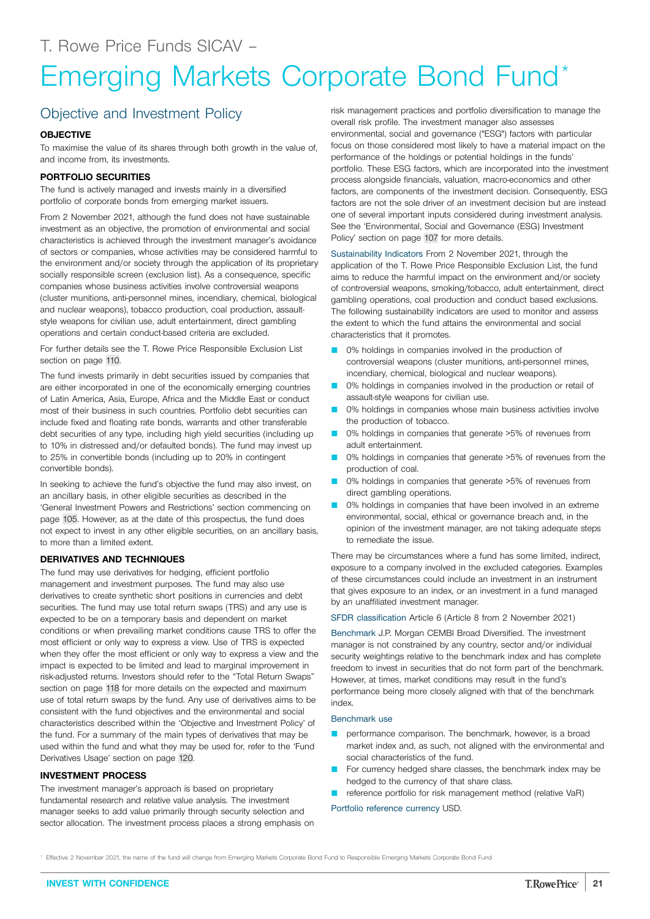T. Rowe Price Funds SICAV –

# Emerging Markets Corporate Bond Fund*

## Objective and Investment Policy

### OBJECTIVE

To maximise the value of its shares through both growth in the value of, and income from, its investments.

### PORTFOLIO SECURITIES

The fund is actively managed and invests mainly in a diversified portfolio of corporate bonds from emerging market issuers.

From 2 November 2021, although the fund does not have sustainable investment as an objective, the promotion of environmental and social characteristics is achieved through the investment manager's avoidance of sectors or companies, whose activities may be considered harmful to the environment and/or society through the application of its proprietary socially responsible screen (exclusion list). As a consequence, specific companies whose business activities involve controversial weapons (cluster munitions, anti-personnel mines, incendiary, chemical, biological and nuclear weapons), tobacco production, coal production, assault-style weapons for civilian use, adult entertainment, direct gambling operations and certain conduct-based criteria are excluded.

For further details see the T. Rowe Price Responsible Exclusion List section on page 110.

The fund invests primarily in debt securities issued by companies that are either incorporated in one of the economically emerging countries of Latin America, Asia, Europe, Africa and the Middle East or conduct most of their business in such countries. Portfolio debt securities can include fixed and floating rate bonds, warrants and other transferable debt securities of any type, including high yield securities (including up to 10% in distressed and/or defaulted bonds). The fund may invest up to 25% in convertible bonds (including up to 20% in contingent convertible bonds).

In seeking to achieve the fund's objective the fund may also invest, on an ancillary basis, in other eligible securities as described in the 'General Investment Powers and Restrictions' section commencing on page 105. However, as at the date of this prospectus, the fund does not expect to invest in any other eligible securities, on an ancillary basis, to more than a limited extent.

### DERIVATIVES AND TECHNIQUES

The fund may use derivatives for hedging, efficient portfolio management and investment purposes. The fund may also use derivatives to create synthetic short positions in currencies and debt securities. The fund may use total return swaps (TRS) and any use is expected to be on a temporary basis and dependent on market conditions or when prevailing market conditions cause TRS to offer the most efficient or only way to express a view. Use of TRS is expected when they offer the most efficient or only way to express a view and the impact is expected to be limited and lead to marginal improvement in risk-adjusted returns. Investors should refer to the "Total Return Swaps" section on page 118 for more details on the expected and maximum use of total return swaps by the fund. Any use of derivatives aims to be consistent with the fund objectives and the environmental and social characteristics described within the 'Objective and Investment Policy' of the fund. For a summary of the main types of derivatives that may be used within the fund and what they may be used for, refer to the 'Fund Derivatives Usage' section on page 120.

### INVESTMENT PROCESS

The investment manager's approach is based on proprietary fundamental research and relative value analysis. The investment manager seeks to add value primarily through security selection and sector allocation. The investment process places a strong emphasis on risk management practices and portfolio diversification to manage the overall risk profile. The investment manager also assesses environmental, social and governance ("ESG") factors with particular focus on those considered most likely to have a material impact on the performance of the holdings or potential holdings in the funds' portfolio. These ESG factors, which are incorporated into the investment process alongside financials, valuation, macro-economics and other factors, are components of the investment decision. Consequently, ESG factors are not the sole driver of an investment decision but are instead one of several important inputs considered during investment analysis. See the 'Environmental, Social and Governance (ESG) Investment Policy' section on page 107 for more details.

Sustainability Indicators From 2 November 2021, through the application of the T. Rowe Price Responsible Exclusion List, the fund aims to reduce the harmful impact on the environment and/or society of controversial weapons, smoking/tobacco, adult entertainment, direct gambling operations, coal production and conduct based exclusions. The following sustainability indicators are used to monitor and assess the extent to which the fund attains the environmental and social characteristics that it promotes.

- 0% holdings in companies involved in the production of controversial weapons (cluster munitions, anti-personnel mines, incendiary, chemical, biological and nuclear weapons).
- 0% holdings in companies involved in the production or retail of assault-style weapons for civilian use.
- 0% holdings in companies whose main business activities involve the production of tobacco.
- 0% holdings in companies that generate >5% of revenues from adult entertainment.
- 0% holdings in companies that generate >5% of revenues from the production of coal.
- 0% holdings in companies that generate >5% of revenues from direct gambling operations.
- 0% holdings in companies that have been involved in an extreme environmental, social, ethical or governance breach and, in the opinion of the investment manager, are not taking adequate steps to remediate the issue.

There may be circumstances where a fund has some limited, indirect, exposure to a company involved in the excluded categories. Examples of these circumstances could include an investment in an instrument that gives exposure to an index, or an investment in a fund managed by an unaffiliated investment manager.

SFDR classification Article 6 (Article 8 from 2 November 2021)

Benchmark J.P. Morgan CEMBI Broad Diversified. The investment manager is not constrained by any country, sector and/or individual security weightings relative to the benchmark index and has complete freedom to invest in securities that do not form part of the benchmark. However, at times, market conditions may result in the fund's performance being more closely aligned with that of the benchmark index.

Benchmark use

- performance comparison. The benchmark, however, is a broad market index and, as such, not aligned with the environmental and social characteristics of the fund.
- For currency hedged share classes, the benchmark index may be hedged to the currency of that share class.
- reference portfolio for risk management method (relative VaR)

Portfolio reference currency USD.

* Effective 2 November 2021, the name of the fund will change from Emerging Markets Corporate Bond Fund to Responsible Emerging Markets Corporate Bond Fund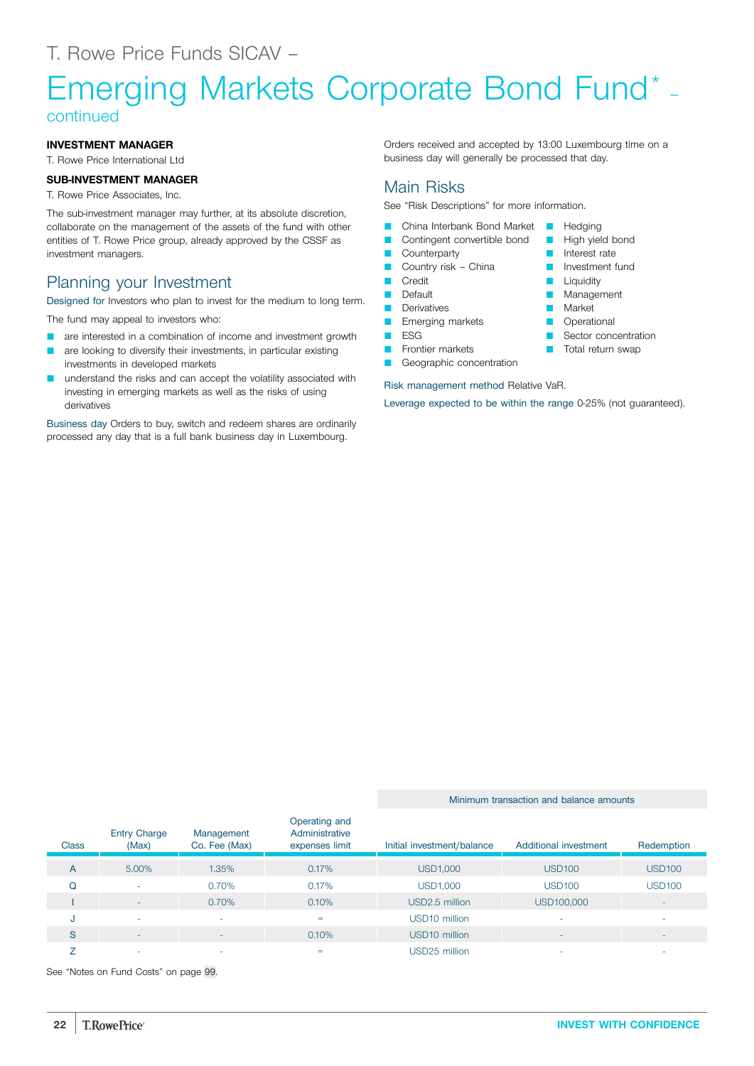# T. Rowe Price Funds SICAV –

# Emerging Markets Corporate Bond Fund* – continued

**INVESTMENT MANAGER**

T. Rowe Price International Ltd

**SUB-INVESTMENT MANAGER**

T. Rowe Price Associates, Inc.

The sub-investment manager may further, at its absolute discretion, collaborate on the management of the assets of the fund with other entities of T. Rowe Price group, already approved by the CSSF as investment managers.

## Planning your Investment

Designed for Investors who plan to invest for the medium to long term.

The fund may appeal to investors who:

- are interested in a combination of income and investment growth
- are looking to diversify their investments, in particular existing investments in developed markets
- understand the risks and can accept the volatility associated with investing in emerging markets as well as the risks of using derivatives

Business day Orders to buy, switch and redeem shares are ordinarily processed any day that is a full bank business day in Luxembourg.

Orders received and accepted by 13:00 Luxembourg time on a business day will generally be processed that day.

## Main Risks

See "Risk Descriptions" for more information.

- China Interbank Bond Market
- Contingent convertible bond
- Counterparty
- Country risk – China
- Credit
- Default
- Derivatives
- Emerging markets
- ESG
- Frontier markets
- Geographic concentration
- Hedging
- High yield bond
- Interest rate
- Investment fund
- Liquidity
- Management
- Market
- Operational
- Sector concentration
- Total return swap

Risk management method Relative VaR.

Leverage expected to be within the range 0-25% (not guaranteed).

| | | | | Minimum transaction and balance amounts | | |
|---|---|---|---|---|---|---|
| Class | Entry Charge (Max) | Management Co. Fee (Max) | Operating and Administrative expenses limit | Initial investment/balance | Additional investment | Redemption |
| A | 5.00% | 1.35% | 0.17% | USD1,000 | USD100 | USD100 |
| Q | - | 0.70% | 0.17% | USD1,000 | USD100 | USD100 |
| I | - | 0.70% | 0.10% | USD2.5 million | USD100,000 | - |
| J | - | - | = | USD10 million | - | - |
| S | - | - | 0.10% | USD10 million | - | - |
| Z | - | - | = | USD25 million | - | - |

See "Notes on Fund Costs" on page 99.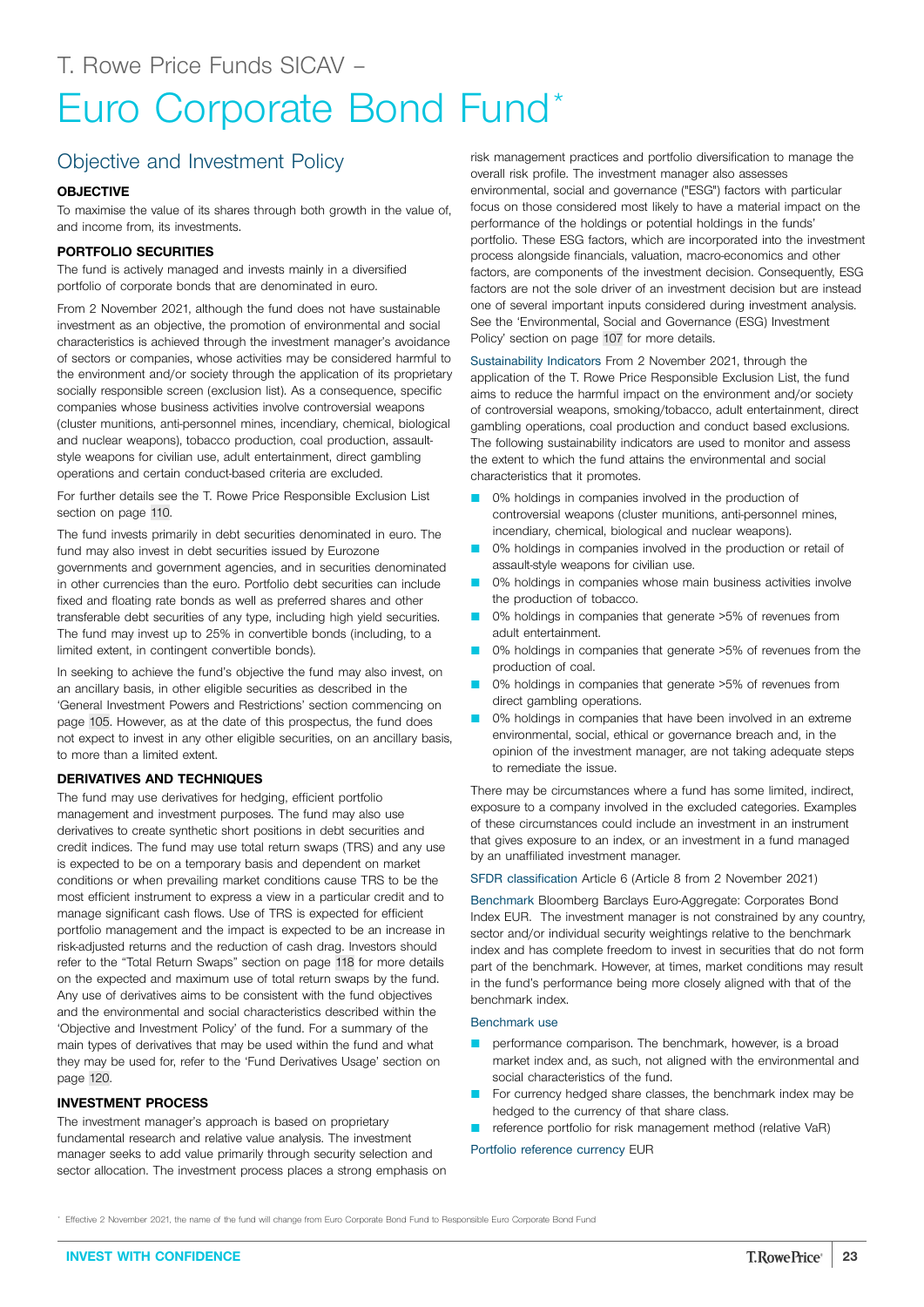T. Rowe Price Funds SICAV –

# Euro Corporate Bond Fund*

## Objective and Investment Policy

### OBJECTIVE

To maximise the value of its shares through both growth in the value of, and income from, its investments.

### PORTFOLIO SECURITIES

The fund is actively managed and invests mainly in a diversified portfolio of corporate bonds that are denominated in euro.

From 2 November 2021, although the fund does not have sustainable investment as an objective, the promotion of environmental and social characteristics is achieved through the investment manager's avoidance of sectors or companies, whose activities may be considered harmful to the environment and/or society through the application of its proprietary socially responsible screen (exclusion list). As a consequence, specific companies whose business activities involve controversial weapons (cluster munitions, anti-personnel mines, incendiary, chemical, biological and nuclear weapons), tobacco production, coal production, assault-style weapons for civilian use, adult entertainment, direct gambling operations and certain conduct-based criteria are excluded.

For further details see the T. Rowe Price Responsible Exclusion List section on page 110.

The fund invests primarily in debt securities denominated in euro. The fund may also invest in debt securities issued by Eurozone governments and government agencies, and in securities denominated in other currencies than the euro. Portfolio debt securities can include fixed and floating rate bonds as well as preferred shares and other transferable debt securities of any type, including high yield securities. The fund may invest up to 25% in convertible bonds (including, to a limited extent, in contingent convertible bonds).

In seeking to achieve the fund's objective the fund may also invest, on an ancillary basis, in other eligible securities as described in the 'General Investment Powers and Restrictions' section commencing on page 105. However, as at the date of this prospectus, the fund does not expect to invest in any other eligible securities, on an ancillary basis, to more than a limited extent.

### DERIVATIVES AND TECHNIQUES

The fund may use derivatives for hedging, efficient portfolio management and investment purposes. The fund may also use derivatives to create synthetic short positions in debt securities and credit indices. The fund may use total return swaps (TRS) and any use is expected to be on a temporary basis and dependent on market conditions or when prevailing market conditions cause TRS to be the most efficient instrument to express a view in a particular credit and to manage significant cash flows. Use of TRS is expected for efficient portfolio management and the impact is expected to be an increase in risk-adjusted returns and the reduction of cash drag. Investors should refer to the "Total Return Swaps" section on page 118 for more details on the expected and maximum use of total return swaps by the fund. Any use of derivatives aims to be consistent with the fund objectives and the environmental and social characteristics described within the 'Objective and Investment Policy' of the fund. For a summary of the main types of derivatives that may be used within the fund and what they may be used for, refer to the 'Fund Derivatives Usage' section on page 120.

### INVESTMENT PROCESS

The investment manager's approach is based on proprietary fundamental research and relative value analysis. The investment manager seeks to add value primarily through security selection and sector allocation. The investment process places a strong emphasis on risk management practices and portfolio diversification to manage the overall risk profile. The investment manager also assesses environmental, social and governance ("ESG") factors with particular focus on those considered most likely to have a material impact on the performance of the holdings or potential holdings in the funds' portfolio. These ESG factors, which are incorporated into the investment process alongside financials, valuation, macro-economics and other factors, are components of the investment decision. Consequently, ESG factors are not the sole driver of an investment decision but are instead one of several important inputs considered during investment analysis. See the 'Environmental, Social and Governance (ESG) Investment Policy' section on page 107 for more details.

**Sustainability Indicators** From 2 November 2021, through the application of the T. Rowe Price Responsible Exclusion List, the fund aims to reduce the harmful impact on the environment and/or society of controversial weapons, smoking/tobacco, adult entertainment, direct gambling operations, coal production and conduct based exclusions. The following sustainability indicators are used to monitor and assess the extent to which the fund attains the environmental and social characteristics that it promotes.

- 0% holdings in companies involved in the production of controversial weapons (cluster munitions, anti-personnel mines, incendiary, chemical, biological and nuclear weapons).
- 0% holdings in companies involved in the production or retail of assault-style weapons for civilian use.
- 0% holdings in companies whose main business activities involve the production of tobacco.
- 0% holdings in companies that generate >5% of revenues from adult entertainment.
- 0% holdings in companies that generate >5% of revenues from the production of coal.
- 0% holdings in companies that generate >5% of revenues from direct gambling operations.
- 0% holdings in companies that have been involved in an extreme environmental, social, ethical or governance breach and, in the opinion of the investment manager, are not taking adequate steps to remediate the issue.

There may be circumstances where a fund has some limited, indirect, exposure to a company involved in the excluded categories. Examples of these circumstances could include an investment in an instrument that gives exposure to an index, or an investment in a fund managed by an unaffiliated investment manager.

**SFDR classification** Article 6 (Article 8 from 2 November 2021)

**Benchmark** Bloomberg Barclays Euro-Aggregate: Corporates Bond Index EUR. The investment manager is not constrained by any country, sector and/or individual security weightings relative to the benchmark index and has complete freedom to invest in securities that do not form part of the benchmark. However, at times, market conditions may result in the fund's performance being more closely aligned with that of the benchmark index.

**Benchmark use**

- performance comparison. The benchmark, however, is a broad market index and, as such, not aligned with the environmental and social characteristics of the fund.
- For currency hedged share classes, the benchmark index may be hedged to the currency of that share class.
- reference portfolio for risk management method (relative VaR)

**Portfolio reference currency** EUR

* Effective 2 November 2021, the name of the fund will change from Euro Corporate Bond Fund to Responsible Euro Corporate Bond Fund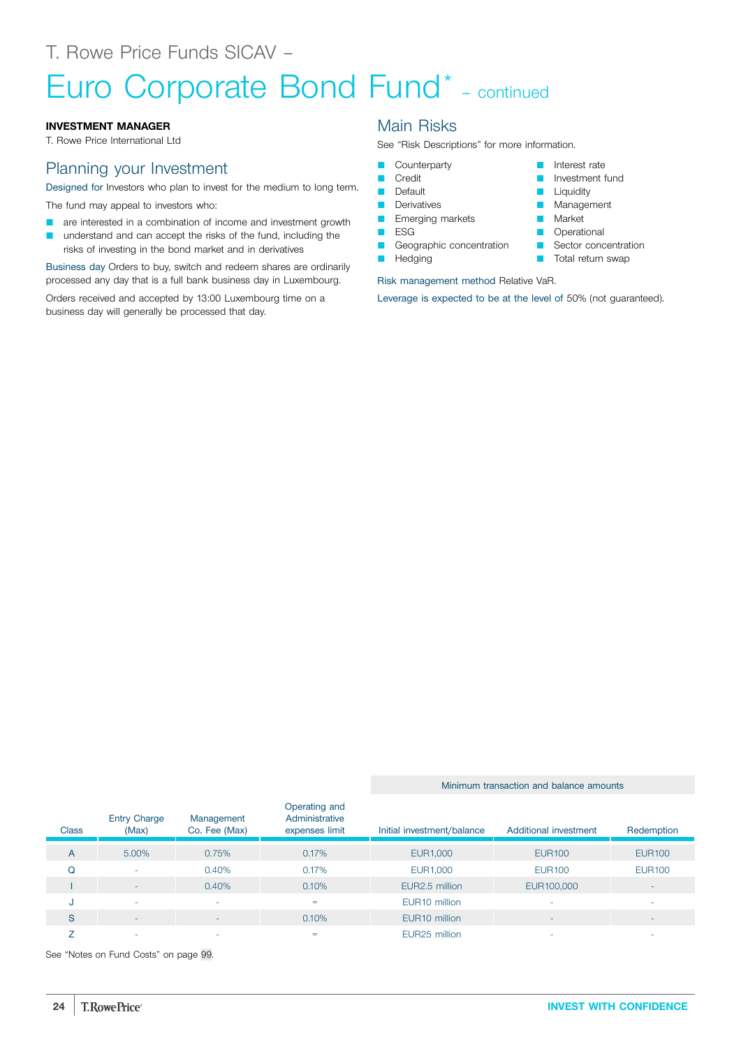T. Rowe Price Funds SICAV –

# Euro Corporate Bond Fund* – continued

**INVESTMENT MANAGER**

T. Rowe Price International Ltd

## Planning your Investment

Designed for Investors who plan to invest for the medium to long term.

The fund may appeal to investors who:

- are interested in a combination of income and investment growth
- understand and can accept the risks of the fund, including the risks of investing in the bond market and in derivatives

Business day Orders to buy, switch and redeem shares are ordinarily processed any day that is a full bank business day in Luxembourg.

Orders received and accepted by 13:00 Luxembourg time on a business day will generally be processed that day.

## Main Risks

See "Risk Descriptions" for more information.

- Counterparty
- Credit
- Default
- Derivatives
- Emerging markets
- ESG
- Geographic concentration
- Hedging
- Interest rate
- Investment fund
- Liquidity
- Management
- Market
- Operational
- Sector concentration
- Total return swap

Risk management method Relative VaR.

Leverage is expected to be at the level of 50% (not guaranteed).

| | | | | Minimum transaction and balance amounts | | |
|---|---|---|---|---|---|---|
| Class | Entry Charge (Max) | Management Co. Fee (Max) | Operating and Administrative expenses limit | Initial investment/balance | Additional investment | Redemption |
| A | 5.00% | 0.75% | 0.17% | EUR1,000 | EUR100 | EUR100 |
| Q | - | 0.40% | 0.17% | EUR1,000 | EUR100 | EUR100 |
| I | - | 0.40% | 0.10% | EUR2.5 million | EUR100,000 | - |
| J | - | - | = | EUR10 million | - | - |
| S | - | - | 0.10% | EUR10 million | - | - |
| Z | - | - | = | EUR25 million | - | - |

See "Notes on Fund Costs" on page 99.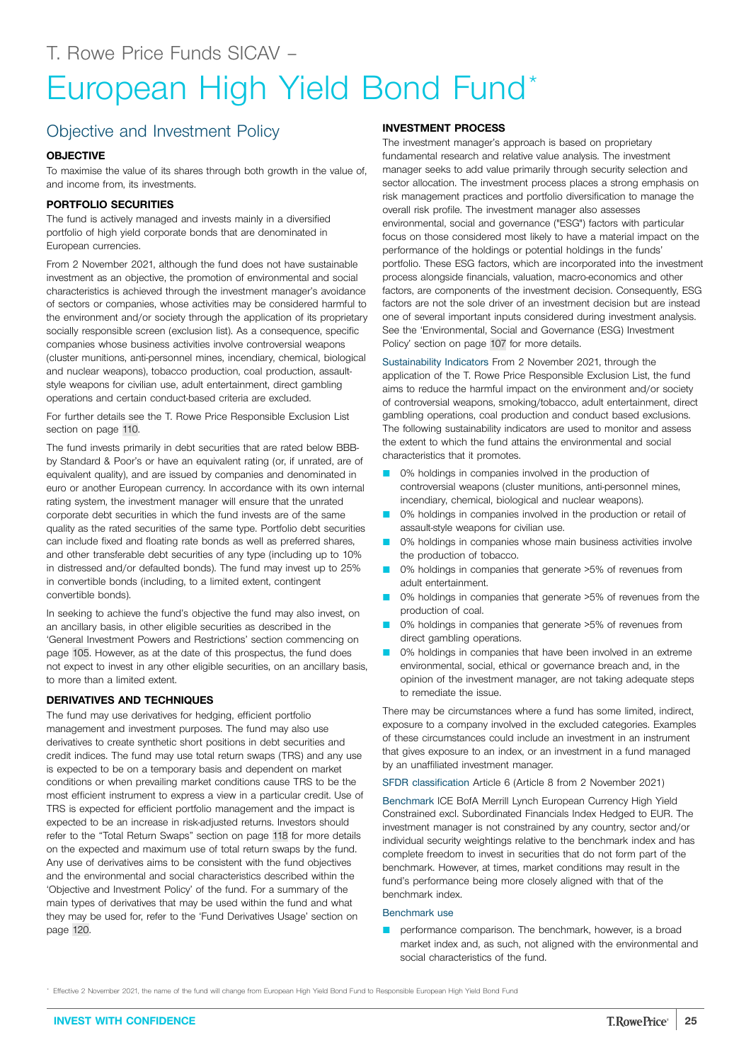# T. Rowe Price Funds SICAV –

# European High Yield Bond Fund*

## Objective and Investment Policy

### OBJECTIVE

To maximise the value of its shares through both growth in the value of, and income from, its investments.

### PORTFOLIO SECURITIES

The fund is actively managed and invests mainly in a diversified portfolio of high yield corporate bonds that are denominated in European currencies.

From 2 November 2021, although the fund does not have sustainable investment as an objective, the promotion of environmental and social characteristics is achieved through the investment manager's avoidance of sectors or companies, whose activities may be considered harmful to the environment and/or society through the application of its proprietary socially responsible screen (exclusion list). As a consequence, specific companies whose business activities involve controversial weapons (cluster munitions, anti-personnel mines, incendiary, chemical, biological and nuclear weapons), tobacco production, coal production, assault-style weapons for civilian use, adult entertainment, direct gambling operations and certain conduct-based criteria are excluded.

For further details see the T. Rowe Price Responsible Exclusion List section on page 110.

The fund invests primarily in debt securities that are rated below BBB- by Standard & Poor's or have an equivalent rating (or, if unrated, are of equivalent quality), and are issued by companies and denominated in euro or another European currency. In accordance with its own internal rating system, the investment manager will ensure that the unrated corporate debt securities in which the fund invests are of the same quality as the rated securities of the same type. Portfolio debt securities can include fixed and floating rate bonds as well as preferred shares, and other transferable debt securities of any type (including up to 10% in distressed and/or defaulted bonds). The fund may invest up to 25% in convertible bonds (including, to a limited extent, contingent convertible bonds).

In seeking to achieve the fund's objective the fund may also invest, on an ancillary basis, in other eligible securities as described in the 'General Investment Powers and Restrictions' section commencing on page 105. However, as at the date of this prospectus, the fund does not expect to invest in any other eligible securities, on an ancillary basis, to more than a limited extent.

### DERIVATIVES AND TECHNIQUES

The fund may use derivatives for hedging, efficient portfolio management and investment purposes. The fund may also use derivatives to create synthetic short positions in debt securities and credit indices. The fund may use total return swaps (TRS) and any use is expected to be on a temporary basis and dependent on market conditions or when prevailing market conditions cause TRS to be the most efficient instrument to express a view in a particular credit. Use of TRS is expected for efficient portfolio management and the impact is expected to be an increase in risk-adjusted returns. Investors should refer to the "Total Return Swaps" section on page 118 for more details on the expected and maximum use of total return swaps by the fund. Any use of derivatives aims to be consistent with the fund objectives and the environmental and social characteristics described within the 'Objective and Investment Policy' of the fund. For a summary of the main types of derivatives that may be used within the fund and what they may be used for, refer to the 'Fund Derivatives Usage' section on page 120.

### INVESTMENT PROCESS

The investment manager's approach is based on proprietary fundamental research and relative value analysis. The investment manager seeks to add value primarily through security selection and sector allocation. The investment process places a strong emphasis on risk management practices and portfolio diversification to manage the overall risk profile. The investment manager also assesses environmental, social and governance ("ESG") factors with particular focus on those considered most likely to have a material impact on the performance of the holdings or potential holdings in the funds' portfolio. These ESG factors, which are incorporated into the investment process alongside financials, valuation, macro-economics and other factors, are components of the investment decision. Consequently, ESG factors are not the sole driver of an investment decision but are instead one of several important inputs considered during investment analysis. See the 'Environmental, Social and Governance (ESG) Investment Policy' section on page 107 for more details.

Sustainability Indicators From 2 November 2021, through the application of the T. Rowe Price Responsible Exclusion List, the fund aims to reduce the harmful impact on the environment and/or society of controversial weapons, smoking/tobacco, adult entertainment, direct gambling operations, coal production and conduct based exclusions. The following sustainability indicators are used to monitor and assess the extent to which the fund attains the environmental and social characteristics that it promotes.

- 0% holdings in companies involved in the production of controversial weapons (cluster munitions, anti-personnel mines, incendiary, chemical, biological and nuclear weapons).
- 0% holdings in companies involved in the production or retail of assault-style weapons for civilian use.
- 0% holdings in companies whose main business activities involve the production of tobacco.
- 0% holdings in companies that generate >5% of revenues from adult entertainment.
- 0% holdings in companies that generate >5% of revenues from the production of coal.
- 0% holdings in companies that generate >5% of revenues from direct gambling operations.
- 0% holdings in companies that have been involved in an extreme environmental, social, ethical or governance breach and, in the opinion of the investment manager, are not taking adequate steps to remediate the issue.

There may be circumstances where a fund has some limited, indirect, exposure to a company involved in the excluded categories. Examples of these circumstances could include an investment in an instrument that gives exposure to an index, or an investment in a fund managed by an unaffiliated investment manager.

SFDR classification Article 6 (Article 8 from 2 November 2021)

Benchmark ICE BofA Merrill Lynch European Currency High Yield Constrained excl. Subordinated Financials Index Hedged to EUR. The investment manager is not constrained by any country, sector and/or individual security weightings relative to the benchmark index and has complete freedom to invest in securities that do not form part of the benchmark. However, at times, market conditions may result in the fund's performance being more closely aligned with that of the benchmark index.

Benchmark use

- performance comparison. The benchmark, however, is a broad market index and, as such, not aligned with the environmental and social characteristics of the fund.

* Effective 2 November 2021, the name of the fund will change from European High Yield Bond Fund to Responsible European High Yield Bond Fund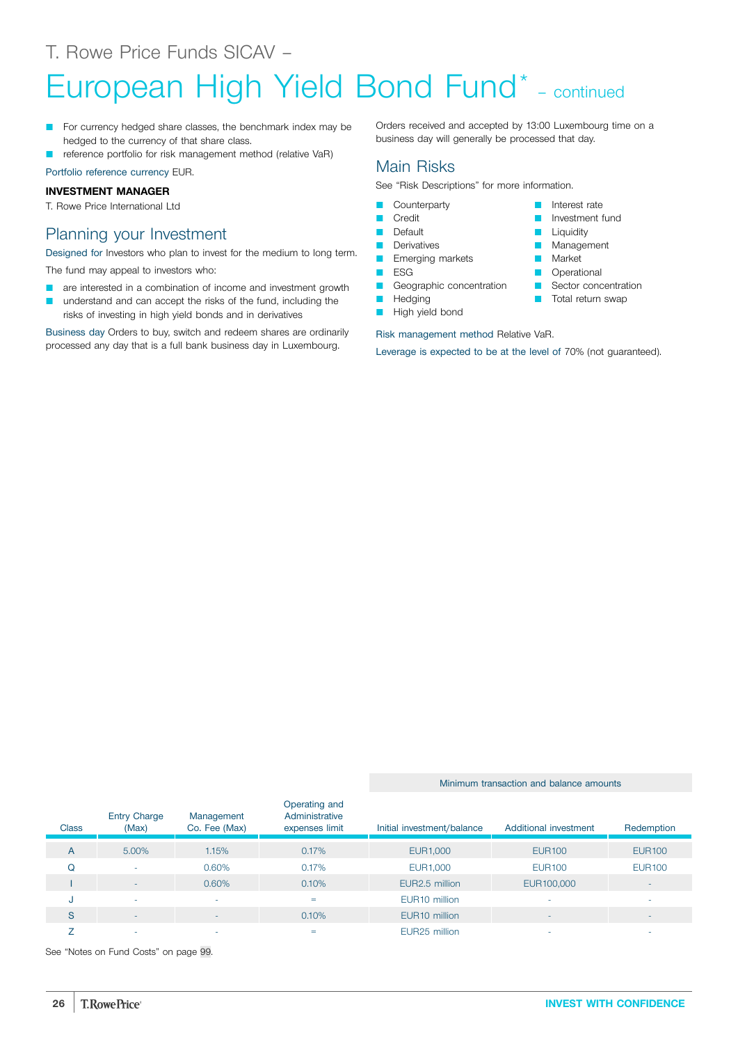# European High Yield Bond Fund* – continued

- For currency hedged share classes, the benchmark index may be hedged to the currency of that share class.
- reference portfolio for risk management method (relative VaR)

Portfolio reference currency EUR.

**INVESTMENT MANAGER**

T. Rowe Price International Ltd

## Planning your Investment

Designed for Investors who plan to invest for the medium to long term.

The fund may appeal to investors who:

- are interested in a combination of income and investment growth
- understand and can accept the risks of the fund, including the risks of investing in high yield bonds and in derivatives

Business day Orders to buy, switch and redeem shares are ordinarily processed any day that is a full bank business day in Luxembourg.

Orders received and accepted by 13:00 Luxembourg time on a business day will generally be processed that day.

## Main Risks

See "Risk Descriptions" for more information.

- Counterparty
- Credit
- Default
- Derivatives
- Emerging markets
- ESG
- Geographic concentration
- Hedging
- High yield bond
- Interest rate
- Investment fund
- Liquidity
- Management
- Market
- Operational
- Sector concentration
- Total return swap

Risk management method Relative VaR.

Leverage is expected to be at the level of 70% (not guaranteed).

| Class | Entry Charge (Max) | Management Co. Fee (Max) | Operating and Administrative expenses limit | Minimum transaction and balance amounts | | |
|---|---|---|---|---|---|---|
| | | | | Initial investment/balance | Additional investment | Redemption |
| A | 5.00% | 1.15% | 0.17% | EUR1,000 | EUR100 | EUR100 |
| Q | - | 0.60% | 0.17% | EUR1,000 | EUR100 | EUR100 |
| I | - | 0.60% | 0.10% | EUR2.5 million | EUR100,000 | - |
| J | - | - | = | EUR10 million | - | - |
| S | - | - | 0.10% | EUR10 million | - | - |
| Z | - | - | = | EUR25 million | - | - |

See "Notes on Fund Costs" on page 99.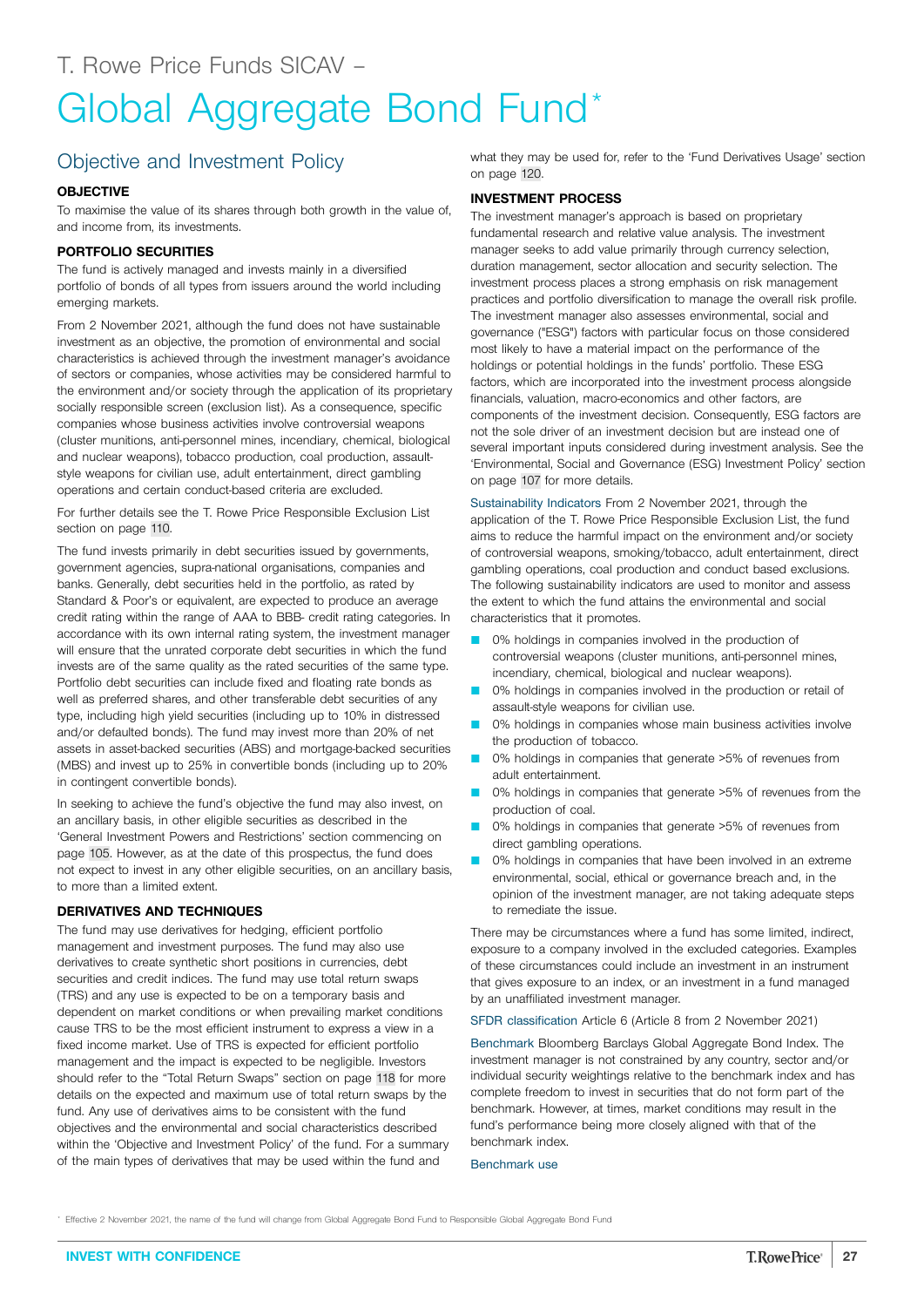T. Rowe Price Funds SICAV –

# Global Aggregate Bond Fund*

## Objective and Investment Policy

### OBJECTIVE

To maximise the value of its shares through both growth in the value of, and income from, its investments.

### PORTFOLIO SECURITIES

The fund is actively managed and invests mainly in a diversified portfolio of bonds of all types from issuers around the world including emerging markets.

From 2 November 2021, although the fund does not have sustainable investment as an objective, the promotion of environmental and social characteristics is achieved through the investment manager's avoidance of sectors or companies, whose activities may be considered harmful to the environment and/or society through the application of its proprietary socially responsible screen (exclusion list). As a consequence, specific companies whose business activities involve controversial weapons (cluster munitions, anti-personnel mines, incendiary, chemical, biological and nuclear weapons), tobacco production, coal production, assault-style weapons for civilian use, adult entertainment, direct gambling operations and certain conduct-based criteria are excluded.

For further details see the T. Rowe Price Responsible Exclusion List section on page 110.

The fund invests primarily in debt securities issued by governments, government agencies, supra-national organisations, companies and banks. Generally, debt securities held in the portfolio, as rated by Standard & Poor's or equivalent, are expected to produce an average credit rating within the range of AAA to BBB- credit rating categories. In accordance with its own internal rating system, the investment manager will ensure that the unrated corporate debt securities in which the fund invests are of the same quality as the rated securities of the same type. Portfolio debt securities can include fixed and floating rate bonds as well as preferred shares, and other transferable debt securities of any type, including high yield securities (including up to 10% in distressed and/or defaulted bonds). The fund may invest more than 20% of net assets in asset-backed securities (ABS) and mortgage-backed securities (MBS) and invest up to 25% in convertible bonds (including up to 20% in contingent convertible bonds).

In seeking to achieve the fund's objective the fund may also invest, on an ancillary basis, in other eligible securities as described in the 'General Investment Powers and Restrictions' section commencing on page 105. However, as at the date of this prospectus, the fund does not expect to invest in any other eligible securities, on an ancillary basis, to more than a limited extent.

### DERIVATIVES AND TECHNIQUES

The fund may use derivatives for hedging, efficient portfolio management and investment purposes. The fund may also use derivatives to create synthetic short positions in currencies, debt securities and credit indices. The fund may use total return swaps (TRS) and any use is expected to be on a temporary basis and dependent on market conditions or when prevailing market conditions cause TRS to be the most efficient instrument to express a view in a fixed income market. Use of TRS is expected for efficient portfolio management and the impact is expected to be negligible. Investors should refer to the "Total Return Swaps" section on page 118 for more details on the expected and maximum use of total return swaps by the fund. Any use of derivatives aims to be consistent with the fund objectives and the environmental and social characteristics described within the 'Objective and Investment Policy' of the fund. For a summary of the main types of derivatives that may be used within the fund and what they may be used for, refer to the 'Fund Derivatives Usage' section on page 120.

### INVESTMENT PROCESS

The investment manager's approach is based on proprietary fundamental research and relative value analysis. The investment manager seeks to add value primarily through currency selection, duration management, sector allocation and security selection. The investment process places a strong emphasis on risk management practices and portfolio diversification to manage the overall risk profile. The investment manager also assesses environmental, social and governance ("ESG") factors with particular focus on those considered most likely to have a material impact on the performance of the holdings or potential holdings in the funds' portfolio. These ESG factors, which are incorporated into the investment process alongside financials, valuation, macro-economics and other factors, are components of the investment decision. Consequently, ESG factors are not the sole driver of an investment decision but are instead one of several important inputs considered during investment analysis. See the 'Environmental, Social and Governance (ESG) Investment Policy' section on page 107 for more details.

Sustainability Indicators From 2 November 2021, through the application of the T. Rowe Price Responsible Exclusion List, the fund aims to reduce the harmful impact on the environment and/or society of controversial weapons, smoking/tobacco, adult entertainment, direct gambling operations, coal production and conduct based exclusions. The following sustainability indicators are used to monitor and assess the extent to which the fund attains the environmental and social characteristics that it promotes.

- 0% holdings in companies involved in the production of controversial weapons (cluster munitions, anti-personnel mines, incendiary, chemical, biological and nuclear weapons).
- 0% holdings in companies involved in the production or retail of assault-style weapons for civilian use.
- 0% holdings in companies whose main business activities involve the production of tobacco.
- 0% holdings in companies that generate >5% of revenues from adult entertainment.
- 0% holdings in companies that generate >5% of revenues from the production of coal.
- 0% holdings in companies that generate >5% of revenues from direct gambling operations.
- 0% holdings in companies that have been involved in an extreme environmental, social, ethical or governance breach and, in the opinion of the investment manager, are not taking adequate steps to remediate the issue.

There may be circumstances where a fund has some limited, indirect, exposure to a company involved in the excluded categories. Examples of these circumstances could include an investment in an instrument that gives exposure to an index, or an investment in a fund managed by an unaffiliated investment manager.

SFDR classification Article 6 (Article 8 from 2 November 2021)

Benchmark Bloomberg Barclays Global Aggregate Bond Index. The investment manager is not constrained by any country, sector and/or individual security weightings relative to the benchmark index and has complete freedom to invest in securities that do not form part of the benchmark. However, at times, market conditions may result in the fund's performance being more closely aligned with that of the benchmark index.

Benchmark use

* Effective 2 November 2021, the name of the fund will change from Global Aggregate Bond Fund to Responsible Global Aggregate Bond Fund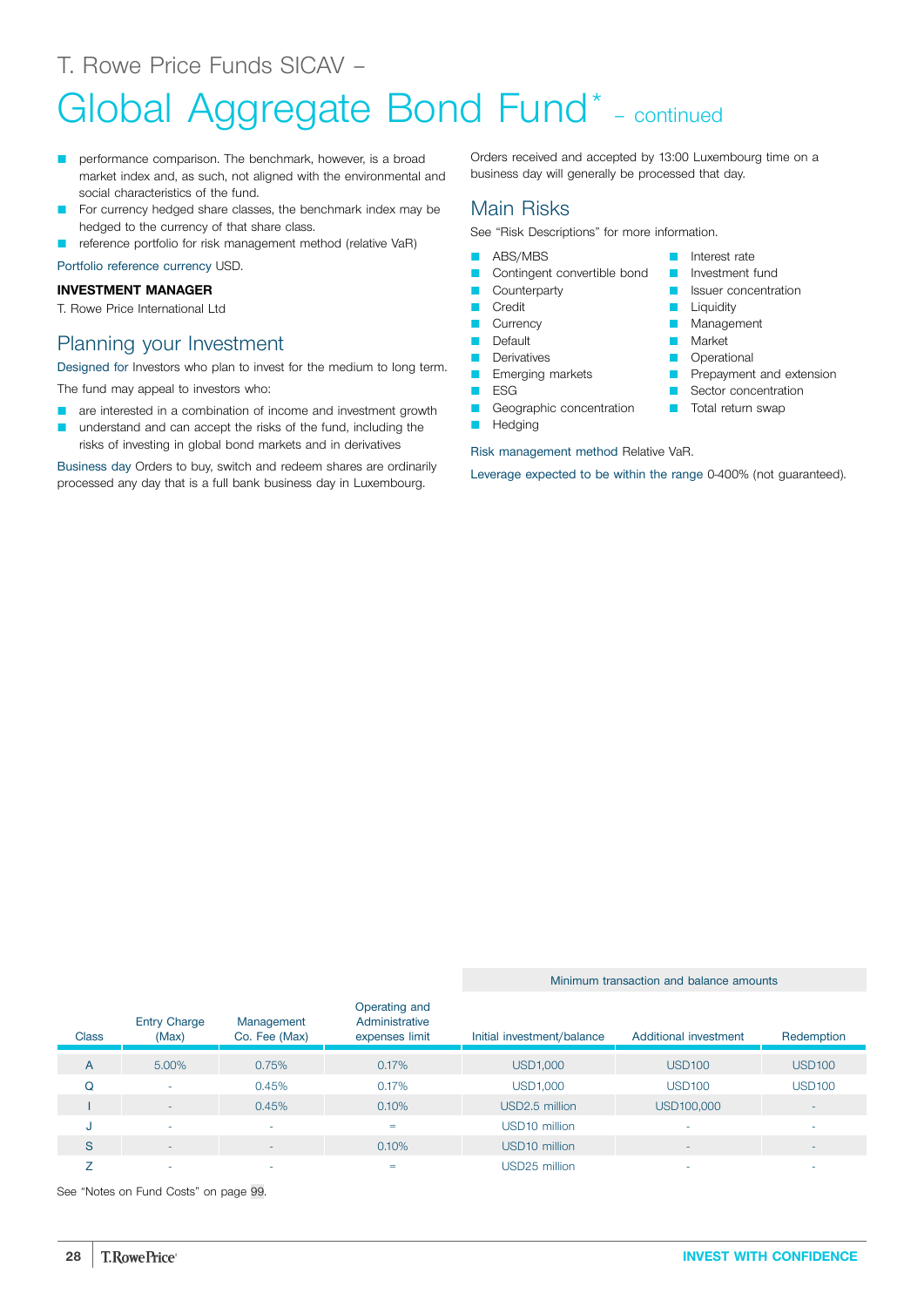# T. Rowe Price Funds SICAV –

# Global Aggregate Bond Fund* – continued

- performance comparison. The benchmark, however, is a broad market index and, as such, not aligned with the environmental and social characteristics of the fund.
- For currency hedged share classes, the benchmark index may be hedged to the currency of that share class.
- reference portfolio for risk management method (relative VaR)

Portfolio reference currency USD.

**INVESTMENT MANAGER**

T. Rowe Price International Ltd

## Planning your Investment

Designed for Investors who plan to invest for the medium to long term.

The fund may appeal to investors who:

- are interested in a combination of income and investment growth
- understand and can accept the risks of the fund, including the risks of investing in global bond markets and in derivatives

Business day Orders to buy, switch and redeem shares are ordinarily processed any day that is a full bank business day in Luxembourg.

Orders received and accepted by 13:00 Luxembourg time on a business day will generally be processed that day.

## Main Risks

See "Risk Descriptions" for more information.

- ABS/MBS
- Contingent convertible bond
- Counterparty
- Credit
- Currency
- Default
- Derivatives
- Emerging markets
- ESG
- Geographic concentration
- Hedging
- Interest rate
- Investment fund
- Issuer concentration
- Liquidity
- Management
- Market
- Operational
- Prepayment and extension
- Sector concentration
- Total return swap

Risk management method Relative VaR.

Leverage expected to be within the range 0-400% (not guaranteed).

| Class | Entry Charge (Max) | Management Co. Fee (Max) | Operating and Administrative expenses limit | Minimum transaction and balance amounts | | |
|---|---|---|---|---|---|---|
| | | | | Initial investment/balance | Additional investment | Redemption |
| A | 5.00% | 0.75% | 0.17% | USD1,000 | USD100 | USD100 |
| Q | - | 0.45% | 0.17% | USD1,000 | USD100 | USD100 |
| I | - | 0.45% | 0.10% | USD2.5 million | USD100,000 | - |
| J | - | - | = | USD10 million | - | - |
| S | - | - | 0.10% | USD10 million | - | - |
| Z | - | - | = | USD25 million | - | - |

See "Notes on Fund Costs" on page 99.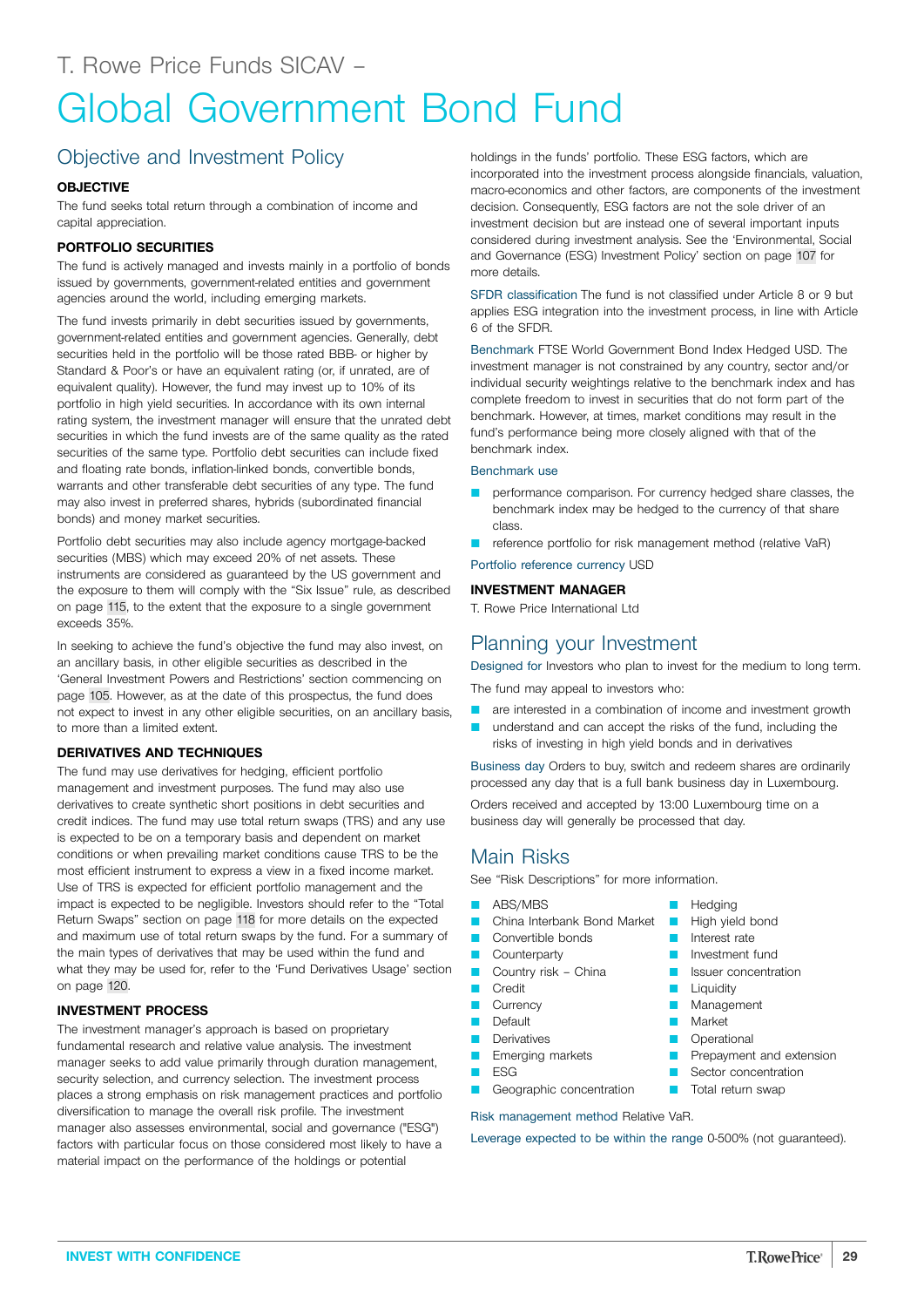T. Rowe Price Funds SICAV –

# Global Government Bond Fund

## Objective and Investment Policy

### OBJECTIVE

The fund seeks total return through a combination of income and capital appreciation.

### PORTFOLIO SECURITIES

The fund is actively managed and invests mainly in a portfolio of bonds issued by governments, government-related entities and government agencies around the world, including emerging markets.

The fund invests primarily in debt securities issued by governments, government-related entities and government agencies. Generally, debt securities held in the portfolio will be those rated BBB- or higher by Standard & Poor's or have an equivalent rating (or, if unrated, are of equivalent quality). However, the fund may invest up to 10% of its portfolio in high yield securities. In accordance with its own internal rating system, the investment manager will ensure that the unrated debt securities in which the fund invests are of the same quality as the rated securities of the same type. Portfolio debt securities can include fixed and floating rate bonds, inflation-linked bonds, convertible bonds, warrants and other transferable debt securities of any type. The fund may also invest in preferred shares, hybrids (subordinated financial bonds) and money market securities.

Portfolio debt securities may also include agency mortgage-backed securities (MBS) which may exceed 20% of net assets. These instruments are considered as guaranteed by the US government and the exposure to them will comply with the "Six Issue" rule, as described on page 115, to the extent that the exposure to a single government exceeds 35%.

In seeking to achieve the fund's objective the fund may also invest, on an ancillary basis, in other eligible securities as described in the 'General Investment Powers and Restrictions' section commencing on page 105. However, as at the date of this prospectus, the fund does not expect to invest in any other eligible securities, on an ancillary basis, to more than a limited extent.

### DERIVATIVES AND TECHNIQUES

The fund may use derivatives for hedging, efficient portfolio management and investment purposes. The fund may also use derivatives to create synthetic short positions in debt securities and credit indices. The fund may use total return swaps (TRS) and any use is expected to be on a temporary basis and dependent on market conditions or when prevailing market conditions cause TRS to be the most efficient instrument to express a view in a fixed income market. Use of TRS is expected for efficient portfolio management and the impact is expected to be negligible. Investors should refer to the "Total Return Swaps" section on page 118 for more details on the expected and maximum use of total return swaps by the fund. For a summary of the main types of derivatives that may be used within the fund and what they may be used for, refer to the 'Fund Derivatives Usage' section on page 120.

### INVESTMENT PROCESS

The investment manager's approach is based on proprietary fundamental research and relative value analysis. The investment manager seeks to add value primarily through duration management, security selection, and currency selection. The investment process places a strong emphasis on risk management practices and portfolio diversification to manage the overall risk profile. The investment manager also assesses environmental, social and governance ("ESG") factors with particular focus on those considered most likely to have a material impact on the performance of the holdings or potential holdings in the funds' portfolio. These ESG factors, which are incorporated into the investment process alongside financials, valuation, macro-economics and other factors, are components of the investment decision. Consequently, ESG factors are not the sole driver of an investment decision but are instead one of several important inputs considered during investment analysis. See the 'Environmental, Social and Governance (ESG) Investment Policy' section on page 107 for more details.

SFDR classification The fund is not classified under Article 8 or 9 but applies ESG integration into the investment process, in line with Article 6 of the SFDR.

Benchmark FTSE World Government Bond Index Hedged USD. The investment manager is not constrained by any country, sector and/or individual security weightings relative to the benchmark index and has complete freedom to invest in securities that do not form part of the benchmark. However, at times, market conditions may result in the fund's performance being more closely aligned with that of the benchmark index.

Benchmark use

- performance comparison. For currency hedged share classes, the benchmark index may be hedged to the currency of that share class.
- reference portfolio for risk management method (relative VaR)

Portfolio reference currency USD

### INVESTMENT MANAGER

T. Rowe Price International Ltd

## Planning your Investment

Designed for Investors who plan to invest for the medium to long term.

The fund may appeal to investors who:

- are interested in a combination of income and investment growth
- understand and can accept the risks of the fund, including the risks of investing in high yield bonds and in derivatives

Business day Orders to buy, switch and redeem shares are ordinarily processed any day that is a full bank business day in Luxembourg.

Orders received and accepted by 13:00 Luxembourg time on a business day will generally be processed that day.

## Main Risks

See "Risk Descriptions" for more information.

- ABS/MBS
- China Interbank Bond Market
- Convertible bonds
- Counterparty
- Country risk – China
- Credit
- Currency
- Default
- Derivatives
- Emerging markets
- ESG
- Geographic concentration
- Hedging
- High yield bond
- Interest rate
- Investment fund
- Issuer concentration
- Liquidity
- Management
- Market
- Operational
- Prepayment and extension
- Sector concentration
- Total return swap

Risk management method Relative VaR.

Leverage expected to be within the range 0-500% (not guaranteed).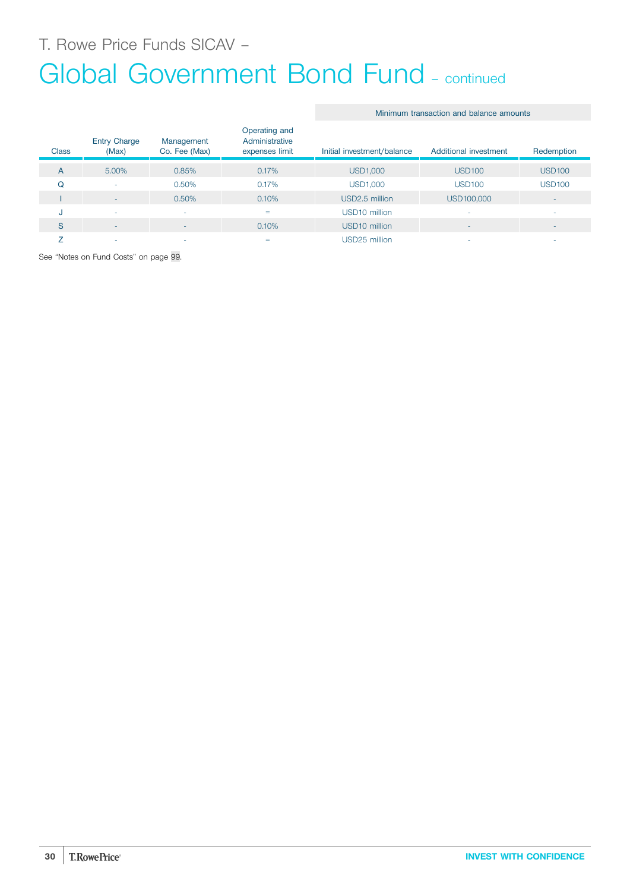T. Rowe Price Funds SICAV –

# Global Government Bond Fund – continued

| Class | Entry Charge (Max) | Management Co. Fee (Max) | Operating and Administrative expenses limit | Minimum transaction and balance amounts | | |
|---|---|---|---|---|---|---|
| | | | | Initial investment/balance | Additional investment | Redemption |
| A | 5.00% | 0.85% | 0.17% | USD1,000 | USD100 | USD100 |
| Q | - | 0.50% | 0.17% | USD1,000 | USD100 | USD100 |
| I | - | 0.50% | 0.10% | USD2.5 million | USD100,000 | - |
| J | - | - | = | USD10 million | - | - |
| S | - | - | 0.10% | USD10 million | - | - |
| Z | - | - | = | USD25 million | - | - |

See “Notes on Fund Costs” on page 99.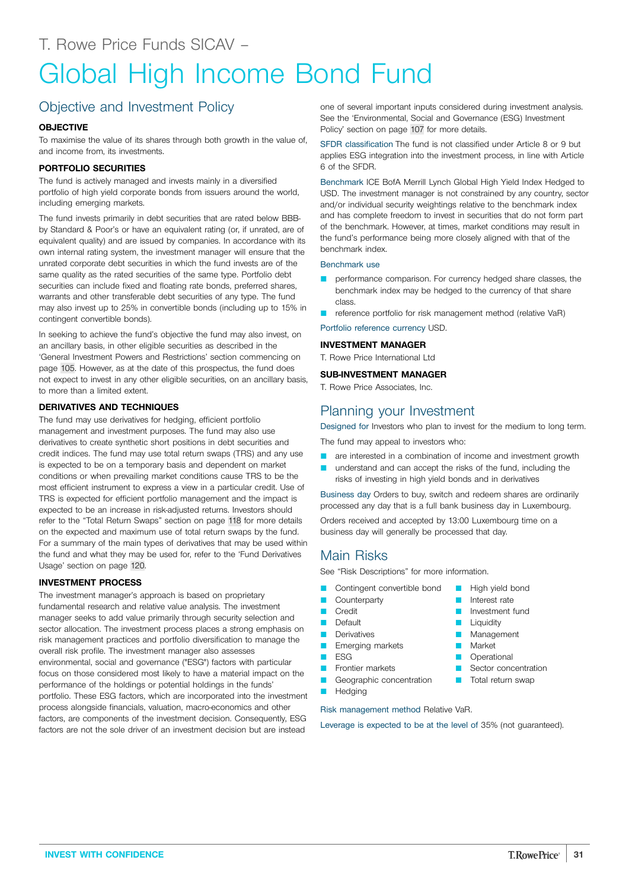T. Rowe Price Funds SICAV –

# Global High Income Bond Fund

## Objective and Investment Policy

### OBJECTIVE

To maximise the value of its shares through both growth in the value of, and income from, its investments.

### PORTFOLIO SECURITIES

The fund is actively managed and invests mainly in a diversified portfolio of high yield corporate bonds from issuers around the world, including emerging markets.

The fund invests primarily in debt securities that are rated below BBB- by Standard & Poor's or have an equivalent rating (or, if unrated, are of equivalent quality) and are issued by companies. In accordance with its own internal rating system, the investment manager will ensure that the unrated corporate debt securities in which the fund invests are of the same quality as the rated securities of the same type. Portfolio debt securities can include fixed and floating rate bonds, preferred shares, warrants and other transferable debt securities of any type. The fund may also invest up to 25% in convertible bonds (including up to 15% in contingent convertible bonds).

In seeking to achieve the fund's objective the fund may also invest, on an ancillary basis, in other eligible securities as described in the 'General Investment Powers and Restrictions' section commencing on page 105. However, as at the date of this prospectus, the fund does not expect to invest in any other eligible securities, on an ancillary basis, to more than a limited extent.

### DERIVATIVES AND TECHNIQUES

The fund may use derivatives for hedging, efficient portfolio management and investment purposes. The fund may also use derivatives to create synthetic short positions in debt securities and credit indices. The fund may use total return swaps (TRS) and any use is expected to be on a temporary basis and dependent on market conditions or when prevailing market conditions cause TRS to be the most efficient instrument to express a view in a particular credit. Use of TRS is expected for efficient portfolio management and the impact is expected to be an increase in risk-adjusted returns. Investors should refer to the "Total Return Swaps" section on page 118 for more details on the expected and maximum use of total return swaps by the fund. For a summary of the main types of derivatives that may be used within the fund and what they may be used for, refer to the 'Fund Derivatives Usage' section on page 120.

### INVESTMENT PROCESS

The investment manager's approach is based on proprietary fundamental research and relative value analysis. The investment manager seeks to add value primarily through security selection and sector allocation. The investment process places a strong emphasis on risk management practices and portfolio diversification to manage the overall risk profile. The investment manager also assesses environmental, social and governance ("ESG") factors with particular focus on those considered most likely to have a material impact on the performance of the holdings or potential holdings in the funds' portfolio. These ESG factors, which are incorporated into the investment process alongside financials, valuation, macro-economics and other factors, are components of the investment decision. Consequently, ESG factors are not the sole driver of an investment decision but are instead one of several important inputs considered during investment analysis. See the 'Environmental, Social and Governance (ESG) Investment Policy' section on page 107 for more details.

SFDR classification The fund is not classified under Article 8 or 9 but applies ESG integration into the investment process, in line with Article 6 of the SFDR.

Benchmark ICE BofA Merrill Lynch Global High Yield Index Hedged to USD. The investment manager is not constrained by any country, sector and/or individual security weightings relative to the benchmark index and has complete freedom to invest in securities that do not form part of the benchmark. However, at times, market conditions may result in the fund's performance being more closely aligned with that of the benchmark index.

Benchmark use

- performance comparison. For currency hedged share classes, the benchmark index may be hedged to the currency of that share class.
- reference portfolio for risk management method (relative VaR)

Portfolio reference currency USD.

### INVESTMENT MANAGER

T. Rowe Price International Ltd

### SUB-INVESTMENT MANAGER

T. Rowe Price Associates, Inc.

## Planning your Investment

Designed for Investors who plan to invest for the medium to long term.

The fund may appeal to investors who:

- are interested in a combination of income and investment growth
- understand and can accept the risks of the fund, including the risks of investing in high yield bonds and in derivatives

Business day Orders to buy, switch and redeem shares are ordinarily processed any day that is a full bank business day in Luxembourg.

Orders received and accepted by 13:00 Luxembourg time on a business day will generally be processed that day.

## Main Risks

See "Risk Descriptions" for more information.

- Contingent convertible bond
- Counterparty
- Credit
- Default
- Derivatives
- Emerging markets
- ESG
- Frontier markets
- Geographic concentration
- Hedging
- High yield bond
- Interest rate
- Investment fund
- Liquidity
- Management
- Market
- Operational
- Sector concentration
- Total return swap

Risk management method Relative VaR.

Leverage is expected to be at the level of 35% (not guaranteed).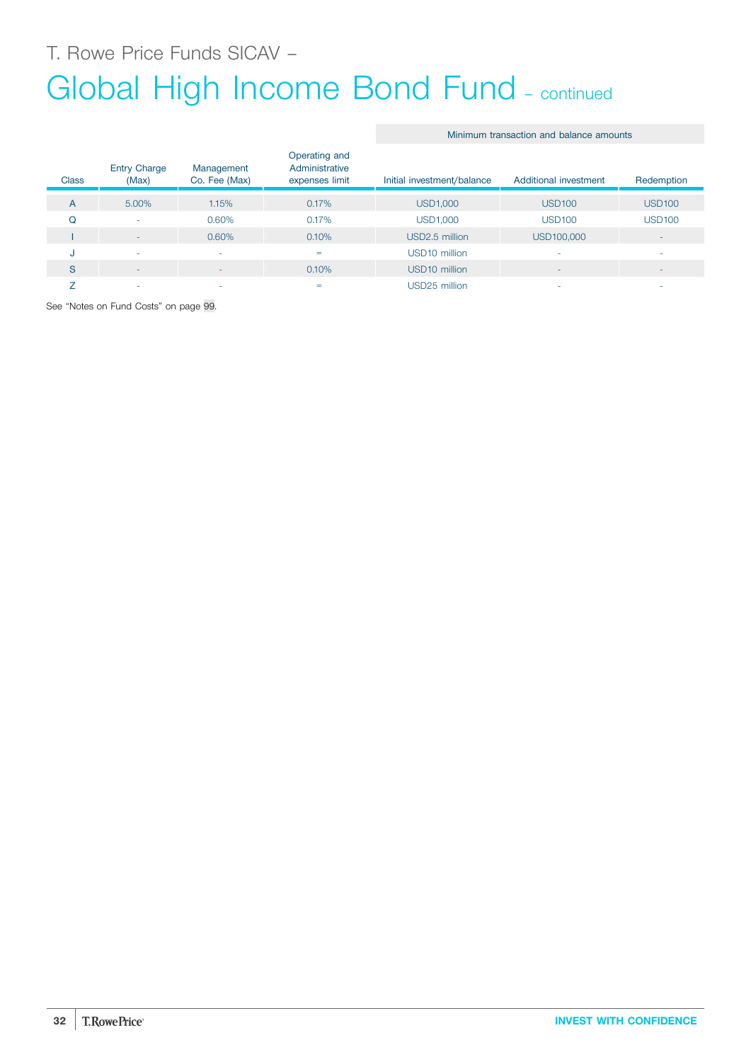T. Rowe Price Funds SICAV –

# Global High Income Bond Fund – continued

| Class | Entry Charge (Max) | Management Co. Fee (Max) | Operating and Administrative expenses limit | Minimum transaction and balance amounts | | |
|---|---|---|---|---|---|---|
| | | | | Initial investment/balance | Additional investment | Redemption |
| A | 5.00% | 1.15% | 0.17% | USD1,000 | USD100 | USD100 |
| Q | - | 0.60% | 0.17% | USD1,000 | USD100 | USD100 |
| I | - | 0.60% | 0.10% | USD2.5 million | USD100,000 | - |
| J | - | - | = | USD10 million | - | - |
| S | - | - | 0.10% | USD10 million | - | - |
| Z | - | - | = | USD25 million | - | - |

See "Notes on Fund Costs" on page 99.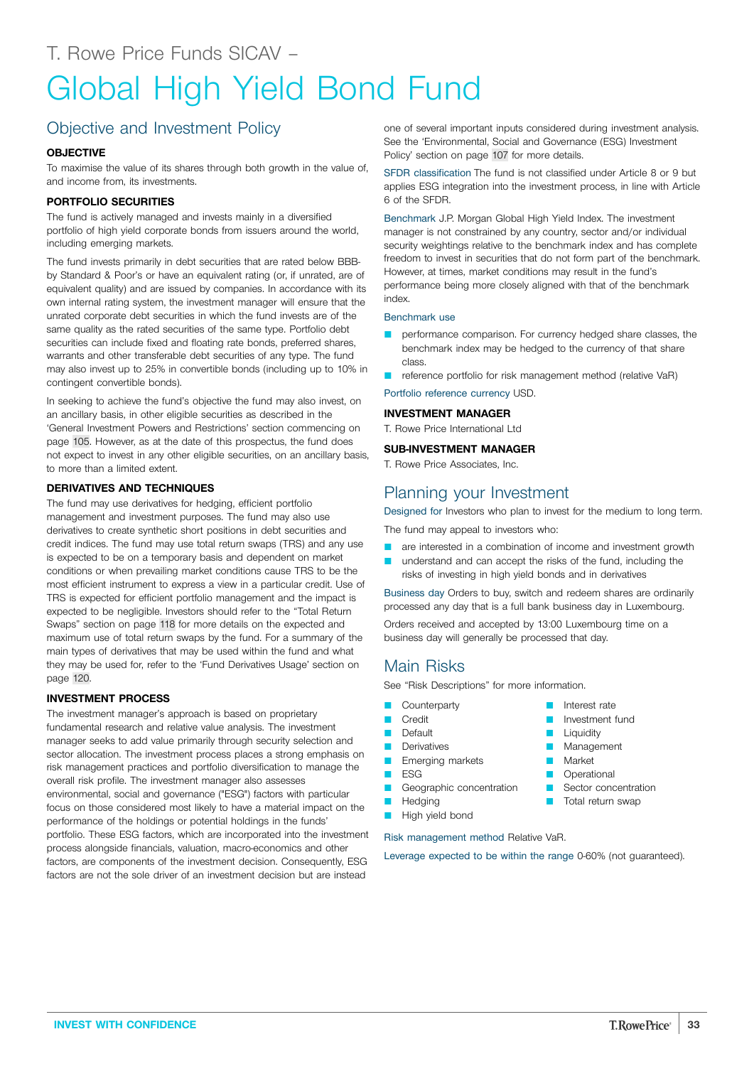T. Rowe Price Funds SICAV –

# Global High Yield Bond Fund

## Objective and Investment Policy

### OBJECTIVE

To maximise the value of its shares through both growth in the value of, and income from, its investments.

### PORTFOLIO SECURITIES

The fund is actively managed and invests mainly in a diversified portfolio of high yield corporate bonds from issuers around the world, including emerging markets.

The fund invests primarily in debt securities that are rated below BBB- by Standard & Poor's or have an equivalent rating (or, if unrated, are of equivalent quality) and are issued by companies. In accordance with its own internal rating system, the investment manager will ensure that the unrated corporate debt securities in which the fund invests are of the same quality as the rated securities of the same type. Portfolio debt securities can include fixed and floating rate bonds, preferred shares, warrants and other transferable debt securities of any type. The fund may also invest up to 25% in convertible bonds (including up to 10% in contingent convertible bonds).

In seeking to achieve the fund's objective the fund may also invest, on an ancillary basis, in other eligible securities as described in the 'General Investment Powers and Restrictions' section commencing on page 105. However, as at the date of this prospectus, the fund does not expect to invest in any other eligible securities, on an ancillary basis, to more than a limited extent.

### DERIVATIVES AND TECHNIQUES

The fund may use derivatives for hedging, efficient portfolio management and investment purposes. The fund may also use derivatives to create synthetic short positions in debt securities and credit indices. The fund may use total return swaps (TRS) and any use is expected to be on a temporary basis and dependent on market conditions or when prevailing market conditions cause TRS to be the most efficient instrument to express a view in a particular credit. Use of TRS is expected for efficient portfolio management and the impact is expected to be negligible. Investors should refer to the "Total Return Swaps" section on page 118 for more details on the expected and maximum use of total return swaps by the fund. For a summary of the main types of derivatives that may be used within the fund and what they may be used for, refer to the 'Fund Derivatives Usage' section on page 120.

### INVESTMENT PROCESS

The investment manager's approach is based on proprietary fundamental research and relative value analysis. The investment manager seeks to add value primarily through security selection and sector allocation. The investment process places a strong emphasis on risk management practices and portfolio diversification to manage the overall risk profile. The investment manager also assesses environmental, social and governance ("ESG") factors with particular focus on those considered most likely to have a material impact on the performance of the holdings or potential holdings in the funds' portfolio. These ESG factors, which are incorporated into the investment process alongside financials, valuation, macro-economics and other factors, are components of the investment decision. Consequently, ESG factors are not the sole driver of an investment decision but are instead one of several important inputs considered during investment analysis. See the 'Environmental, Social and Governance (ESG) Investment Policy' section on page 107 for more details.

SFDR classification The fund is not classified under Article 8 or 9 but applies ESG integration into the investment process, in line with Article 6 of the SFDR.

Benchmark J.P. Morgan Global High Yield Index. The investment manager is not constrained by any country, sector and/or individual security weightings relative to the benchmark index and has complete freedom to invest in securities that do not form part of the benchmark. However, at times, market conditions may result in the fund's performance being more closely aligned with that of the benchmark index.

Benchmark use

- performance comparison. For currency hedged share classes, the benchmark index may be hedged to the currency of that share class.
- reference portfolio for risk management method (relative VaR)

Portfolio reference currency USD.

### INVESTMENT MANAGER

T. Rowe Price International Ltd

### SUB-INVESTMENT MANAGER

T. Rowe Price Associates, Inc.

## Planning your Investment

Designed for Investors who plan to invest for the medium to long term.

The fund may appeal to investors who:

- are interested in a combination of income and investment growth
- understand and can accept the risks of the fund, including the risks of investing in high yield bonds and in derivatives

Business day Orders to buy, switch and redeem shares are ordinarily processed any day that is a full bank business day in Luxembourg.

Orders received and accepted by 13:00 Luxembourg time on a business day will generally be processed that day.

## Main Risks

See "Risk Descriptions" for more information.

- Counterparty
- Credit
- Default
- Derivatives
- Emerging markets
- ESG
- Geographic concentration
- Hedging
- High yield bond
- Interest rate
- Investment fund
- Liquidity
- Management
- Market
- Operational
- Sector concentration
- Total return swap

Risk management method Relative VaR.

Leverage expected to be within the range 0-60% (not guaranteed).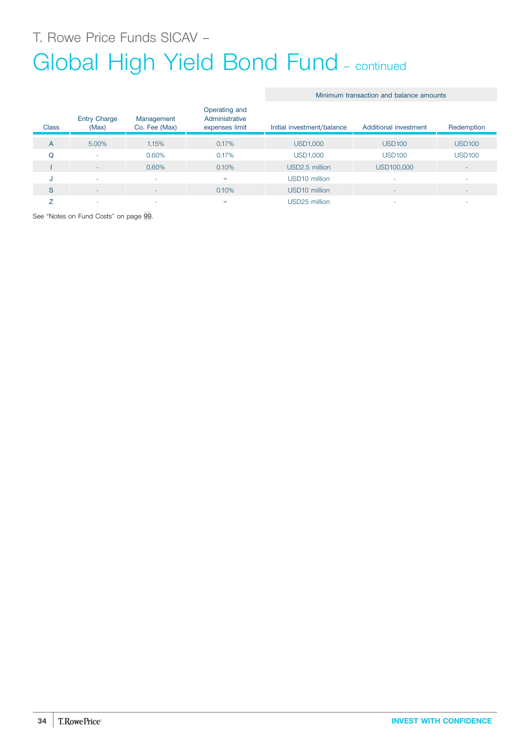# T. Rowe Price Funds SICAV –

# Global High Yield Bond Fund – continued

| Class | Entry Charge (Max) | Management Co. Fee (Max) | Operating and Administrative expenses limit | Minimum transaction and balance amounts | | |
|---|---|---|---|---|---|---|
| | | | | Initial investment/balance | Additional investment | Redemption |
| A | 5.00% | 1.15% | 0.17% | USD1,000 | USD100 | USD100 |
| Q | - | 0.60% | 0.17% | USD1,000 | USD100 | USD100 |
| I | - | 0.60% | 0.10% | USD2.5 million | USD100,000 | - |
| J | - | - | = | USD10 million | - | - |
| S | - | - | 0.10% | USD10 million | - | - |
| Z | - | - | = | USD25 million | - | - |

See "Notes on Fund Costs" on page 99.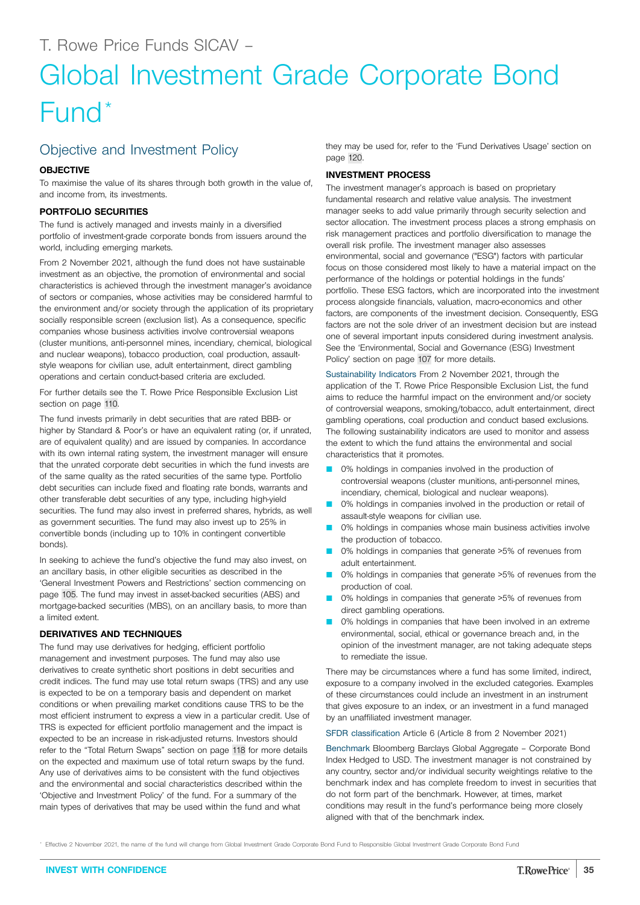T. Rowe Price Funds SICAV –

# Global Investment Grade Corporate Bond Fund*

## Objective and Investment Policy

**OBJECTIVE**

To maximise the value of its shares through both growth in the value of, and income from, its investments.

**PORTFOLIO SECURITIES**

The fund is actively managed and invests mainly in a diversified portfolio of investment-grade corporate bonds from issuers around the world, including emerging markets.

From 2 November 2021, although the fund does not have sustainable investment as an objective, the promotion of environmental and social characteristics is achieved through the investment manager's avoidance of sectors or companies, whose activities may be considered harmful to the environment and/or society through the application of its proprietary socially responsible screen (exclusion list). As a consequence, specific companies whose business activities involve controversial weapons (cluster munitions, anti-personnel mines, incendiary, chemical, biological and nuclear weapons), tobacco production, coal production, assault-style weapons for civilian use, adult entertainment, direct gambling operations and certain conduct-based criteria are excluded.

For further details see the T. Rowe Price Responsible Exclusion List section on page 110.

The fund invests primarily in debt securities that are rated BBB- or higher by Standard & Poor's or have an equivalent rating (or, if unrated, are of equivalent quality) and are issued by companies. In accordance with its own internal rating system, the investment manager will ensure that the unrated corporate debt securities in which the fund invests are of the same quality as the rated securities of the same type. Portfolio debt securities can include fixed and floating rate bonds, warrants and other transferable debt securities of any type, including high-yield securities. The fund may also invest in preferred shares, hybrids, as well as government securities. The fund may also invest up to 25% in convertible bonds (including up to 10% in contingent convertible bonds).

In seeking to achieve the fund's objective the fund may also invest, on an ancillary basis, in other eligible securities as described in the 'General Investment Powers and Restrictions' section commencing on page 105. The fund may invest in asset-backed securities (ABS) and mortgage-backed securities (MBS), on an ancillary basis, to more than a limited extent.

**DERIVATIVES AND TECHNIQUES**

The fund may use derivatives for hedging, efficient portfolio management and investment purposes. The fund may also use derivatives to create synthetic short positions in debt securities and credit indices. The fund may use total return swaps (TRS) and any use is expected to be on a temporary basis and dependent on market conditions or when prevailing market conditions cause TRS to be the most efficient instrument to express a view in a particular credit. Use of TRS is expected for efficient portfolio management and the impact is expected to be an increase in risk-adjusted returns. Investors should refer to the "Total Return Swaps" section on page 118 for more details on the expected and maximum use of total return swaps by the fund. Any use of derivatives aims to be consistent with the fund objectives and the environmental and social characteristics described within the 'Objective and Investment Policy' of the fund. For a summary of the main types of derivatives that may be used within the fund and what they may be used for, refer to the 'Fund Derivatives Usage' section on page 120.

**INVESTMENT PROCESS**

The investment manager's approach is based on proprietary fundamental research and relative value analysis. The investment manager seeks to add value primarily through security selection and sector allocation. The investment process places a strong emphasis on risk management practices and portfolio diversification to manage the overall risk profile. The investment manager also assesses environmental, social and governance ("ESG") factors with particular focus on those considered most likely to have a material impact on the performance of the holdings or potential holdings in the funds' portfolio. These ESG factors, which are incorporated into the investment process alongside financials, valuation, macro-economics and other factors, are components of the investment decision. Consequently, ESG factors are not the sole driver of an investment decision but are instead one of several important inputs considered during investment analysis. See the 'Environmental, Social and Governance (ESG) Investment Policy' section on page 107 for more details.

Sustainability Indicators From 2 November 2021, through the application of the T. Rowe Price Responsible Exclusion List, the fund aims to reduce the harmful impact on the environment and/or society of controversial weapons, smoking/tobacco, adult entertainment, direct gambling operations, coal production and conduct based exclusions. The following sustainability indicators are used to monitor and assess the extent to which the fund attains the environmental and social characteristics that it promotes.

- 0% holdings in companies involved in the production of controversial weapons (cluster munitions, anti-personnel mines, incendiary, chemical, biological and nuclear weapons).
- 0% holdings in companies involved in the production or retail of assault-style weapons for civilian use.
- 0% holdings in companies whose main business activities involve the production of tobacco.
- 0% holdings in companies that generate >5% of revenues from adult entertainment.
- 0% holdings in companies that generate >5% of revenues from the production of coal.
- 0% holdings in companies that generate >5% of revenues from direct gambling operations.
- 0% holdings in companies that have been involved in an extreme environmental, social, ethical or governance breach and, in the opinion of the investment manager, are not taking adequate steps to remediate the issue.

There may be circumstances where a fund has some limited, indirect, exposure to a company involved in the excluded categories. Examples of these circumstances could include an investment in an instrument that gives exposure to an index, or an investment in a fund managed by an unaffiliated investment manager.

SFDR classification Article 6 (Article 8 from 2 November 2021)

Benchmark Bloomberg Barclays Global Aggregate – Corporate Bond Index Hedged to USD. The investment manager is not constrained by any country, sector and/or individual security weightings relative to the benchmark index and has complete freedom to invest in securities that do not form part of the benchmark. However, at times, market conditions may result in the fund's performance being more closely aligned with that of the benchmark index.

* Effective 2 November 2021, the name of the fund will change from Global Investment Grade Corporate Bond Fund to Responsible Global Investment Grade Corporate Bond Fund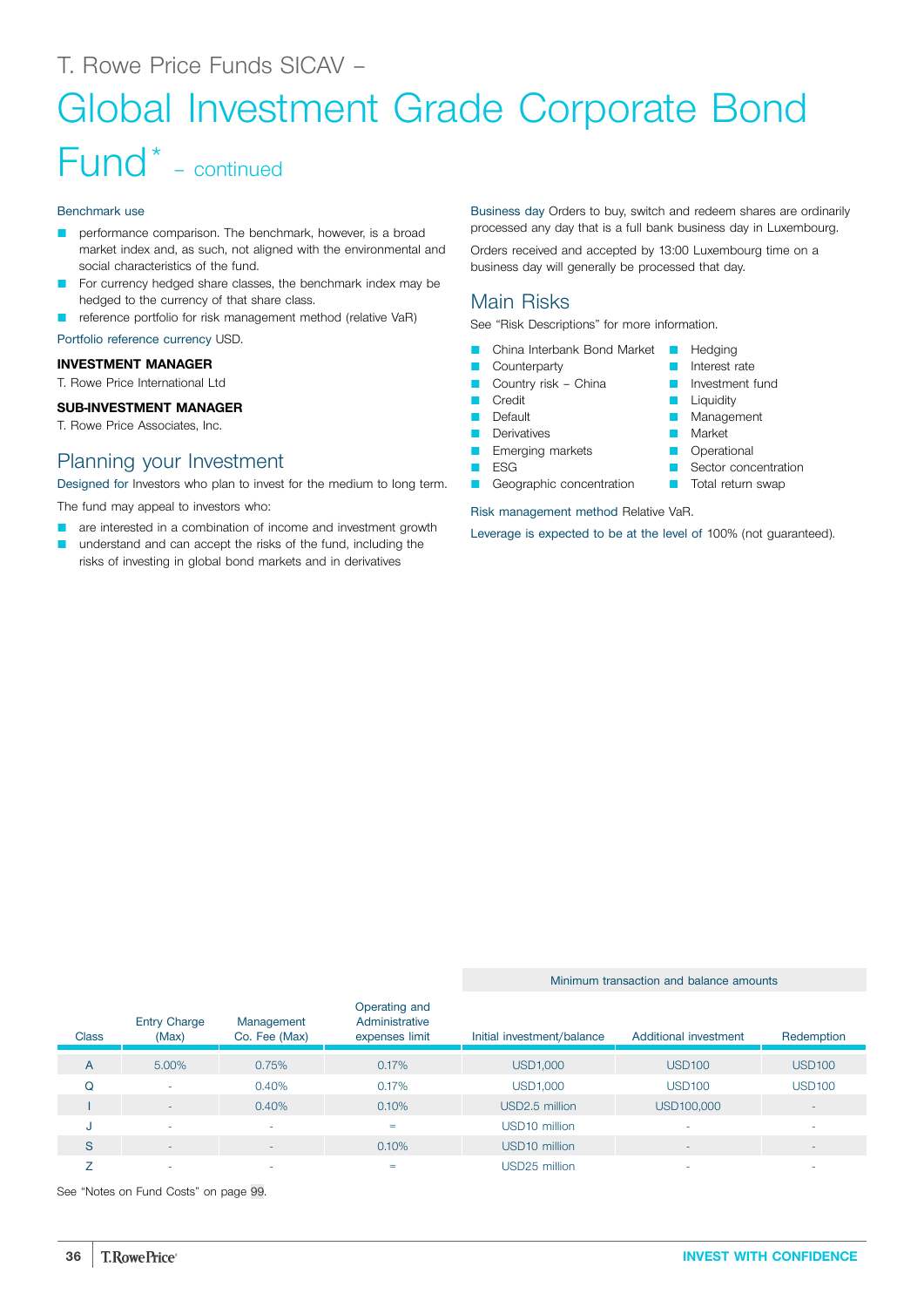T. Rowe Price Funds SICAV –

# Global Investment Grade Corporate Bond Fund* – continued

Benchmark use

- performance comparison. The benchmark, however, is a broad market index and, as such, not aligned with the environmental and social characteristics of the fund.
- For currency hedged share classes, the benchmark index may be hedged to the currency of that share class.
- reference portfolio for risk management method (relative VaR)

Portfolio reference currency USD.

**INVESTMENT MANAGER**

T. Rowe Price International Ltd

**SUB-INVESTMENT MANAGER**

T. Rowe Price Associates, Inc.

## Planning your Investment

Designed for Investors who plan to invest for the medium to long term.

The fund may appeal to investors who:

- are interested in a combination of income and investment growth
- understand and can accept the risks of the fund, including the risks of investing in global bond markets and in derivatives

Business day Orders to buy, switch and redeem shares are ordinarily processed any day that is a full bank business day in Luxembourg.

Orders received and accepted by 13:00 Luxembourg time on a business day will generally be processed that day.

## Main Risks

See "Risk Descriptions" for more information.

- China Interbank Bond Market
- Counterparty
- Country risk – China
- Credit
- Default
- Derivatives
- Emerging markets
- ESG
- Geographic concentration
- Hedging
- Interest rate
- Investment fund
- Liquidity
- Management
- Market
- Operational
- Sector concentration
- Total return swap

Risk management method Relative VaR.

Leverage is expected to be at the level of 100% (not guaranteed).

| Class | Entry Charge (Max) | Management Co. Fee (Max) | Operating and Administrative expenses limit | Minimum transaction and balance amounts | | |
|---|---|---|---|---|---|---|
| | | | | Initial investment/balance | Additional investment | Redemption |
| A | 5.00% | 0.75% | 0.17% | USD1,000 | USD100 | USD100 |
| Q | - | 0.40% | 0.17% | USD1,000 | USD100 | USD100 |
| I | - | 0.40% | 0.10% | USD2.5 million | USD100,000 | - |
| J | - | - | = | USD10 million | - | - |
| S | - | - | 0.10% | USD10 million | - | - |
| Z | - | - | = | USD25 million | - | - |

See "Notes on Fund Costs" on page 99.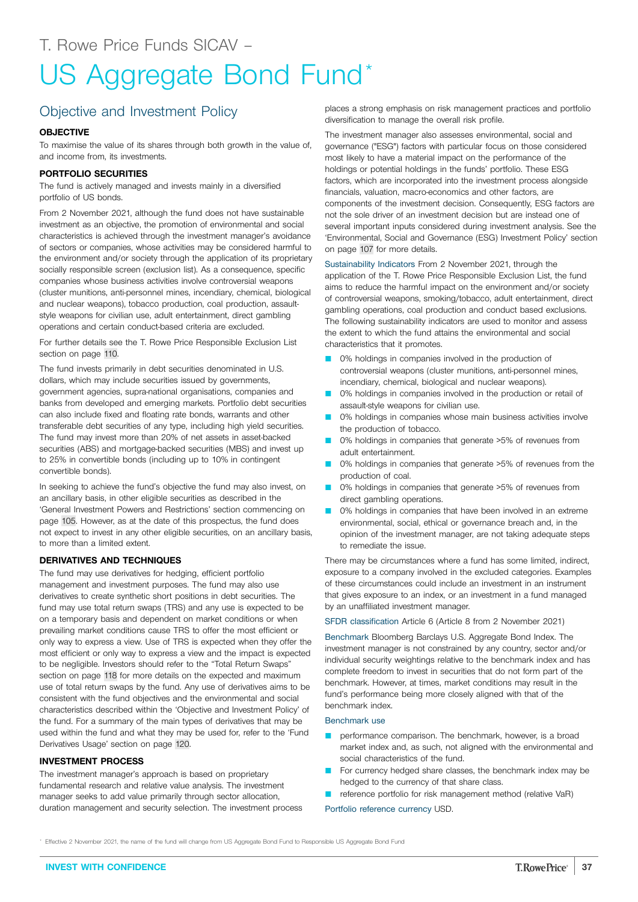T. Rowe Price Funds SICAV –

# US Aggregate Bond Fund*

## Objective and Investment Policy

### OBJECTIVE

To maximise the value of its shares through both growth in the value of, and income from, its investments.

### PORTFOLIO SECURITIES

The fund is actively managed and invests mainly in a diversified portfolio of US bonds.

From 2 November 2021, although the fund does not have sustainable investment as an objective, the promotion of environmental and social characteristics is achieved through the investment manager's avoidance of sectors or companies, whose activities may be considered harmful to the environment and/or society through the application of its proprietary socially responsible screen (exclusion list). As a consequence, specific companies whose business activities involve controversial weapons (cluster munitions, anti-personnel mines, incendiary, chemical, biological and nuclear weapons), tobacco production, coal production, assault-style weapons for civilian use, adult entertainment, direct gambling operations and certain conduct-based criteria are excluded.

For further details see the T. Rowe Price Responsible Exclusion List section on page 110.

The fund invests primarily in debt securities denominated in U.S. dollars, which may include securities issued by governments, government agencies, supra-national organisations, companies and banks from developed and emerging markets. Portfolio debt securities can also include fixed and floating rate bonds, warrants and other transferable debt securities of any type, including high yield securities. The fund may invest more than 20% of net assets in asset-backed securities (ABS) and mortgage-backed securities (MBS) and invest up to 25% in convertible bonds (including up to 10% in contingent convertible bonds).

In seeking to achieve the fund's objective the fund may also invest, on an ancillary basis, in other eligible securities as described in the 'General Investment Powers and Restrictions' section commencing on page 105. However, as at the date of this prospectus, the fund does not expect to invest in any other eligible securities, on an ancillary basis, to more than a limited extent.

### DERIVATIVES AND TECHNIQUES

The fund may use derivatives for hedging, efficient portfolio management and investment purposes. The fund may also use derivatives to create synthetic short positions in debt securities. The fund may use total return swaps (TRS) and any use is expected to be on a temporary basis and dependent on market conditions or when prevailing market conditions cause TRS to offer the most efficient or only way to express a view. Use of TRS is expected when they offer the most efficient or only way to express a view and the impact is expected to be negligible. Investors should refer to the "Total Return Swaps" section on page 118 for more details on the expected and maximum use of total return swaps by the fund. Any use of derivatives aims to be consistent with the fund objectives and the environmental and social characteristics described within the 'Objective and Investment Policy' of the fund. For a summary of the main types of derivatives that may be used within the fund and what they may be used for, refer to the 'Fund Derivatives Usage' section on page 120.

### INVESTMENT PROCESS

The investment manager's approach is based on proprietary fundamental research and relative value analysis. The investment manager seeks to add value primarily through sector allocation, duration management and security selection. The investment process places a strong emphasis on risk management practices and portfolio diversification to manage the overall risk profile.

The investment manager also assesses environmental, social and governance ("ESG") factors with particular focus on those considered most likely to have a material impact on the performance of the holdings or potential holdings in the funds' portfolio. These ESG factors, which are incorporated into the investment process alongside financials, valuation, macro-economics and other factors, are components of the investment decision. Consequently, ESG factors are not the sole driver of an investment decision but are instead one of several important inputs considered during investment analysis. See the 'Environmental, Social and Governance (ESG) Investment Policy' section on page 107 for more details.

**Sustainability Indicators** From 2 November 2021, through the application of the T. Rowe Price Responsible Exclusion List, the fund aims to reduce the harmful impact on the environment and/or society of controversial weapons, smoking/tobacco, adult entertainment, direct gambling operations, coal production and conduct based exclusions. The following sustainability indicators are used to monitor and assess the extent to which the fund attains the environmental and social characteristics that it promotes.

- 0% holdings in companies involved in the production of controversial weapons (cluster munitions, anti-personnel mines, incendiary, chemical, biological and nuclear weapons).
- 0% holdings in companies involved in the production or retail of assault-style weapons for civilian use.
- 0% holdings in companies whose main business activities involve the production of tobacco.
- 0% holdings in companies that generate >5% of revenues from adult entertainment.
- 0% holdings in companies that generate >5% of revenues from the production of coal.
- 0% holdings in companies that generate >5% of revenues from direct gambling operations.
- 0% holdings in companies that have been involved in an extreme environmental, social, ethical or governance breach and, in the opinion of the investment manager, are not taking adequate steps to remediate the issue.

There may be circumstances where a fund has some limited, indirect, exposure to a company involved in the excluded categories. Examples of these circumstances could include an investment in an instrument that gives exposure to an index, or an investment in a fund managed by an unaffiliated investment manager.

**SFDR classification** Article 6 (Article 8 from 2 November 2021)

**Benchmark** Bloomberg Barclays U.S. Aggregate Bond Index. The investment manager is not constrained by any country, sector and/or individual security weightings relative to the benchmark index and has complete freedom to invest in securities that do not form part of the benchmark. However, at times, market conditions may result in the fund's performance being more closely aligned with that of the benchmark index.

**Benchmark use**

- performance comparison. The benchmark, however, is a broad market index and, as such, not aligned with the environmental and social characteristics of the fund.
- For currency hedged share classes, the benchmark index may be hedged to the currency of that share class.
- reference portfolio for risk management method (relative VaR)

**Portfolio reference currency** USD.

* Effective 2 November 2021, the name of the fund will change from US Aggregate Bond Fund to Responsible US Aggregate Bond Fund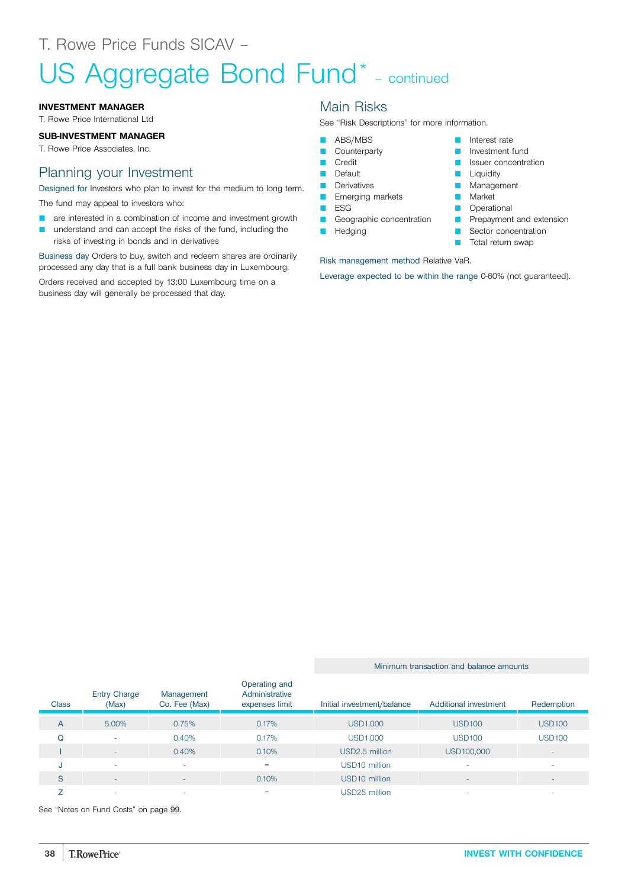T. Rowe Price Funds SICAV –

# US Aggregate Bond Fund* – continued

**INVESTMENT MANAGER**

T. Rowe Price International Ltd

**SUB-INVESTMENT MANAGER**

T. Rowe Price Associates, Inc.

## Planning your Investment

Designed for Investors who plan to invest for the medium to long term.

The fund may appeal to investors who:

- are interested in a combination of income and investment growth
- understand and can accept the risks of the fund, including the risks of investing in bonds and in derivatives

Business day Orders to buy, switch and redeem shares are ordinarily processed any day that is a full bank business day in Luxembourg.

Orders received and accepted by 13:00 Luxembourg time on a business day will generally be processed that day.

## Main Risks

See "Risk Descriptions" for more information.

- ABS/MBS
- Counterparty
- Credit
- Default
- Derivatives
- Emerging markets
- ESG
- Geographic concentration
- Hedging
- Interest rate
- Investment fund
- Issuer concentration
- Liquidity
- Management
- Market
- Operational
- Prepayment and extension
- Sector concentration
- Total return swap

Risk management method Relative VaR.

Leverage expected to be within the range 0-60% (not guaranteed).

| Class | Entry Charge (Max) | Management Co. Fee (Max) | Operating and Administrative expenses limit | Minimum transaction and balance amounts | | |
|---|---|---|---|---|---|---|
| | | | | Initial investment/balance | Additional investment | Redemption |
| A | 5.00% | 0.75% | 0.17% | USD1,000 | USD100 | USD100 |
| Q | - | 0.40% | 0.17% | USD1,000 | USD100 | USD100 |
| I | - | 0.40% | 0.10% | USD2.5 million | USD100,000 | - |
| J | - | - | = | USD10 million | - | - |
| S | - | - | 0.10% | USD10 million | - | - |
| Z | - | - | = | USD25 million | - | - |

See "Notes on Fund Costs" on page 99.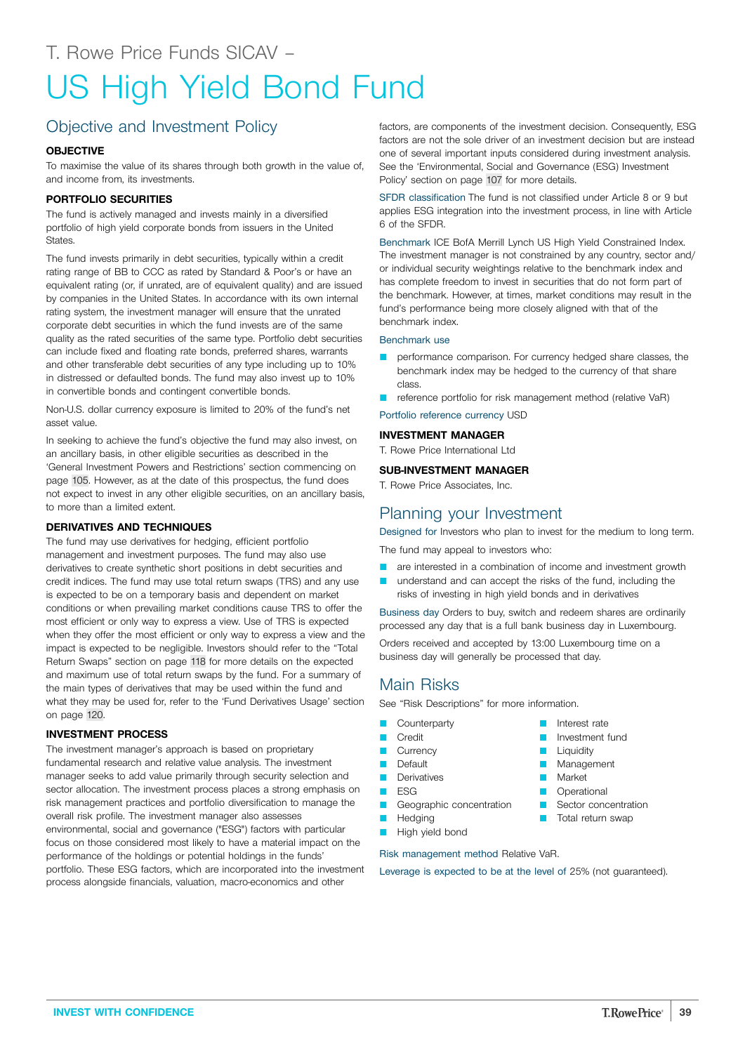T. Rowe Price Funds SICAV –

# US High Yield Bond Fund

## Objective and Investment Policy

### OBJECTIVE

To maximise the value of its shares through both growth in the value of, and income from, its investments.

### PORTFOLIO SECURITIES

The fund is actively managed and invests mainly in a diversified portfolio of high yield corporate bonds from issuers in the United States.

The fund invests primarily in debt securities, typically within a credit rating range of BB to CCC as rated by Standard & Poor's or have an equivalent rating (or, if unrated, are of equivalent quality) and are issued by companies in the United States. In accordance with its own internal rating system, the investment manager will ensure that the unrated corporate debt securities in which the fund invests are of the same quality as the rated securities of the same type. Portfolio debt securities can include fixed and floating rate bonds, preferred shares, warrants and other transferable debt securities of any type including up to 10% in distressed or defaulted bonds. The fund may also invest up to 10% in convertible bonds and contingent convertible bonds.

Non-U.S. dollar currency exposure is limited to 20% of the fund's net asset value.

In seeking to achieve the fund's objective the fund may also invest, on an ancillary basis, in other eligible securities as described in the 'General Investment Powers and Restrictions' section commencing on page 105. However, as at the date of this prospectus, the fund does not expect to invest in any other eligible securities, on an ancillary basis, to more than a limited extent.

### DERIVATIVES AND TECHNIQUES

The fund may use derivatives for hedging, efficient portfolio management and investment purposes. The fund may also use derivatives to create synthetic short positions in debt securities and credit indices. The fund may use total return swaps (TRS) and any use is expected to be on a temporary basis and dependent on market conditions or when prevailing market conditions cause TRS to offer the most efficient or only way to express a view. Use of TRS is expected when they offer the most efficient or only way to express a view and the impact is expected to be negligible. Investors should refer to the "Total Return Swaps" section on page 118 for more details on the expected and maximum use of total return swaps by the fund. For a summary of the main types of derivatives that may be used within the fund and what they may be used for, refer to the 'Fund Derivatives Usage' section on page 120.

### INVESTMENT PROCESS

The investment manager's approach is based on proprietary fundamental research and relative value analysis. The investment manager seeks to add value primarily through security selection and sector allocation. The investment process places a strong emphasis on risk management practices and portfolio diversification to manage the overall risk profile. The investment manager also assesses environmental, social and governance ("ESG") factors with particular focus on those considered most likely to have a material impact on the performance of the holdings or potential holdings in the funds' portfolio. These ESG factors, which are incorporated into the investment process alongside financials, valuation, macro-economics and other factors, are components of the investment decision. Consequently, ESG factors are not the sole driver of an investment decision but are instead one of several important inputs considered during investment analysis. See the 'Environmental, Social and Governance (ESG) Investment Policy' section on page 107 for more details.

SFDR classification The fund is not classified under Article 8 or 9 but applies ESG integration into the investment process, in line with Article 6 of the SFDR.

Benchmark ICE BofA Merrill Lynch US High Yield Constrained Index. The investment manager is not constrained by any country, sector and/or individual security weightings relative to the benchmark index and has complete freedom to invest in securities that do not form part of the benchmark. However, at times, market conditions may result in the fund's performance being more closely aligned with that of the benchmark index.

Benchmark use

- performance comparison. For currency hedged share classes, the benchmark index may be hedged to the currency of that share class.
- reference portfolio for risk management method (relative VaR)

Portfolio reference currency USD

### INVESTMENT MANAGER

T. Rowe Price International Ltd

### SUB-INVESTMENT MANAGER

T. Rowe Price Associates, Inc.

## Planning your Investment

Designed for Investors who plan to invest for the medium to long term.

The fund may appeal to investors who:

- are interested in a combination of income and investment growth
- understand and can accept the risks of the fund, including the risks of investing in high yield bonds and in derivatives

Business day Orders to buy, switch and redeem shares are ordinarily processed any day that is a full bank business day in Luxembourg.

Orders received and accepted by 13:00 Luxembourg time on a business day will generally be processed that day.

## Main Risks

See "Risk Descriptions" for more information.

- Counterparty
- Credit
- Currency
- Default
- Derivatives
- ESG
- Geographic concentration
- Hedging
- High yield bond
- Interest rate
- Investment fund
- Liquidity
- Management
- Market
- Operational
- Sector concentration
- Total return swap

Risk management method Relative VaR.

Leverage is expected to be at the level of 25% (not guaranteed).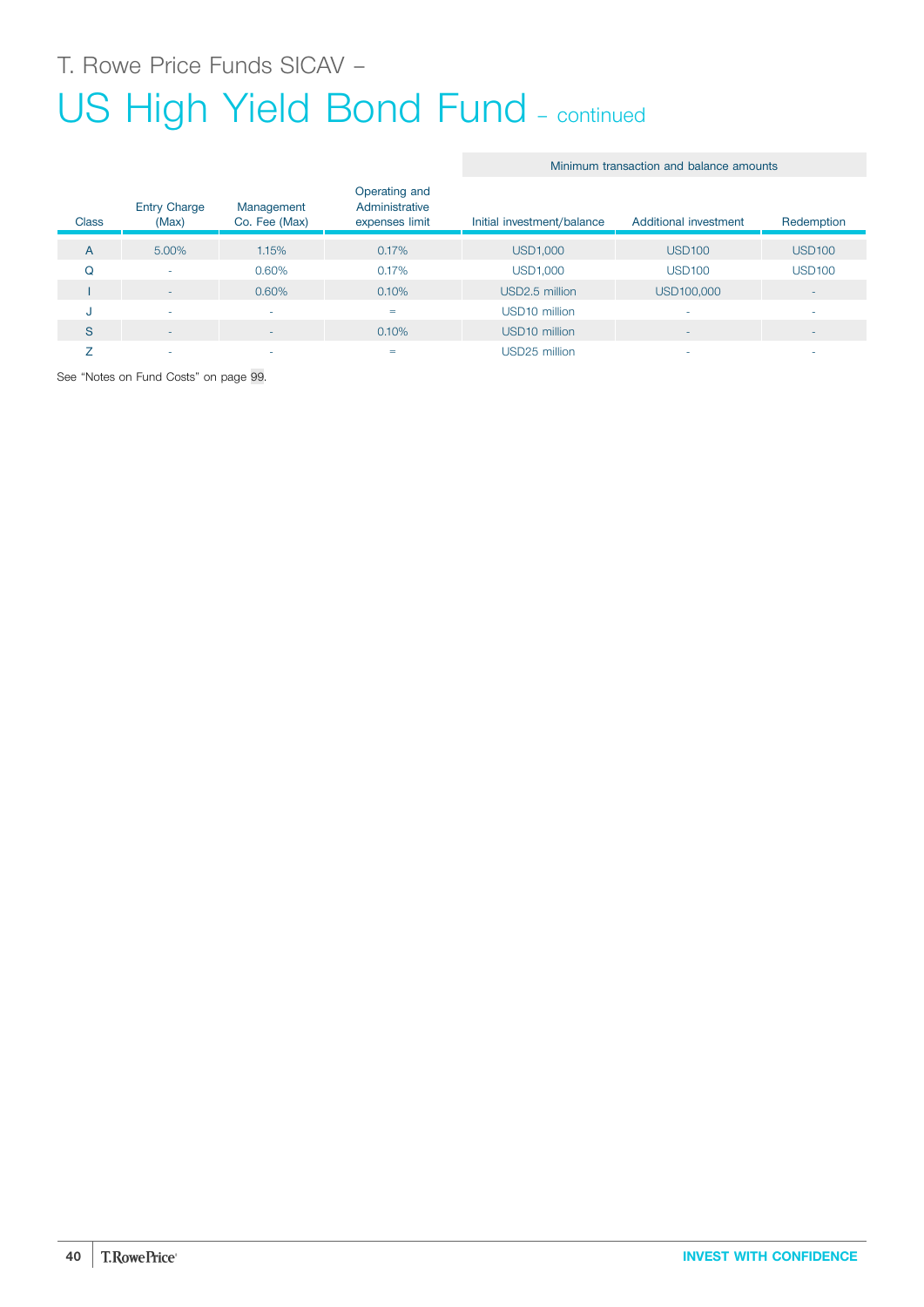T. Rowe Price Funds SICAV –

# US High Yield Bond Fund – continued

| Class | Entry Charge (Max) | Management Co. Fee (Max) | Operating and Administrative expenses limit | Minimum transaction and balance amounts | | |
|---|---|---|---|---|---|---|
| | | | | Initial investment/balance | Additional investment | Redemption |
| A | 5.00% | 1.15% | 0.17% | USD1,000 | USD100 | USD100 |
| Q | - | 0.60% | 0.17% | USD1,000 | USD100 | USD100 |
| I | - | 0.60% | 0.10% | USD2.5 million | USD100,000 | - |
| J | - | - | = | USD10 million | - | - |
| S | - | - | 0.10% | USD10 million | - | - |
| Z | - | - | = | USD25 million | - | - |

See "Notes on Fund Costs" on page 99.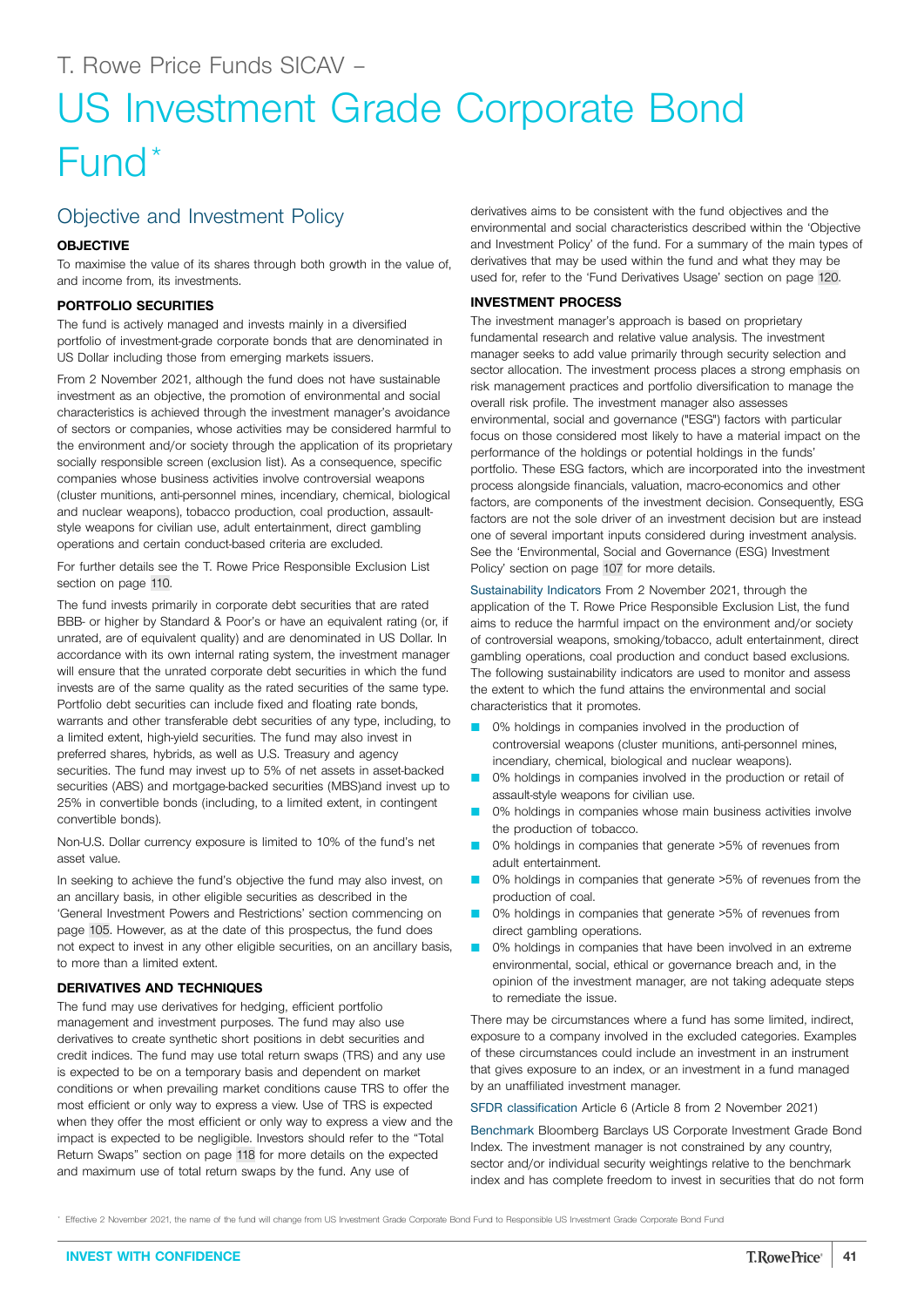T. Rowe Price Funds SICAV –

# US Investment Grade Corporate Bond Fund*

## Objective and Investment Policy

### OBJECTIVE

To maximise the value of its shares through both growth in the value of, and income from, its investments.

### PORTFOLIO SECURITIES

The fund is actively managed and invests mainly in a diversified portfolio of investment-grade corporate bonds that are denominated in US Dollar including those from emerging markets issuers.

From 2 November 2021, although the fund does not have sustainable investment as an objective, the promotion of environmental and social characteristics is achieved through the investment manager's avoidance of sectors or companies, whose activities may be considered harmful to the environment and/or society through the application of its proprietary socially responsible screen (exclusion list). As a consequence, specific companies whose business activities involve controversial weapons (cluster munitions, anti-personnel mines, incendiary, chemical, biological and nuclear weapons), tobacco production, coal production, assault-style weapons for civilian use, adult entertainment, direct gambling operations and certain conduct-based criteria are excluded.

For further details see the T. Rowe Price Responsible Exclusion List section on page 110.

The fund invests primarily in corporate debt securities that are rated BBB- or higher by Standard & Poor's or have an equivalent rating (or, if unrated, are of equivalent quality) and are denominated in US Dollar. In accordance with its own internal rating system, the investment manager will ensure that the unrated corporate debt securities in which the fund invests are of the same quality as the rated securities of the same type. Portfolio debt securities can include fixed and floating rate bonds, warrants and other transferable debt securities of any type, including, to a limited extent, high-yield securities. The fund may also invest in preferred shares, hybrids, as well as U.S. Treasury and agency securities. The fund may invest up to 5% of net assets in asset-backed securities (ABS) and mortgage-backed securities (MBS)and invest up to 25% in convertible bonds (including, to a limited extent, in contingent convertible bonds).

Non-U.S. Dollar currency exposure is limited to 10% of the fund's net asset value.

In seeking to achieve the fund's objective the fund may also invest, on an ancillary basis, in other eligible securities as described in the 'General Investment Powers and Restrictions' section commencing on page 105. However, as at the date of this prospectus, the fund does not expect to invest in any other eligible securities, on an ancillary basis, to more than a limited extent.

### DERIVATIVES AND TECHNIQUES

The fund may use derivatives for hedging, efficient portfolio management and investment purposes. The fund may also use derivatives to create synthetic short positions in debt securities and credit indices. The fund may use total return swaps (TRS) and any use is expected to be on a temporary basis and dependent on market conditions or when prevailing market conditions cause TRS to offer the most efficient or only way to express a view. Use of TRS is expected when they offer the most efficient or only way to express a view and the impact is expected to be negligible. Investors should refer to the "Total Return Swaps" section on page 118 for more details on the expected and maximum use of total return swaps by the fund. Any use of derivatives aims to be consistent with the fund objectives and the environmental and social characteristics described within the 'Objective and Investment Policy' of the fund. For a summary of the main types of derivatives that may be used within the fund and what they may be used for, refer to the 'Fund Derivatives Usage' section on page 120.

### INVESTMENT PROCESS

The investment manager's approach is based on proprietary fundamental research and relative value analysis. The investment manager seeks to add value primarily through security selection and sector allocation. The investment process places a strong emphasis on risk management practices and portfolio diversification to manage the overall risk profile. The investment manager also assesses environmental, social and governance ("ESG") factors with particular focus on those considered most likely to have a material impact on the performance of the holdings or potential holdings in the funds' portfolio. These ESG factors, which are incorporated into the investment process alongside financials, valuation, macro-economics and other factors, are components of the investment decision. Consequently, ESG factors are not the sole driver of an investment decision but are instead one of several important inputs considered during investment analysis. See the 'Environmental, Social and Governance (ESG) Investment Policy' section on page 107 for more details.

Sustainability Indicators From 2 November 2021, through the application of the T. Rowe Price Responsible Exclusion List, the fund aims to reduce the harmful impact on the environment and/or society of controversial weapons, smoking/tobacco, adult entertainment, direct gambling operations, coal production and conduct based exclusions. The following sustainability indicators are used to monitor and assess the extent to which the fund attains the environmental and social characteristics that it promotes.

- 0% holdings in companies involved in the production of controversial weapons (cluster munitions, anti-personnel mines, incendiary, chemical, biological and nuclear weapons).
- 0% holdings in companies involved in the production or retail of assault-style weapons for civilian use.
- 0% holdings in companies whose main business activities involve the production of tobacco.
- 0% holdings in companies that generate >5% of revenues from adult entertainment.
- 0% holdings in companies that generate >5% of revenues from the production of coal.
- 0% holdings in companies that generate >5% of revenues from direct gambling operations.
- 0% holdings in companies that have been involved in an extreme environmental, social, ethical or governance breach and, in the opinion of the investment manager, are not taking adequate steps to remediate the issue.

There may be circumstances where a fund has some limited, indirect, exposure to a company involved in the excluded categories. Examples of these circumstances could include an investment in an instrument that gives exposure to an index, or an investment in a fund managed by an unaffiliated investment manager.

SFDR classification Article 6 (Article 8 from 2 November 2021)

Benchmark Bloomberg Barclays US Corporate Investment Grade Bond Index. The investment manager is not constrained by any country, sector and/or individual security weightings relative to the benchmark index and has complete freedom to invest in securities that do not form

* Effective 2 November 2021, the name of the fund will change from US Investment Grade Corporate Bond Fund to Responsible US Investment Grade Corporate Bond Fund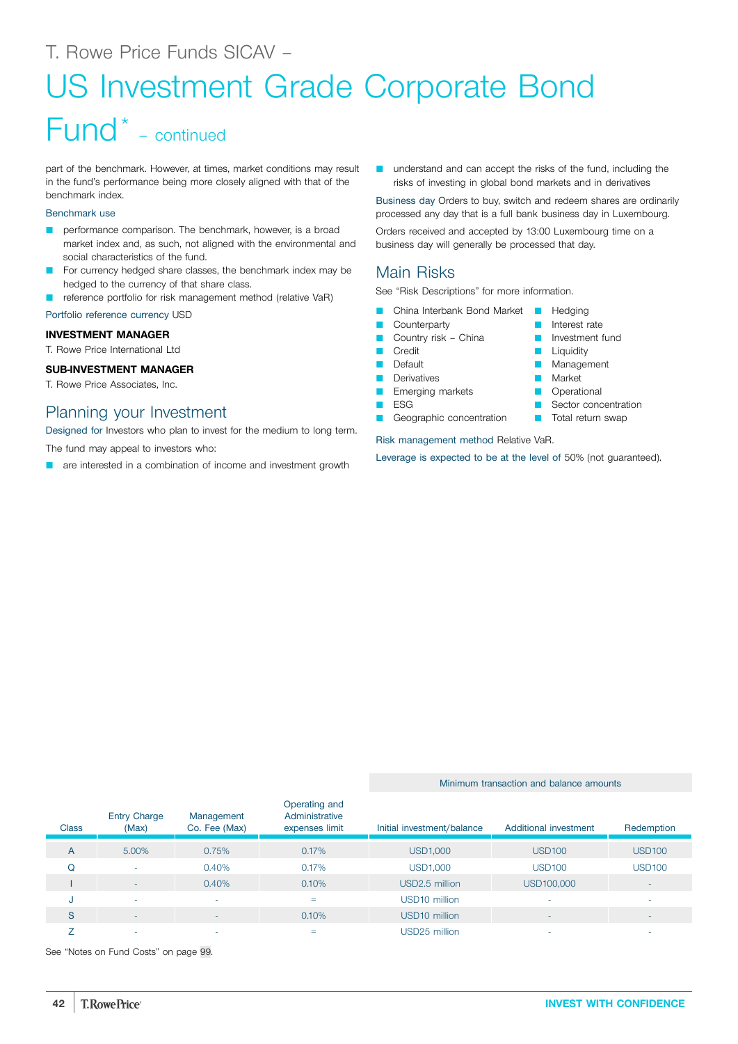# T. Rowe Price Funds SICAV – US Investment Grade Corporate Bond Fund* – continued

part of the benchmark. However, at times, market conditions may result in the fund's performance being more closely aligned with that of the benchmark index.

Benchmark use

- performance comparison. The benchmark, however, is a broad market index and, as such, not aligned with the environmental and social characteristics of the fund.
- For currency hedged share classes, the benchmark index may be hedged to the currency of that share class.
- reference portfolio for risk management method (relative VaR)

Portfolio reference currency USD

**INVESTMENT MANAGER**

T. Rowe Price International Ltd

**SUB-INVESTMENT MANAGER**

T. Rowe Price Associates, Inc.

## Planning your Investment

Designed for Investors who plan to invest for the medium to long term.

The fund may appeal to investors who:

- are interested in a combination of income and investment growth
- understand and can accept the risks of the fund, including the risks of investing in global bond markets and in derivatives

Business day Orders to buy, switch and redeem shares are ordinarily processed any day that is a full bank business day in Luxembourg.

Orders received and accepted by 13:00 Luxembourg time on a business day will generally be processed that day.

## Main Risks

See "Risk Descriptions" for more information.

- China Interbank Bond Market
- Counterparty
- Country risk – China
- Credit
- Default
- Derivatives
- Emerging markets
- ESG
- Geographic concentration
- Hedging
- Interest rate
- Investment fund
- Liquidity
- Management
- Market
- Operational
- Sector concentration
- Total return swap

Risk management method Relative VaR.

Leverage is expected to be at the level of 50% (not guaranteed).

| Class | Entry Charge (Max) | Management Co. Fee (Max) | Operating and Administrative expenses limit | Minimum transaction and balance amounts: Initial investment/balance | Additional investment | Redemption |
|---|---|---|---|---|---|---|
| A | 5.00% | 0.75% | 0.17% | USD1,000 | USD100 | USD100 |
| Q | - | 0.40% | 0.17% | USD1,000 | USD100 | USD100 |
| I | - | 0.40% | 0.10% | USD2.5 million | USD100,000 | - |
| J | - | - | = | USD10 million | - | - |
| S | - | - | 0.10% | USD10 million | - | - |
| Z | - | - | = | USD25 million | - | - |

See "Notes on Fund Costs" on page 99.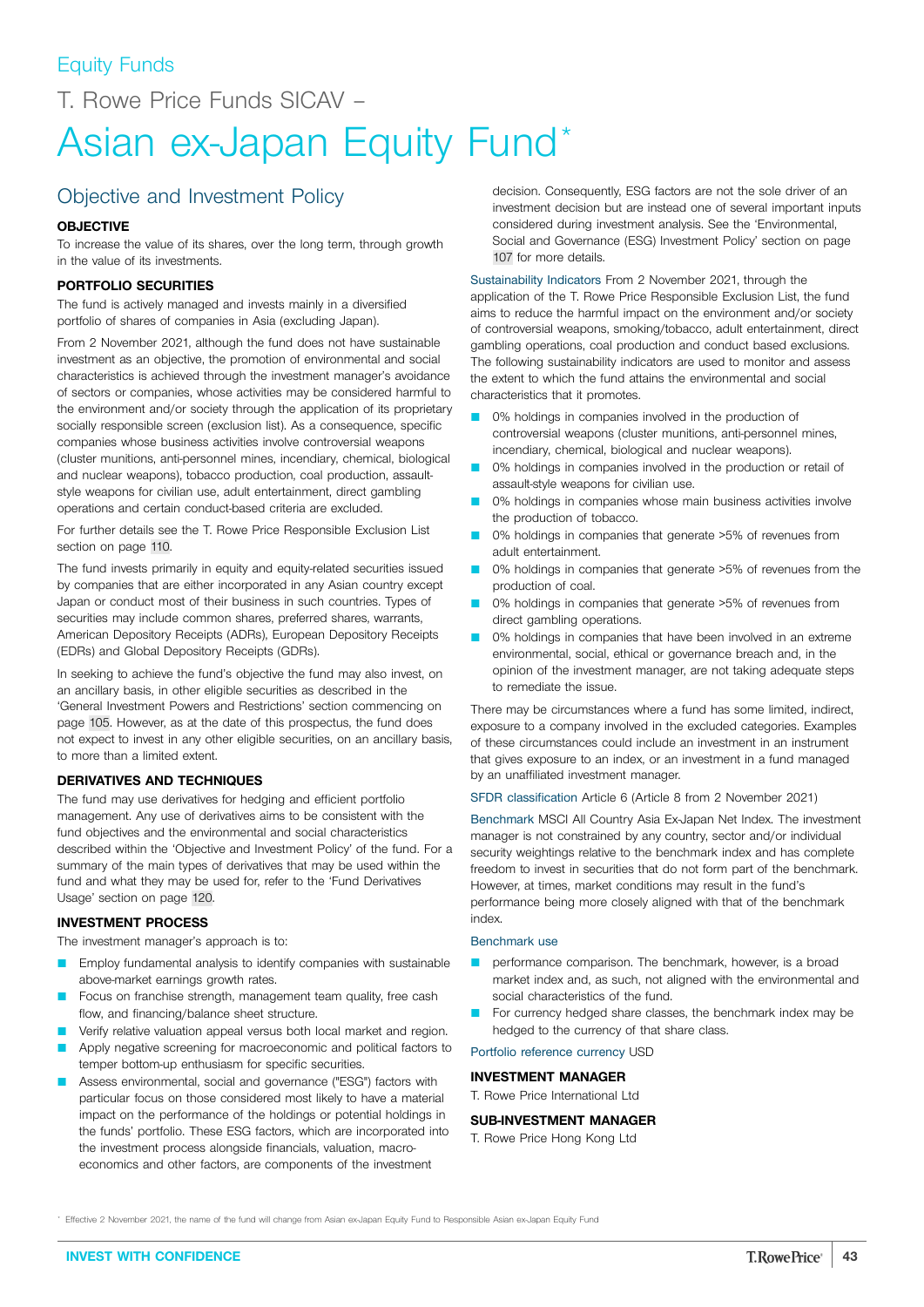Equity Funds

# T. Rowe Price Funds SICAV – Asian ex-Japan Equity Fund*

## Objective and Investment Policy

### OBJECTIVE

To increase the value of its shares, over the long term, through growth in the value of its investments.

### PORTFOLIO SECURITIES

The fund is actively managed and invests mainly in a diversified portfolio of shares of companies in Asia (excluding Japan).

From 2 November 2021, although the fund does not have sustainable investment as an objective, the promotion of environmental and social characteristics is achieved through the investment manager's avoidance of sectors or companies, whose activities may be considered harmful to the environment and/or society through the application of its proprietary socially responsible screen (exclusion list). As a consequence, specific companies whose business activities involve controversial weapons (cluster munitions, anti-personnel mines, incendiary, chemical, biological and nuclear weapons), tobacco production, coal production, assault-style weapons for civilian use, adult entertainment, direct gambling operations and certain conduct-based criteria are excluded.

For further details see the T. Rowe Price Responsible Exclusion List section on page 110.

The fund invests primarily in equity and equity-related securities issued by companies that are either incorporated in any Asian country except Japan or conduct most of their business in such countries. Types of securities may include common shares, preferred shares, warrants, American Depository Receipts (ADRs), European Depository Receipts (EDRs) and Global Depository Receipts (GDRs).

In seeking to achieve the fund's objective the fund may also invest, on an ancillary basis, in other eligible securities as described in the 'General Investment Powers and Restrictions' section commencing on page 105. However, as at the date of this prospectus, the fund does not expect to invest in any other eligible securities, on an ancillary basis, to more than a limited extent.

### DERIVATIVES AND TECHNIQUES

The fund may use derivatives for hedging and efficient portfolio management. Any use of derivatives aims to be consistent with the fund objectives and the environmental and social characteristics described within the 'Objective and Investment Policy' of the fund. For a summary of the main types of derivatives that may be used within the fund and what they may be used for, refer to the 'Fund Derivatives Usage' section on page 120.

### INVESTMENT PROCESS

The investment manager's approach is to:

- Employ fundamental analysis to identify companies with sustainable above-market earnings growth rates.
- Focus on franchise strength, management team quality, free cash flow, and financing/balance sheet structure.
- Verify relative valuation appeal versus both local market and region.
- Apply negative screening for macroeconomic and political factors to temper bottom-up enthusiasm for specific securities.
- Assess environmental, social and governance ("ESG") factors with particular focus on those considered most likely to have a material impact on the performance of the holdings or potential holdings in the funds' portfolio. These ESG factors, which are incorporated into the investment process alongside financials, valuation, macro-economics and other factors, are components of the investment decision. Consequently, ESG factors are not the sole driver of an investment decision but are instead one of several important inputs considered during investment analysis. See the 'Environmental, Social and Governance (ESG) Investment Policy' section on page 107 for more details.

Sustainability Indicators From 2 November 2021, through the application of the T. Rowe Price Responsible Exclusion List, the fund aims to reduce the harmful impact on the environment and/or society of controversial weapons, smoking/tobacco, adult entertainment, direct gambling operations, coal production and conduct based exclusions. The following sustainability indicators are used to monitor and assess the extent to which the fund attains the environmental and social characteristics that it promotes.

- 0% holdings in companies involved in the production of controversial weapons (cluster munitions, anti-personnel mines, incendiary, chemical, biological and nuclear weapons).
- 0% holdings in companies involved in the production or retail of assault-style weapons for civilian use.
- 0% holdings in companies whose main business activities involve the production of tobacco.
- 0% holdings in companies that generate >5% of revenues from adult entertainment.
- 0% holdings in companies that generate >5% of revenues from the production of coal.
- 0% holdings in companies that generate >5% of revenues from direct gambling operations.
- 0% holdings in companies that have been involved in an extreme environmental, social, ethical or governance breach and, in the opinion of the investment manager, are not taking adequate steps to remediate the issue.

There may be circumstances where a fund has some limited, indirect, exposure to a company involved in the excluded categories. Examples of these circumstances could include an investment in an instrument that gives exposure to an index, or an investment in a fund managed by an unaffiliated investment manager.

SFDR classification Article 6 (Article 8 from 2 November 2021)

Benchmark MSCI All Country Asia Ex-Japan Net Index. The investment manager is not constrained by any country, sector and/or individual security weightings relative to the benchmark index and has complete freedom to invest in securities that do not form part of the benchmark. However, at times, market conditions may result in the fund's performance being more closely aligned with that of the benchmark index.

Benchmark use

- performance comparison. The benchmark, however, is a broad market index and, as such, not aligned with the environmental and social characteristics of the fund.
- For currency hedged share classes, the benchmark index may be hedged to the currency of that share class.

Portfolio reference currency USD

### INVESTMENT MANAGER

T. Rowe Price International Ltd

### SUB-INVESTMENT MANAGER

T. Rowe Price Hong Kong Ltd

* Effective 2 November 2021, the name of the fund will change from Asian ex-Japan Equity Fund to Responsible Asian ex-Japan Equity Fund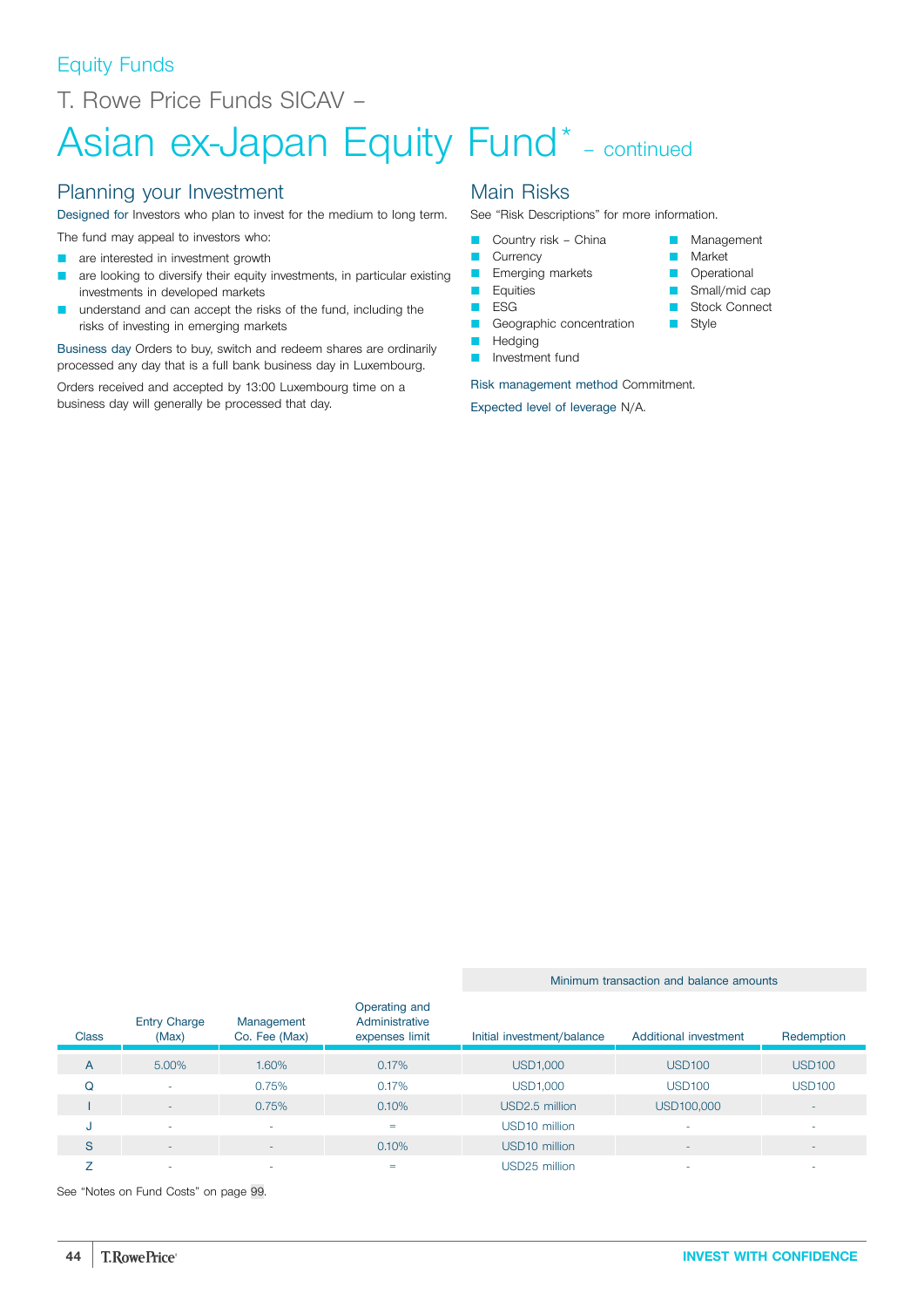Equity Funds

# T. Rowe Price Funds SICAV – Asian ex-Japan Equity Fund* – continued

## Planning your Investment

Designed for Investors who plan to invest for the medium to long term.

The fund may appeal to investors who:

- are interested in investment growth
- are looking to diversify their equity investments, in particular existing investments in developed markets
- understand and can accept the risks of the fund, including the risks of investing in emerging markets

Business day Orders to buy, switch and redeem shares are ordinarily processed any day that is a full bank business day in Luxembourg.

Orders received and accepted by 13:00 Luxembourg time on a business day will generally be processed that day.

## Main Risks

See "Risk Descriptions" for more information.

- Country risk – China
- Currency
- Emerging markets
- Equities
- ESG
- Geographic concentration
- Hedging
- Investment fund
- Management
- Market
- Operational
- Small/mid cap
- Stock Connect
- Style

Risk management method Commitment.

Expected level of leverage N/A.

| | | | | Minimum transaction and balance amounts | | |
|---|---|---|---|---|---|---|
| Class | Entry Charge (Max) | Management Co. Fee (Max) | Operating and Administrative expenses limit | Initial investment/balance | Additional investment | Redemption |
| A | 5.00% | 1.60% | 0.17% | USD1,000 | USD100 | USD100 |
| Q | - | 0.75% | 0.17% | USD1,000 | USD100 | USD100 |
| I | - | 0.75% | 0.10% | USD2.5 million | USD100,000 | - |
| J | - | - | = | USD10 million | - | - |
| S | - | - | 0.10% | USD10 million | - | - |
| Z | - | - | = | USD25 million | - | - |

See "Notes on Fund Costs" on page 99.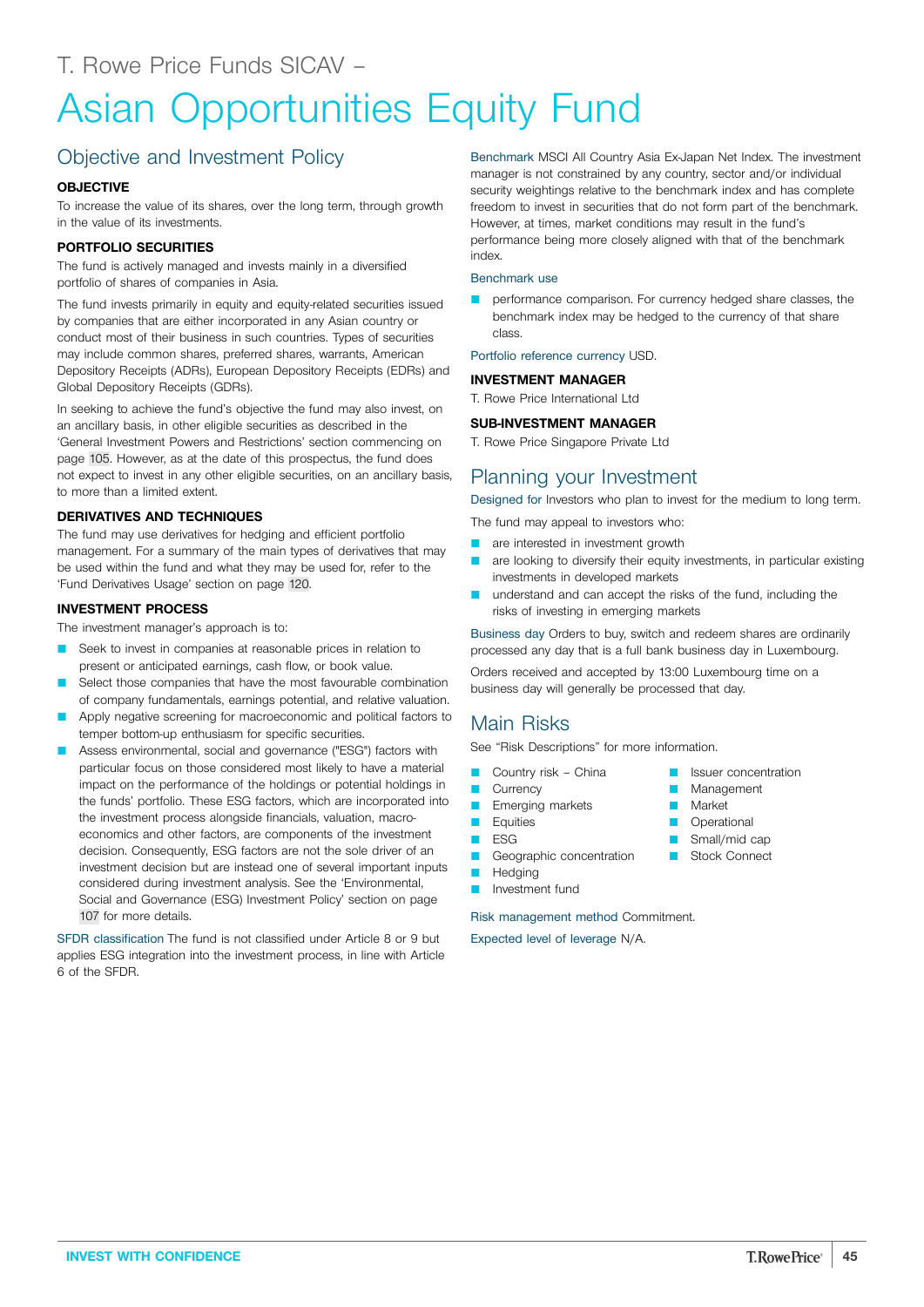T. Rowe Price Funds SICAV –

# Asian Opportunities Equity Fund

## Objective and Investment Policy

**OBJECTIVE**

To increase the value of its shares, over the long term, through growth in the value of its investments.

**PORTFOLIO SECURITIES**

The fund is actively managed and invests mainly in a diversified portfolio of shares of companies in Asia.

The fund invests primarily in equity and equity-related securities issued by companies that are either incorporated in any Asian country or conduct most of their business in such countries. Types of securities may include common shares, preferred shares, warrants, American Depository Receipts (ADRs), European Depository Receipts (EDRs) and Global Depository Receipts (GDRs).

In seeking to achieve the fund's objective the fund may also invest, on an ancillary basis, in other eligible securities as described in the 'General Investment Powers and Restrictions' section commencing on page 105. However, as at the date of this prospectus, the fund does not expect to invest in any other eligible securities, on an ancillary basis, to more than a limited extent.

**DERIVATIVES AND TECHNIQUES**

The fund may use derivatives for hedging and efficient portfolio management. For a summary of the main types of derivatives that may be used within the fund and what they may be used for, refer to the 'Fund Derivatives Usage' section on page 120.

**INVESTMENT PROCESS**

The investment manager's approach is to:

- Seek to invest in companies at reasonable prices in relation to present or anticipated earnings, cash flow, or book value.
- Select those companies that have the most favourable combination of company fundamentals, earnings potential, and relative valuation.
- Apply negative screening for macroeconomic and political factors to temper bottom-up enthusiasm for specific securities.
- Assess environmental, social and governance ("ESG") factors with particular focus on those considered most likely to have a material impact on the performance of the holdings or potential holdings in the funds' portfolio. These ESG factors, which are incorporated into the investment process alongside financials, valuation, macro-economics and other factors, are components of the investment decision. Consequently, ESG factors are not the sole driver of an investment decision but are instead one of several important inputs considered during investment analysis. See the 'Environmental, Social and Governance (ESG) Investment Policy' section on page 107 for more details.

SFDR classification The fund is not classified under Article 8 or 9 but applies ESG integration into the investment process, in line with Article 6 of the SFDR.

Benchmark MSCI All Country Asia Ex-Japan Net Index. The investment manager is not constrained by any country, sector and/or individual security weightings relative to the benchmark index and has complete freedom to invest in securities that do not form part of the benchmark. However, at times, market conditions may result in the fund's performance being more closely aligned with that of the benchmark index.

Benchmark use

- performance comparison. For currency hedged share classes, the benchmark index may be hedged to the currency of that share class.

Portfolio reference currency USD.

**INVESTMENT MANAGER**

T. Rowe Price International Ltd

**SUB-INVESTMENT MANAGER**

T. Rowe Price Singapore Private Ltd

## Planning your Investment

Designed for Investors who plan to invest for the medium to long term.

The fund may appeal to investors who:

- are interested in investment growth
- are looking to diversify their equity investments, in particular existing investments in developed markets
- understand and can accept the risks of the fund, including the risks of investing in emerging markets

Business day Orders to buy, switch and redeem shares are ordinarily processed any day that is a full bank business day in Luxembourg.

Orders received and accepted by 13:00 Luxembourg time on a business day will generally be processed that day.

## Main Risks

See "Risk Descriptions" for more information.

- Country risk – China
- Currency
- Emerging markets
- Equities
- ESG
- Geographic concentration
- Hedging
- Investment fund
- Issuer concentration
- Management
- Market
- Operational
- Small/mid cap
- Stock Connect

Risk management method Commitment.

Expected level of leverage N/A.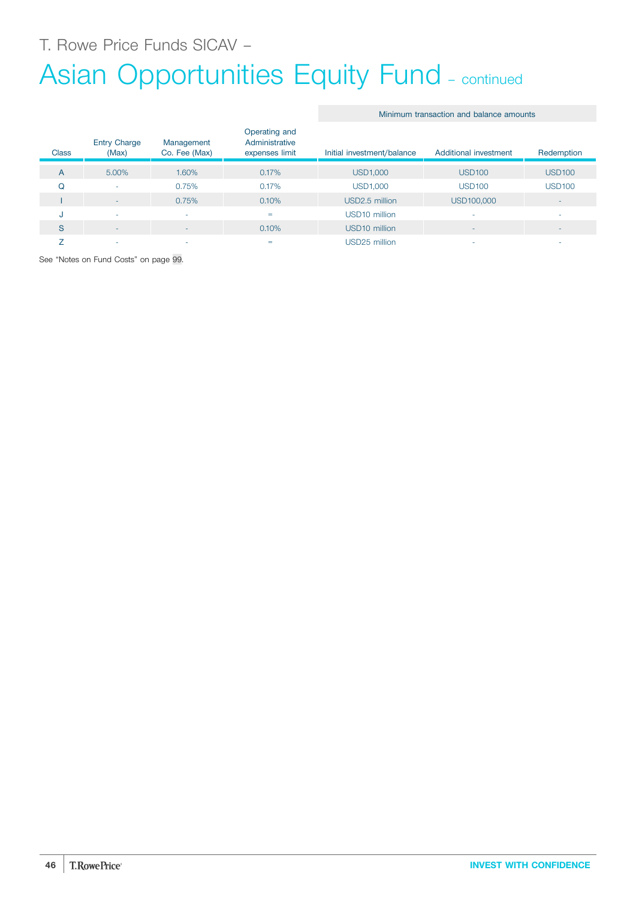T. Rowe Price Funds SICAV –

# Asian Opportunities Equity Fund – continued

| Class | Entry Charge (Max) | Management Co. Fee (Max) | Operating and Administrative expenses limit | Minimum transaction and balance amounts | | |
|---|---|---|---|---|---|---|
| | | | | Initial investment/balance | Additional investment | Redemption |
| A | 5.00% | 1.60% | 0.17% | USD1,000 | USD100 | USD100 |
| Q | - | 0.75% | 0.17% | USD1,000 | USD100 | USD100 |
| I | - | 0.75% | 0.10% | USD2.5 million | USD100,000 | - |
| J | - | - | = | USD10 million | - | - |
| S | - | - | 0.10% | USD10 million | - | - |
| Z | - | - | = | USD25 million | - | - |

See "Notes on Fund Costs" on page 99.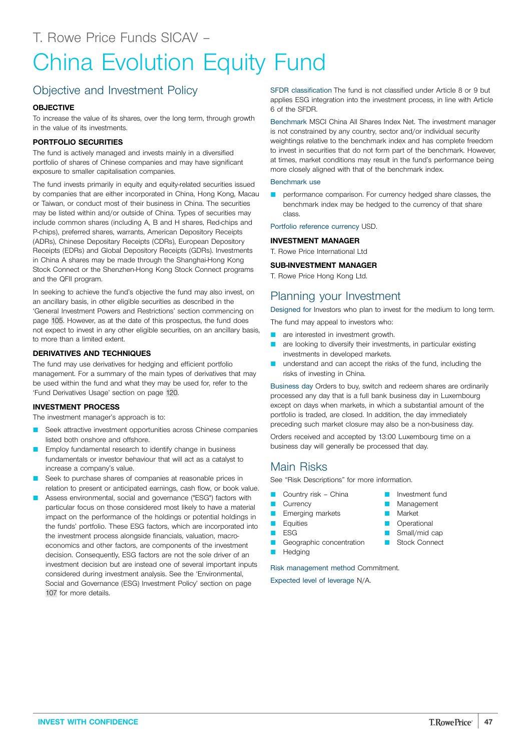T. Rowe Price Funds SICAV –

# China Evolution Equity Fund

## Objective and Investment Policy

### OBJECTIVE

To increase the value of its shares, over the long term, through growth in the value of its investments.

### PORTFOLIO SECURITIES

The fund is actively managed and invests mainly in a diversified portfolio of shares of Chinese companies and may have significant exposure to smaller capitalisation companies.

The fund invests primarily in equity and equity-related securities issued by companies that are either incorporated in China, Hong Kong, Macau or Taiwan, or conduct most of their business in China. The securities may be listed within and/or outside of China. Types of securities may include common shares (including A, B and H shares, Red-chips and P-chips), preferred shares, warrants, American Depository Receipts (ADRs), Chinese Depositary Receipts (CDRs), European Depository Receipts (EDRs) and Global Depository Receipts (GDRs). Investments in China A shares may be made through the Shanghai-Hong Kong Stock Connect or the Shenzhen-Hong Kong Stock Connect programs and the QFII program.

In seeking to achieve the fund's objective the fund may also invest, on an ancillary basis, in other eligible securities as described in the 'General Investment Powers and Restrictions' section commencing on page 105. However, as at the date of this prospectus, the fund does not expect to invest in any other eligible securities, on an ancillary basis, to more than a limited extent.

### DERIVATIVES AND TECHNIQUES

The fund may use derivatives for hedging and efficient portfolio management. For a summary of the main types of derivatives that may be used within the fund and what they may be used for, refer to the 'Fund Derivatives Usage' section on page 120.

### INVESTMENT PROCESS

The investment manager's approach is to:

- Seek attractive investment opportunities across Chinese companies listed both onshore and offshore.
- Employ fundamental research to identify change in business fundamentals or investor behaviour that will act as a catalyst to increase a company's value.
- Seek to purchase shares of companies at reasonable prices in relation to present or anticipated earnings, cash flow, or book value.
- Assess environmental, social and governance ("ESG") factors with particular focus on those considered most likely to have a material impact on the performance of the holdings or potential holdings in the funds' portfolio. These ESG factors, which are incorporated into the investment process alongside financials, valuation, macro-economics and other factors, are components of the investment decision. Consequently, ESG factors are not the sole driver of an investment decision but are instead one of several inputs considered during investment analysis. See the 'Environmental, Social and Governance (ESG) Investment Policy' section on page 107 for more details.

SFDR classification The fund is not classified under Article 8 or 9 but applies ESG integration into the investment process, in line with Article 6 of the SFDR.

Benchmark MSCI China All Shares Index Net. The investment manager is not constrained by any country, sector and/or individual security weightings relative to the benchmark index and has complete freedom to invest in securities that do not form part of the benchmark. However, at times, market conditions may result in the fund's performance being more closely aligned with that of the benchmark index.

Benchmark use

- performance comparison. For currency hedged share classes, the benchmark index may be hedged to the currency of that share class.

Portfolio reference currency USD.

### INVESTMENT MANAGER

T. Rowe Price International Ltd

### SUB-INVESTMENT MANAGER

T. Rowe Price Hong Kong Ltd.

## Planning your Investment

Designed for Investors who plan to invest for the medium to long term.

The fund may appeal to investors who:

- are interested in investment growth.
- are looking to diversify their investments, in particular existing investments in developed markets.
- understand and can accept the risks of the fund, including the risks of investing in China.

Business day Orders to buy, switch and redeem shares are ordinarily processed any day that is a full bank business day in Luxembourg except on days when markets, in which a substantial amount of the portfolio is traded, are closed. In addition, the day immediately preceding such market closure may also be a non-business day.

Orders received and accepted by 13:00 Luxembourg time on a business day will generally be processed that day.

## Main Risks

See "Risk Descriptions" for more information.

- Country risk – China
- Currency
- Emerging markets
- Equities
- ESG
- Geographic concentration
- Hedging
- Investment fund
- Management
- Market
- Operational
- Small/mid cap
- Stock Connect

Risk management method Commitment.

Expected level of leverage N/A.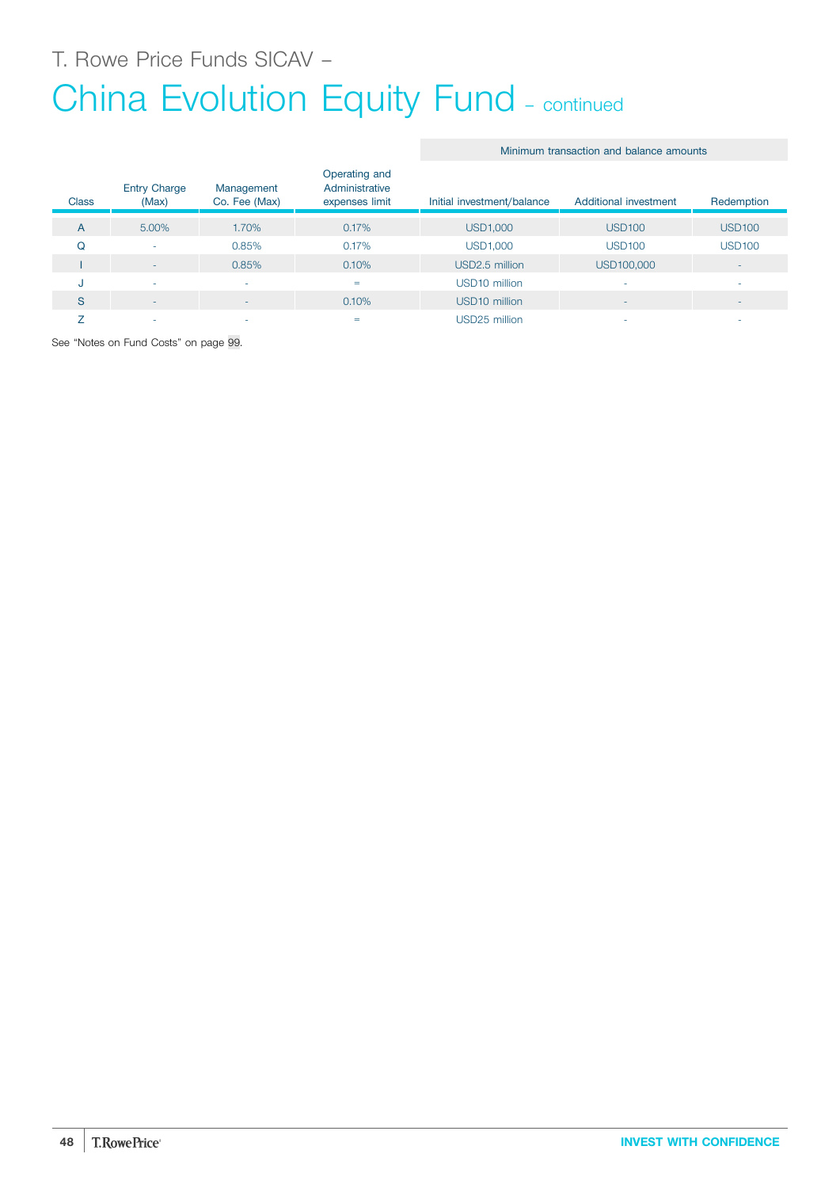T. Rowe Price Funds SICAV –

# China Evolution Equity Fund – continued

| Class | Entry Charge (Max) | Management Co. Fee (Max) | Operating and Administrative expenses limit | Minimum transaction and balance amounts | | |
|---|---|---|---|---|---|---|
| | | | | Initial investment/balance | Additional investment | Redemption |
| A | 5.00% | 1.70% | 0.17% | USD1,000 | USD100 | USD100 |
| Q | - | 0.85% | 0.17% | USD1,000 | USD100 | USD100 |
| I | - | 0.85% | 0.10% | USD2.5 million | USD100,000 | - |
| J | - | - | = | USD10 million | - | - |
| S | - | - | 0.10% | USD10 million | - | - |
| Z | - | - | = | USD25 million | - | - |

See "Notes on Fund Costs" on page 99.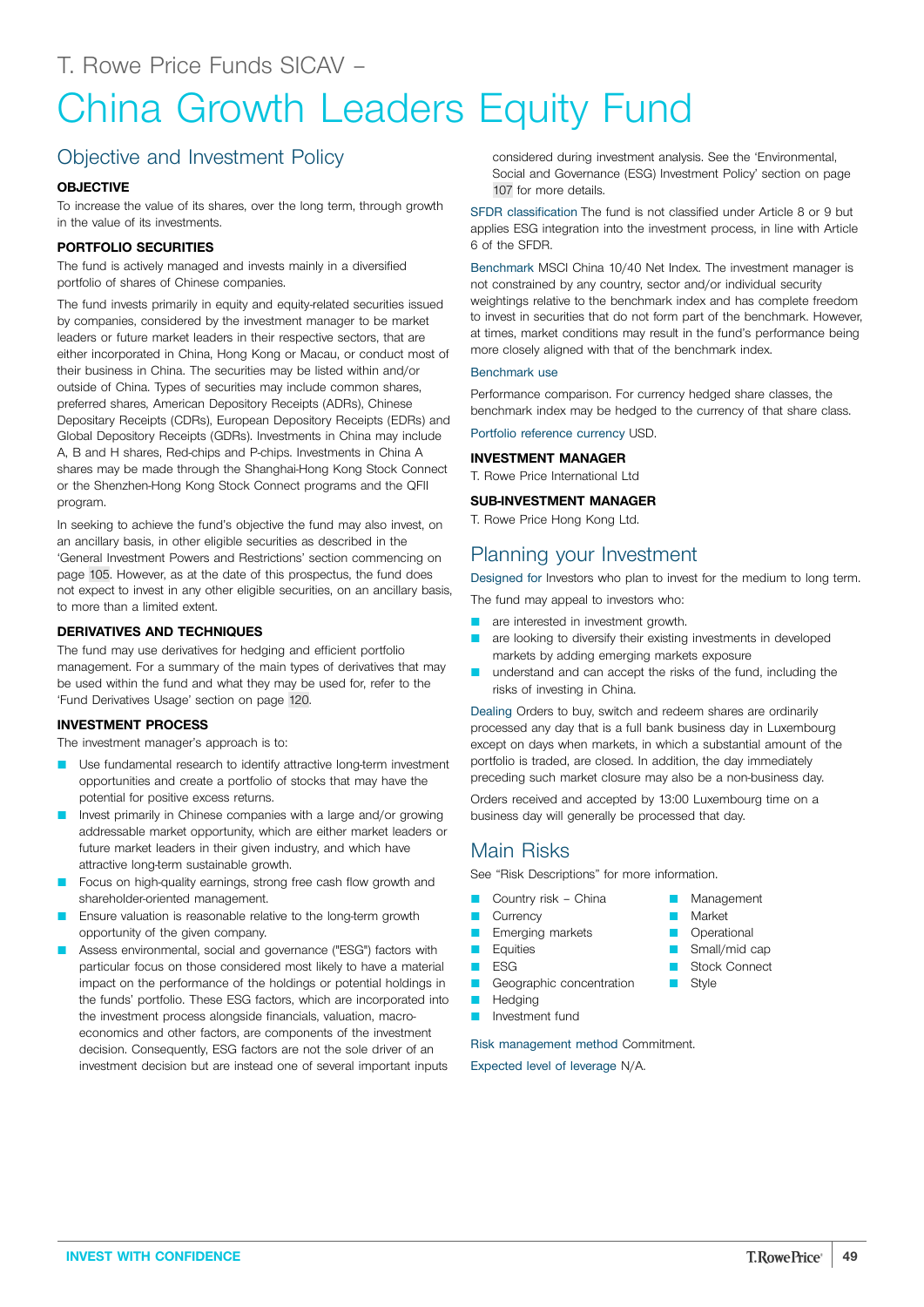# T. Rowe Price Funds SICAV – China Growth Leaders Equity Fund

## Objective and Investment Policy

### OBJECTIVE

To increase the value of its shares, over the long term, through growth in the value of its investments.

### PORTFOLIO SECURITIES

The fund is actively managed and invests mainly in a diversified portfolio of shares of Chinese companies.

The fund invests primarily in equity and equity-related securities issued by companies, considered by the investment manager to be market leaders or future market leaders in their respective sectors, that are either incorporated in China, Hong Kong or Macau, or conduct most of their business in China. The securities may be listed within and/or outside of China. Types of securities may include common shares, preferred shares, American Depository Receipts (ADRs), Chinese Depositary Receipts (CDRs), European Depository Receipts (EDRs) and Global Depository Receipts (GDRs). Investments in China may include A, B and H shares, Red-chips and P-chips. Investments in China A shares may be made through the Shanghai-Hong Kong Stock Connect or the Shenzhen-Hong Kong Stock Connect programs and the QFII program.

In seeking to achieve the fund's objective the fund may also invest, on an ancillary basis, in other eligible securities as described in the 'General Investment Powers and Restrictions' section commencing on page 105. However, as at the date of this prospectus, the fund does not expect to invest in any other eligible securities, on an ancillary basis, to more than a limited extent.

### DERIVATIVES AND TECHNIQUES

The fund may use derivatives for hedging and efficient portfolio management. For a summary of the main types of derivatives that may be used within the fund and what they may be used for, refer to the 'Fund Derivatives Usage' section on page 120.

### INVESTMENT PROCESS

The investment manager's approach is to:

- Use fundamental research to identify attractive long-term investment opportunities and create a portfolio of stocks that may have the potential for positive excess returns.
- Invest primarily in Chinese companies with a large and/or growing addressable market opportunity, which are either market leaders or future market leaders in their given industry, and which have attractive long-term sustainable growth.
- Focus on high-quality earnings, strong free cash flow growth and shareholder-oriented management.
- Ensure valuation is reasonable relative to the long-term growth opportunity of the given company.
- Assess environmental, social and governance ("ESG") factors with particular focus on those considered most likely to have a material impact on the performance of the holdings or potential holdings in the funds' portfolio. These ESG factors, which are incorporated into the investment process alongside financials, valuation, macro-economics and other factors, are components of the investment decision. Consequently, ESG factors are not the sole driver of an investment decision but are instead one of several important inputs considered during investment analysis. See the 'Environmental, Social and Governance (ESG) Investment Policy' section on page 107 for more details.

**SFDR classification** The fund is not classified under Article 8 or 9 but applies ESG integration into the investment process, in line with Article 6 of the SFDR.

**Benchmark** MSCI China 10/40 Net Index. The investment manager is not constrained by any country, sector and/or individual security weightings relative to the benchmark index and has complete freedom to invest in securities that do not form part of the benchmark. However, at times, market conditions may result in the fund's performance being more closely aligned with that of the benchmark index.

**Benchmark use**

Performance comparison. For currency hedged share classes, the benchmark index may be hedged to the currency of that share class.

**Portfolio reference currency** USD.

### INVESTMENT MANAGER

T. Rowe Price International Ltd

### SUB-INVESTMENT MANAGER

T. Rowe Price Hong Kong Ltd.

## Planning your Investment

**Designed for** Investors who plan to invest for the medium to long term.

The fund may appeal to investors who:

- are interested in investment growth.
- are looking to diversify their existing investments in developed markets by adding emerging markets exposure
- understand and can accept the risks of the fund, including the risks of investing in China.

**Dealing** Orders to buy, switch and redeem shares are ordinarily processed any day that is a full bank business day in Luxembourg except on days when markets, in which a substantial amount of the portfolio is traded, are closed. In addition, the day immediately preceding such market closure may also be a non-business day.

Orders received and accepted by 13:00 Luxembourg time on a business day will generally be processed that day.

## Main Risks

See "Risk Descriptions" for more information.

- Country risk – China
- Currency
- Emerging markets
- Equities
- ESG
- Geographic concentration
- Hedging
- Investment fund
- Management
- Market
- Operational
- Small/mid cap
- Stock Connect
- Style

**Risk management method** Commitment.

**Expected level of leverage** N/A.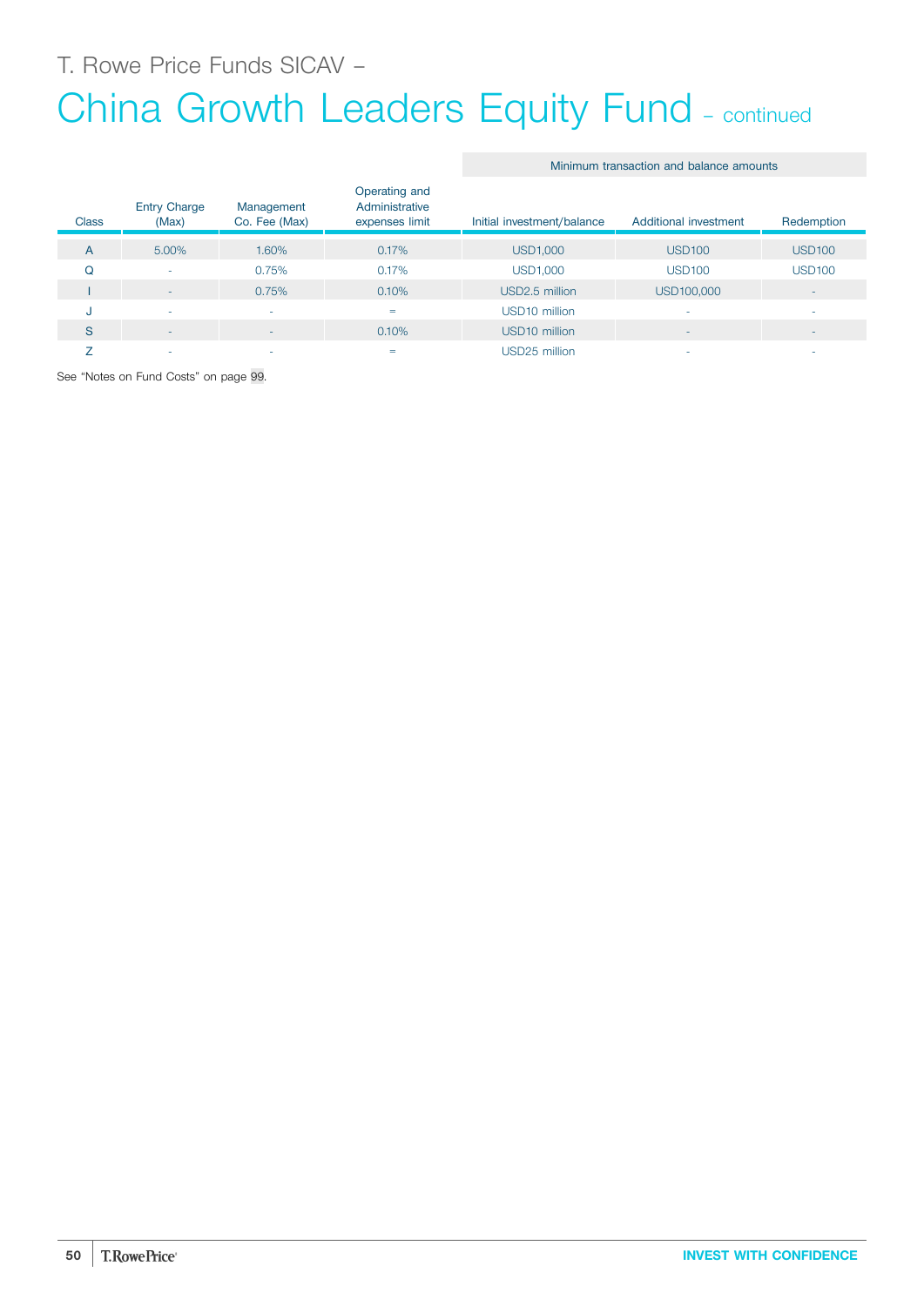T. Rowe Price Funds SICAV –

# China Growth Leaders Equity Fund – continued

| Class | Entry Charge (Max) | Management Co. Fee (Max) | Operating and Administrative expenses limit | Minimum transaction and balance amounts | | |
|---|---|---|---|---|---|---|
| | | | | Initial investment/balance | Additional investment | Redemption |
| A | 5.00% | 1.60% | 0.17% | USD1,000 | USD100 | USD100 |
| Q | - | 0.75% | 0.17% | USD1,000 | USD100 | USD100 |
| I | - | 0.75% | 0.10% | USD2.5 million | USD100,000 | - |
| J | - | - | = | USD10 million | - | - |
| S | - | - | 0.10% | USD10 million | - | - |
| Z | - | - | = | USD25 million | - | - |

See "Notes on Fund Costs" on page 99.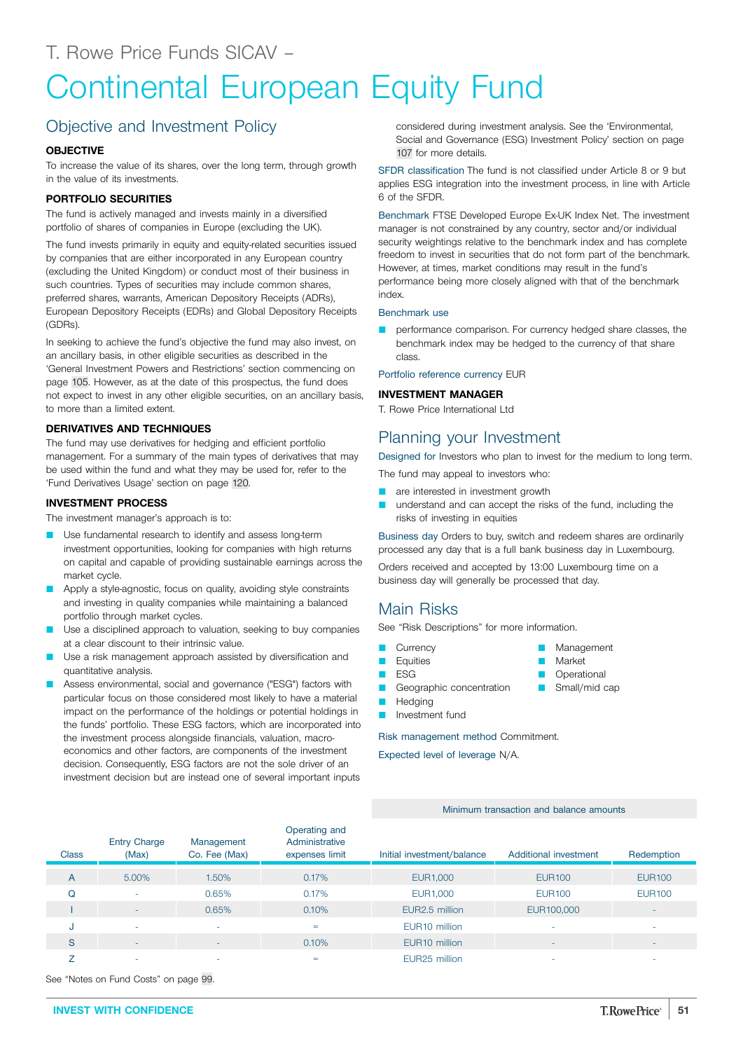T. Rowe Price Funds SICAV –

# Continental European Equity Fund

## Objective and Investment Policy

**OBJECTIVE**

To increase the value of its shares, over the long term, through growth in the value of its investments.

**PORTFOLIO SECURITIES**

The fund is actively managed and invests mainly in a diversified portfolio of shares of companies in Europe (excluding the UK).

The fund invests primarily in equity and equity-related securities issued by companies that are either incorporated in any European country (excluding the United Kingdom) or conduct most of their business in such countries. Types of securities may include common shares, preferred shares, warrants, American Depository Receipts (ADRs), European Depository Receipts (EDRs) and Global Depository Receipts (GDRs).

In seeking to achieve the fund's objective the fund may also invest, on an ancillary basis, in other eligible securities as described in the 'General Investment Powers and Restrictions' section commencing on page 105. However, as at the date of this prospectus, the fund does not expect to invest in any other eligible securities, on an ancillary basis, to more than a limited extent.

**DERIVATIVES AND TECHNIQUES**

The fund may use derivatives for hedging and efficient portfolio management. For a summary of the main types of derivatives that may be used within the fund and what they may be used for, refer to the 'Fund Derivatives Usage' section on page 120.

**INVESTMENT PROCESS**

The investment manager's approach is to:

- Use fundamental research to identify and assess long-term investment opportunities, looking for companies with high returns on capital and capable of providing sustainable earnings across the market cycle.
- Apply a style-agnostic, focus on quality, avoiding style constraints and investing in quality companies while maintaining a balanced portfolio through market cycles.
- Use a disciplined approach to valuation, seeking to buy companies at a clear discount to their intrinsic value.
- Use a risk management approach assisted by diversification and quantitative analysis.
- Assess environmental, social and governance ("ESG") factors with particular focus on those considered most likely to have a material impact on the performance of the holdings or potential holdings in the funds' portfolio. These ESG factors, which are incorporated into the investment process alongside financials, valuation, macro-economics and other factors, are components of the investment decision. Consequently, ESG factors are not the sole driver of an investment decision but are instead one of several important inputs considered during investment analysis. See the 'Environmental, Social and Governance (ESG) Investment Policy' section on page 107 for more details.

SFDR classification The fund is not classified under Article 8 or 9 but applies ESG integration into the investment process, in line with Article 6 of the SFDR.

Benchmark FTSE Developed Europe Ex-UK Index Net. The investment manager is not constrained by any country, sector and/or individual security weightings relative to the benchmark index and has complete freedom to invest in securities that do not form part of the benchmark. However, at times, market conditions may result in the fund's performance being more closely aligned with that of the benchmark index.

Benchmark use

- performance comparison. For currency hedged share classes, the benchmark index may be hedged to the currency of that share class.

Portfolio reference currency EUR

**INVESTMENT MANAGER**

T. Rowe Price International Ltd

## Planning your Investment

Designed for Investors who plan to invest for the medium to long term.

The fund may appeal to investors who:

- are interested in investment growth
- understand and can accept the risks of the fund, including the risks of investing in equities

Business day Orders to buy, switch and redeem shares are ordinarily processed any day that is a full bank business day in Luxembourg.

Orders received and accepted by 13:00 Luxembourg time on a business day will generally be processed that day.

## Main Risks

See "Risk Descriptions" for more information.

- Currency
- Equities
- ESG
- Geographic concentration
- Hedging
- Investment fund
- Management
- Market
- Operational
- Small/mid cap

Risk management method Commitment.

Expected level of leverage N/A.

| | | | | Minimum transaction and balance amounts | | |
|---|---|---|---|---|---|---|
| Class | Entry Charge (Max) | Management Co. Fee (Max) | Operating and Administrative expenses limit | Initial investment/balance | Additional investment | Redemption |
| A | 5.00% | 1.50% | 0.17% | EUR1,000 | EUR100 | EUR100 |
| Q | - | 0.65% | 0.17% | EUR1,000 | EUR100 | EUR100 |
| I | - | 0.65% | 0.10% | EUR2.5 million | EUR100,000 | - |
| J | - | - | = | EUR10 million | - | - |
| S | - | - | 0.10% | EUR10 million | - | - |
| Z | - | - | = | EUR25 million | - | - |

See "Notes on Fund Costs" on page 99.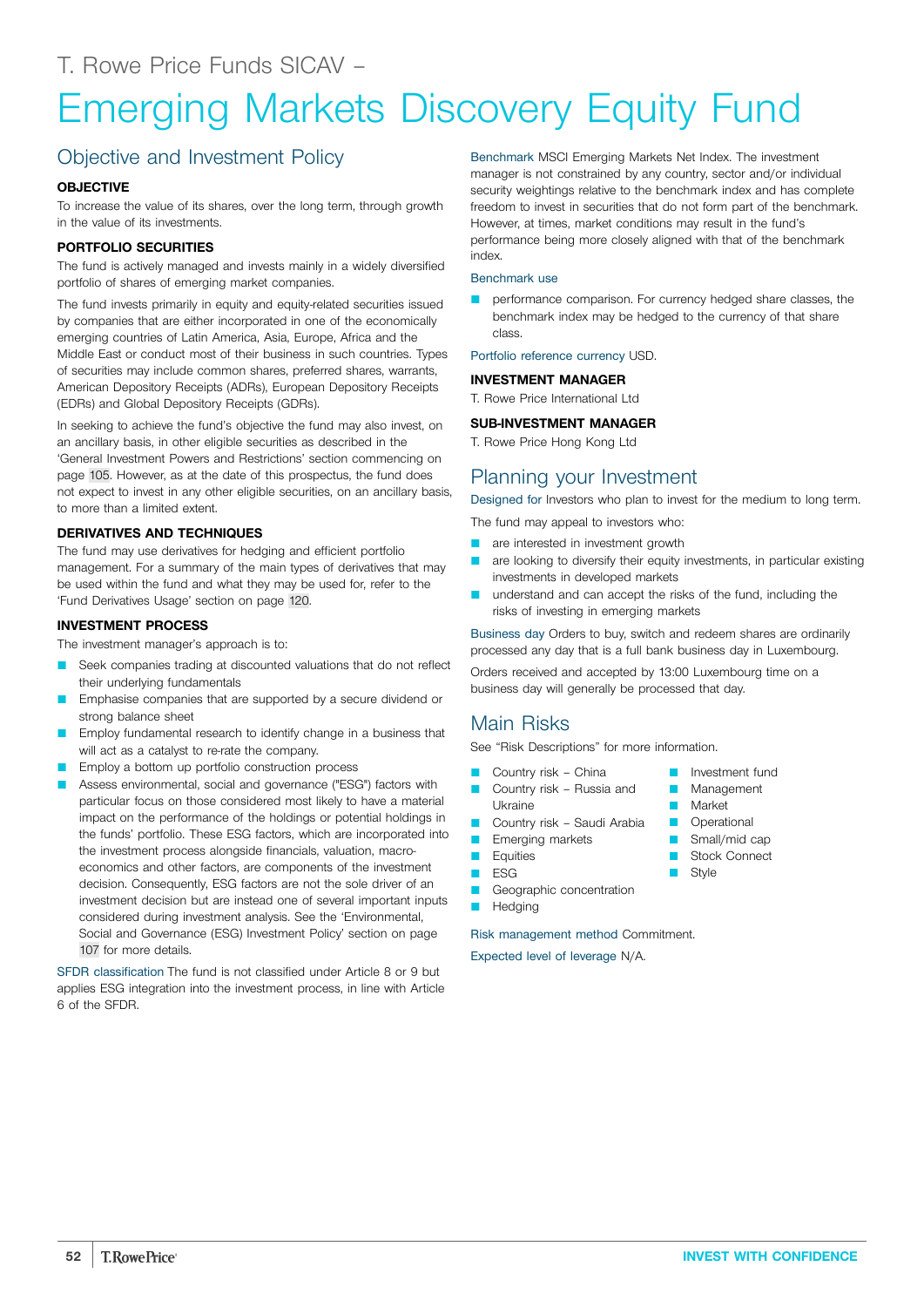T. Rowe Price Funds SICAV –

# Emerging Markets Discovery Equity Fund

## Objective and Investment Policy

**OBJECTIVE**

To increase the value of its shares, over the long term, through growth in the value of its investments.

**PORTFOLIO SECURITIES**

The fund is actively managed and invests mainly in a widely diversified portfolio of shares of emerging market companies.

The fund invests primarily in equity and equity-related securities issued by companies that are either incorporated in one of the economically emerging countries of Latin America, Asia, Europe, Africa and the Middle East or conduct most of their business in such countries. Types of securities may include common shares, preferred shares, warrants, American Depository Receipts (ADRs), European Depository Receipts (EDRs) and Global Depository Receipts (GDRs).

In seeking to achieve the fund's objective the fund may also invest, on an ancillary basis, in other eligible securities as described in the 'General Investment Powers and Restrictions' section commencing on page 105. However, as at the date of this prospectus, the fund does not expect to invest in any other eligible securities, on an ancillary basis, to more than a limited extent.

**DERIVATIVES AND TECHNIQUES**

The fund may use derivatives for hedging and efficient portfolio management. For a summary of the main types of derivatives that may be used within the fund and what they may be used for, refer to the 'Fund Derivatives Usage' section on page 120.

**INVESTMENT PROCESS**

The investment manager's approach is to:

- Seek companies trading at discounted valuations that do not reflect their underlying fundamentals
- Emphasise companies that are supported by a secure dividend or strong balance sheet
- Employ fundamental research to identify change in a business that will act as a catalyst to re-rate the company.
- Employ a bottom up portfolio construction process
- Assess environmental, social and governance ("ESG") factors with particular focus on those considered most likely to have a material impact on the performance of the holdings or potential holdings in the funds' portfolio. These ESG factors, which are incorporated into the investment process alongside financials, valuation, macro-economics and other factors, are components of the investment decision. Consequently, ESG factors are not the sole driver of an investment decision but are instead one of several important inputs considered during investment analysis. See the 'Environmental, Social and Governance (ESG) Investment Policy' section on page 107 for more details.

SFDR classification The fund is not classified under Article 8 or 9 but applies ESG integration into the investment process, in line with Article 6 of the SFDR.

Benchmark MSCI Emerging Markets Net Index. The investment manager is not constrained by any country, sector and/or individual security weightings relative to the benchmark index and has complete freedom to invest in securities that do not form part of the benchmark. However, at times, market conditions may result in the fund's performance being more closely aligned with that of the benchmark index.

Benchmark use

- performance comparison. For currency hedged share classes, the benchmark index may be hedged to the currency of that share class.

Portfolio reference currency USD.

**INVESTMENT MANAGER**

T. Rowe Price International Ltd

**SUB-INVESTMENT MANAGER**

T. Rowe Price Hong Kong Ltd

## Planning your Investment

Designed for Investors who plan to invest for the medium to long term.

The fund may appeal to investors who:

- are interested in investment growth
- are looking to diversify their equity investments, in particular existing investments in developed markets
- understand and can accept the risks of the fund, including the risks of investing in emerging markets

Business day Orders to buy, switch and redeem shares are ordinarily processed any day that is a full bank business day in Luxembourg.

Orders received and accepted by 13:00 Luxembourg time on a business day will generally be processed that day.

## Main Risks

See "Risk Descriptions" for more information.

- Country risk – China
- Country risk – Russia and Ukraine
- Country risk – Saudi Arabia
- Emerging markets
- Equities
- ESG
- Geographic concentration
- Hedging
- Investment fund
- Management
- Market
- Operational
- Small/mid cap
- Stock Connect
- Style

Risk management method Commitment.

Expected level of leverage N/A.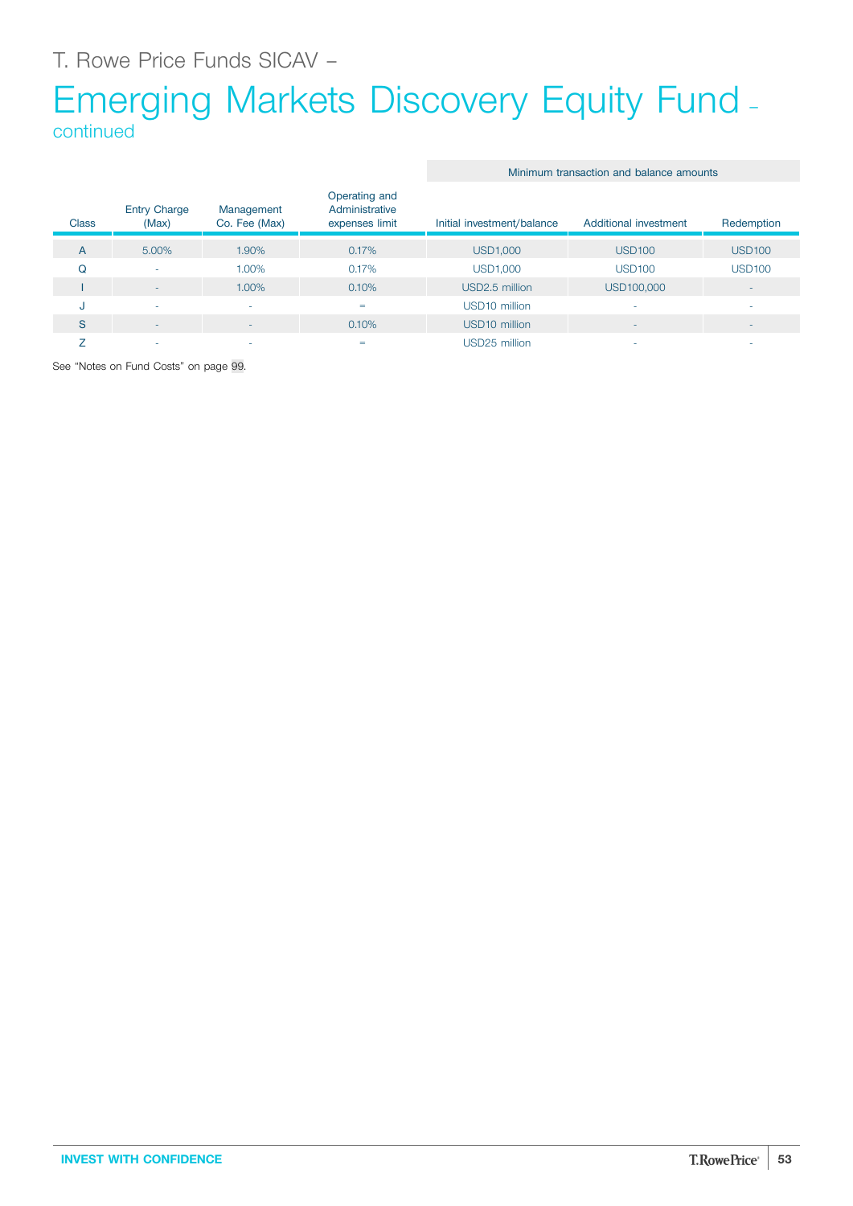T. Rowe Price Funds SICAV –

# Emerging Markets Discovery Equity Fund – continued

| Class | Entry Charge (Max) | Management Co. Fee (Max) | Operating and Administrative expenses limit | Minimum transaction and balance amounts | | |
|---|---|---|---|---|---|---|
| | | | | Initial investment/balance | Additional investment | Redemption |
| A | 5.00% | 1.90% | 0.17% | USD1,000 | USD100 | USD100 |
| Q | - | 1.00% | 0.17% | USD1,000 | USD100 | USD100 |
| I | - | 1.00% | 0.10% | USD2.5 million | USD100,000 | - |
| J | - | - | = | USD10 million | - | - |
| S | - | - | 0.10% | USD10 million | - | - |
| Z | - | - | = | USD25 million | - | - |

See "Notes on Fund Costs" on page 99.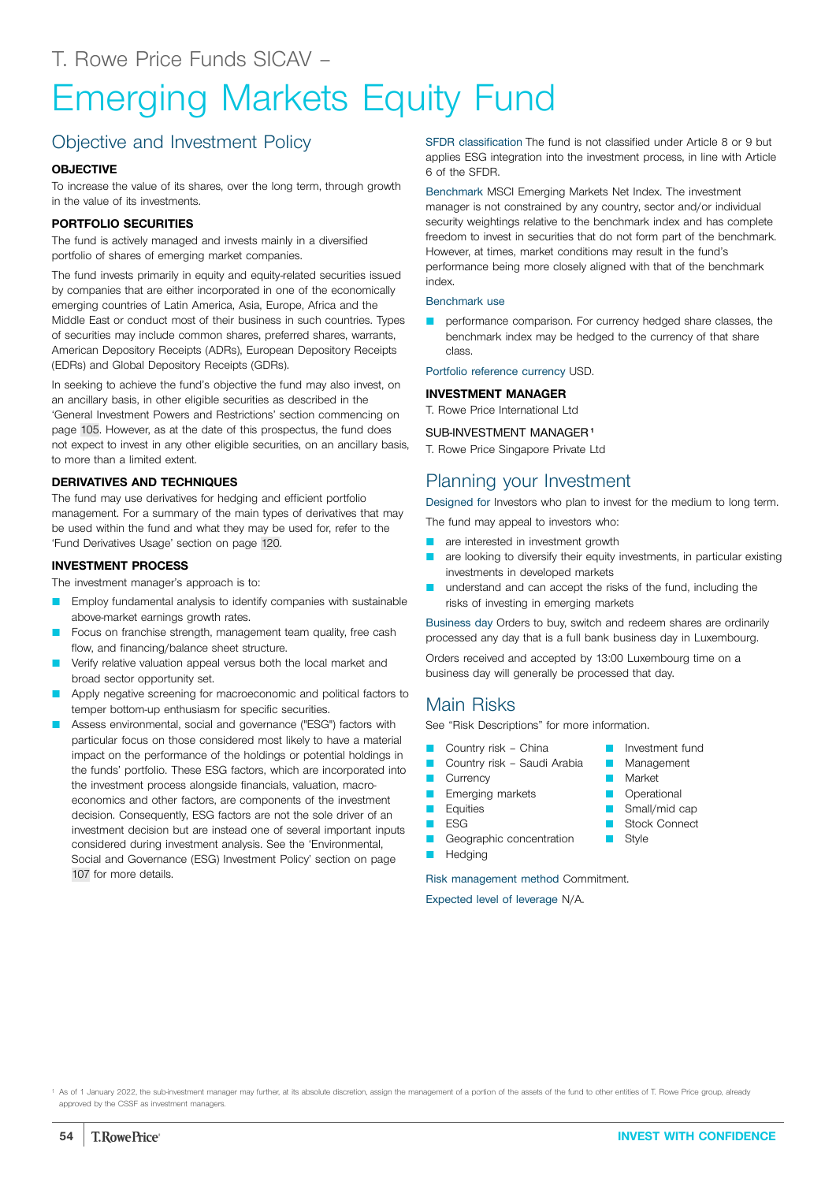T. Rowe Price Funds SICAV –

# Emerging Markets Equity Fund

## Objective and Investment Policy

### OBJECTIVE

To increase the value of its shares, over the long term, through growth in the value of its investments.

### PORTFOLIO SECURITIES

The fund is actively managed and invests mainly in a diversified portfolio of shares of emerging market companies.

The fund invests primarily in equity and equity-related securities issued by companies that are either incorporated in one of the economically emerging countries of Latin America, Asia, Europe, Africa and the Middle East or conduct most of their business in such countries. Types of securities may include common shares, preferred shares, warrants, American Depository Receipts (ADRs), European Depository Receipts (EDRs) and Global Depository Receipts (GDRs).

In seeking to achieve the fund's objective the fund may also invest, on an ancillary basis, in other eligible securities as described in the 'General Investment Powers and Restrictions' section commencing on page 105. However, as at the date of this prospectus, the fund does not expect to invest in any other eligible securities, on an ancillary basis, to more than a limited extent.

### DERIVATIVES AND TECHNIQUES

The fund may use derivatives for hedging and efficient portfolio management. For a summary of the main types of derivatives that may be used within the fund and what they may be used for, refer to the 'Fund Derivatives Usage' section on page 120.

### INVESTMENT PROCESS

The investment manager's approach is to:

- Employ fundamental analysis to identify companies with sustainable above-market earnings growth rates.
- Focus on franchise strength, management team quality, free cash flow, and financing/balance sheet structure.
- Verify relative valuation appeal versus both the local market and broad sector opportunity set.
- Apply negative screening for macroeconomic and political factors to temper bottom-up enthusiasm for specific securities.
- Assess environmental, social and governance ("ESG") factors with particular focus on those considered most likely to have a material impact on the performance of the holdings or potential holdings in the funds' portfolio. These ESG factors, which are incorporated into the investment process alongside financials, valuation, macro-economics and other factors, are components of the investment decision. Consequently, ESG factors are not the sole driver of an investment decision but are instead one of several important inputs considered during investment analysis. See the 'Environmental, Social and Governance (ESG) Investment Policy' section on page 107 for more details.

**SFDR classification** The fund is not classified under Article 8 or 9 but applies ESG integration into the investment process, in line with Article 6 of the SFDR.

**Benchmark** MSCI Emerging Markets Net Index. The investment manager is not constrained by any country, sector and/or individual security weightings relative to the benchmark index and has complete freedom to invest in securities that do not form part of the benchmark. However, at times, market conditions may result in the fund's performance being more closely aligned with that of the benchmark index.

**Benchmark use**

- performance comparison. For currency hedged share classes, the benchmark index may be hedged to the currency of that share class.

**Portfolio reference currency** USD.

### INVESTMENT MANAGER

T. Rowe Price International Ltd

### SUB-INVESTMENT MANAGER[1]

T. Rowe Price Singapore Private Ltd

## Planning your Investment

**Designed for** Investors who plan to invest for the medium to long term.

The fund may appeal to investors who:

- are interested in investment growth
- are looking to diversify their equity investments, in particular existing investments in developed markets
- understand and can accept the risks of the fund, including the risks of investing in emerging markets

**Business day** Orders to buy, switch and redeem shares are ordinarily processed any day that is a full bank business day in Luxembourg.

Orders received and accepted by 13:00 Luxembourg time on a business day will generally be processed that day.

## Main Risks

See "Risk Descriptions" for more information.

- Country risk – China
- Country risk – Saudi Arabia
- Currency
- Emerging markets
- Equities
- ESG
- Geographic concentration
- Hedging
- Investment fund
- Management
- Market
- Operational
- Small/mid cap
- Stock Connect
- Style

**Risk management method** Commitment.

**Expected level of leverage** N/A.

[1] As of 1 January 2022, the sub-investment manager may further, at its absolute discretion, assign the management of a portion of the assets of the fund to other entities of T. Rowe Price group, already approved by the CSSF as investment managers.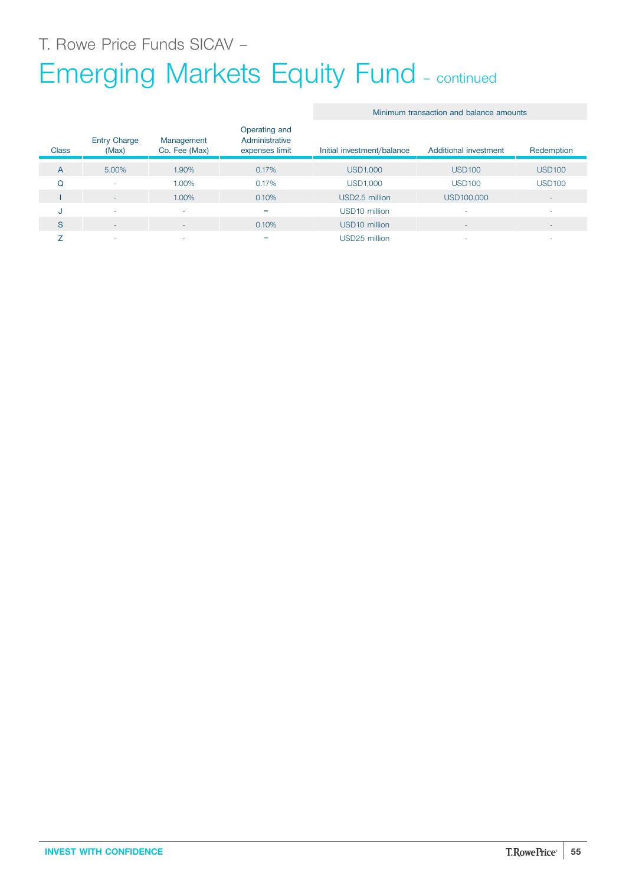T. Rowe Price Funds SICAV –

# Emerging Markets Equity Fund – continued

| Class | Entry Charge (Max) | Management Co. Fee (Max) | Operating and Administrative expenses limit | Minimum transaction and balance amounts | | |
|---|---|---|---|---|---|---|
| | | | | Initial investment/balance | Additional investment | Redemption |
| A | 5.00% | 1.90% | 0.17% | USD1,000 | USD100 | USD100 |
| Q | - | 1.00% | 0.17% | USD1,000 | USD100 | USD100 |
| I | - | 1.00% | 0.10% | USD2.5 million | USD100,000 | - |
| J | - | - | = | USD10 million | - | - |
| S | - | - | 0.10% | USD10 million | - | - |
| Z | - | - | = | USD25 million | - | - |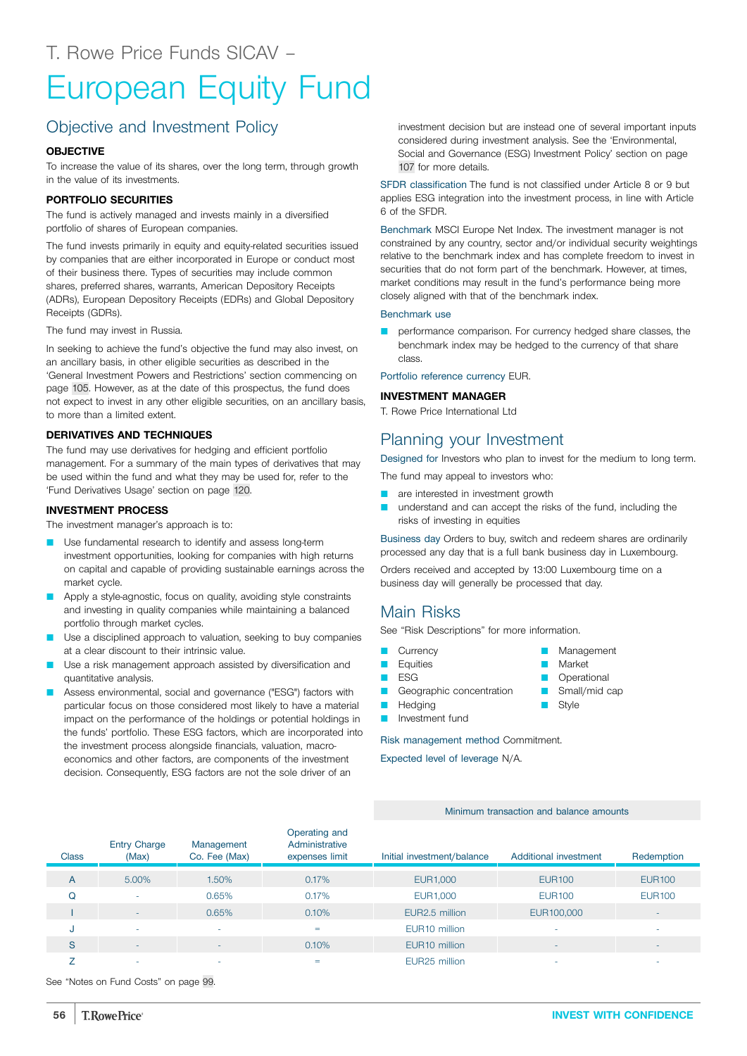T. Rowe Price Funds SICAV –

# European Equity Fund

## Objective and Investment Policy

**OBJECTIVE**

To increase the value of its shares, over the long term, through growth in the value of its investments.

**PORTFOLIO SECURITIES**

The fund is actively managed and invests mainly in a diversified portfolio of shares of European companies.

The fund invests primarily in equity and equity-related securities issued by companies that are either incorporated in Europe or conduct most of their business there. Types of securities may include common shares, preferred shares, warrants, American Depository Receipts (ADRs), European Depository Receipts (EDRs) and Global Depository Receipts (GDRs).

The fund may invest in Russia.

In seeking to achieve the fund's objective the fund may also invest, on an ancillary basis, in other eligible securities as described in the 'General Investment Powers and Restrictions' section commencing on page 105. However, as at the date of this prospectus, the fund does not expect to invest in any other eligible securities, on an ancillary basis, to more than a limited extent.

**DERIVATIVES AND TECHNIQUES**

The fund may use derivatives for hedging and efficient portfolio management. For a summary of the main types of derivatives that may be used within the fund and what they may be used for, refer to the 'Fund Derivatives Usage' section on page 120.

**INVESTMENT PROCESS**

The investment manager's approach is to:

- Use fundamental research to identify and assess long-term investment opportunities, looking for companies with high returns on capital and capable of providing sustainable earnings across the market cycle.
- Apply a style-agnostic, focus on quality, avoiding style constraints and investing in quality companies while maintaining a balanced portfolio through market cycles.
- Use a disciplined approach to valuation, seeking to buy companies at a clear discount to their intrinsic value.
- Use a risk management approach assisted by diversification and quantitative analysis.
- Assess environmental, social and governance ("ESG") factors with particular focus on those considered most likely to have a material impact on the performance of the holdings or potential holdings in the funds' portfolio. These ESG factors, which are incorporated into the investment process alongside financials, valuation, macro-economics and other factors, are components of the investment decision. Consequently, ESG factors are not the sole driver of an investment decision but are instead one of several important inputs considered during investment analysis. See the 'Environmental, Social and Governance (ESG) Investment Policy' section on page 107 for more details.

SFDR classification The fund is not classified under Article 8 or 9 but applies ESG integration into the investment process, in line with Article 6 of the SFDR.

Benchmark MSCI Europe Net Index. The investment manager is not constrained by any country, sector and/or individual security weightings relative to the benchmark index and has complete freedom to invest in securities that do not form part of the benchmark. However, at times, market conditions may result in the fund's performance being more closely aligned with that of the benchmark index.

Benchmark use

- performance comparison. For currency hedged share classes, the benchmark index may be hedged to the currency of that share class.

Portfolio reference currency EUR.

**INVESTMENT MANAGER**

T. Rowe Price International Ltd

## Planning your Investment

Designed for Investors who plan to invest for the medium to long term.

The fund may appeal to investors who:

- are interested in investment growth
- understand and can accept the risks of the fund, including the risks of investing in equities

Business day Orders to buy, switch and redeem shares are ordinarily processed any day that is a full bank business day in Luxembourg.

Orders received and accepted by 13:00 Luxembourg time on a business day will generally be processed that day.

## Main Risks

See "Risk Descriptions" for more information.

- Currency
- Equities
- ESG
- Geographic concentration
- Hedging
- Investment fund
- Management
- Market
- Operational
- Small/mid cap
- Style

Risk management method Commitment.

Expected level of leverage N/A.

| | | | | Minimum transaction and balance amounts | | |
|---|---|---|---|---|---|---|
| Class | Entry Charge (Max) | Management Co. Fee (Max) | Operating and Administrative expenses limit | Initial investment/balance | Additional investment | Redemption |
| A | 5.00% | 1.50% | 0.17% | EUR1,000 | EUR100 | EUR100 |
| Q | - | 0.65% | 0.17% | EUR1,000 | EUR100 | EUR100 |
| I | - | 0.65% | 0.10% | EUR2.5 million | EUR100,000 | - |
| J | - | - | = | EUR10 million | - | - |
| S | - | - | 0.10% | EUR10 million | - | - |
| Z | - | - | = | EUR25 million | - | - |

See "Notes on Fund Costs" on page 99.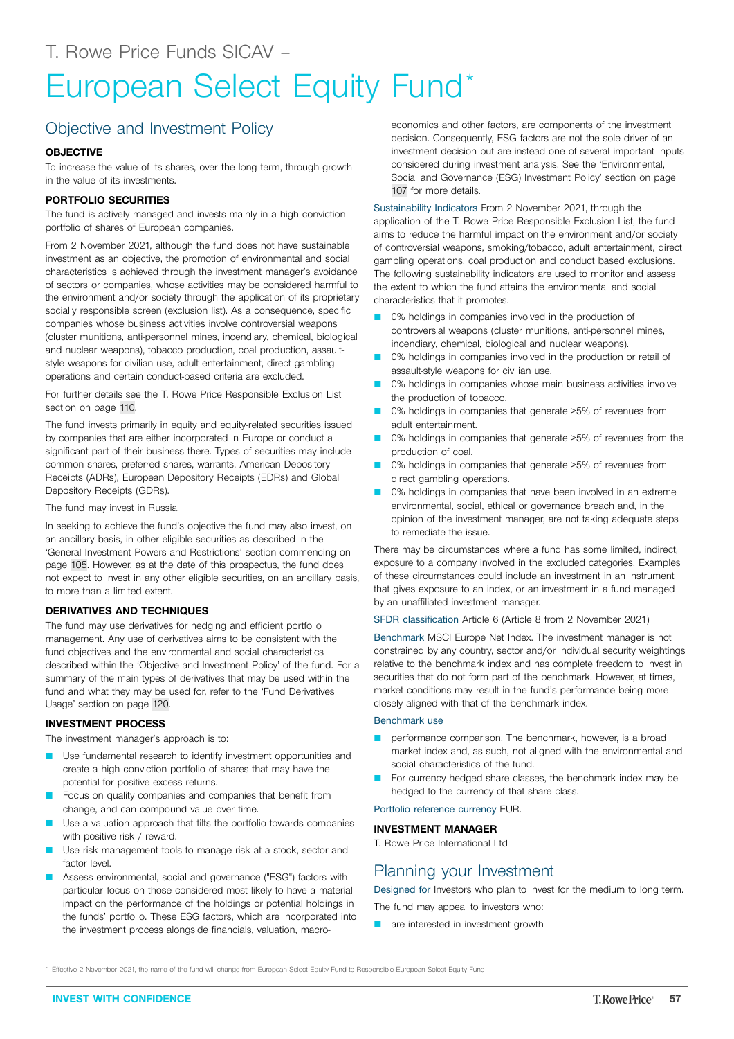T. Rowe Price Funds SICAV –

# European Select Equity Fund*

## Objective and Investment Policy

**OBJECTIVE**

To increase the value of its shares, over the long term, through growth in the value of its investments.

**PORTFOLIO SECURITIES**

The fund is actively managed and invests mainly in a high conviction portfolio of shares of European companies.

From 2 November 2021, although the fund does not have sustainable investment as an objective, the promotion of environmental and social characteristics is achieved through the investment manager's avoidance of sectors or companies, whose activities may be considered harmful to the environment and/or society through the application of its proprietary socially responsible screen (exclusion list). As a consequence, specific companies whose business activities involve controversial weapons (cluster munitions, anti-personnel mines, incendiary, chemical, biological and nuclear weapons), tobacco production, coal production, assault-style weapons for civilian use, adult entertainment, direct gambling operations and certain conduct-based criteria are excluded.

For further details see the T. Rowe Price Responsible Exclusion List section on page 110.

The fund invests primarily in equity and equity-related securities issued by companies that are either incorporated in Europe or conduct a significant part of their business there. Types of securities may include common shares, preferred shares, warrants, American Depository Receipts (ADRs), European Depository Receipts (EDRs) and Global Depository Receipts (GDRs).

The fund may invest in Russia.

In seeking to achieve the fund's objective the fund may also invest, on an ancillary basis, in other eligible securities as described in the 'General Investment Powers and Restrictions' section commencing on page 105. However, as at the date of this prospectus, the fund does not expect to invest in any other eligible securities, on an ancillary basis, to more than a limited extent.

**DERIVATIVES AND TECHNIQUES**

The fund may use derivatives for hedging and efficient portfolio management. Any use of derivatives aims to be consistent with the fund objectives and the environmental and social characteristics described within the 'Objective and Investment Policy' of the fund. For a summary of the main types of derivatives that may be used within the fund and what they may be used for, refer to the 'Fund Derivatives Usage' section on page 120.

**INVESTMENT PROCESS**

The investment manager's approach is to:

- Use fundamental research to identify investment opportunities and create a high conviction portfolio of shares that may have the potential for positive excess returns.
- Focus on quality companies and companies that benefit from change, and can compound value over time.
- Use a valuation approach that tilts the portfolio towards companies with positive risk / reward.
- Use risk management tools to manage risk at a stock, sector and factor level.
- Assess environmental, social and governance ("ESG") factors with particular focus on those considered most likely to have a material impact on the performance of the holdings or potential holdings in the funds' portfolio. These ESG factors, which are incorporated into the investment process alongside financials, valuation, macro-economics and other factors, are components of the investment decision. Consequently, ESG factors are not the sole driver of an investment decision but are instead one of several important inputs considered during investment analysis. See the 'Environmental, Social and Governance (ESG) Investment Policy' section on page 107 for more details.

Sustainability Indicators From 2 November 2021, through the application of the T. Rowe Price Responsible Exclusion List, the fund aims to reduce the harmful impact on the environment and/or society of controversial weapons, smoking/tobacco, adult entertainment, direct gambling operations, coal production and conduct based exclusions. The following sustainability indicators are used to monitor and assess the extent to which the fund attains the environmental and social characteristics that it promotes.

- 0% holdings in companies involved in the production of controversial weapons (cluster munitions, anti-personnel mines, incendiary, chemical, biological and nuclear weapons).
- 0% holdings in companies involved in the production or retail of assault-style weapons for civilian use.
- 0% holdings in companies whose main business activities involve the production of tobacco.
- 0% holdings in companies that generate >5% of revenues from adult entertainment.
- 0% holdings in companies that generate >5% of revenues from the production of coal.
- 0% holdings in companies that generate >5% of revenues from direct gambling operations.
- 0% holdings in companies that have been involved in an extreme environmental, social, ethical or governance breach and, in the opinion of the investment manager, are not taking adequate steps to remediate the issue.

There may be circumstances where a fund has some limited, indirect, exposure to a company involved in the excluded categories. Examples of these circumstances could include an investment in an instrument that gives exposure to an index, or an investment in a fund managed by an unaffiliated investment manager.

SFDR classification Article 6 (Article 8 from 2 November 2021)

Benchmark MSCI Europe Net Index. The investment manager is not constrained by any country, sector and/or individual security weightings relative to the benchmark index and has complete freedom to invest in securities that do not form part of the benchmark. However, at times, market conditions may result in the fund's performance being more closely aligned with that of the benchmark index.

Benchmark use

- performance comparison. The benchmark, however, is a broad market index and, as such, not aligned with the environmental and social characteristics of the fund.
- For currency hedged share classes, the benchmark index may be hedged to the currency of that share class.

Portfolio reference currency EUR.

**INVESTMENT MANAGER**

T. Rowe Price International Ltd

## Planning your Investment

Designed for Investors who plan to invest for the medium to long term.

The fund may appeal to investors who:

- are interested in investment growth

* Effective 2 November 2021, the name of the fund will change from European Select Equity Fund to Responsible European Select Equity Fund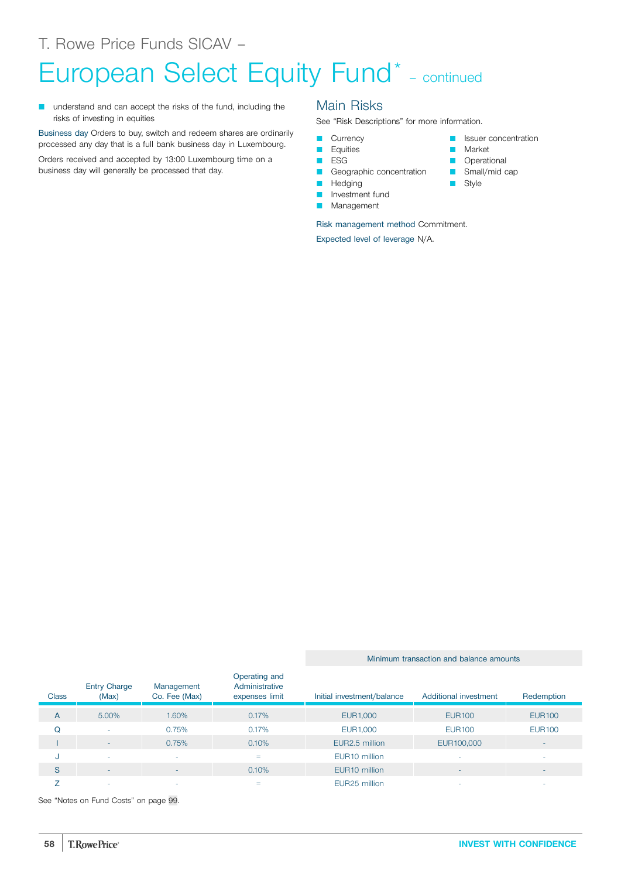T. Rowe Price Funds SICAV –

# European Select Equity Fund* – continued

- understand and can accept the risks of the fund, including the risks of investing in equities

Business day Orders to buy, switch and redeem shares are ordinarily processed any day that is a full bank business day in Luxembourg.

Orders received and accepted by 13:00 Luxembourg time on a business day will generally be processed that day.

## Main Risks

See "Risk Descriptions" for more information.

- Currency
- Equities
- ESG
- Geographic concentration
- Hedging
- Investment fund
- Management
- Issuer concentration
- Market
- Operational
- Small/mid cap
- Style

Risk management method Commitment.

Expected level of leverage N/A.

| Class | Entry Charge (Max) | Management Co. Fee (Max) | Operating and Administrative expenses limit | Minimum transaction and balance amounts | | |
|---|---|---|---|---|---|---|
| | | | | Initial investment/balance | Additional investment | Redemption |
| A | 5.00% | 1.60% | 0.17% | EUR1,000 | EUR100 | EUR100 |
| Q | - | 0.75% | 0.17% | EUR1,000 | EUR100 | EUR100 |
| I | - | 0.75% | 0.10% | EUR2.5 million | EUR100,000 | - |
| J | - | - | = | EUR10 million | - | - |
| S | - | - | 0.10% | EUR10 million | - | - |
| Z | - | - | = | EUR25 million | - | - |

See "Notes on Fund Costs" on page 99.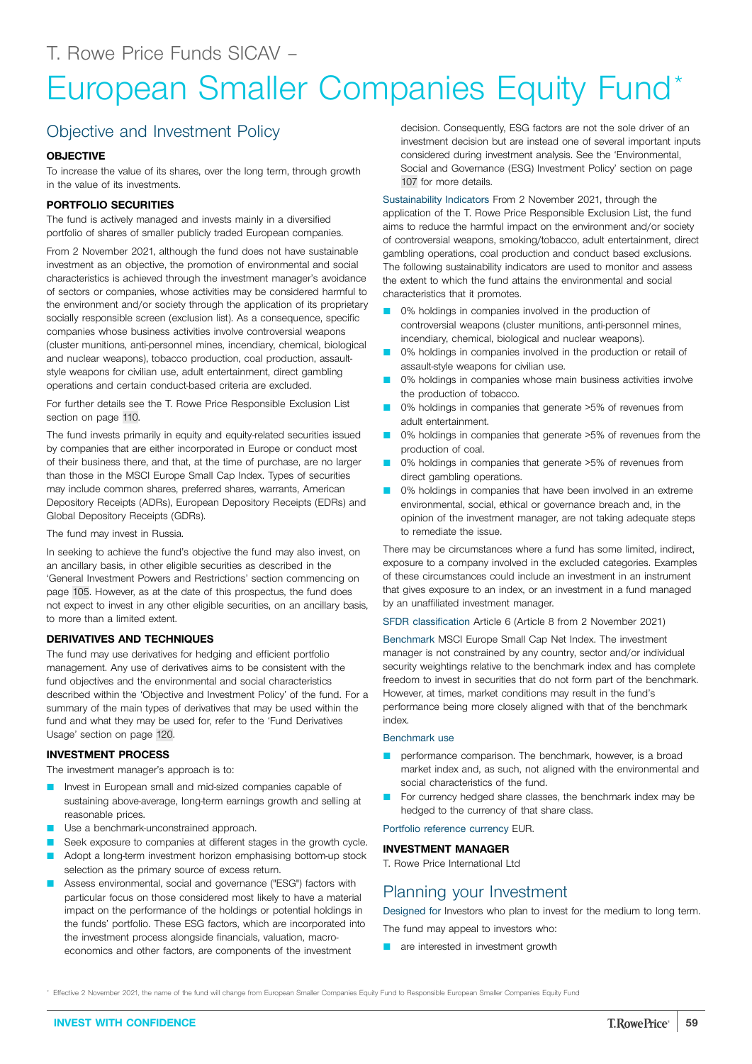T. Rowe Price Funds SICAV –

# European Smaller Companies Equity Fund*

## Objective and Investment Policy

**OBJECTIVE**

To increase the value of its shares, over the long term, through growth in the value of its investments.

**PORTFOLIO SECURITIES**

The fund is actively managed and invests mainly in a diversified portfolio of shares of smaller publicly traded European companies.

From 2 November 2021, although the fund does not have sustainable investment as an objective, the promotion of environmental and social characteristics is achieved through the investment manager's avoidance of sectors or companies, whose activities may be considered harmful to the environment and/or society through the application of its proprietary socially responsible screen (exclusion list). As a consequence, specific companies whose business activities involve controversial weapons (cluster munitions, anti-personnel mines, incendiary, chemical, biological and nuclear weapons), tobacco production, coal production, assault-style weapons for civilian use, adult entertainment, direct gambling operations and certain conduct-based criteria are excluded.

For further details see the T. Rowe Price Responsible Exclusion List section on page 110.

The fund invests primarily in equity and equity-related securities issued by companies that are either incorporated in Europe or conduct most of their business there, and that, at the time of purchase, are no larger than those in the MSCI Europe Small Cap Index. Types of securities may include common shares, preferred shares, warrants, American Depository Receipts (ADRs), European Depository Receipts (EDRs) and Global Depository Receipts (GDRs).

The fund may invest in Russia.

In seeking to achieve the fund's objective the fund may also invest, on an ancillary basis, in other eligible securities as described in the 'General Investment Powers and Restrictions' section commencing on page 105. However, as at the date of this prospectus, the fund does not expect to invest in any other eligible securities, on an ancillary basis, to more than a limited extent.

**DERIVATIVES AND TECHNIQUES**

The fund may use derivatives for hedging and efficient portfolio management. Any use of derivatives aims to be consistent with the fund objectives and the environmental and social characteristics described within the 'Objective and Investment Policy' of the fund. For a summary of the main types of derivatives that may be used within the fund and what they may be used for, refer to the 'Fund Derivatives Usage' section on page 120.

**INVESTMENT PROCESS**

The investment manager's approach is to:

- Invest in European small and mid-sized companies capable of sustaining above-average, long-term earnings growth and selling at reasonable prices.
- Use a benchmark-unconstrained approach.
- Seek exposure to companies at different stages in the growth cycle.
- Adopt a long-term investment horizon emphasising bottom-up stock selection as the primary source of excess return.
- Assess environmental, social and governance ("ESG") factors with particular focus on those considered most likely to have a material impact on the performance of the holdings or potential holdings in the funds' portfolio. These ESG factors, which are incorporated into the investment process alongside financials, valuation, macro-economics and other factors, are components of the investment decision. Consequently, ESG factors are not the sole driver of an investment decision but are instead one of several important inputs considered during investment analysis. See the 'Environmental, Social and Governance (ESG) Investment Policy' section on page 107 for more details.

Sustainability Indicators From 2 November 2021, through the application of the T. Rowe Price Responsible Exclusion List, the fund aims to reduce the harmful impact on the environment and/or society of controversial weapons, smoking/tobacco, adult entertainment, direct gambling operations, coal production and conduct based exclusions. The following sustainability indicators are used to monitor and assess the extent to which the environmental and social characteristics that it promotes.

- 0% holdings in companies involved in the production of controversial weapons (cluster munitions, anti-personnel mines, incendiary, chemical, biological and nuclear weapons).
- 0% holdings in companies involved in the production or retail of assault-style weapons for civilian use.
- 0% holdings in companies whose main business activities involve the production of tobacco.
- 0% holdings in companies that generate >5% of revenues from adult entertainment.
- 0% holdings in companies that generate >5% of revenues from the production of coal.
- 0% holdings in companies that generate >5% of revenues from direct gambling operations.
- 0% holdings in companies that have been involved in an extreme environmental, social, ethical or governance breach and, in the opinion of the investment manager, are not taking adequate steps to remediate the issue.

There may be circumstances where a fund has some limited, indirect, exposure to a company involved in the excluded categories. Examples of these circumstances could include an investment in an instrument that gives exposure to an index, or an investment in a fund managed by an unaffiliated investment manager.

SFDR classification Article 6 (Article 8 from 2 November 2021)

Benchmark MSCI Europe Small Cap Net Index. The investment manager is not constrained by any country, sector and/or individual security weightings relative to the benchmark index and has complete freedom to invest in securities that do not form part of the benchmark. However, at times, market conditions may result in the fund's performance being more closely aligned with that of the benchmark index.

Benchmark use

- performance comparison. The benchmark, however, is a broad market index and, as such, not aligned with the environmental and social characteristics of the fund.
- For currency hedged share classes, the benchmark index may be hedged to the currency of that share class.

Portfolio reference currency EUR.

**INVESTMENT MANAGER**

T. Rowe Price International Ltd

## Planning your Investment

Designed for Investors who plan to invest for the medium to long term.

The fund may appeal to investors who:

- are interested in investment growth

* Effective 2 November 2021, the name of the fund will change from European Smaller Companies Equity Fund to Responsible European Smaller Companies Equity Fund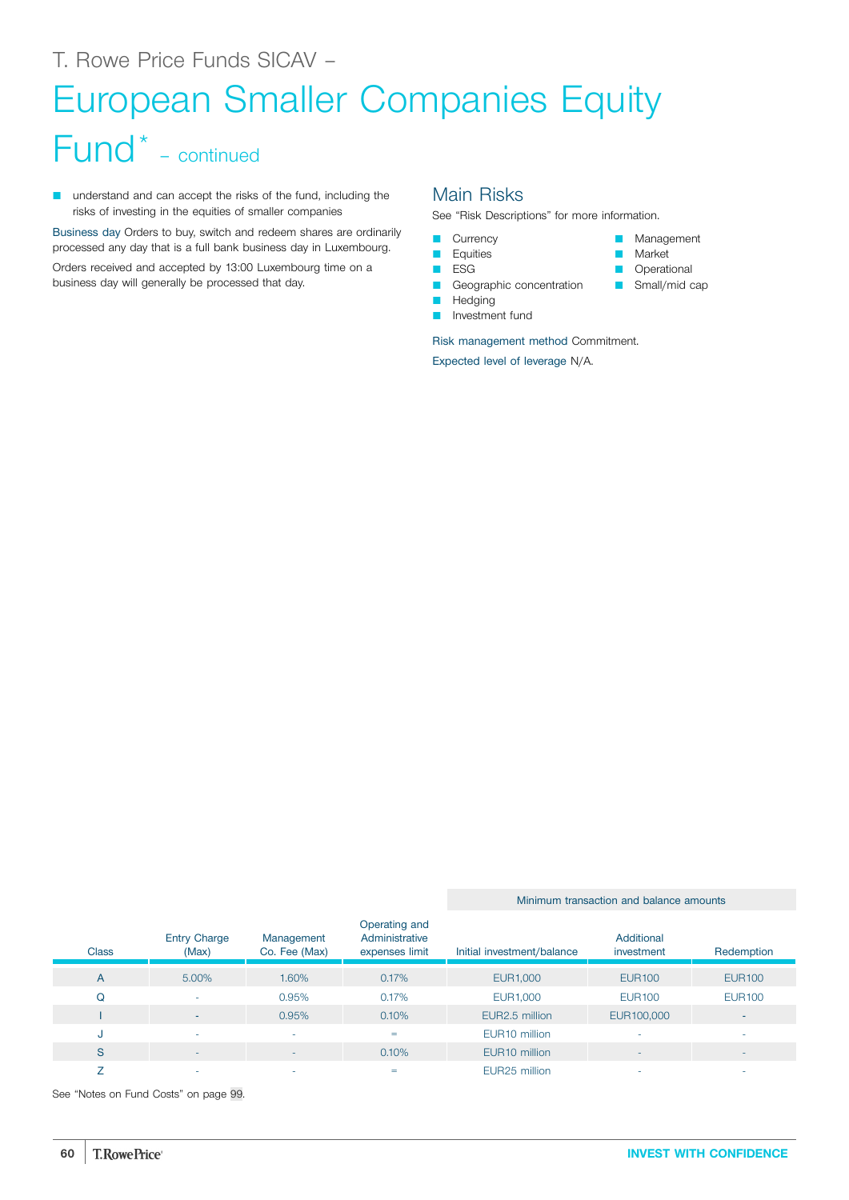T. Rowe Price Funds SICAV –

# European Smaller Companies Equity Fund* – continued

- understand and can accept the risks of the fund, including the risks of investing in the equities of smaller companies

Business day Orders to buy, switch and redeem shares are ordinarily processed any day that is a full bank business day in Luxembourg.

Orders received and accepted by 13:00 Luxembourg time on a business day will generally be processed that day.

## Main Risks

See "Risk Descriptions" for more information.

- Currency
- Equities
- ESG
- Geographic concentration
- Hedging
- Investment fund
- Management
- Market
- Operational
- Small/mid cap

Risk management method Commitment.

Expected level of leverage N/A.

| Class | Entry Charge (Max) | Management Co. Fee (Max) | Operating and Administrative expenses limit | Minimum transaction and balance amounts: Initial investment/balance | Additional investment | Redemption |
|---|---|---|---|---|---|---|
| A | 5.00% | 1.60% | 0.17% | EUR1,000 | EUR100 | EUR100 |
| Q | - | 0.95% | 0.17% | EUR1,000 | EUR100 | EUR100 |
| I | - | 0.95% | 0.10% | EUR2.5 million | EUR100,000 | - |
| J | - | - | = | EUR10 million | - | - |
| S | - | - | 0.10% | EUR10 million | - | - |
| Z | - | - | = | EUR25 million | - | - |

See "Notes on Fund Costs" on page 99.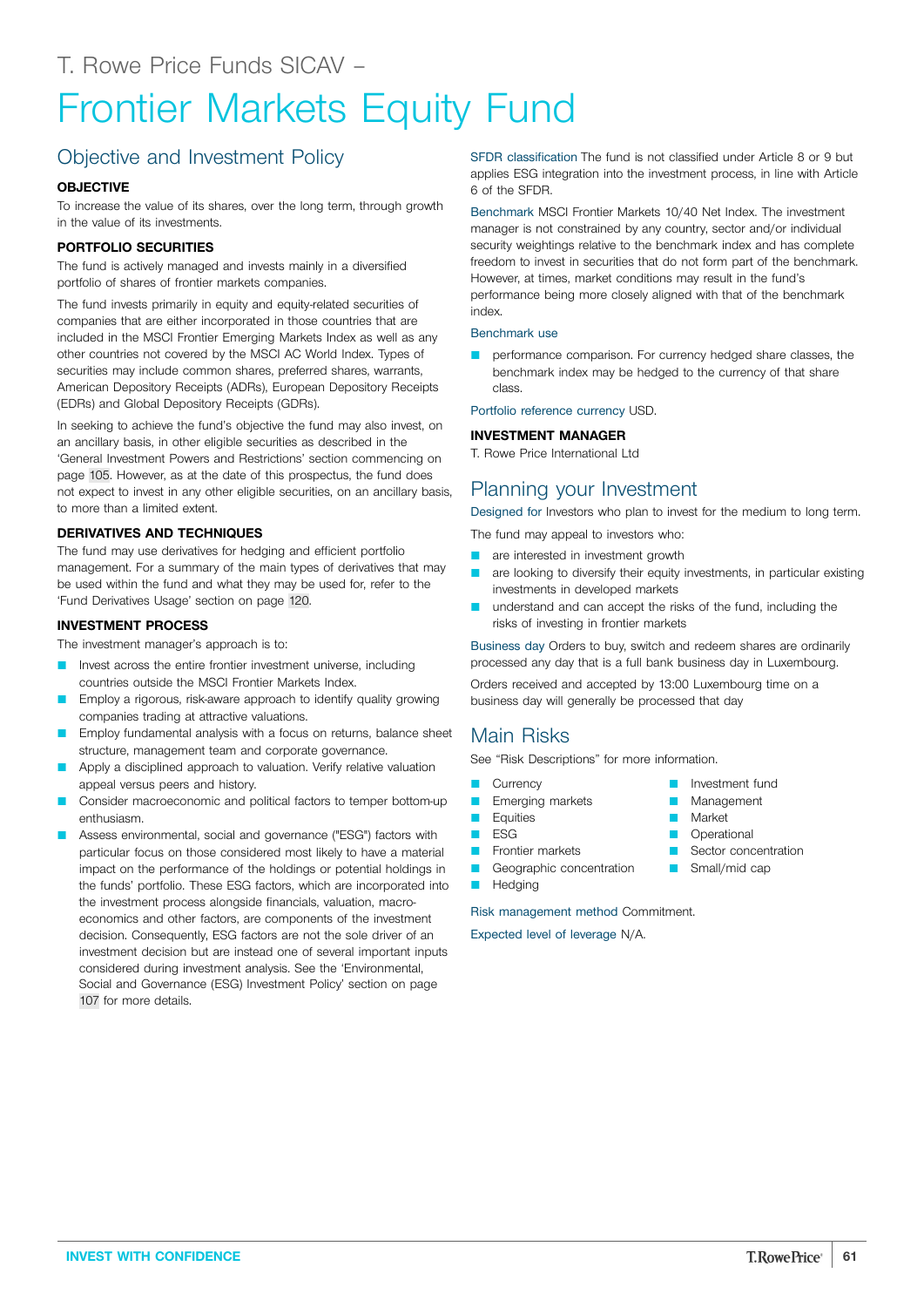T. Rowe Price Funds SICAV –

# Frontier Markets Equity Fund

## Objective and Investment Policy

#### OBJECTIVE

To increase the value of its shares, over the long term, through growth in the value of its investments.

#### PORTFOLIO SECURITIES

The fund is actively managed and invests mainly in a diversified portfolio of shares of frontier markets companies.

The fund invests primarily in equity and equity-related securities of companies that are either incorporated in those countries that are included in the MSCI Frontier Emerging Markets Index as well as any other countries not covered by the MSCI AC World Index. Types of securities may include common shares, preferred shares, warrants, American Depository Receipts (ADRs), European Depository Receipts (EDRs) and Global Depository Receipts (GDRs).

In seeking to achieve the fund's objective the fund may also invest, on an ancillary basis, in other eligible securities as described in the 'General Investment Powers and Restrictions' section commencing on page 105. However, as at the date of this prospectus, the fund does not expect to invest in any other eligible securities, on an ancillary basis, to more than a limited extent.

#### DERIVATIVES AND TECHNIQUES

The fund may use derivatives for hedging and efficient portfolio management. For a summary of the main types of derivatives that may be used within the fund and what they may be used for, refer to the 'Fund Derivatives Usage' section on page 120.

#### INVESTMENT PROCESS

The investment manager's approach is to:

- Invest across the entire frontier investment universe, including countries outside the MSCI Frontier Markets Index.
- Employ a rigorous, risk-aware approach to identify quality growing companies trading at attractive valuations.
- Employ fundamental analysis with a focus on returns, balance sheet structure, management team and corporate governance.
- Apply a disciplined approach to valuation. Verify relative valuation appeal versus peers and history.
- Consider macroeconomic and political factors to temper bottom-up enthusiasm.
- Assess environmental, social and governance ("ESG") factors with particular focus on those considered most likely to have a material impact on the performance of the holdings or potential holdings in the funds' portfolio. These ESG factors, which are incorporated into the investment process alongside financials, valuation, macro-economics and other factors, are components of the investment decision. Consequently, ESG factors are not the sole driver of an investment decision but are instead one of several important inputs considered during investment analysis. See the 'Environmental, Social and Governance (ESG) Investment Policy' section on page 107 for more details.

SFDR classification The fund is not classified under Article 8 or 9 but applies ESG integration into the investment process, in line with Article 6 of the SFDR.

Benchmark MSCI Frontier Markets 10/40 Net Index. The investment manager is not constrained by any country, sector and/or individual security weightings relative to the benchmark index and has complete freedom to invest in securities that do not form part of the benchmark. However, at times, market conditions may result in the fund's performance being more closely aligned with that of the benchmark index.

Benchmark use

- performance comparison. For currency hedged share classes, the benchmark index may be hedged to the currency of that share class.

Portfolio reference currency USD.

#### INVESTMENT MANAGER

T. Rowe Price International Ltd

## Planning your Investment

Designed for Investors who plan to invest for the medium to long term.

The fund may appeal to investors who:

- are interested in investment growth
- are looking to diversify their equity investments, in particular existing investments in developed markets
- understand and can accept the risks of the fund, including the risks of investing in frontier markets

Business day Orders to buy, switch and redeem shares are ordinarily processed any day that is a full bank business day in Luxembourg.

Orders received and accepted by 13:00 Luxembourg time on a business day will generally be processed that day

## Main Risks

See "Risk Descriptions" for more information.

- Currency
- Emerging markets
- Equities
- ESG
- Frontier markets
- Geographic concentration
- Hedging
- Investment fund
- Management
- Market
- Operational
- Sector concentration
- Small/mid cap

Risk management method Commitment.

Expected level of leverage N/A.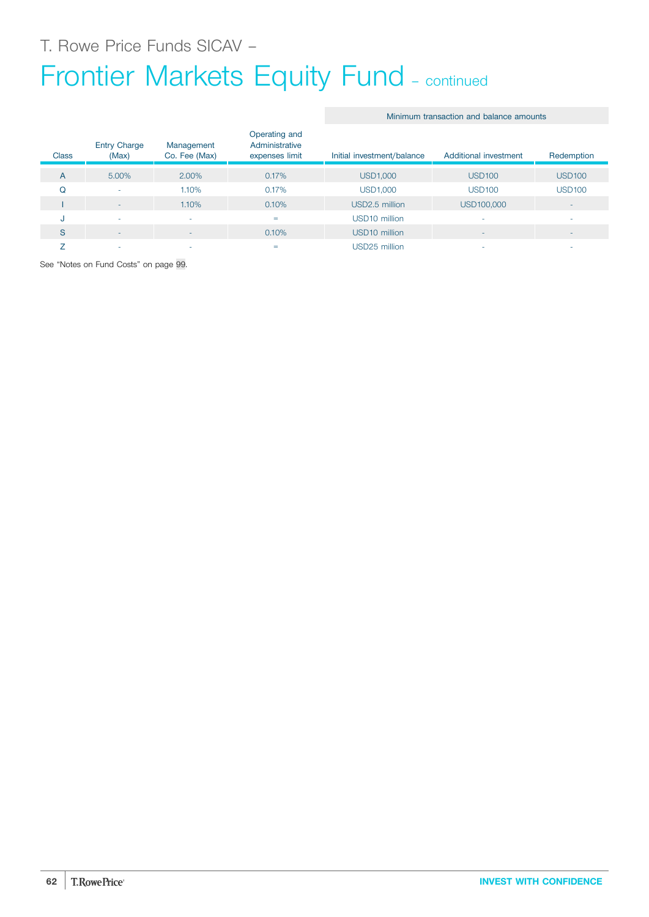T. Rowe Price Funds SICAV –

# Frontier Markets Equity Fund – continued

| Class | Entry Charge (Max) | Management Co. Fee (Max) | Operating and Administrative expenses limit | Minimum transaction and balance amounts | | |
|---|---|---|---|---|---|---|
| | | | | Initial investment/balance | Additional investment | Redemption |
| A | 5.00% | 2.00% | 0.17% | USD1,000 | USD100 | USD100 |
| Q | - | 1.10% | 0.17% | USD1,000 | USD100 | USD100 |
| I | - | 1.10% | 0.10% | USD2.5 million | USD100,000 | - |
| J | - | - | = | USD10 million | - | - |
| S | - | - | 0.10% | USD10 million | - | - |
| Z | - | - | = | USD25 million | - | - |

See "Notes on Fund Costs" on page 99.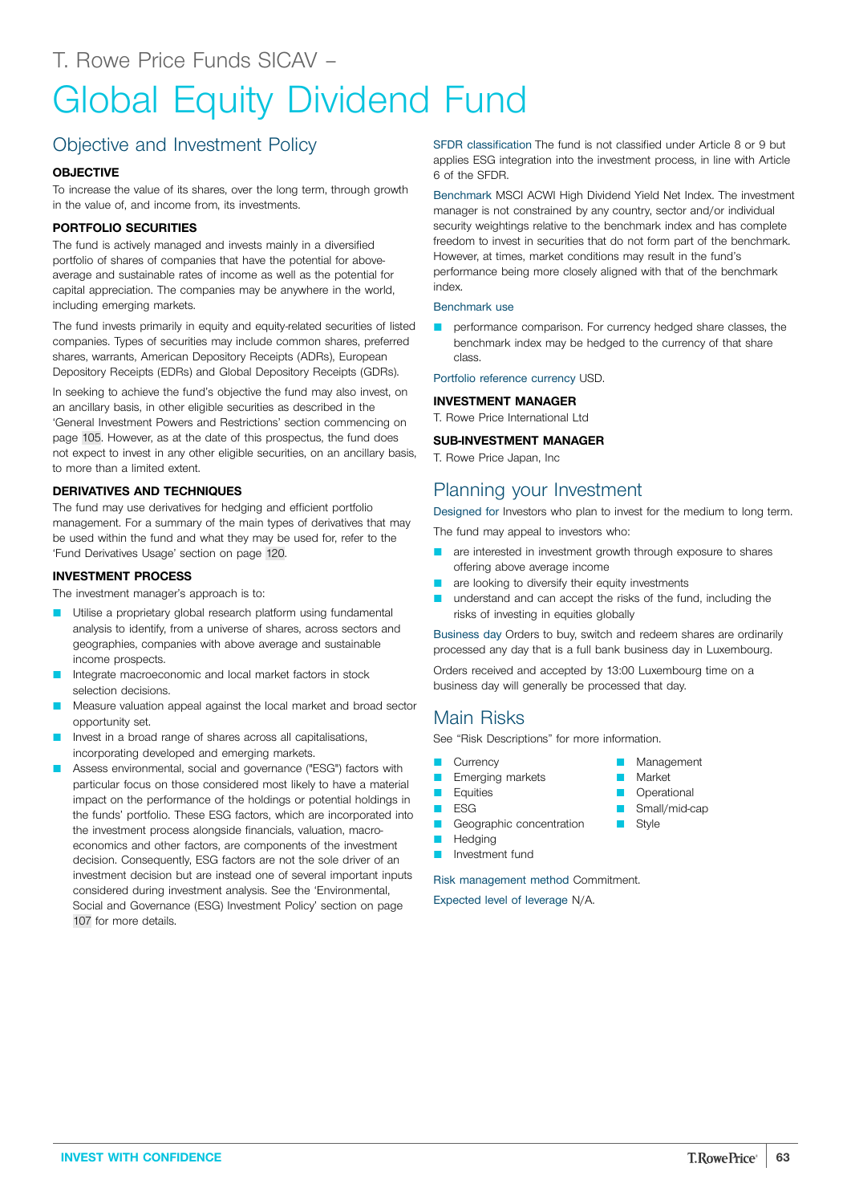T. Rowe Price Funds SICAV –

# Global Equity Dividend Fund

## Objective and Investment Policy

### OBJECTIVE

To increase the value of its shares, over the long term, through growth in the value of, and income from, its investments.

### PORTFOLIO SECURITIES

The fund is actively managed and invests mainly in a diversified portfolio of shares of companies that have the potential for above-average and sustainable rates of income as well as the potential for capital appreciation. The companies may be anywhere in the world, including emerging markets.

The fund invests primarily in equity and equity-related securities of listed companies. Types of securities may include common shares, preferred shares, warrants, American Depository Receipts (ADRs), European Depository Receipts (EDRs) and Global Depository Receipts (GDRs).

In seeking to achieve the fund's objective the fund may also invest, on an ancillary basis, in other eligible securities as described in the 'General Investment Powers and Restrictions' section commencing on page 105. However, as at the date of this prospectus, the fund does not expect to invest in any other eligible securities, on an ancillary basis, to more than a limited extent.

### DERIVATIVES AND TECHNIQUES

The fund may use derivatives for hedging and efficient portfolio management. For a summary of the main types of derivatives that may be used within the fund and what they may be used for, refer to the 'Fund Derivatives Usage' section on page 120.

### INVESTMENT PROCESS

The investment manager's approach is to:

- Utilise a proprietary global research platform using fundamental analysis to identify, from a universe of shares, across sectors and geographies, companies with above average and sustainable income prospects.
- Integrate macroeconomic and local market factors in stock selection decisions.
- Measure valuation appeal against the local market and broad sector opportunity set.
- Invest in a broad range of shares across all capitalisations, incorporating developed and emerging markets.
- Assess environmental, social and governance ("ESG") factors with particular focus on those considered most likely to have a material impact on the performance of the holdings or potential holdings in the funds' portfolio. These ESG factors, which are incorporated into the investment process alongside financials, valuation, macro-economics and other factors, are components of the investment decision. Consequently, ESG factors are not the sole driver of an investment decision but are instead one of several important inputs considered during investment analysis. See the 'Environmental, Social and Governance (ESG) Investment Policy' section on page 107 for more details.

**SFDR classification** The fund is not classified under Article 8 or 9 but applies ESG integration into the investment process, in line with Article 6 of the SFDR.

**Benchmark** MSCI ACWI High Dividend Yield Net Index. The investment manager is not constrained by any country, sector and/or individual security weightings relative to the benchmark index and has complete freedom to invest in securities that do not form part of the benchmark. However, at times, market conditions may result in the fund's performance being more closely aligned with that of the benchmark index.

**Benchmark use**

- performance comparison. For currency hedged share classes, the benchmark index may be hedged to the currency of that share class.

**Portfolio reference currency** USD.

### INVESTMENT MANAGER

T. Rowe Price International Ltd

### SUB-INVESTMENT MANAGER

T. Rowe Price Japan, Inc

## Planning your Investment

**Designed for** Investors who plan to invest for the medium to long term.

The fund may appeal to investors who:

- are interested in investment growth through exposure to shares offering above average income
- are looking to diversify their equity investments
- understand and can accept the risks of the fund, including the risks of investing in equities globally

**Business day** Orders to buy, switch and redeem shares are ordinarily processed any day that is a full bank business day in Luxembourg.

Orders received and accepted by 13:00 Luxembourg time on a business day will generally be processed that day.

## Main Risks

See "Risk Descriptions" for more information.

- Currency
- Emerging markets
- Equities
- ESG
- Geographic concentration
- Hedging
- Investment fund
- Management
- Market
- Operational
- Small/mid-cap
- Style

**Risk management method** Commitment.

**Expected level of leverage** N/A.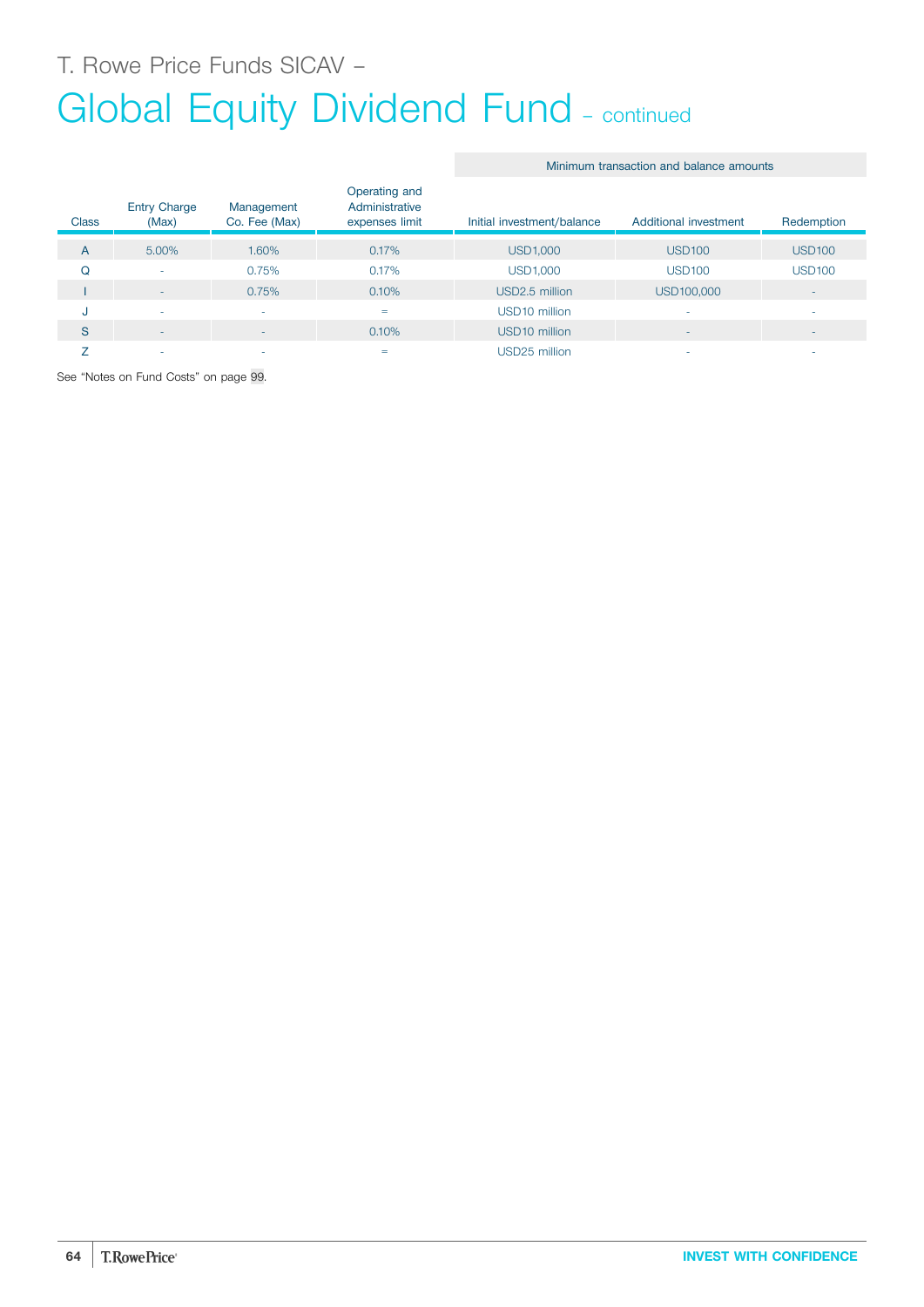T. Rowe Price Funds SICAV –

# Global Equity Dividend Fund – continued

| Class | Entry Charge (Max) | Management Co. Fee (Max) | Operating and Administrative expenses limit | Minimum transaction and balance amounts | | |
|---|---|---|---|---|---|---|
| | | | | Initial investment/balance | Additional investment | Redemption |
| A | 5.00% | 1.60% | 0.17% | USD1,000 | USD100 | USD100 |
| Q | - | 0.75% | 0.17% | USD1,000 | USD100 | USD100 |
| I | - | 0.75% | 0.10% | USD2.5 million | USD100,000 | - |
| J | - | - | = | USD10 million | - | - |
| S | - | - | 0.10% | USD10 million | - | - |
| Z | - | - | = | USD25 million | - | - |

See "Notes on Fund Costs" on page 99.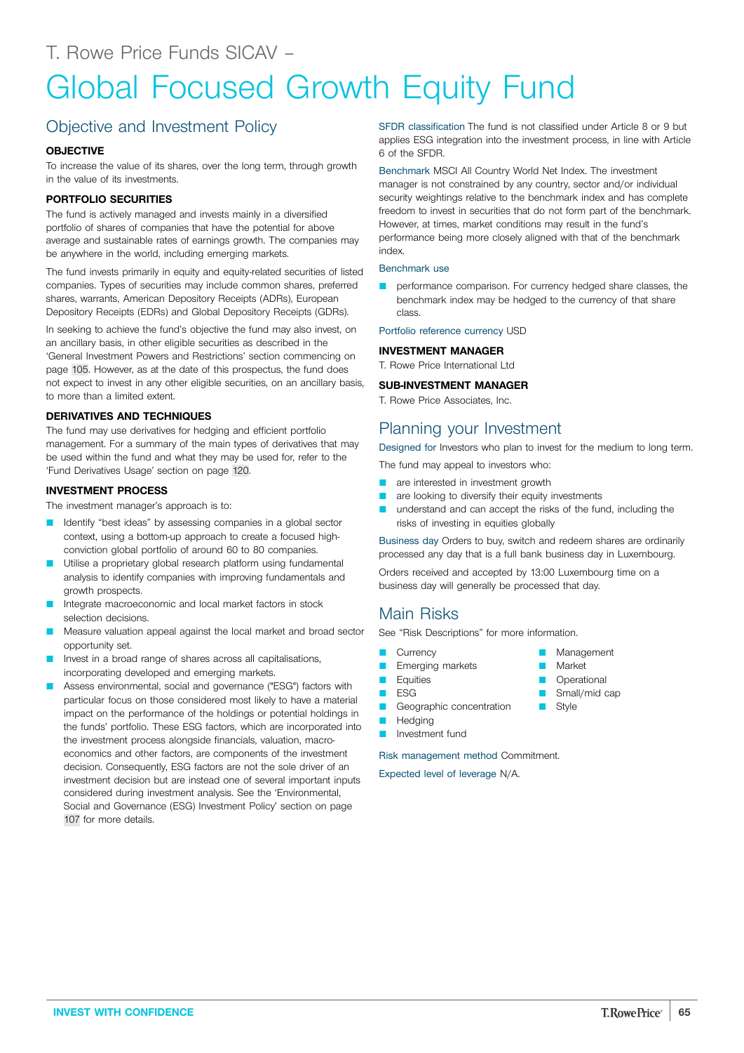T. Rowe Price Funds SICAV –

# Global Focused Growth Equity Fund

## Objective and Investment Policy

### OBJECTIVE

To increase the value of its shares, over the long term, through growth in the value of its investments.

### PORTFOLIO SECURITIES

The fund is actively managed and invests mainly in a diversified portfolio of shares of companies that have the potential for above average and sustainable rates of earnings growth. The companies may be anywhere in the world, including emerging markets.

The fund invests primarily in equity and equity-related securities of listed companies. Types of securities may include common shares, preferred shares, warrants, American Depository Receipts (ADRs), European Depository Receipts (EDRs) and Global Depository Receipts (GDRs).

In seeking to achieve the fund's objective the fund may also invest, on an ancillary basis, in other eligible securities as described in the 'General Investment Powers and Restrictions' section commencing on page 105. However, as at the date of this prospectus, the fund does not expect to invest in any other eligible securities, on an ancillary basis, to more than a limited extent.

### DERIVATIVES AND TECHNIQUES

The fund may use derivatives for hedging and efficient portfolio management. For a summary of the main types of derivatives that may be used within the fund and what they may be used for, refer to the 'Fund Derivatives Usage' section on page 120.

### INVESTMENT PROCESS

The investment manager's approach is to:

- Identify "best ideas" by assessing companies in a global sector context, using a bottom-up approach to create a focused high-conviction global portfolio of around 60 to 80 companies.
- Utilise a proprietary global research platform using fundamental analysis to identify companies with improving fundamentals and growth prospects.
- Integrate macroeconomic and local market factors in stock selection decisions.
- Measure valuation appeal against the local market and broad sector opportunity set.
- Invest in a broad range of shares across all capitalisations, incorporating developed and emerging markets.
- Assess environmental, social and governance ("ESG") factors with particular focus on those considered most likely to have a material impact on the performance of the holdings or potential holdings in the funds' portfolio. These ESG factors, which are incorporated into the investment process alongside financials, valuation, macro-economics and other factors, are components of the investment decision. Consequently, ESG factors are not the sole driver of an investment decision but are instead one of several important inputs considered during investment analysis. See the 'Environmental, Social and Governance (ESG) Investment Policy' section on page 107 for more details.

SFDR classification The fund is not classified under Article 8 or 9 but applies ESG integration into the investment process, in line with Article 6 of the SFDR.

Benchmark MSCI All Country World Net Index. The investment manager is not constrained by any country, sector and/or individual security weightings relative to the benchmark index and has complete freedom to invest in securities that do not form part of the benchmark. However, at times, market conditions may result in the fund's performance being more closely aligned with that of the benchmark index.

Benchmark use

- performance comparison. For currency hedged share classes, the benchmark index may be hedged to the currency of that share class.

Portfolio reference currency USD

### INVESTMENT MANAGER

T. Rowe Price International Ltd

### SUB-INVESTMENT MANAGER

T. Rowe Price Associates, Inc.

## Planning your Investment

Designed for Investors who plan to invest for the medium to long term.

The fund may appeal to investors who:

- are interested in investment growth
- are looking to diversify their equity investments
- understand and can accept the risks of the fund, including the risks of investing in equities globally

Business day Orders to buy, switch and redeem shares are ordinarily processed any day that is a full bank business day in Luxembourg.

Orders received and accepted by 13:00 Luxembourg time on a business day will generally be processed that day.

## Main Risks

See "Risk Descriptions" for more information.

- Currency
- Emerging markets
- Equities
- ESG
- Geographic concentration
- Hedging
- Investment fund
- Management
- Market
- Operational
- Small/mid cap
- Style

Risk management method Commitment.

Expected level of leverage N/A.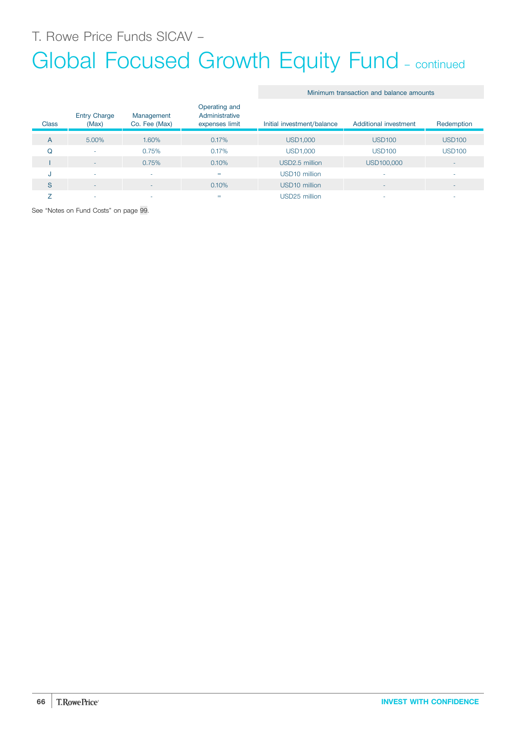T. Rowe Price Funds SICAV –

# Global Focused Growth Equity Fund – continued

| Class | Entry Charge (Max) | Management Co. Fee (Max) | Operating and Administrative expenses limit | Minimum transaction and balance amounts | | |
|---|---|---|---|---|---|---|
| | | | | Initial investment/balance | Additional investment | Redemption |
| A | 5.00% | 1.60% | 0.17% | USD1,000 | USD100 | USD100 |
| Q | - | 0.75% | 0.17% | USD1,000 | USD100 | USD100 |
| I | - | 0.75% | 0.10% | USD2.5 million | USD100,000 | - |
| J | - | - | = | USD10 million | - | - |
| S | - | - | 0.10% | USD10 million | - | - |
| Z | - | - | = | USD25 million | - | - |

See "Notes on Fund Costs" on page 99.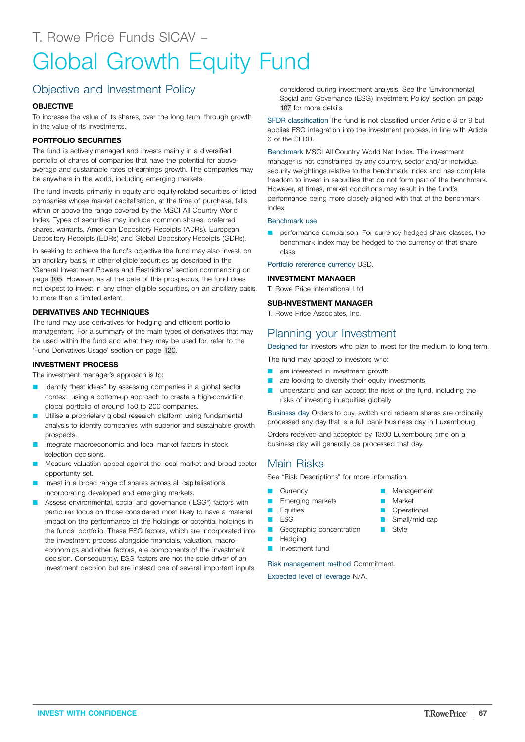T. Rowe Price Funds SICAV –

# Global Growth Equity Fund

## Objective and Investment Policy

### OBJECTIVE

To increase the value of its shares, over the long term, through growth in the value of its investments.

### PORTFOLIO SECURITIES

The fund is actively managed and invests mainly in a diversified portfolio of shares of companies that have the potential for above-average and sustainable rates of earnings growth. The companies may be anywhere in the world, including emerging markets.

The fund invests primarily in equity and equity-related securities of listed companies whose market capitalisation, at the time of purchase, falls within or above the range covered by the MSCI All Country World Index. Types of securities may include common shares, preferred shares, warrants, American Depository Receipts (ADRs), European Depository Receipts (EDRs) and Global Depository Receipts (GDRs).

In seeking to achieve the fund's objective the fund may also invest, on an ancillary basis, in other eligible securities as described in the 'General Investment Powers and Restrictions' section commencing on page 105. However, as at the date of this prospectus, the fund does not expect to invest in any other eligible securities, on an ancillary basis, to more than a limited extent.

### DERIVATIVES AND TECHNIQUES

The fund may use derivatives for hedging and efficient portfolio management. For a summary of the main types of derivatives that may be used within the fund and what they may be used for, refer to the 'Fund Derivatives Usage' section on page 120.

### INVESTMENT PROCESS

The investment manager's approach is to:

- Identify "best ideas" by assessing companies in a global sector context, using a bottom-up approach to create a high-conviction global portfolio of around 150 to 200 companies.
- Utilise a proprietary global research platform using fundamental analysis to identify companies with superior and sustainable growth prospects.
- Integrate macroeconomic and local market factors in stock selection decisions.
- Measure valuation appeal against the local market and broad sector opportunity set.
- Invest in a broad range of shares across all capitalisations, incorporating developed and emerging markets.
- Assess environmental, social and governance ("ESG") factors with particular focus on those considered most likely to have a material impact on the performance of the holdings or potential holdings in the funds' portfolio. These ESG factors, which are incorporated into the investment process alongside financials, valuation, macro-economics and other factors, are components of the investment decision. Consequently, ESG factors are not the sole driver of an investment decision but are instead one of several important inputs considered during investment analysis. See the 'Environmental, Social and Governance (ESG) Investment Policy' section on page 107 for more details.

**SFDR classification** The fund is not classified under Article 8 or 9 but applies ESG integration into the investment process, in line with Article 6 of the SFDR.

**Benchmark** MSCI All Country World Net Index. The investment manager is not constrained by any country, sector and/or individual security weightings relative to the benchmark index and has complete freedom to invest in securities that do not form part of the benchmark. However, at times, market conditions may result in the fund's performance being more closely aligned with that of the benchmark index.

**Benchmark use**

- performance comparison. For currency hedged share classes, the benchmark index may be hedged to the currency of that share class.

**Portfolio reference currency** USD.

### INVESTMENT MANAGER

T. Rowe Price International Ltd

### SUB-INVESTMENT MANAGER

T. Rowe Price Associates, Inc.

## Planning your Investment

**Designed for** Investors who plan to invest for the medium to long term.

The fund may appeal to investors who:

- are interested in investment growth
- are looking to diversify their equity investments
- understand and can accept the risks of the fund, including the risks of investing in equities globally

**Business day** Orders to buy, switch and redeem shares are ordinarily processed any day that is a full bank business day in Luxembourg.

Orders received and accepted by 13:00 Luxembourg time on a business day will generally be processed that day.

## Main Risks

See "Risk Descriptions" for more information.

- Currency
- Emerging markets
- Equities
- ESG
- Geographic concentration
- Hedging
- Investment fund
- Management
- Market
- Operational
- Small/mid cap
- Style

**Risk management method** Commitment.

**Expected level of leverage** N/A.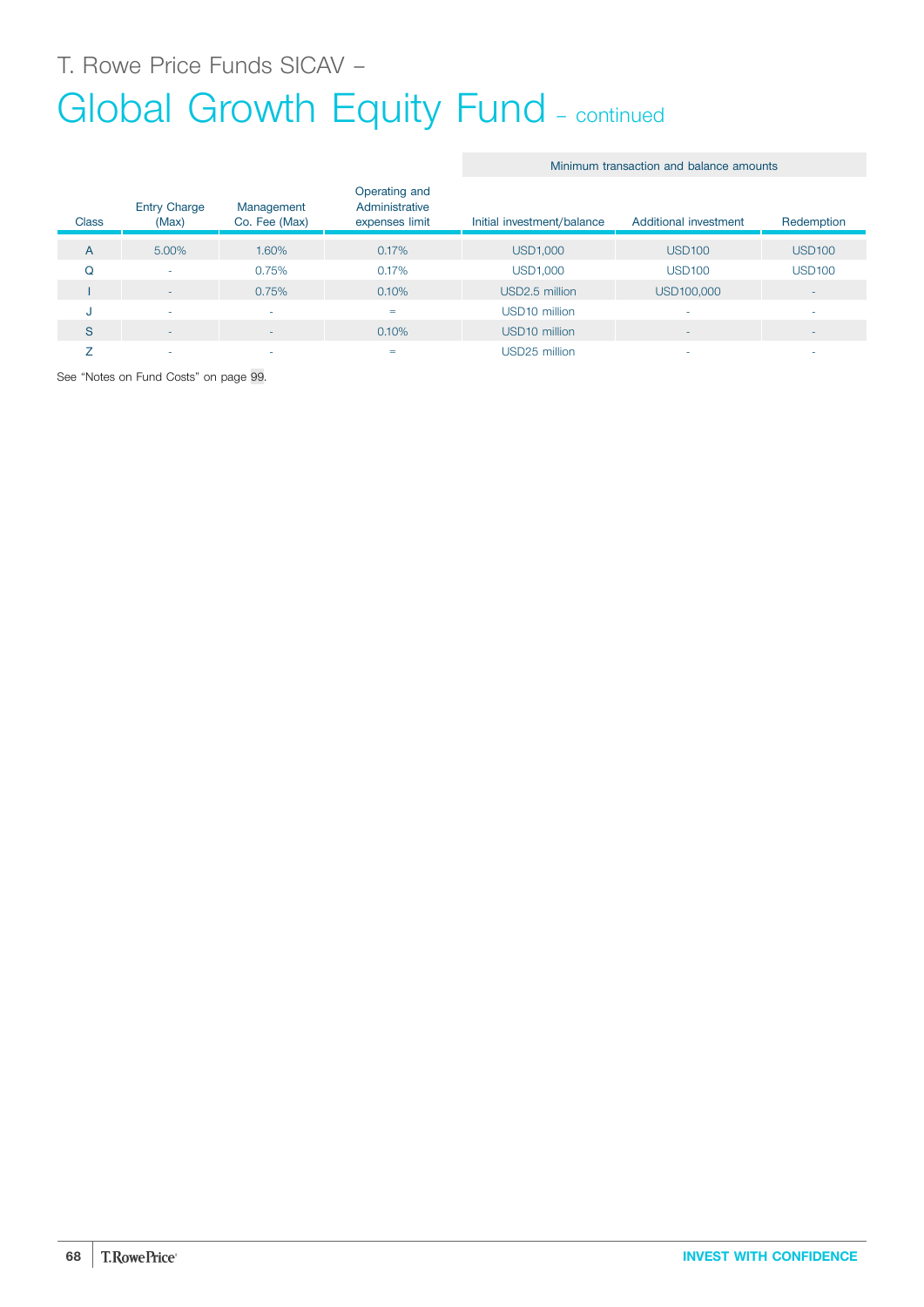T. Rowe Price Funds SICAV –

# Global Growth Equity Fund – continued

| Class | Entry Charge (Max) | Management Co. Fee (Max) | Operating and Administrative expenses limit | Minimum transaction and balance amounts | | |
|---|---|---|---|---|---|---|
| | | | | Initial investment/balance | Additional investment | Redemption |
| A | 5.00% | 1.60% | 0.17% | USD1,000 | USD100 | USD100 |
| Q | - | 0.75% | 0.17% | USD1,000 | USD100 | USD100 |
| I | - | 0.75% | 0.10% | USD2.5 million | USD100,000 | - |
| J | - | - | = | USD10 million | - | - |
| S | - | - | 0.10% | USD10 million | - | - |
| Z | - | - | = | USD25 million | - | - |

See "Notes on Fund Costs" on page 99.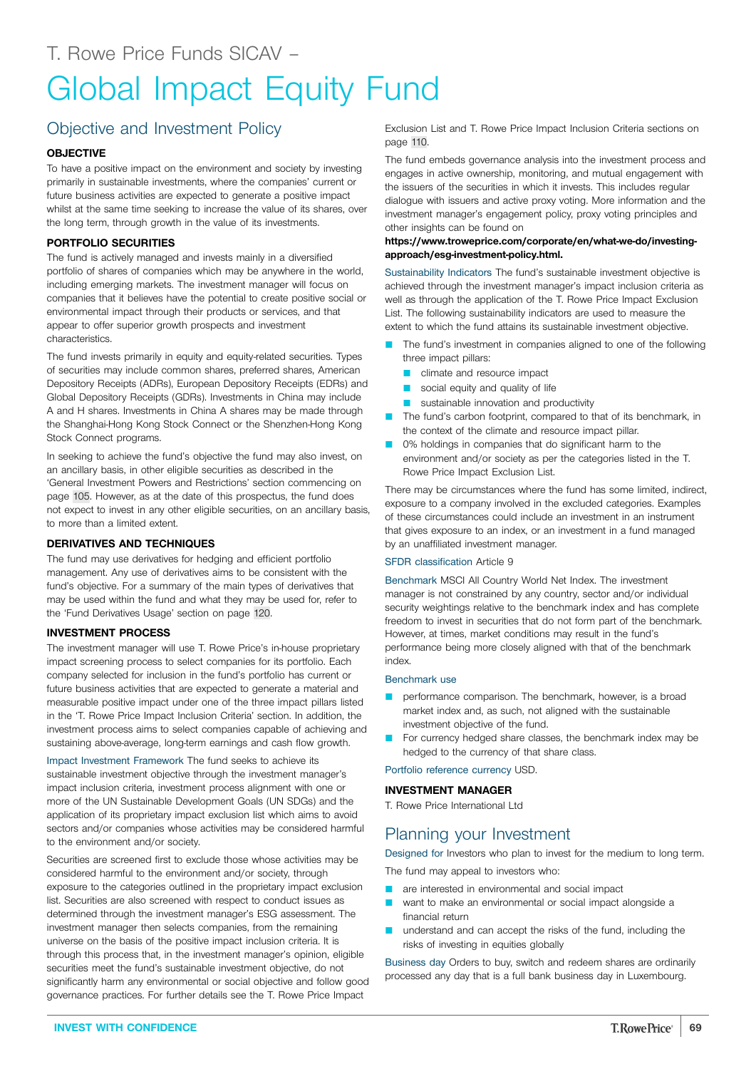T. Rowe Price Funds SICAV –

# Global Impact Equity Fund

## Objective and Investment Policy

### OBJECTIVE

To have a positive impact on the environment and society by investing primarily in sustainable investments, where the companies' current or future business activities are expected to generate a positive impact whilst at the same time seeking to increase the value of its shares, over the long term, through growth in the value of its investments.

### PORTFOLIO SECURITIES

The fund is actively managed and invests mainly in a diversified portfolio of shares of companies which may be anywhere in the world, including emerging markets. The investment manager will focus on companies that it believes have the potential to create positive social or environmental impact through their products or services, and that appear to offer superior growth prospects and investment characteristics.

The fund invests primarily in equity and equity-related securities. Types of securities may include common shares, preferred shares, American Depository Receipts (ADRs), European Depository Receipts (EDRs) and Global Depository Receipts (GDRs). Investments in China may include A and H shares. Investments in China A shares may be made through the Shanghai-Hong Kong Stock Connect or the Shenzhen-Hong Kong Stock Connect programs.

In seeking to achieve the fund's objective the fund may also invest, on an ancillary basis, in other eligible securities as described in the 'General Investment Powers and Restrictions' section commencing on page 105. However, as at the date of this prospectus, the fund does not expect to invest in any other eligible securities, on an ancillary basis, to more than a limited extent.

### DERIVATIVES AND TECHNIQUES

The fund may use derivatives for hedging and efficient portfolio management. Any use of derivatives aims to be consistent with the fund's objective. For a summary of the main types of derivatives that may be used within the fund and what they may be used for, refer to the 'Fund Derivatives Usage' section on page 120.

### INVESTMENT PROCESS

The investment manager will use T. Rowe Price's in-house proprietary impact screening process to select companies for its portfolio. Each company selected for inclusion in the fund's portfolio has current or future business activities that are expected to generate a material and measurable positive impact under one of the three impact pillars listed in the 'T. Rowe Price Impact Inclusion Criteria' section. In addition, the investment process aims to select companies capable of achieving and sustaining above-average, long-term earnings and cash flow growth.

Impact Investment Framework The fund seeks to achieve its sustainable investment objective through the investment manager's impact inclusion criteria, investment process alignment with one or more of the UN Sustainable Development Goals (UN SDGs) and the application of its proprietary impact exclusion list which aims to avoid sectors and/or companies whose activities may be considered harmful to the environment and/or society.

Securities are screened first to exclude those whose activities may be considered harmful to the environment and/or society, through exposure to the categories outlined in the proprietary impact exclusion list. Securities are also screened with respect to conduct issues as determined through the investment manager's ESG assessment. The investment manager then selects companies, from the remaining universe on the basis of the positive impact inclusion criteria. It is through this process that, in the investment manager's opinion, eligible securities meet the fund's sustainable investment objective, do not significantly harm any environmental or social objective and follow good governance practices. For further details see the T. Rowe Price Impact Exclusion List and T. Rowe Price Impact Inclusion Criteria sections on page 110.

The fund embeds governance analysis into the investment process and engages in active ownership, monitoring, and mutual engagement with the issuers of the securities in which it invests. This includes regular dialogue with issuers and active proxy voting. More information and the investment manager's engagement policy, proxy voting principles and other insights can be found on **https://www.troweprice.com/corporate/en/what-we-do/investing-approach/esg-investment-policy.html.**

Sustainability Indicators The fund's sustainable investment objective is achieved through the investment manager's impact inclusion criteria as well as through the application of the T. Rowe Price Impact Exclusion List. The following sustainability indicators are used to measure the extent to which the fund attains its sustainable investment objective.

- The fund's investment in companies aligned to one of the following three impact pillars:
  - climate and resource impact
  - social equity and quality of life
  - sustainable innovation and productivity
- The fund's carbon footprint, compared to that of its benchmark, in the context of the climate and resource impact pillar.
- 0% holdings in companies that do significant harm to the environment and/or society as per the categories listed in the T. Rowe Price Impact Exclusion List.

There may be circumstances where the fund has some limited, indirect, exposure to a company involved in the excluded categories. Examples of these circumstances could include an investment in an instrument that gives exposure to an index, or an investment in a fund managed by an unaffiliated investment manager.

SFDR classification Article 9

Benchmark MSCI All Country World Net Index. The investment manager is not constrained by any country, sector and/or individual security weightings relative to the benchmark index and has complete freedom to invest in securities that do not form part of the benchmark. However, at times, market conditions may result in the fund's performance being more closely aligned with that of the benchmark index.

Benchmark use

- performance comparison. The benchmark, however, is a broad market index and, as such, not aligned with the sustainable investment objective of the fund.
- For currency hedged share classes, the benchmark index may be hedged to the currency of that share class.

Portfolio reference currency USD.

### INVESTMENT MANAGER

T. Rowe Price International Ltd

## Planning your Investment

Designed for Investors who plan to invest for the medium to long term.

The fund may appeal to investors who:

- are interested in environmental and social impact
- want to make an environmental or social impact alongside a financial return
- understand and can accept the risks of the fund, including the risks of investing in equities globally

Business day Orders to buy, switch and redeem shares are ordinarily processed any day that is a full bank business day in Luxembourg.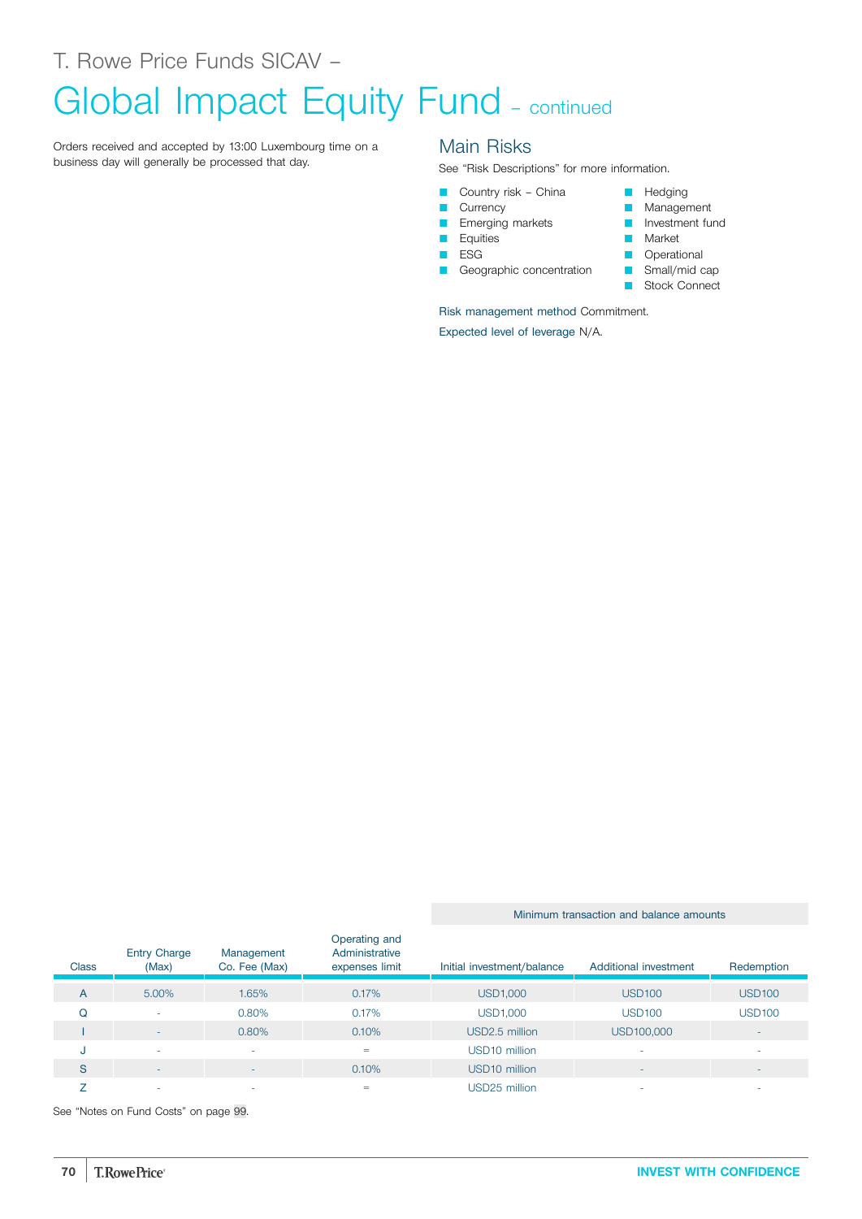# T. Rowe Price Funds SICAV –

# Global Impact Equity Fund – continued

Orders received and accepted by 13:00 Luxembourg time on a business day will generally be processed that day.

## Main Risks

See "Risk Descriptions" for more information.

- Country risk – China
- Currency
- Emerging markets
- Equities
- ESG
- Geographic concentration
- Hedging
- Management
- Investment fund
- Market
- Operational
- Small/mid cap
- Stock Connect

Risk management method Commitment.

Expected level of leverage N/A.

| | | | | Minimum transaction and balance amounts | | |
|---|---|---|---|---|---|---|
| Class | Entry Charge (Max) | Management Co. Fee (Max) | Operating and Administrative expenses limit | Initial investment/balance | Additional investment | Redemption |
| A | 5.00% | 1.65% | 0.17% | USD1,000 | USD100 | USD100 |
| Q | - | 0.80% | 0.17% | USD1,000 | USD100 | USD100 |
| I | - | 0.80% | 0.10% | USD2.5 million | USD100,000 | - |
| J | - | - | = | USD10 million | - | - |
| S | - | - | 0.10% | USD10 million | - | - |
| Z | - | - | = | USD25 million | - | - |

See "Notes on Fund Costs" on page 99.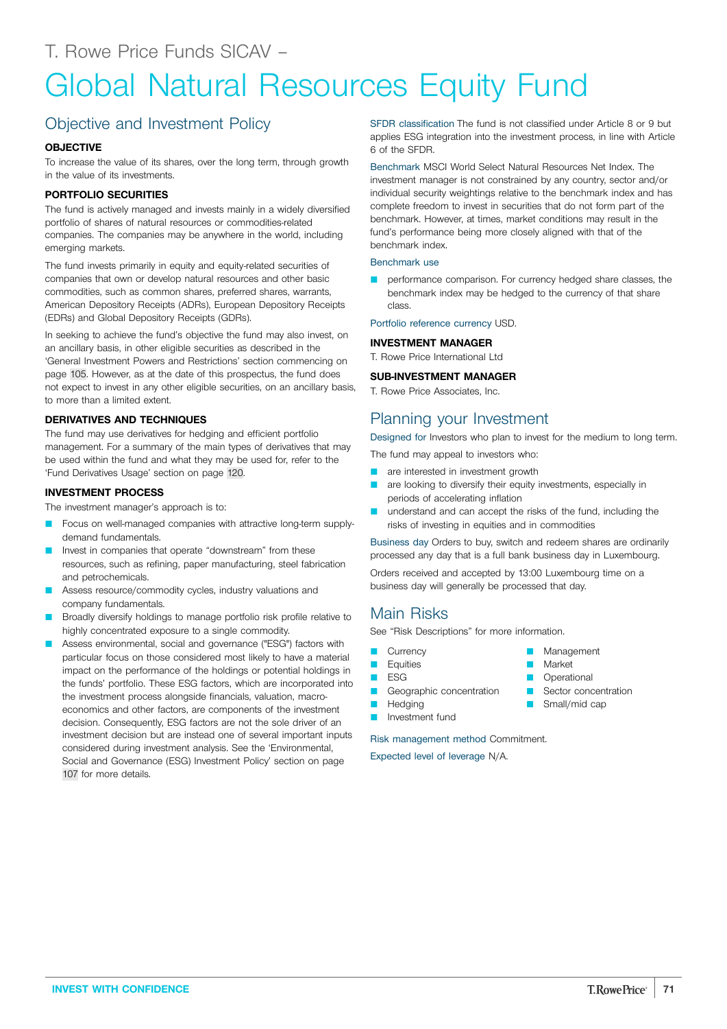T. Rowe Price Funds SICAV –

# Global Natural Resources Equity Fund

## Objective and Investment Policy

### OBJECTIVE

To increase the value of its shares, over the long term, through growth in the value of its investments.

### PORTFOLIO SECURITIES

The fund is actively managed and invests mainly in a widely diversified portfolio of shares of natural resources or commodities-related companies. The companies may be anywhere in the world, including emerging markets.

The fund invests primarily in equity and equity-related securities of companies that own or develop natural resources and other basic commodities, such as common shares, preferred shares, warrants, American Depository Receipts (ADRs), European Depository Receipts (EDRs) and Global Depository Receipts (GDRs).

In seeking to achieve the fund's objective the fund may also invest, on an ancillary basis, in other eligible securities as described in the 'General Investment Powers and Restrictions' section commencing on page 105. However, as at the date of this prospectus, the fund does not expect to invest in any other eligible securities, on an ancillary basis, to more than a limited extent.

### DERIVATIVES AND TECHNIQUES

The fund may use derivatives for hedging and efficient portfolio management. For a summary of the main types of derivatives that may be used within the fund and what they may be used for, refer to the 'Fund Derivatives Usage' section on page 120.

### INVESTMENT PROCESS

The investment manager's approach is to:

- Focus on well-managed companies with attractive long-term supply-demand fundamentals.
- Invest in companies that operate "downstream" from these resources, such as refining, paper manufacturing, steel fabrication and petrochemicals.
- Assess resource/commodity cycles, industry valuations and company fundamentals.
- Broadly diversify holdings to manage portfolio risk profile relative to highly concentrated exposure to a single commodity.
- Assess environmental, social and governance ("ESG") factors with particular focus on those considered most likely to have a material impact on the performance of the holdings or potential holdings in the funds' portfolio. These ESG factors, which are incorporated into the investment process alongside financials, valuation, macro-economics and other factors, are components of the investment decision. Consequently, ESG factors are not the sole driver of an investment decision but are instead one of several important inputs considered during investment analysis. See the 'Environmental, Social and Governance (ESG) Investment Policy' section on page 107 for more details.

**SFDR classification** The fund is not classified under Article 8 or 9 but applies ESG integration into the investment process, in line with Article 6 of the SFDR.

**Benchmark** MSCI World Select Natural Resources Net Index. The investment manager is not constrained by any country, sector and/or individual security weightings relative to the benchmark index and has complete freedom to invest in securities that do not form part of the benchmark. However, at times, market conditions may result in the fund's performance being more closely aligned with that of the benchmark index.

**Benchmark use**

- performance comparison. For currency hedged share classes, the benchmark index may be hedged to the currency of that share class.

**Portfolio reference currency** USD.

### INVESTMENT MANAGER

T. Rowe Price International Ltd

### SUB-INVESTMENT MANAGER

T. Rowe Price Associates, Inc.

## Planning your Investment

**Designed for** Investors who plan to invest for the medium to long term.

The fund may appeal to investors who:

- are interested in investment growth
- are looking to diversify their equity investments, especially in periods of accelerating inflation
- understand and can accept the risks of the fund, including the risks of investing in equities and in commodities

**Business day** Orders to buy, switch and redeem shares are ordinarily processed any day that is a full bank business day in Luxembourg.

Orders received and accepted by 13:00 Luxembourg time on a business day will generally be processed that day.

## Main Risks

See "Risk Descriptions" for more information.

- Currency
- Equities
- ESG
- Geographic concentration
- Hedging
- Investment fund
- Management
- Market
- Operational
- Sector concentration
- Small/mid cap

**Risk management method** Commitment.

**Expected level of leverage** N/A.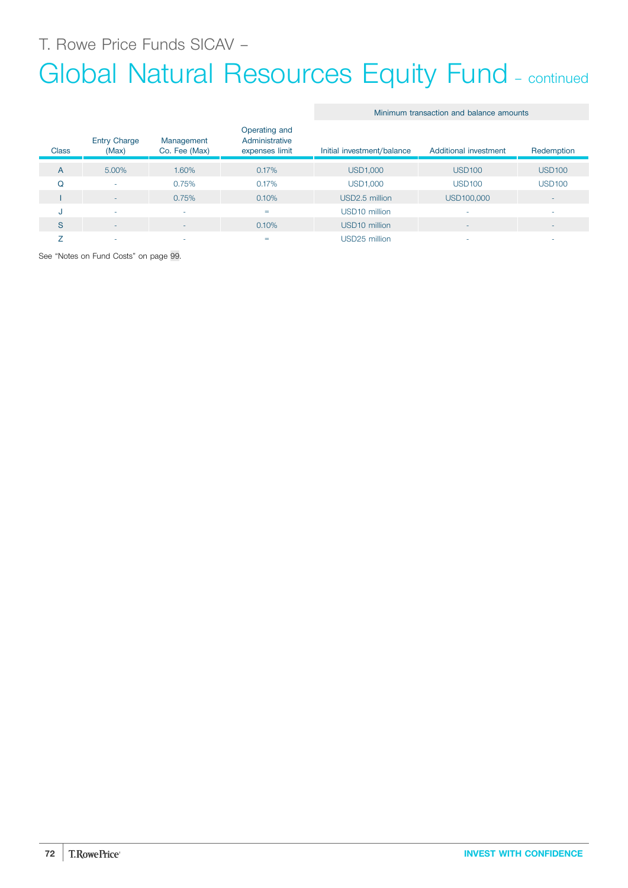T. Rowe Price Funds SICAV –

# Global Natural Resources Equity Fund – continued

| Class | Entry Charge (Max) | Management Co. Fee (Max) | Operating and Administrative expenses limit | Minimum transaction and balance amounts | | |
|---|---|---|---|---|---|---|
| | | | | Initial investment/balance | Additional investment | Redemption |
| A | 5.00% | 1.60% | 0.17% | USD1,000 | USD100 | USD100 |
| Q | - | 0.75% | 0.17% | USD1,000 | USD100 | USD100 |
| I | - | 0.75% | 0.10% | USD2.5 million | USD100,000 | - |
| J | - | - | = | USD10 million | - | - |
| S | - | - | 0.10% | USD10 million | - | - |
| Z | - | - | = | USD25 million | - | - |

See "Notes on Fund Costs" on page 99.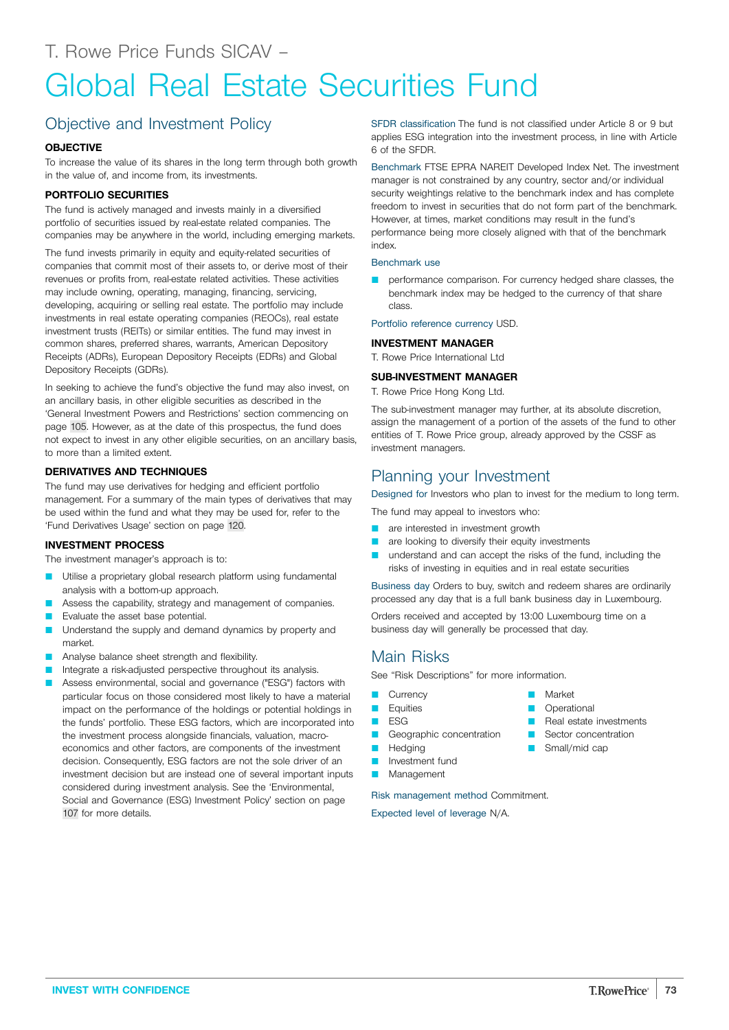T. Rowe Price Funds SICAV –

# Global Real Estate Securities Fund

## Objective and Investment Policy

**OBJECTIVE**

To increase the value of its shares in the long term through both growth in the value of, and income from, its investments.

**PORTFOLIO SECURITIES**

The fund is actively managed and invests mainly in a diversified portfolio of securities issued by real-estate related companies. The companies may be anywhere in the world, including emerging markets.

The fund invests primarily in equity and equity-related securities of companies that commit most of their assets to, or derive most of their revenues or profits from, real-estate related activities. These activities may include owning, operating, managing, financing, servicing, developing, acquiring or selling real estate. The portfolio may include investments in real estate operating companies (REOCs), real estate investment trusts (REITs) or similar entities. The fund may invest in common shares, preferred shares, warrants, American Depository Receipts (ADRs), European Depository Receipts (EDRs) and Global Depository Receipts (GDRs).

In seeking to achieve the fund's objective the fund may also invest, on an ancillary basis, in other eligible securities as described in the 'General Investment Powers and Restrictions' section commencing on page 105. However, as at the date of this prospectus, the fund does not expect to invest in any other eligible securities, on an ancillary basis, to more than a limited extent.

**DERIVATIVES AND TECHNIQUES**

The fund may use derivatives for hedging and efficient portfolio management. For a summary of the main types of derivatives that may be used within the fund and what they may be used for, refer to the 'Fund Derivatives Usage' section on page 120.

**INVESTMENT PROCESS**

The investment manager's approach is to:

- Utilise a proprietary global research platform using fundamental analysis with a bottom-up approach.
- Assess the capability, strategy and management of companies.
- Evaluate the asset base potential.
- Understand the supply and demand dynamics by property and market.
- Analyse balance sheet strength and flexibility.
- Integrate a risk-adjusted perspective throughout its analysis.
- Assess environmental, social and governance ("ESG") factors with particular focus on those considered most likely to have a material impact on the performance of the holdings or potential holdings in the funds' portfolio. These ESG factors, which are incorporated into the investment process alongside financials, valuation, macro-economics and other factors, are components of the investment decision. Consequently, ESG factors are not the sole driver of an investment decision but are instead one of several important inputs considered during investment analysis. See the 'Environmental, Social and Governance (ESG) Investment Policy' section on page 107 for more details.

SFDR classification The fund is not classified under Article 8 or 9 but applies ESG integration into the investment process, in line with Article 6 of the SFDR.

Benchmark FTSE EPRA NAREIT Developed Index Net. The investment manager is not constrained by any country, sector and/or individual security weightings relative to the benchmark index and has complete freedom to invest in securities that do not form part of the benchmark. However, at times, market conditions may result in the fund's performance being more closely aligned with that of the benchmark index.

Benchmark use

- performance comparison. For currency hedged share classes, the benchmark index may be hedged to the currency of that share class.

Portfolio reference currency USD.

**INVESTMENT MANAGER**

T. Rowe Price International Ltd

**SUB-INVESTMENT MANAGER**

T. Rowe Price Hong Kong Ltd.

The sub-investment manager may further, at its absolute discretion, assign the management of a portion of the assets of the fund to other entities of T. Rowe Price group, already approved by the CSSF as investment managers.

## Planning your Investment

Designed for Investors who plan to invest for the medium to long term.

The fund may appeal to investors who:

- are interested in investment growth
- are looking to diversify their equity investments
- understand and can accept the risks of the fund, including the risks of investing in equities and in real estate securities

Business day Orders to buy, switch and redeem shares are ordinarily processed any day that is a full bank business day in Luxembourg.

Orders received and accepted by 13:00 Luxembourg time on a business day will generally be processed that day.

## Main Risks

See "Risk Descriptions" for more information.

- Currency
- Equities
- ESG
- Geographic concentration
- Hedging
- Investment fund
- Management
- Market
- Operational
- Real estate investments
- Sector concentration
- Small/mid cap

Risk management method Commitment.

Expected level of leverage N/A.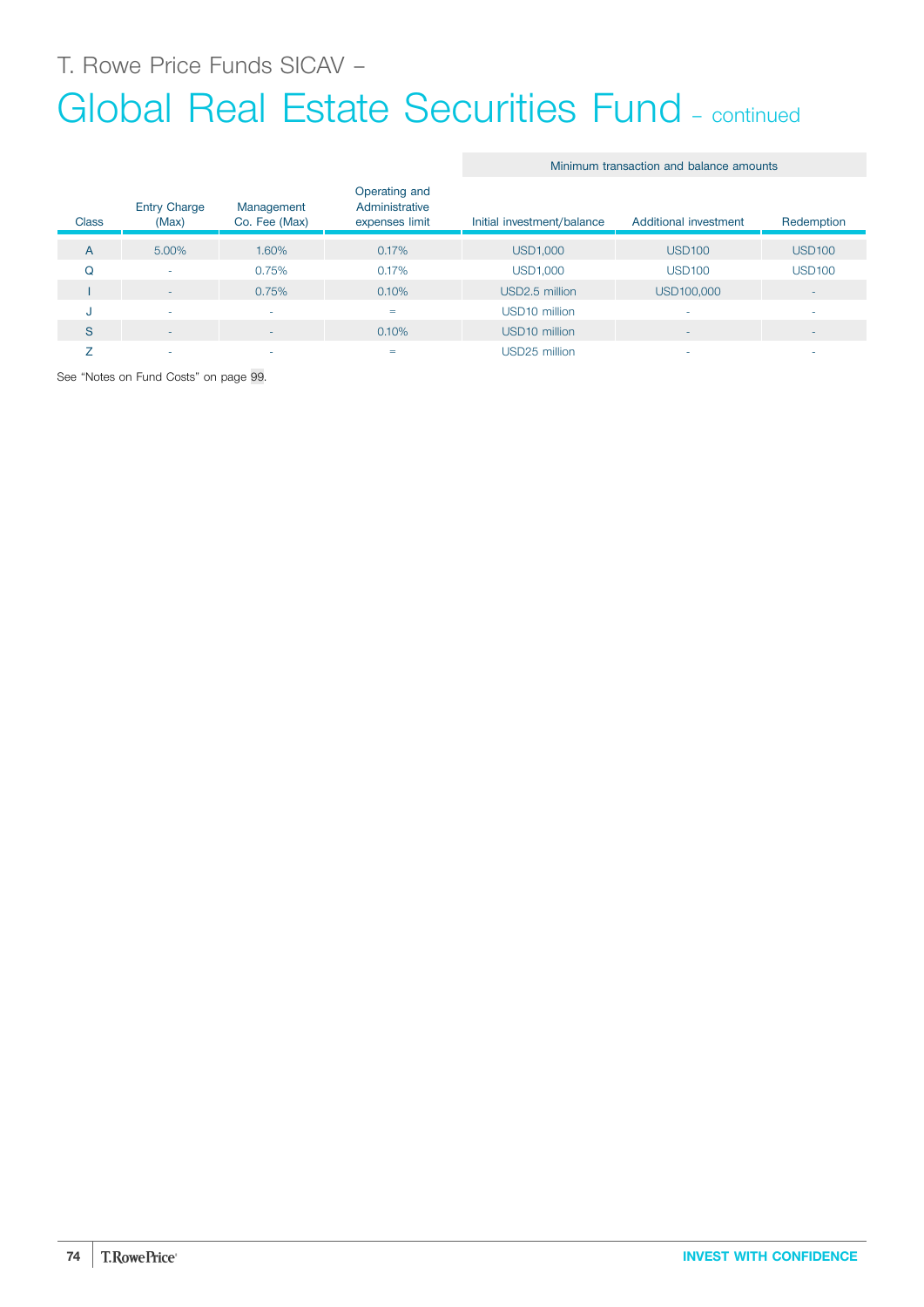# T. Rowe Price Funds SICAV –

# Global Real Estate Securities Fund – continued

| Class | Entry Charge (Max) | Management Co. Fee (Max) | Operating and Administrative expenses limit | Minimum transaction and balance amounts | | |
|---|---|---|---|---|---|---|
| | | | | Initial investment/balance | Additional investment | Redemption |
| A | 5.00% | 1.60% | 0.17% | USD1,000 | USD100 | USD100 |
| Q | - | 0.75% | 0.17% | USD1,000 | USD100 | USD100 |
| I | - | 0.75% | 0.10% | USD2.5 million | USD100,000 | - |
| J | - | - | = | USD10 million | - | - |
| S | - | - | 0.10% | USD10 million | - | - |
| Z | - | - | = | USD25 million | - | - |

See "Notes on Fund Costs" on page 99.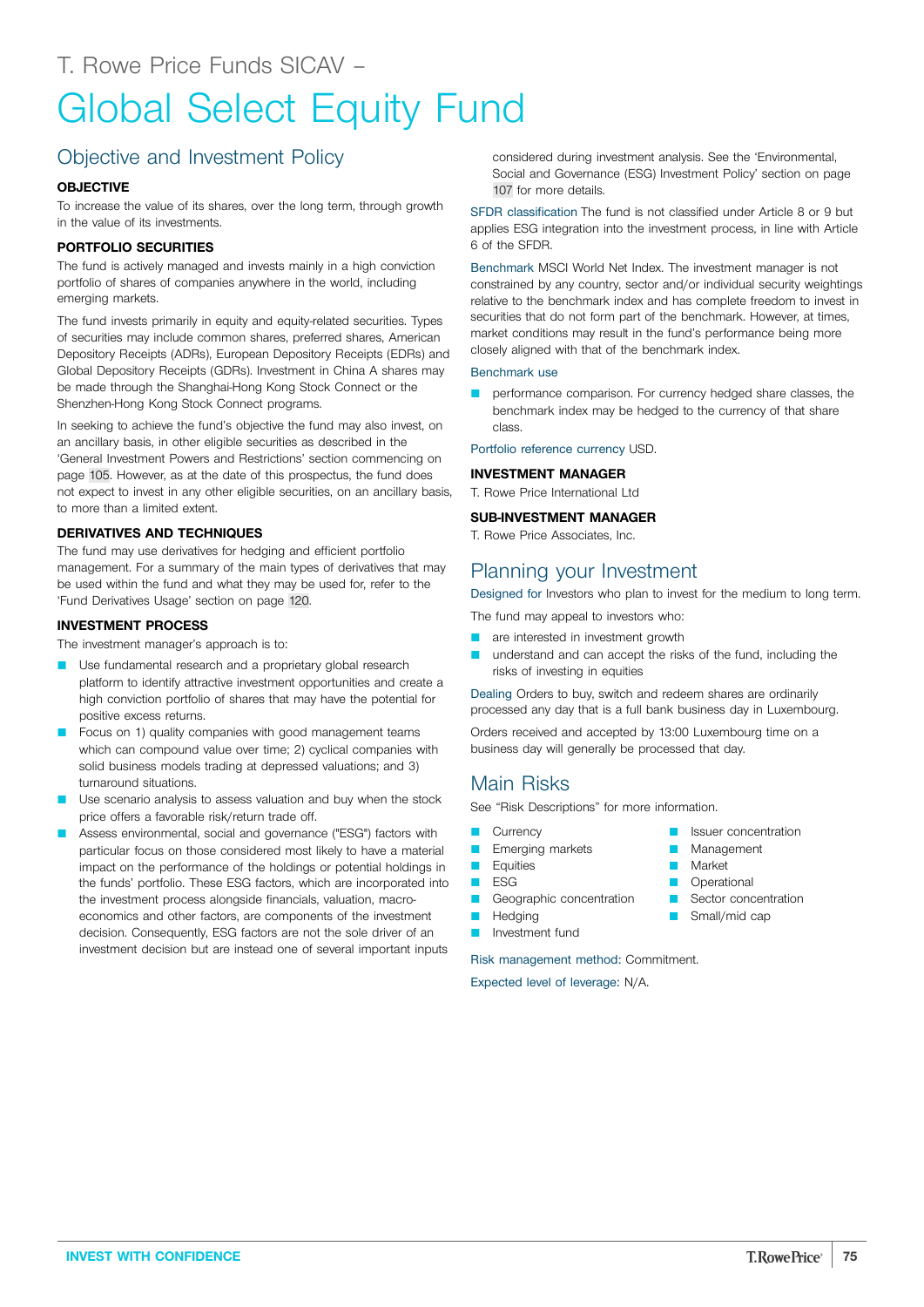T. Rowe Price Funds SICAV –

# Global Select Equity Fund

## Objective and Investment Policy

**OBJECTIVE**

To increase the value of its shares, over the long term, through growth in the value of its investments.

**PORTFOLIO SECURITIES**

The fund is actively managed and invests mainly in a high conviction portfolio of shares of companies anywhere in the world, including emerging markets.

The fund invests primarily in equity and equity-related securities. Types of securities may include common shares, preferred shares, American Depository Receipts (ADRs), European Depository Receipts (EDRs) and Global Depository Receipts (GDRs). Investment in China A shares may be made through the Shanghai-Hong Kong Stock Connect or the Shenzhen-Hong Kong Stock Connect programs.

In seeking to achieve the fund's objective the fund may also invest, on an ancillary basis, in other eligible securities as described in the 'General Investment Powers and Restrictions' section commencing on page 105. However, as at the date of this prospectus, the fund does not expect to invest in any other eligible securities, on an ancillary basis, to more than a limited extent.

**DERIVATIVES AND TECHNIQUES**

The fund may use derivatives for hedging and efficient portfolio management. For a summary of the main types of derivatives that may be used within the fund and what they may be used for, refer to the 'Fund Derivatives Usage' section on page 120.

**INVESTMENT PROCESS**

The investment manager's approach is to:

- Use fundamental research and a proprietary global research platform to identify attractive investment opportunities and create a high conviction portfolio of shares that may have the potential for positive excess returns.
- Focus on 1) quality companies with good management teams which can compound value over time; 2) cyclical companies with solid business models trading at depressed valuations; and 3) turnaround situations.
- Use scenario analysis to assess valuation and buy when the stock price offers a favorable risk/return trade off.
- Assess environmental, social and governance ("ESG") factors with particular focus on those considered most likely to have a material impact on the performance of the holdings or potential holdings in the funds' portfolio. These ESG factors, which are incorporated into the investment process alongside financials, valuation, macro-economics and other factors, are components of the investment decision. Consequently, ESG factors are not the sole driver of an investment decision but are instead one of several important inputs considered during investment analysis. See the 'Environmental, Social and Governance (ESG) Investment Policy' section on page 107 for more details.

SFDR classification The fund is not classified under Article 8 or 9 but applies ESG integration into the investment process, in line with Article 6 of the SFDR.

Benchmark MSCI World Net Index. The investment manager is not constrained by any country, sector and/or individual security weightings relative to the benchmark index and has complete freedom to invest in securities that do not form part of the benchmark. However, at times, market conditions may result in the fund's performance being more closely aligned with that of the benchmark index.

Benchmark use

- performance comparison. For currency hedged share classes, the benchmark index may be hedged to the currency of that share class.

Portfolio reference currency USD.

**INVESTMENT MANAGER**

T. Rowe Price International Ltd

**SUB-INVESTMENT MANAGER**

T. Rowe Price Associates, Inc.

## Planning your Investment

Designed for Investors who plan to invest for the medium to long term.

The fund may appeal to investors who:

- are interested in investment growth
- understand and can accept the risks of the fund, including the risks of investing in equities

Dealing Orders to buy, switch and redeem shares are ordinarily processed any day that is a full bank business day in Luxembourg.

Orders received and accepted by 13:00 Luxembourg time on a business day will generally be processed that day.

## Main Risks

See "Risk Descriptions" for more information.

- Currency
- Emerging markets
- Equities
- ESG
- Geographic concentration
- Hedging
- Investment fund
- Issuer concentration
- Management
- Market
- Operational
- Sector concentration
- Small/mid cap

Risk management method: Commitment.

Expected level of leverage: N/A.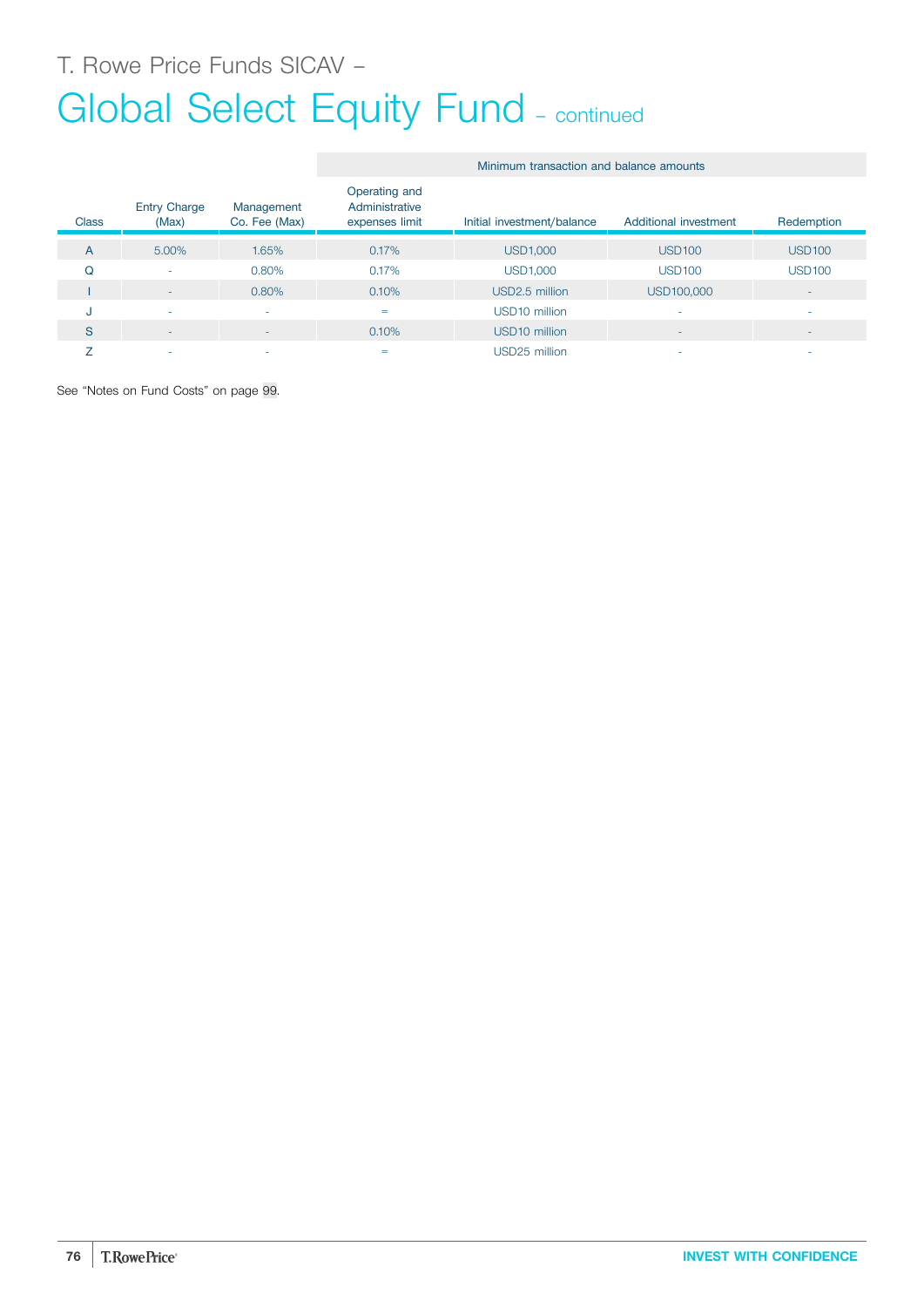T. Rowe Price Funds SICAV –

# Global Select Equity Fund – continued

| Class | Entry Charge (Max) | Management Co. Fee (Max) | Operating and Administrative expenses limit | Minimum transaction and balance amounts | | |
|---|---|---|---|---|---|---|
| | | | | Initial investment/balance | Additional investment | Redemption |
| A | 5.00% | 1.65% | 0.17% | USD1,000 | USD100 | USD100 |
| Q | - | 0.80% | 0.17% | USD1,000 | USD100 | USD100 |
| I | - | 0.80% | 0.10% | USD2.5 million | USD100,000 | - |
| J | - | - | = | USD10 million | - | - |
| S | - | - | 0.10% | USD10 million | - | - |
| Z | - | - | = | USD25 million | - | - |

See "Notes on Fund Costs" on page 99.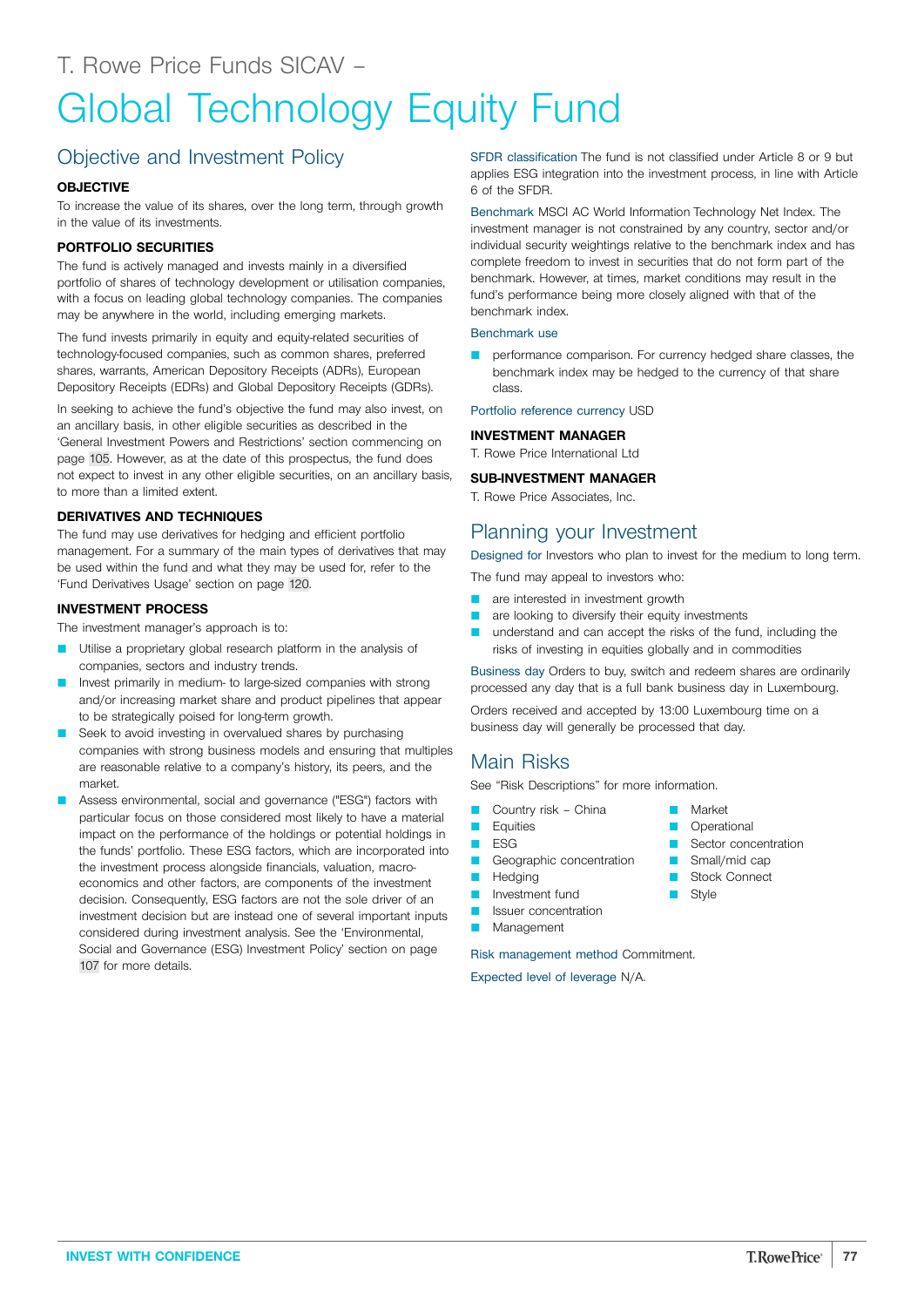T. Rowe Price Funds SICAV –

# Global Technology Equity Fund

## Objective and Investment Policy

**OBJECTIVE**

To increase the value of its shares, over the long term, through growth in the value of its investments.

**PORTFOLIO SECURITIES**

The fund is actively managed and invests mainly in a diversified portfolio of shares of technology development or utilisation companies, with a focus on leading global technology companies. The companies may be anywhere in the world, including emerging markets.

The fund invests primarily in equity and equity-related securities of technology-focused companies, such as common shares, preferred shares, warrants, American Depository Receipts (ADRs), European Depository Receipts (EDRs) and Global Depository Receipts (GDRs).

In seeking to achieve the fund's objective the fund may also invest, on an ancillary basis, in other eligible securities as described in the 'General Investment Powers and Restrictions' section commencing on page 105. However, as at the date of this prospectus, the fund does not expect to invest in any other eligible securities, on an ancillary basis, to more than a limited extent.

**DERIVATIVES AND TECHNIQUES**

The fund may use derivatives for hedging and efficient portfolio management. For a summary of the main types of derivatives that may be used within the fund and what they may be used for, refer to the 'Fund Derivatives Usage' section on page 120.

**INVESTMENT PROCESS**

The investment manager's approach is to:

- Utilise a proprietary global research platform in the analysis of companies, sectors and industry trends.
- Invest primarily in medium- to large-sized companies with strong and/or increasing market share and product pipelines that appear to be strategically poised for long-term growth.
- Seek to avoid investing in overvalued shares by purchasing companies with strong business models and ensuring that multiples are reasonable relative to a company's history, its peers, and the market.
- Assess environmental, social and governance ("ESG") factors with particular focus on those considered most likely to have a material impact on the performance of the holdings or potential holdings in the funds' portfolio. These ESG factors, which are incorporated into the investment process alongside financials, valuation, macro-economics and other factors, are components of the investment decision. Consequently, ESG factors are not the sole driver of an investment decision but are instead one of several important inputs considered during investment analysis. See the 'Environmental, Social and Governance (ESG) Investment Policy' section on page 107 for more details.

SFDR classification The fund is not classified under Article 8 or 9 but applies ESG integration into the investment process, in line with Article 6 of the SFDR.

Benchmark MSCI AC World Information Technology Net Index. The investment manager is not constrained by any country, sector and/or individual security weightings relative to the benchmark index and has complete freedom to invest in securities that do not form part of the benchmark. However, at times, market conditions may result in the fund's performance being more closely aligned with that of the benchmark index.

Benchmark use

- performance comparison. For currency hedged share classes, the benchmark index may be hedged to the currency of that share class.

Portfolio reference currency USD

**INVESTMENT MANAGER**

T. Rowe Price International Ltd

**SUB-INVESTMENT MANAGER**

T. Rowe Price Associates, Inc.

## Planning your Investment

Designed for Investors who plan to invest for the medium to long term.

The fund may appeal to investors who:

- are interested in investment growth
- are looking to diversify their equity investments
- understand and can accept the risks of the fund, including the risks of investing in equities globally and in commodities

Business day Orders to buy, switch and redeem shares are ordinarily processed any day that is a full bank business day in Luxembourg.

Orders received and accepted by 13:00 Luxembourg time on a business day will generally be processed that day.

## Main Risks

See "Risk Descriptions" for more information.

- Country risk – China
- Equities
- ESG
- Geographic concentration
- Hedging
- Investment fund
- Issuer concentration
- Management
- Market
- Operational
- Sector concentration
- Small/mid cap
- Stock Connect
- Style

Risk management method Commitment.

Expected level of leverage N/A.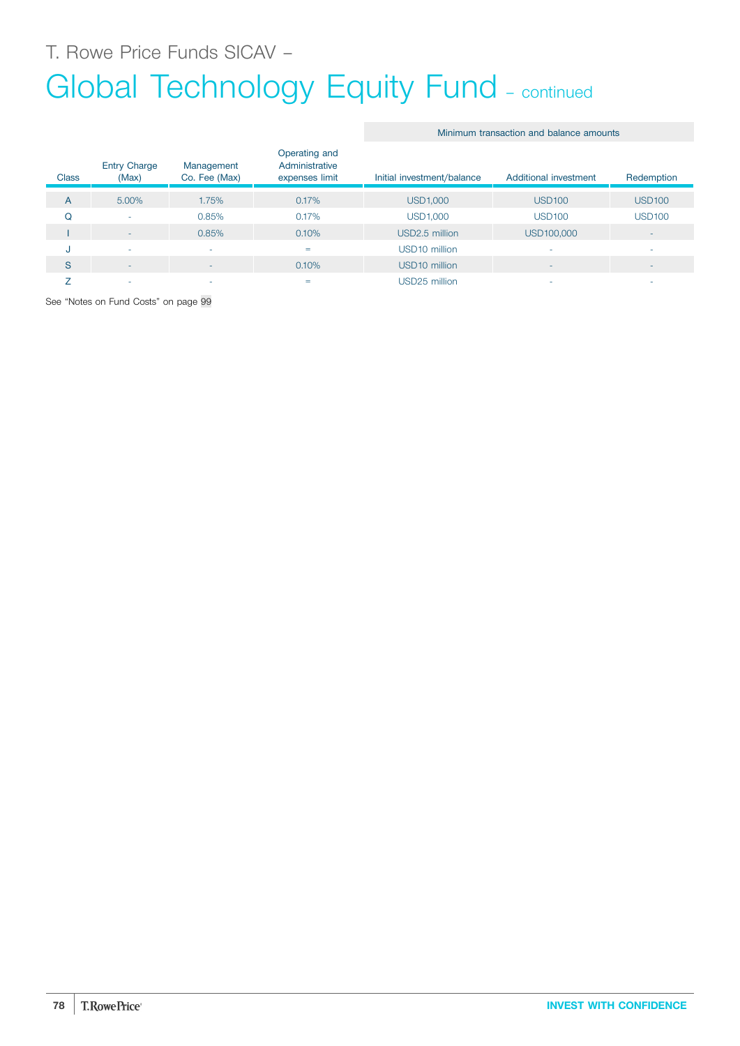T. Rowe Price Funds SICAV –

# Global Technology Equity Fund – continued

| Class | Entry Charge (Max) | Management Co. Fee (Max) | Operating and Administrative expenses limit | Minimum transaction and balance amounts | | |
|---|---|---|---|---|---|---|
| | | | | Initial investment/balance | Additional investment | Redemption |
| A | 5.00% | 1.75% | 0.17% | USD1,000 | USD100 | USD100 |
| Q | - | 0.85% | 0.17% | USD1,000 | USD100 | USD100 |
| I | - | 0.85% | 0.10% | USD2.5 million | USD100,000 | - |
| J | - | - | = | USD10 million | - | - |
| S | - | - | 0.10% | USD10 million | - | - |
| Z | - | - | = | USD25 million | - | - |

See “Notes on Fund Costs” on page 99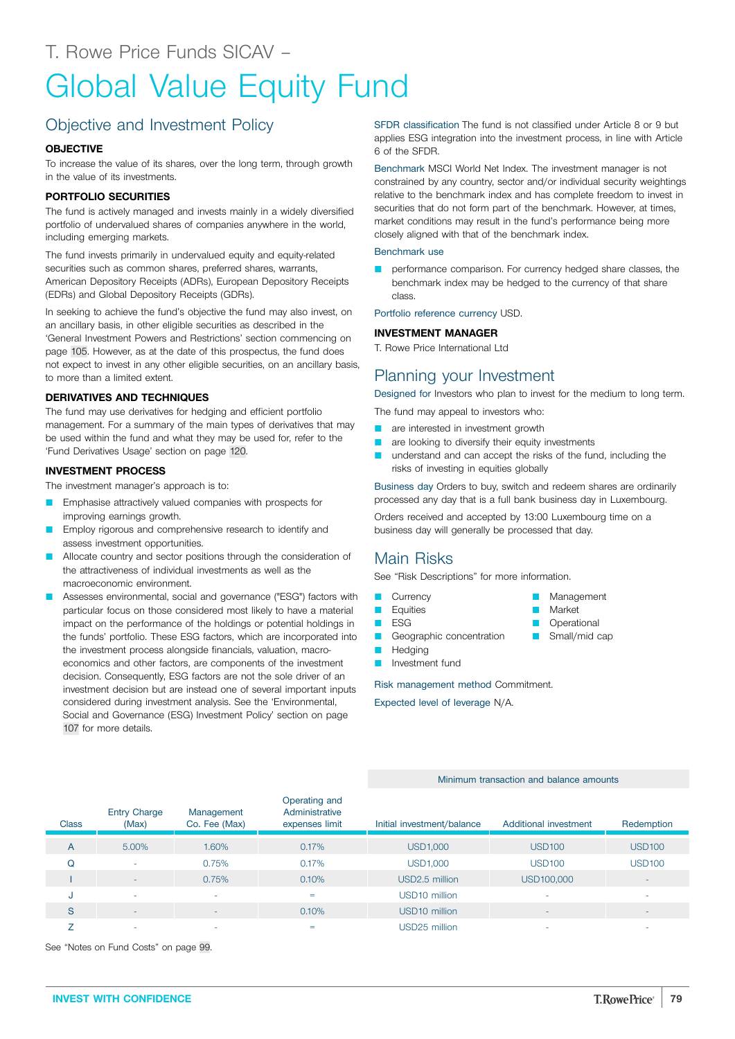T. Rowe Price Funds SICAV –

# Global Value Equity Fund

## Objective and Investment Policy

**OBJECTIVE**

To increase the value of its shares, over the long term, through growth in the value of its investments.

**PORTFOLIO SECURITIES**

The fund is actively managed and invests mainly in a widely diversified portfolio of undervalued shares of companies anywhere in the world, including emerging markets.

The fund invests primarily in undervalued equity and equity-related securities such as common shares, preferred shares, warrants, American Depository Receipts (ADRs), European Depository Receipts (EDRs) and Global Depository Receipts (GDRs).

In seeking to achieve the fund's objective the fund may also invest, on an ancillary basis, in other eligible securities as described in the 'General Investment Powers and Restrictions' section commencing on page 105. However, as at the date of this prospectus, the fund does not expect to invest in any other eligible securities, on an ancillary basis, to more than a limited extent.

**DERIVATIVES AND TECHNIQUES**

The fund may use derivatives for hedging and efficient portfolio management. For a summary of the main types of derivatives that may be used within the fund and what they may be used for, refer to the 'Fund Derivatives Usage' section on page 120.

**INVESTMENT PROCESS**

The investment manager's approach is to:

- Emphasise attractively valued companies with prospects for improving earnings growth.
- Employ rigorous and comprehensive research to identify and assess investment opportunities.
- Allocate country and sector positions through the consideration of the attractiveness of individual investments as well as the macroeconomic environment.
- Assesses environmental, social and governance ("ESG") factors with particular focus on those considered most likely to have a material impact on the performance of the holdings or potential holdings in the funds' portfolio. These ESG factors, which are incorporated into the investment process alongside financials, valuation, macro-economics and other factors, are components of the investment decision. Consequently, ESG factors are not the sole driver of an investment decision but are instead one of several important inputs considered during investment analysis. See the 'Environmental, Social and Governance (ESG) Investment Policy' section on page 107 for more details.

SFDR classification The fund is not classified under Article 8 or 9 but applies ESG integration into the investment process, in line with Article 6 of the SFDR.

Benchmark MSCI World Net Index. The investment manager is not constrained by any country, sector and/or individual security weightings relative to the benchmark index and has complete freedom to invest in securities that do not form part of the benchmark. However, at times, market conditions may result in the fund's performance being more closely aligned with that of the benchmark index.

Benchmark use

- performance comparison. For currency hedged share classes, the benchmark index may be hedged to the currency of that share class.

Portfolio reference currency USD.

**INVESTMENT MANAGER**

T. Rowe Price International Ltd

## Planning your Investment

Designed for Investors who plan to invest for the medium to long term.

The fund may appeal to investors who:

- are interested in investment growth
- are looking to diversify their equity investments
- understand and can accept the risks of the fund, including the risks of investing in equities globally

Business day Orders to buy, switch and redeem shares are ordinarily processed any day that is a full bank business day in Luxembourg.

Orders received and accepted by 13:00 Luxembourg time on a business day will generally be processed that day.

## Main Risks

See "Risk Descriptions" for more information.

- Currency
- Equities
- ESG
- Geographic concentration
- Hedging
- Investment fund
- Management
- Market
- Operational
- Small/mid cap

Risk management method Commitment.

Expected level of leverage N/A.

| Class | Entry Charge (Max) | Management Co. Fee (Max) | Operating and Administrative expenses limit | Minimum transaction and balance amounts | | |
|---|---|---|---|---|---|---|
| | | | | Initial investment/balance | Additional investment | Redemption |
| A | 5.00% | 1.60% | 0.17% | USD1,000 | USD100 | USD100 |
| Q | - | 0.75% | 0.17% | USD1,000 | USD100 | USD100 |
| I | - | 0.75% | 0.10% | USD2.5 million | USD100,000 | - |
| J | - | - | = | USD10 million | - | - |
| S | - | - | 0.10% | USD10 million | - | - |
| Z | - | - | = | USD25 million | - | - |

See "Notes on Fund Costs" on page 99.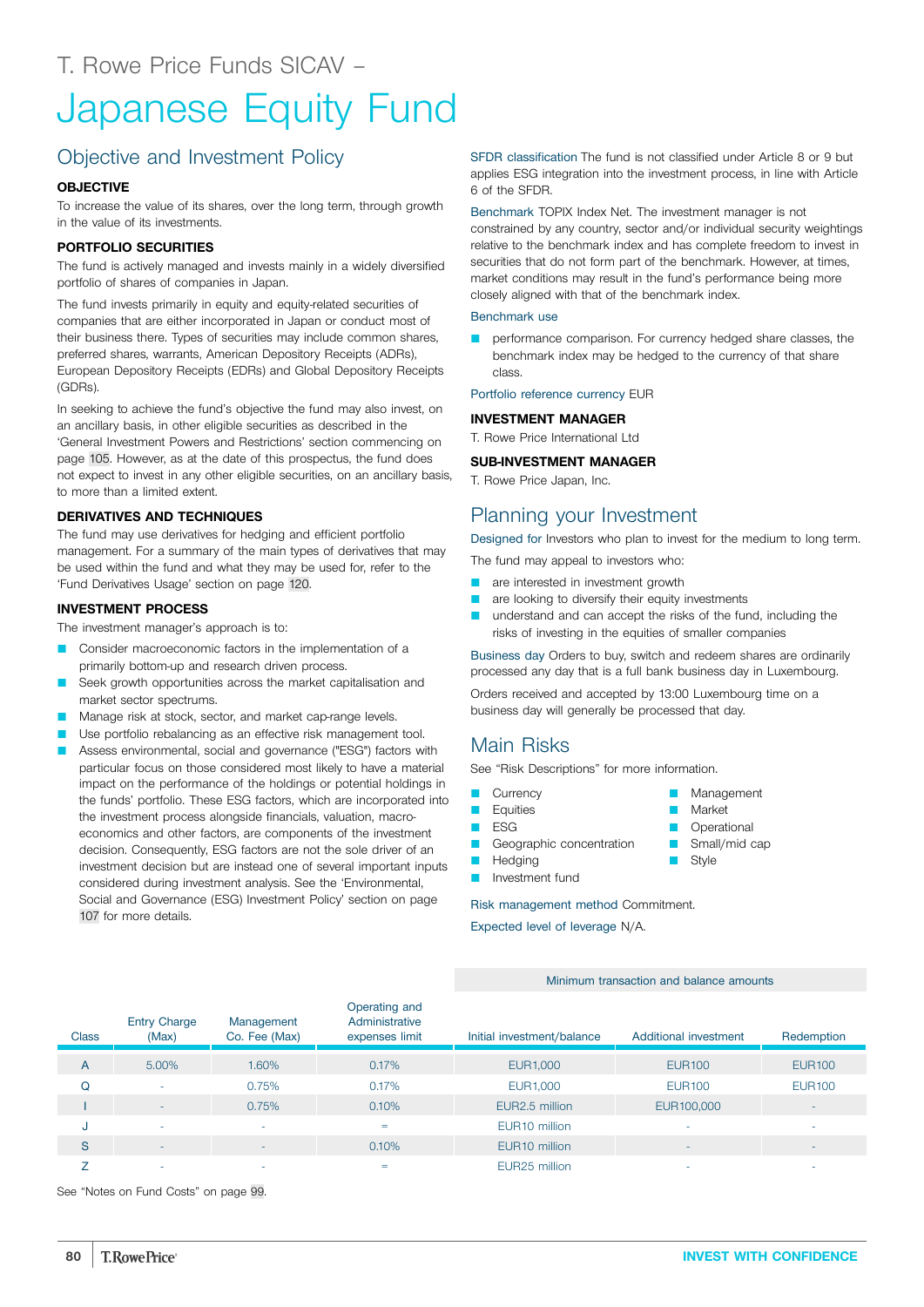T. Rowe Price Funds SICAV –

# Japanese Equity Fund

## Objective and Investment Policy

### OBJECTIVE

To increase the value of its shares, over the long term, through growth in the value of its investments.

### PORTFOLIO SECURITIES

The fund is actively managed and invests mainly in a widely diversified portfolio of shares of companies in Japan.

The fund invests primarily in equity and equity-related securities of companies that are either incorporated in Japan or conduct most of their business there. Types of securities may include common shares, preferred shares, warrants, American Depository Receipts (ADRs), European Depository Receipts (EDRs) and Global Depository Receipts (GDRs).

In seeking to achieve the fund's objective the fund may also invest, on an ancillary basis, in other eligible securities as described in the 'General Investment Powers and Restrictions' section commencing on page 105. However, as at the date of this prospectus, the fund does not expect to invest in any other eligible securities, on an ancillary basis, to more than a limited extent.

### DERIVATIVES AND TECHNIQUES

The fund may use derivatives for hedging and efficient portfolio management. For a summary of the main types of derivatives that may be used within the fund and what they may be used for, refer to the 'Fund Derivatives Usage' section on page 120.

### INVESTMENT PROCESS

The investment manager's approach is to:

- Consider macroeconomic factors in the implementation of a primarily bottom-up and research driven process.
- Seek growth opportunities across the market capitalisation and market sector spectrums.
- Manage risk at stock, sector, and market cap-range levels.
- Use portfolio rebalancing as an effective risk management tool.
- Assess environmental, social and governance ("ESG") factors with particular focus on those considered most likely to have a material impact on the performance of the holdings or potential holdings in the funds' portfolio. These ESG factors, which are incorporated into the investment process alongside financials, valuation, macro-economics and other factors, are components of the investment decision. Consequently, ESG factors are not the sole driver of an investment decision but are instead one of several important inputs considered during investment analysis. See the 'Environmental, Social and Governance (ESG) Investment Policy' section on page 107 for more details.

SFDR classification The fund is not classified under Article 8 or 9 but applies ESG integration into the investment process, in line with Article 6 of the SFDR.

Benchmark TOPIX Index Net. The investment manager is not constrained by any country, sector and/or individual security weightings relative to the benchmark index and has complete freedom to invest in securities that do not form part of the benchmark. However, at times, market conditions may result in the fund's performance being more closely aligned with that of the benchmark index.

Benchmark use

- performance comparison. For currency hedged share classes, the benchmark index may be hedged to the currency of that share class.

Portfolio reference currency EUR

### INVESTMENT MANAGER

T. Rowe Price International Ltd

### SUB-INVESTMENT MANAGER

T. Rowe Price Japan, Inc.

## Planning your Investment

Designed for Investors who plan to invest for the medium to long term.

The fund may appeal to investors who:

- are interested in investment growth
- are looking to diversify their equity investments
- understand and can accept the risks of the fund, including the risks of investing in the equities of smaller companies

Business day Orders to buy, switch and redeem shares are ordinarily processed any day that is a full bank business day in Luxembourg.

Orders received and accepted by 13:00 Luxembourg time on a business day will generally be processed that day.

## Main Risks

See "Risk Descriptions" for more information.

- Currency
- Equities
- ESG
- Geographic concentration
- Hedging
- Investment fund
- Management
- Market
- Operational
- Small/mid cap
- Style

Risk management method Commitment.

Expected level of leverage N/A.

| Class | Entry Charge (Max) | Management Co. Fee (Max) | Operating and Administrative expenses limit | Minimum transaction and balance amounts | | |
|---|---|---|---|---|---|---|
| | | | | Initial investment/balance | Additional investment | Redemption |
| A | 5.00% | 1.60% | 0.17% | EUR1,000 | EUR100 | EUR100 |
| Q | - | 0.75% | 0.17% | EUR1,000 | EUR100 | EUR100 |
| I | - | 0.75% | 0.10% | EUR2.5 million | EUR100,000 | - |
| J | - | - | = | EUR10 million | - | - |
| S | - | - | 0.10% | EUR10 million | - | - |
| Z | - | - | = | EUR25 million | - | - |

See "Notes on Fund Costs" on page 99.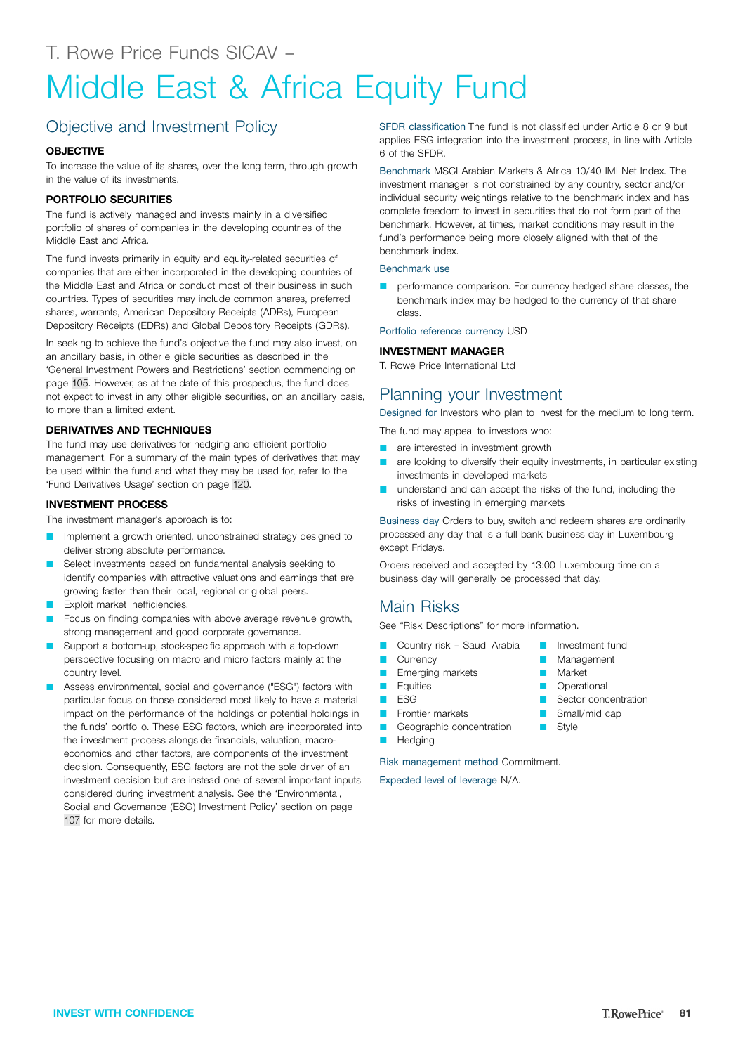T. Rowe Price Funds SICAV –

# Middle East & Africa Equity Fund

## Objective and Investment Policy

**OBJECTIVE**

To increase the value of its shares, over the long term, through growth in the value of its investments.

**PORTFOLIO SECURITIES**

The fund is actively managed and invests mainly in a diversified portfolio of shares of companies in the developing countries of the Middle East and Africa.

The fund invests primarily in equity and equity-related securities of companies that are either incorporated in the developing countries of the Middle East and Africa or conduct most of their business in such countries. Types of securities may include common shares, preferred shares, warrants, American Depository Receipts (ADRs), European Depository Receipts (EDRs) and Global Depository Receipts (GDRs).

In seeking to achieve the fund's objective the fund may also invest, on an ancillary basis, in other eligible securities as described in the 'General Investment Powers and Restrictions' section commencing on page 105. However, as at the date of this prospectus, the fund does not expect to invest in any other eligible securities, on an ancillary basis, to more than a limited extent.

**DERIVATIVES AND TECHNIQUES**

The fund may use derivatives for hedging and efficient portfolio management. For a summary of the main types of derivatives that may be used within the fund and what they may be used for, refer to the 'Fund Derivatives Usage' section on page 120.

**INVESTMENT PROCESS**

The investment manager's approach is to:

- Implement a growth oriented, unconstrained strategy designed to deliver strong absolute performance.
- Select investments based on fundamental analysis seeking to identify companies with attractive valuations and earnings that are growing faster than their local, regional or global peers.
- Exploit market inefficiencies.
- Focus on finding companies with above average revenue growth, strong management and good corporate governance.
- Support a bottom-up, stock-specific approach with a top-down perspective focusing on macro and micro factors mainly at the country level.
- Assess environmental, social and governance ("ESG") factors with particular focus on those considered most likely to have a material impact on the performance of the holdings or potential holdings in the funds' portfolio. These ESG factors, which are incorporated into the investment process alongside financials, valuation, macro-economics and other factors, are components of the investment decision. Consequently, ESG factors are not the sole driver of an investment decision but are instead one of several important inputs considered during investment analysis. See the 'Environmental, Social and Governance (ESG) Investment Policy' section on page 107 for more details.

**SFDR classification** The fund is not classified under Article 8 or 9 but applies ESG integration into the investment process, in line with Article 6 of the SFDR.

**Benchmark** MSCI Arabian Markets & Africa 10/40 IMI Net Index. The investment manager is not constrained by any country, sector and/or individual security weightings relative to the benchmark index and has complete freedom to invest in securities that do not form part of the benchmark. However, at times, market conditions may result in the fund's performance being more closely aligned with that of the benchmark index.

**Benchmark use**

- performance comparison. For currency hedged share classes, the benchmark index may be hedged to the currency of that share class.

**Portfolio reference currency** USD

**INVESTMENT MANAGER**

T. Rowe Price International Ltd

## Planning your Investment

**Designed for** Investors who plan to invest for the medium to long term.

The fund may appeal to investors who:

- are interested in investment growth
- are looking to diversify their equity investments, in particular existing investments in developed markets
- understand and can accept the risks of the fund, including the risks of investing in emerging markets

**Business day** Orders to buy, switch and redeem shares are ordinarily processed any day that is a full bank business day in Luxembourg except Fridays.

Orders received and accepted by 13:00 Luxembourg time on a business day will generally be processed that day.

## Main Risks

See "Risk Descriptions" for more information.

- Country risk – Saudi Arabia
- Currency
- Emerging markets
- Equities
- ESG
- Frontier markets
- Geographic concentration
- Hedging
- Investment fund
- Management
- Market
- Operational
- Sector concentration
- Small/mid cap
- Style

**Risk management method** Commitment.

**Expected level of leverage** N/A.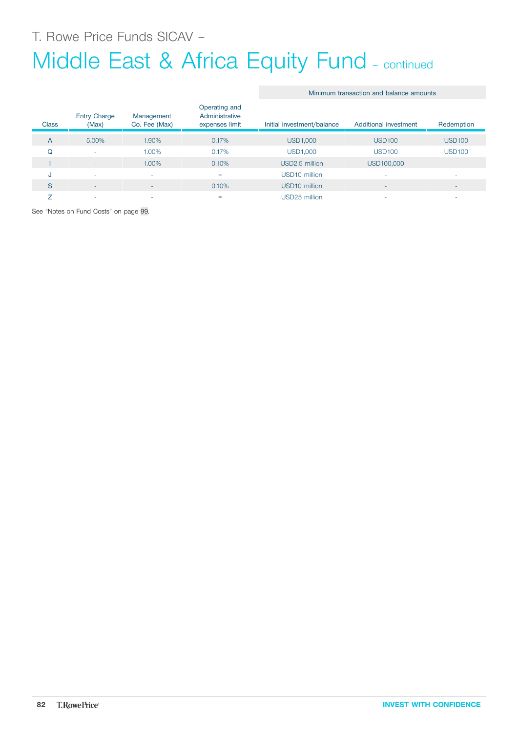T. Rowe Price Funds SICAV –

# Middle East & Africa Equity Fund – continued

| Class | Entry Charge (Max) | Management Co. Fee (Max) | Operating and Administrative expenses limit | Minimum transaction and balance amounts | | |
|---|---|---|---|---|---|---|
| | | | | Initial investment/balance | Additional investment | Redemption |
| A | 5.00% | 1.90% | 0.17% | USD1,000 | USD100 | USD100 |
| Q | - | 1.00% | 0.17% | USD1,000 | USD100 | USD100 |
| I | - | 1.00% | 0.10% | USD2.5 million | USD100,000 | - |
| J | - | - | = | USD10 million | - | - |
| S | - | - | 0.10% | USD10 million | - | - |
| Z | - | - | = | USD25 million | - | - |

See "Notes on Fund Costs" on page 99.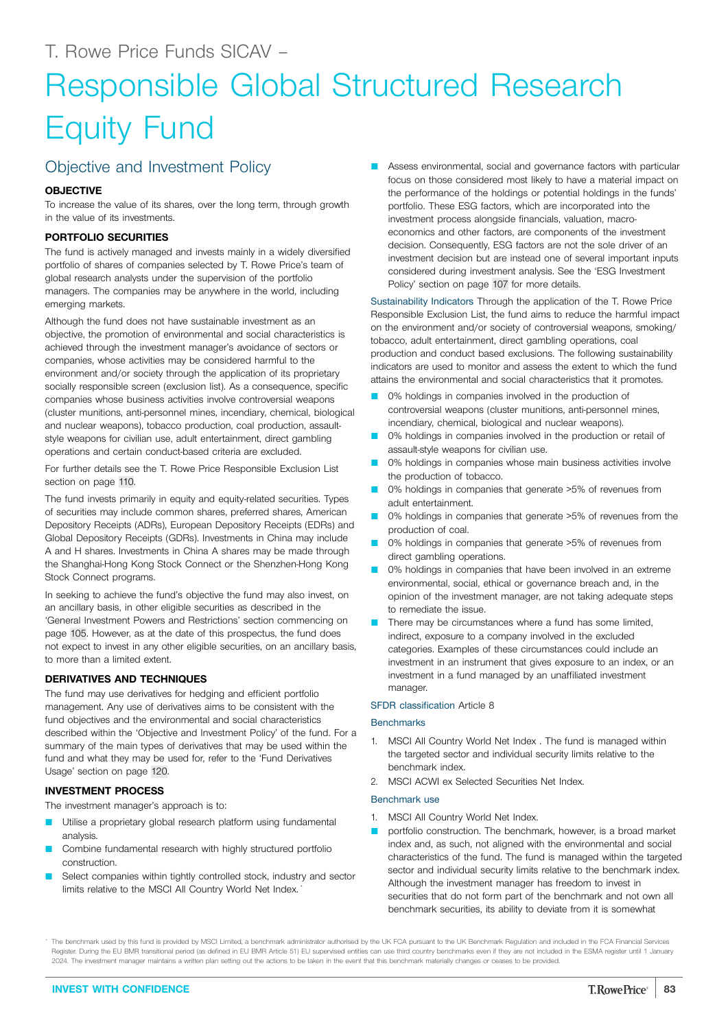T. Rowe Price Funds SICAV –

# Responsible Global Structured Research Equity Fund

## Objective and Investment Policy

### OBJECTIVE

To increase the value of its shares, over the long term, through growth in the value of its investments.

### PORTFOLIO SECURITIES

The fund is actively managed and invests mainly in a widely diversified portfolio of shares of companies selected by T. Rowe Price's team of global research analysts under the supervision of the portfolio managers. The companies may be anywhere in the world, including emerging markets.

Although the fund does not have sustainable investment as an objective, the promotion of environmental and social characteristics is achieved through the investment manager's avoidance of sectors or companies, whose activities may be considered harmful to the environment and/or society through the application of its proprietary socially responsible screen (exclusion list). As a consequence, specific companies whose business activities involve controversial weapons (cluster munitions, anti-personnel mines, incendiary, chemical, biological and nuclear weapons), tobacco production, coal production, assault-style weapons for civilian use, adult entertainment, direct gambling operations and certain conduct-based criteria are excluded.

For further details see the T. Rowe Price Responsible Exclusion List section on page 110.

The fund invests primarily in equity and equity-related securities. Types of securities may include common shares, preferred shares, American Depository Receipts (ADRs), European Depository Receipts (EDRs) and Global Depository Receipts (GDRs). Investments in China may include A and H shares. Investments in China A shares may be made through the Shanghai-Hong Kong Stock Connect or the Shenzhen-Hong Kong Stock Connect programs.

In seeking to achieve the fund's objective the fund may also invest, on an ancillary basis, in other eligible securities as described in the 'General Investment Powers and Restrictions' section commencing on page 105. However, as at the date of this prospectus, the fund does not expect to invest in any other eligible securities, on an ancillary basis, to more than a limited extent.

### DERIVATIVES AND TECHNIQUES

The fund may use derivatives for hedging and efficient portfolio management. Any use of derivatives aims to be consistent with the fund objectives and the environmental and social characteristics described within the 'Objective and Investment Policy' of the fund. For a summary of the main types of derivatives that may be used within the fund and what they may be used for, refer to the 'Fund Derivatives Usage' section on page 120.

### INVESTMENT PROCESS

The investment manager's approach is to:

- Utilise a proprietary global research platform using fundamental analysis.
- Combine fundamental research with highly structured portfolio construction.
- Select companies within tightly controlled stock, industry and sector limits relative to the MSCI All Country World Net Index.*
- Assess environmental, social and governance factors with particular focus on those considered most likely to have a material impact on the performance of the holdings or potential holdings in the funds' portfolio. These ESG factors, which are incorporated into the investment process alongside financials, valuation, macro-economics and other factors, are components of the investment decision. Consequently, ESG factors are not the sole driver of an investment decision but are instead one of several important inputs considered during investment analysis. See the 'ESG Investment Policy' section on page 107 for more details.

Sustainability Indicators Through the application of the T. Rowe Price Responsible Exclusion List, the fund aims to reduce the harmful impact on the environment and/or society of controversial weapons, smoking/tobacco, adult entertainment, direct gambling operations, coal production and conduct based exclusions. The following sustainability indicators are used to monitor and assess the extent to which the fund attains the environmental and social characteristics that it promotes.

- 0% holdings in companies involved in the production of controversial weapons (cluster munitions, anti-personnel mines, incendiary, chemical, biological and nuclear weapons).
- 0% holdings in companies involved in the production or retail of assault-style weapons for civilian use.
- 0% holdings in companies whose main business activities involve the production of tobacco.
- 0% holdings in companies that generate >5% of revenues from adult entertainment.
- 0% holdings in companies that generate >5% of revenues from the production of coal.
- 0% holdings in companies that generate >5% of revenues from direct gambling operations.
- 0% holdings in companies that have been involved in an extreme environmental, social, ethical or governance breach and, in the opinion of the investment manager, are not taking adequate steps to remediate the issue.
- There may be circumstances where a fund has some limited, indirect, exposure to a company involved in the excluded categories. Examples of these circumstances could include an investment in an instrument that gives exposure to an index, or an investment in a fund managed by an unaffiliated investment manager.

SFDR classification Article 8

Benchmarks

1. MSCI All Country World Net Index . The fund is managed within the targeted sector and individual security limits relative to the benchmark index.
2. MSCI ACWI ex Selected Securities Net Index.

Benchmark use

1. MSCI All Country World Net Index.

- portfolio construction. The benchmark, however, is a broad market index and, as such, not aligned with the environmental and social characteristics of the fund. The fund is managed within the targeted sector and individual security limits relative to the benchmark index. Although the investment manager has freedom to invest in securities that do not form part of the benchmark and not own all benchmark securities, its ability to deviate from it is somewhat

* The benchmark used by this fund is provided by MSCI Limited, a benchmark administrator authorised by the UK FCA pursuant to the UK Benchmark Regulation and included in the FCA Financial Services Register. During the EU BMR transitional period (as defined in EU BMR Article 51) EU supervised entities can use third country benchmarks even if they are not included in the ESMA register until 1 January 2024. The investment manager maintains a written plan setting out the actions to be taken in the event that this benchmark materially changes or ceases to be provided.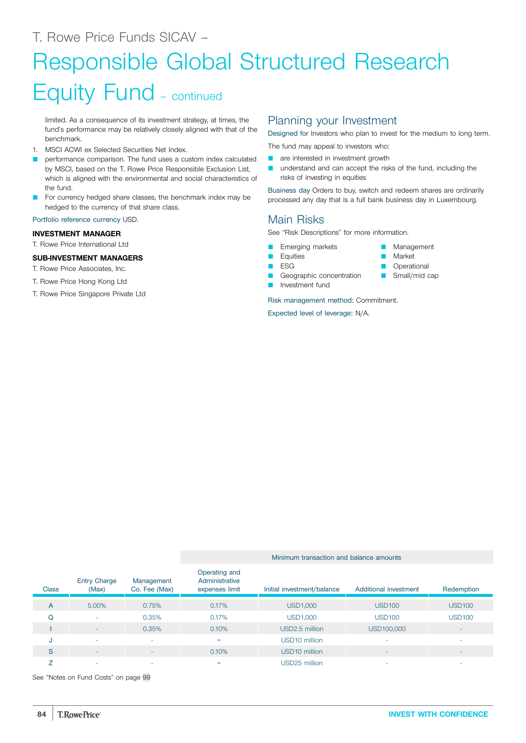# T. Rowe Price Funds SICAV – Responsible Global Structured Research Equity Fund – continued

limited. As a consequence of its investment strategy, at times, the fund's performance may be relatively closely aligned with that of the benchmark.

1. MSCI ACWI ex Selected Securities Net Index.

- performance comparison. The fund uses a custom index calculated by MSCI, based on the T. Rowe Price Responsible Exclusion List, which is aligned with the environmental and social characteristics of the fund.
- For currency hedged share classes, the benchmark index may be hedged to the currency of that share class.

Portfolio reference currency USD.

**INVESTMENT MANAGER**

T. Rowe Price International Ltd

**SUB-INVESTMENT MANAGERS**

T. Rowe Price Associates, Inc.

T. Rowe Price Hong Kong Ltd

T. Rowe Price Singapore Private Ltd

## Planning your Investment

Designed for Investors who plan to invest for the medium to long term.

The fund may appeal to investors who:

- are interested in investment growth
- understand and can accept the risks of the fund, including the risks of investing in equities

Business day Orders to buy, switch and redeem shares are ordinarily processed any day that is a full bank business day in Luxembourg.

## Main Risks

See "Risk Descriptions" for more information.

- Emerging markets
- Equities
- ESG
- Geographic concentration
- Investment fund
- Management
- Market
- Operational
- Small/mid cap

Risk management method: Commitment.

Expected level of leverage: N/A.

| Class | Entry Charge (Max) | Management Co. Fee (Max) | Operating and Administrative expenses limit | Minimum transaction and balance amounts | | |
|---|---|---|---|---|---|---|
| | | | | Initial investment/balance | Additional investment | Redemption |
| A | 5.00% | 0.75% | 0.17% | USD1,000 | USD100 | USD100 |
| Q | - | 0.35% | 0.17% | USD1,000 | USD100 | USD100 |
| I | - | 0.35% | 0.10% | USD2.5 million | USD100,000 | - |
| J | - | - | = | USD10 million | - | - |
| S | - | - | 0.10% | USD10 million | - | - |
| Z | - | - | = | USD25 million | - | - |

See "Notes on Fund Costs" on page 99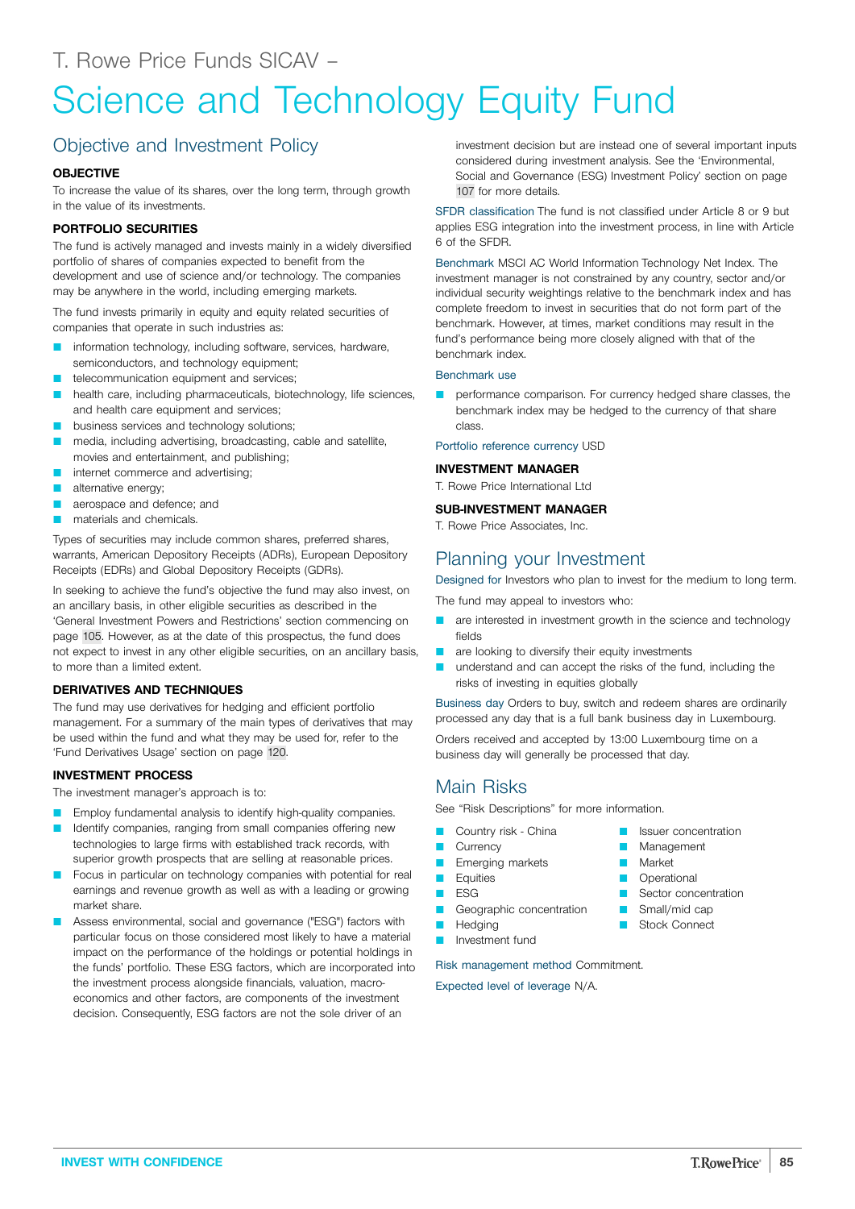T. Rowe Price Funds SICAV –

# Science and Technology Equity Fund

## Objective and Investment Policy

### OBJECTIVE

To increase the value of its shares, over the long term, through growth in the value of its investments.

### PORTFOLIO SECURITIES

The fund is actively managed and invests mainly in a widely diversified portfolio of shares of companies expected to benefit from the development and use of science and/or technology. The companies may be anywhere in the world, including emerging markets.

The fund invests primarily in equity and equity related securities of companies that operate in such industries as:

- information technology, including software, services, hardware, semiconductors, and technology equipment;
- telecommunication equipment and services;
- health care, including pharmaceuticals, biotechnology, life sciences, and health care equipment and services;
- business services and technology solutions;
- media, including advertising, broadcasting, cable and satellite, movies and entertainment, and publishing;
- internet commerce and advertising;
- alternative energy;
- aerospace and defence; and
- materials and chemicals.

Types of securities may include common shares, preferred shares, warrants, American Depository Receipts (ADRs), European Depository Receipts (EDRs) and Global Depository Receipts (GDRs).

In seeking to achieve the fund's objective the fund may also invest, on an ancillary basis, in other eligible securities as described in the 'General Investment Powers and Restrictions' section commencing on page 105. However, as at the date of this prospectus, the fund does not expect to invest in any other eligible securities, on an ancillary basis, to more than a limited extent.

### DERIVATIVES AND TECHNIQUES

The fund may use derivatives for hedging and efficient portfolio management. For a summary of the main types of derivatives that may be used within the fund and what they may be used for, refer to the 'Fund Derivatives Usage' section on page 120.

### INVESTMENT PROCESS

The investment manager's approach is to:

- Employ fundamental analysis to identify high-quality companies.
- Identify companies, ranging from small companies offering new technologies to large firms with established track records, with superior growth prospects that are selling at reasonable prices.
- Focus in particular on technology companies with potential for real earnings and revenue growth as well as with a leading or growing market share.
- Assess environmental, social and governance ("ESG") factors with particular focus on those considered most likely to have a material impact on the performance of the holdings or potential holdings in the funds' portfolio. These ESG factors, which are incorporated into the investment process alongside financials, valuation, macro-economics and other factors, are components of the investment decision. Consequently, ESG factors are not the sole driver of an investment decision but are instead one of several important inputs considered during investment analysis. See the 'Environmental, Social and Governance (ESG) Investment Policy' section on page 107 for more details.

**SFDR classification** The fund is not classified under Article 8 or 9 but applies ESG integration into the investment process, in line with Article 6 of the SFDR.

**Benchmark** MSCI AC World Information Technology Net Index. The investment manager is not constrained by any country, sector and/or individual security weightings relative to the benchmark index and has complete freedom to invest in securities that do not form part of the benchmark. However, at times, market conditions may result in the fund's performance being more closely aligned with that of the benchmark index.

**Benchmark use**

- performance comparison. For currency hedged share classes, the benchmark index may be hedged to the currency of that share class.

**Portfolio reference currency** USD

### INVESTMENT MANAGER

T. Rowe Price International Ltd

### SUB-INVESTMENT MANAGER

T. Rowe Price Associates, Inc.

## Planning your Investment

**Designed for** Investors who plan to invest for the medium to long term.

The fund may appeal to investors who:

- are interested in investment growth in the science and technology fields
- are looking to diversify their equity investments
- understand and can accept the risks of the fund, including the risks of investing in equities globally

**Business day** Orders to buy, switch and redeem shares are ordinarily processed any day that is a full bank business day in Luxembourg.

Orders received and accepted by 13:00 Luxembourg time on a business day will generally be processed that day.

## Main Risks

See "Risk Descriptions" for more information.

- Country risk - China
- Currency
- Emerging markets
- Equities
- ESG
- Geographic concentration
- Hedging
- Investment fund
- Issuer concentration
- Management
- Market
- Operational
- Sector concentration
- Small/mid cap
- Stock Connect

**Risk management method** Commitment.

**Expected level of leverage** N/A.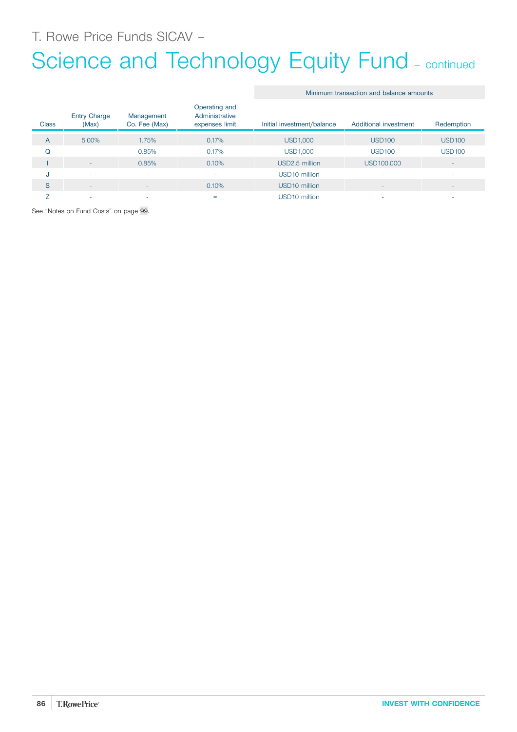# T. Rowe Price Funds SICAV –

# Science and Technology Equity Fund – continued

| Class | Entry Charge (Max) | Management Co. Fee (Max) | Operating and Administrative expenses limit | Minimum transaction and balance amounts | | |
|---|---|---|---|---|---|---|
| | | | | Initial investment/balance | Additional investment | Redemption |
| A | 5.00% | 1.75% | 0.17% | USD1,000 | USD100 | USD100 |
| Q | - | 0.85% | 0.17% | USD1,000 | USD100 | USD100 |
| I | - | 0.85% | 0.10% | USD2.5 million | USD100,000 | - |
| J | - | - | = | USD10 million | - | - |
| S | - | - | 0.10% | USD10 million | - | - |
| Z | - | - | = | USD10 million | - | - |

See "Notes on Fund Costs" on page 99.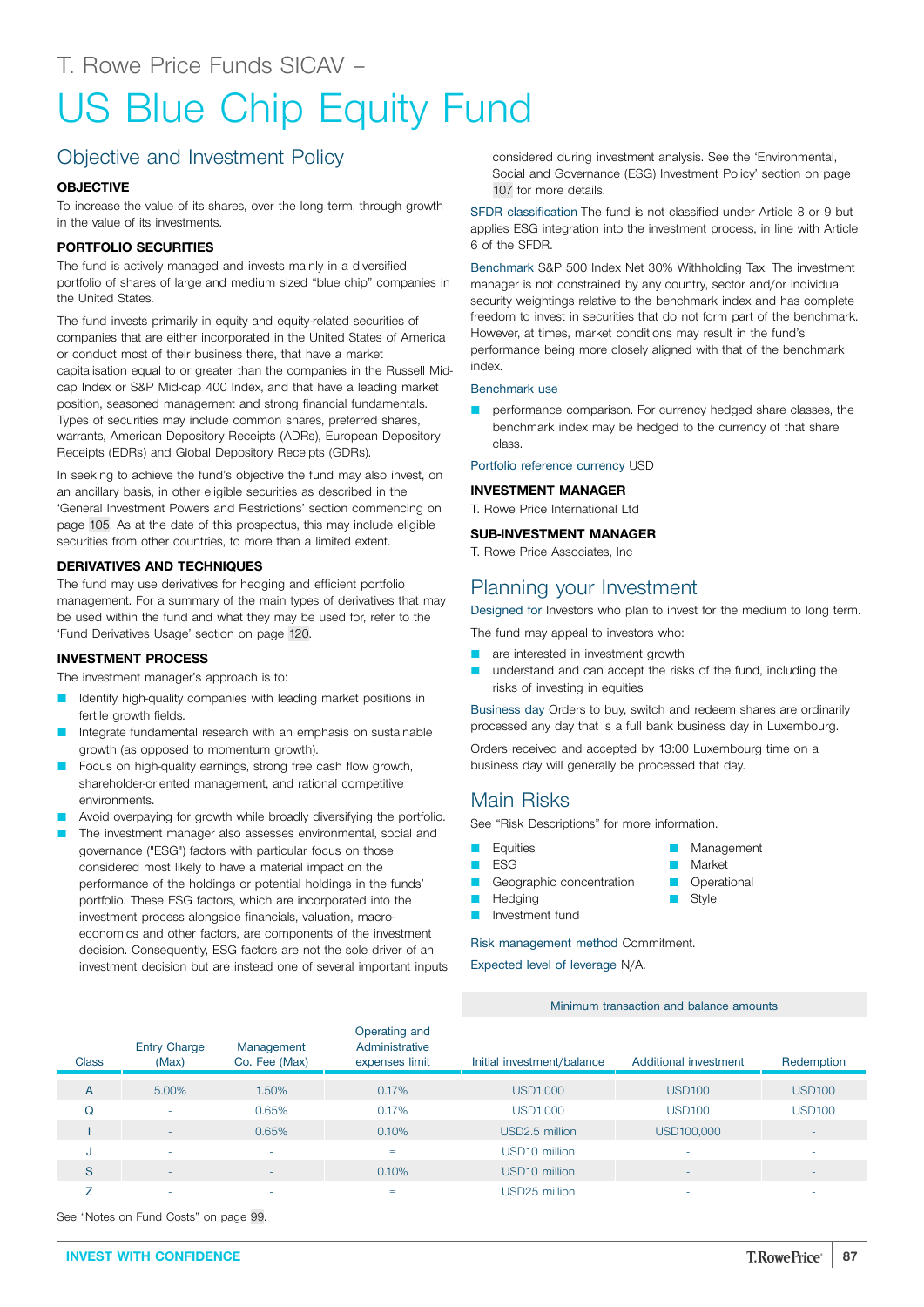T. Rowe Price Funds SICAV –

# US Blue Chip Equity Fund

## Objective and Investment Policy

**OBJECTIVE**

To increase the value of its shares, over the long term, through growth in the value of its investments.

**PORTFOLIO SECURITIES**

The fund is actively managed and invests mainly in a diversified portfolio of shares of large and medium sized "blue chip" companies in the United States.

The fund invests primarily in equity and equity-related securities of companies that are either incorporated in the United States of America or conduct most of their business there, that have a market capitalisation equal to or greater than the companies in the Russell Mid-cap Index or S&P Mid-cap 400 Index, and that have a leading market position, seasoned management and strong financial fundamentals. Types of securities may include common shares, preferred shares, warrants, American Depository Receipts (ADRs), European Depository Receipts (EDRs) and Global Depository Receipts (GDRs).

In seeking to achieve the fund's objective the fund may also invest, on an ancillary basis, in other eligible securities as described in the 'General Investment Powers and Restrictions' section commencing on page 105. As at the date of this prospectus, this may include eligible securities from other countries, to more than a limited extent.

**DERIVATIVES AND TECHNIQUES**

The fund may use derivatives for hedging and efficient portfolio management. For a summary of the main types of derivatives that may be used within the fund and what they may be used for, refer to the 'Fund Derivatives Usage' section on page 120.

**INVESTMENT PROCESS**

The investment manager's approach is to:

- Identify high-quality companies with leading market positions in fertile growth fields.
- Integrate fundamental research with an emphasis on sustainable growth (as opposed to momentum growth).
- Focus on high-quality earnings, strong free cash flow growth, shareholder-oriented management, and rational competitive environments.
- Avoid overpaying for growth while broadly diversifying the portfolio.
- The investment manager also assesses environmental, social and governance ("ESG") factors with particular focus on those considered most likely to have a material impact on the performance of the holdings or potential holdings in the funds' portfolio. These ESG factors, which are incorporated into the investment process alongside financials, valuation, macro-economics and other factors, are components of the investment decision. Consequently, ESG factors are not the sole driver of an investment decision but are instead one of several important inputs considered during investment analysis. See the 'Environmental, Social and Governance (ESG) Investment Policy' section on page 107 for more details.

**SFDR classification** The fund is not classified under Article 8 or 9 but applies ESG integration into the investment process, in line with Article 6 of the SFDR.

**Benchmark** S&P 500 Index Net 30% Withholding Tax. The investment manager is not constrained by any country, sector and/or individual security weightings relative to the benchmark index and has complete freedom to invest in securities that do not form part of the benchmark. However, at times, market conditions may result in the fund's performance being more closely aligned with that of the benchmark index.

**Benchmark use**

- performance comparison. For currency hedged share classes, the benchmark index may be hedged to the currency of that share class.

**Portfolio reference currency** USD

**INVESTMENT MANAGER**

T. Rowe Price International Ltd

**SUB-INVESTMENT MANAGER**

T. Rowe Price Associates, Inc

## Planning your Investment

**Designed for** Investors who plan to invest for the medium to long term.

The fund may appeal to investors who:

- are interested in investment growth
- understand and can accept the risks of the fund, including the risks of investing in equities

**Business day** Orders to buy, switch and redeem shares are ordinarily processed any day that is a full bank business day in Luxembourg.

Orders received and accepted by 13:00 Luxembourg time on a business day will generally be processed that day.

## Main Risks

See "Risk Descriptions" for more information.

- Equities
- ESG
- Geographic concentration
- Hedging
- Investment fund
- Management
- Market
- Operational
- Style

**Risk management method** Commitment.

**Expected level of leverage** N/A.

| Class | Entry Charge (Max) | Management Co. Fee (Max) | Operating and Administrative expenses limit | Minimum transaction and balance amounts: Initial investment/balance | Additional investment | Redemption |
|---|---|---|---|---|---|---|
| A | 5.00% | 1.50% | 0.17% | USD1,000 | USD100 | USD100 |
| Q | - | 0.65% | 0.17% | USD1,000 | USD100 | USD100 |
| I | - | 0.65% | 0.10% | USD2.5 million | USD100,000 | - |
| J | - | - | = | USD10 million | - | - |
| S | - | - | 0.10% | USD10 million | - | - |
| Z | - | - | = | USD25 million | - | - |

See "Notes on Fund Costs" on page 99.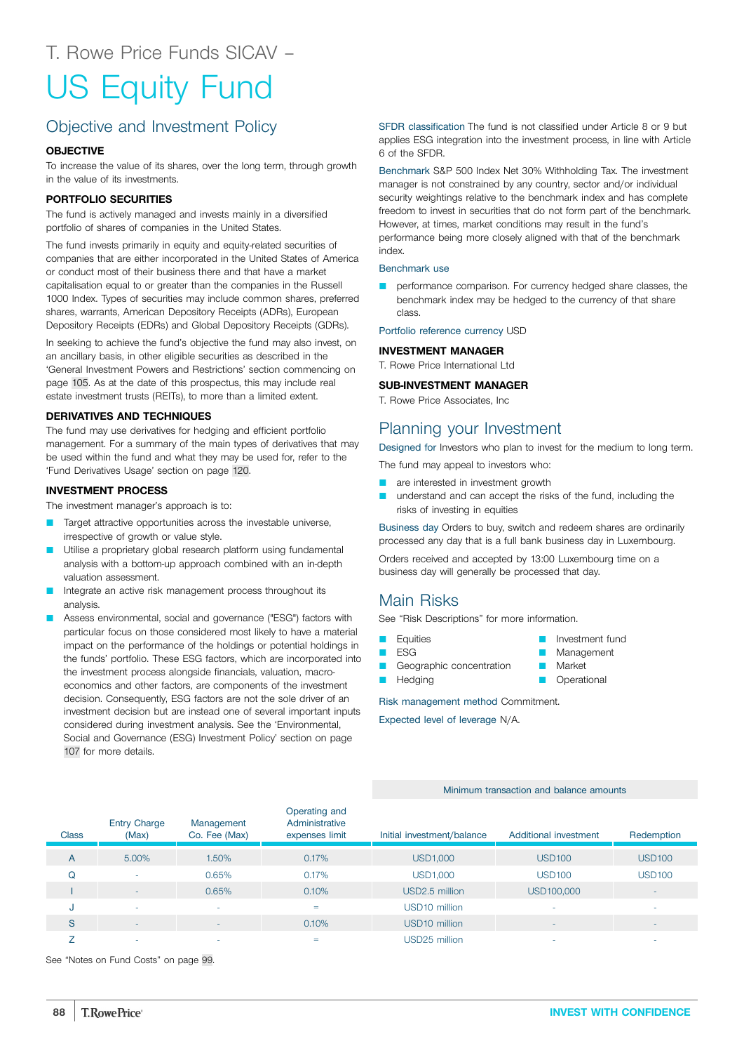T. Rowe Price Funds SICAV –

# US Equity Fund

## Objective and Investment Policy

### OBJECTIVE

To increase the value of its shares, over the long term, through growth in the value of its investments.

### PORTFOLIO SECURITIES

The fund is actively managed and invests mainly in a diversified portfolio of shares of companies in the United States.

The fund invests primarily in equity and equity-related securities of companies that are either incorporated in the United States of America or conduct most of their business there and that have a market capitalisation equal to or greater than the companies in the Russell 1000 Index. Types of securities may include common shares, preferred shares, warrants, American Depository Receipts (ADRs), European Depository Receipts (EDRs) and Global Depository Receipts (GDRs).

In seeking to achieve the fund's objective the fund may also invest, on an ancillary basis, in other eligible securities as described in the 'General Investment Powers and Restrictions' section commencing on page 105. As at the date of this prospectus, this may include real estate investment trusts (REITs), to more than a limited extent.

### DERIVATIVES AND TECHNIQUES

The fund may use derivatives for hedging and efficient portfolio management. For a summary of the main types of derivatives that may be used within the fund and what they may be used for, refer to the 'Fund Derivatives Usage' section on page 120.

### INVESTMENT PROCESS

The investment manager's approach is to:

- Target attractive opportunities across the investable universe, irrespective of growth or value style.
- Utilise a proprietary global research platform using fundamental analysis with a bottom-up approach combined with an in-depth valuation assessment.
- Integrate an active risk management process throughout its analysis.
- Assess environmental, social and governance ("ESG") factors with particular focus on those considered most likely to have a material impact on the performance of the holdings or potential holdings in the funds' portfolio. These ESG factors, which are incorporated into the investment process alongside financials, valuation, macro-economics and other factors, are components of the investment decision. Consequently, ESG factors are not the sole driver of an investment decision but are instead one of several important inputs considered during investment analysis. See the 'Environmental, Social and Governance (ESG) Investment Policy' section on page 107 for more details.

SFDR classification The fund is not classified under Article 8 or 9 but applies ESG integration into the investment process, in line with Article 6 of the SFDR.

Benchmark S&P 500 Index Net 30% Withholding Tax. The investment manager is not constrained by any country, sector and/or individual security weightings relative to the benchmark index and has complete freedom to invest in securities that do not form part of the benchmark. However, at times, market conditions may result in the fund's performance being more closely aligned with that of the benchmark index.

Benchmark use

- performance comparison. For currency hedged share classes, the benchmark index may be hedged to the currency of that share class.

Portfolio reference currency USD

### INVESTMENT MANAGER

T. Rowe Price International Ltd

### SUB-INVESTMENT MANAGER

T. Rowe Price Associates, Inc

## Planning your Investment

Designed for Investors who plan to invest for the medium to long term.

The fund may appeal to investors who:

- are interested in investment growth
- understand and can accept the risks of the fund, including the risks of investing in equities

Business day Orders to buy, switch and redeem shares are ordinarily processed any day that is a full bank business day in Luxembourg.

Orders received and accepted by 13:00 Luxembourg time on a business day will generally be processed that day.

## Main Risks

See "Risk Descriptions" for more information.

- Equities
- ESG
- Geographic concentration
- Hedging
- Investment fund
- Management
- Market
- Operational

Risk management method Commitment.

Expected level of leverage N/A.

| | | | | Minimum transaction and balance amounts | | |
|---|---|---|---|---|---|---|
| Class | Entry Charge (Max) | Management Co. Fee (Max) | Operating and Administrative expenses limit | Initial investment/balance | Additional investment | Redemption |
| A | 5.00% | 1.50% | 0.17% | USD1,000 | USD100 | USD100 |
| Q | - | 0.65% | 0.17% | USD1,000 | USD100 | USD100 |
| I | - | 0.65% | 0.10% | USD2.5 million | USD100,000 | - |
| J | - | - | = | USD10 million | - | - |
| S | - | - | 0.10% | USD10 million | - | - |
| Z | - | - | = | USD25 million | - | - |

See "Notes on Fund Costs" on page 99.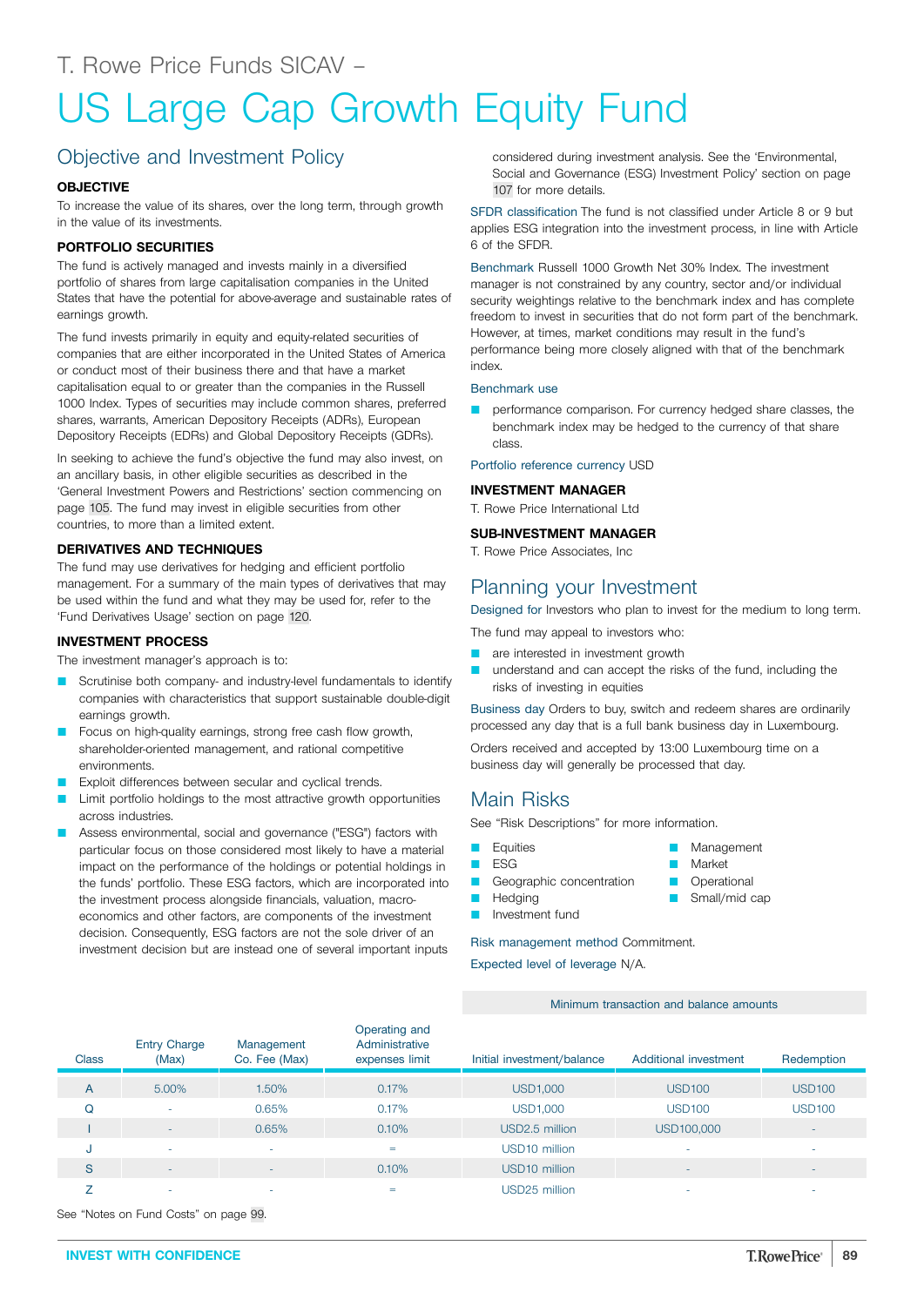T. Rowe Price Funds SICAV –

# US Large Cap Growth Equity Fund

## Objective and Investment Policy

### OBJECTIVE

To increase the value of its shares, over the long term, through growth in the value of its investments.

### PORTFOLIO SECURITIES

The fund is actively managed and invests mainly in a diversified portfolio of shares from large capitalisation companies in the United States that have the potential for above-average and sustainable rates of earnings growth.

The fund invests primarily in equity and equity-related securities of companies that are either incorporated in the United States of America or conduct most of their business there and that have a market capitalisation equal to or greater than the companies in the Russell 1000 Index. Types of securities may include common shares, preferred shares, warrants, American Depository Receipts (ADRs), European Depository Receipts (EDRs) and Global Depository Receipts (GDRs).

In seeking to achieve the fund's objective the fund may also invest, on an ancillary basis, in other eligible securities as described in the 'General Investment Powers and Restrictions' section commencing on page 105. The fund may invest in eligible securities from other countries, to more than a limited extent.

### DERIVATIVES AND TECHNIQUES

The fund may use derivatives for hedging and efficient portfolio management. For a summary of the main types of derivatives that may be used within the fund and what they may be used for, refer to the 'Fund Derivatives Usage' section on page 120.

### INVESTMENT PROCESS

The investment manager's approach is to:

- Scrutinise both company- and industry-level fundamentals to identify companies with characteristics that support sustainable double-digit earnings growth.
- Focus on high-quality earnings, strong free cash flow growth, shareholder-oriented management, and rational competitive environments.
- Exploit differences between secular and cyclical trends.
- Limit portfolio holdings to the most attractive growth opportunities across industries.
- Assess environmental, social and governance ("ESG") factors with particular focus on those considered most likely to have a material impact on the performance of the holdings or potential holdings in the funds' portfolio. These ESG factors, which are incorporated into the investment process alongside financials, valuation, macro-economics and other factors, are components of the investment decision. Consequently, ESG factors are not the sole driver of an investment decision but are instead one of several important inputs considered during investment analysis. See the 'Environmental, Social and Governance (ESG) Investment Policy' section on page 107 for more details.

SFDR classification The fund is not classified under Article 8 or 9 but applies ESG integration into the investment process, in line with Article 6 of the SFDR.

Benchmark Russell 1000 Growth Net 30% Index. The investment manager is not constrained by any country, sector and/or individual security weightings relative to the benchmark index and has complete freedom to invest in securities that do not form part of the benchmark. However, at times, market conditions may result in the fund's performance being more closely aligned with that of the benchmark index.

Benchmark use

- performance comparison. For currency hedged share classes, the benchmark index may be hedged to the currency of that share class.

Portfolio reference currency USD

### INVESTMENT MANAGER

T. Rowe Price International Ltd

### SUB-INVESTMENT MANAGER

T. Rowe Price Associates, Inc

## Planning your Investment

Designed for Investors who plan to invest for the medium to long term.

The fund may appeal to investors who:

- are interested in investment growth
- understand and can accept the risks of the fund, including the risks of investing in equities

Business day Orders to buy, switch and redeem shares are ordinarily processed any day that is a full bank business day in Luxembourg.

Orders received and accepted by 13:00 Luxembourg time on a business day will generally be processed that day.

## Main Risks

See "Risk Descriptions" for more information.

- Equities
- ESG
- Geographic concentration
- Hedging
- Investment fund
- Management
- Market
- Operational
- Small/mid cap

Risk management method Commitment.

Expected level of leverage N/A.

| Class | Entry Charge (Max) | Management Co. Fee (Max) | Operating and Administrative expenses limit | Minimum transaction and balance amounts: Initial investment/balance | Additional investment | Redemption |
|---|---|---|---|---|---|---|
| A | 5.00% | 1.50% | 0.17% | USD1,000 | USD100 | USD100 |
| Q | - | 0.65% | 0.17% | USD1,000 | USD100 | USD100 |
| I | - | 0.65% | 0.10% | USD2.5 million | USD100,000 | - |
| J | - | - | = | USD10 million | - | - |
| S | - | - | 0.10% | USD10 million | - | - |
| Z | - | - | = | USD25 million | - | - |

See "Notes on Fund Costs" on page 99.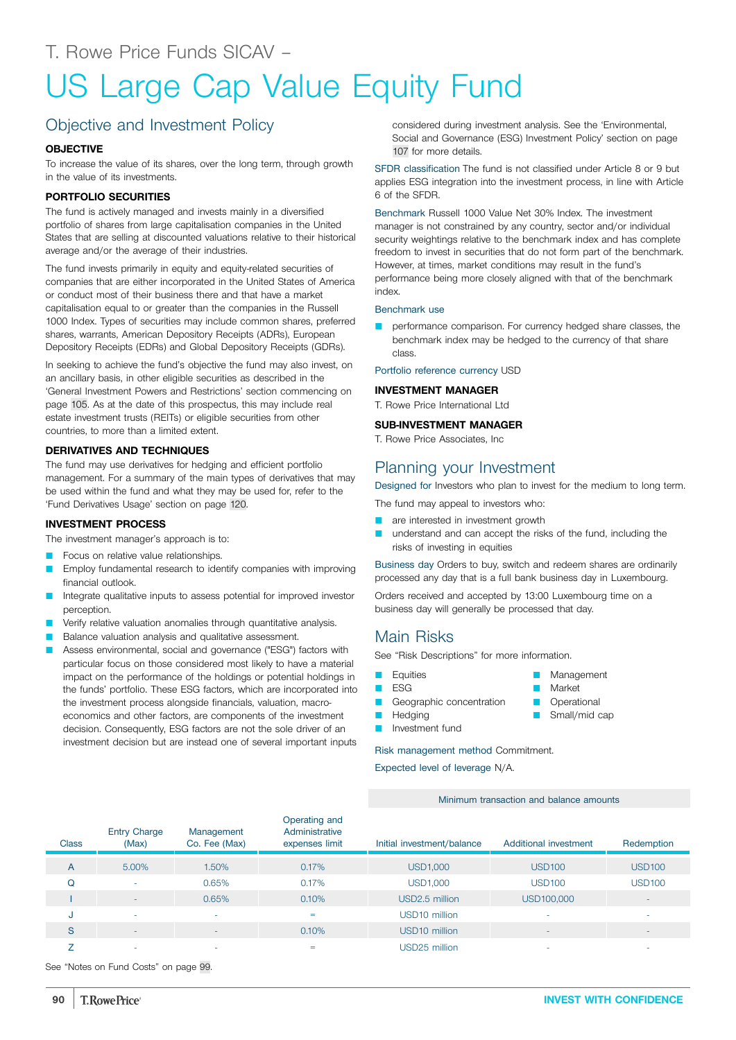T. Rowe Price Funds SICAV –

# US Large Cap Value Equity Fund

## Objective and Investment Policy

**OBJECTIVE**

To increase the value of its shares, over the long term, through growth in the value of its investments.

**PORTFOLIO SECURITIES**

The fund is actively managed and invests mainly in a diversified portfolio of shares from large capitalisation companies in the United States that are selling at discounted valuations relative to their historical average and/or the average of their industries.

The fund invests primarily in equity and equity-related securities of companies that are either incorporated in the United States of America or conduct most of their business there and that have a market capitalisation equal to or greater than the companies in the Russell 1000 Index. Types of securities may include common shares, preferred shares, warrants, American Depository Receipts (ADRs), European Depository Receipts (EDRs) and Global Depository Receipts (GDRs).

In seeking to achieve the fund's objective the fund may also invest, on an ancillary basis, in other eligible securities as described in the 'General Investment Powers and Restrictions' section commencing on page 105. As at the date of this prospectus, this may include real estate investment trusts (REITs) or eligible securities from other countries, to more than a limited extent.

**DERIVATIVES AND TECHNIQUES**

The fund may use derivatives for hedging and efficient portfolio management. For a summary of the main types of derivatives that may be used within the fund and what they may be used for, refer to the 'Fund Derivatives Usage' section on page 120.

**INVESTMENT PROCESS**

The investment manager's approach is to:

- Focus on relative value relationships.
- Employ fundamental research to identify companies with improving financial outlook.
- Integrate qualitative inputs to assess potential for improved investor perception.
- Verify relative valuation anomalies through quantitative analysis.
- Balance valuation analysis and qualitative assessment.
- Assess environmental, social and governance ("ESG") factors with particular focus on those considered most likely to have a material impact on the performance of the holdings or potential holdings in the funds' portfolio. These ESG factors, which are incorporated into the investment process alongside financials, valuation, macro-economics and other factors, are components of the investment decision. Consequently, ESG factors are not the sole driver of an investment decision but are instead one of several important inputs considered during investment analysis. See the 'Environmental, Social and Governance (ESG) Investment Policy' section on page 107 for more details.

SFDR classification The fund is not classified under Article 8 or 9 but applies ESG integration into the investment process, in line with Article 6 of the SFDR.

Benchmark Russell 1000 Value Net 30% Index. The investment manager is not constrained by any country, sector and/or individual security weightings relative to the benchmark index and has complete freedom to invest in securities that do not form part of the benchmark. However, at times, market conditions may result in the fund's performance being more closely aligned with that of the benchmark index.

Benchmark use

- performance comparison. For currency hedged share classes, the benchmark index may be hedged to the currency of that share class.

Portfolio reference currency USD

**INVESTMENT MANAGER**

T. Rowe Price International Ltd

**SUB-INVESTMENT MANAGER**

T. Rowe Price Associates, Inc

## Planning your Investment

Designed for Investors who plan to invest for the medium to long term.

The fund may appeal to investors who:

- are interested in investment growth
- understand and can accept the risks of the fund, including the risks of investing in equities

Business day Orders to buy, switch and redeem shares are ordinarily processed any day that is a full bank business day in Luxembourg.

Orders received and accepted by 13:00 Luxembourg time on a business day will generally be processed that day.

## Main Risks

See "Risk Descriptions" for more information.

- Equities
- ESG
- Geographic concentration
- Hedging
- Investment fund
- Management
- Market
- Operational
- Small/mid cap

Risk management method Commitment.

Expected level of leverage N/A.

| | | | | Minimum transaction and balance amounts | | |
|---|---|---|---|---|---|---|
| Class | Entry Charge (Max) | Management Co. Fee (Max) | Operating and Administrative expenses limit | Initial investment/balance | Additional investment | Redemption |
| A | 5.00% | 1.50% | 0.17% | USD1,000 | USD100 | USD100 |
| Q | - | 0.65% | 0.17% | USD1,000 | USD100 | USD100 |
| I | - | 0.65% | 0.10% | USD2.5 million | USD100,000 | - |
| J | - | - | = | USD10 million | - | - |
| S | - | - | 0.10% | USD10 million | - | - |
| Z | - | - | = | USD25 million | - | - |

See "Notes on Fund Costs" on page 99.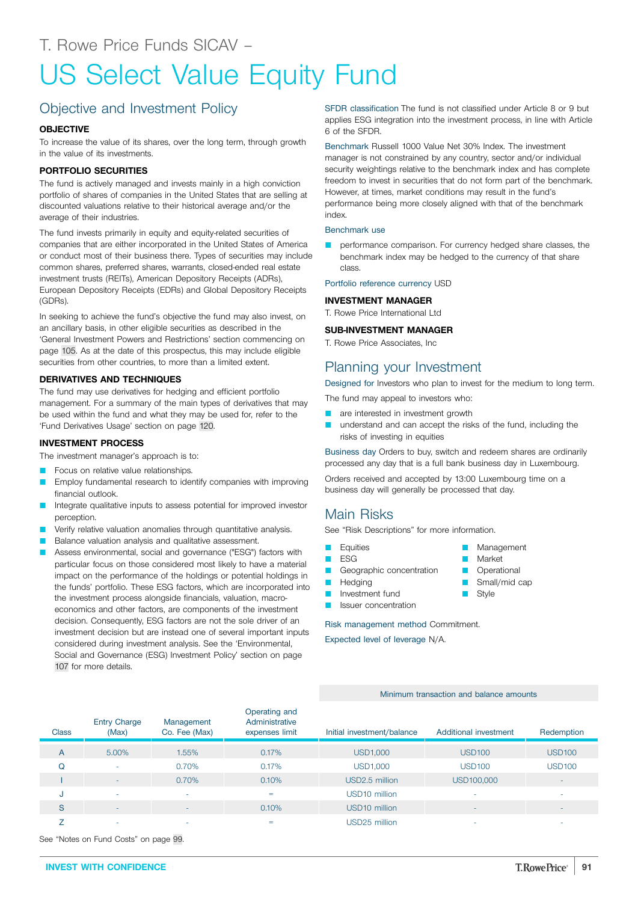T. Rowe Price Funds SICAV –

# US Select Value Equity Fund

## Objective and Investment Policy

**OBJECTIVE**

To increase the value of its shares, over the long term, through growth in the value of its investments.

**PORTFOLIO SECURITIES**

The fund is actively managed and invests mainly in a high conviction portfolio of shares of companies in the United States that are selling at discounted valuations relative to their historical average and/or the average of their industries.

The fund invests primarily in equity and equity-related securities of companies that are either incorporated in the United States of America or conduct most of their business there. Types of securities may include common shares, preferred shares, warrants, closed-ended real estate investment trusts (REITs), American Depository Receipts (ADRs), European Depository Receipts (EDRs) and Global Depository Receipts (GDRs).

In seeking to achieve the fund's objective the fund may also invest, on an ancillary basis, in other eligible securities as described in the 'General Investment Powers and Restrictions' section commencing on page 105. As at the date of this prospectus, this may include eligible securities from other countries, to more than a limited extent.

**DERIVATIVES AND TECHNIQUES**

The fund may use derivatives for hedging and efficient portfolio management. For a summary of the main types of derivatives that may be used within the fund and what they may be used for, refer to the 'Fund Derivatives Usage' section on page 120.

**INVESTMENT PROCESS**

The investment manager's approach is to:

- Focus on relative value relationships.
- Employ fundamental research to identify companies with improving financial outlook.
- Integrate qualitative inputs to assess potential for improved investor perception.
- Verify relative valuation anomalies through quantitative analysis.
- Balance valuation analysis and qualitative assessment.
- Assess environmental, social and governance ("ESG") factors with particular focus on those considered most likely to have a material impact on the performance of the holdings or potential holdings in the funds' portfolio. These ESG factors, which are incorporated into the investment process alongside financials, valuation, macro-economics and other factors, are components of the investment decision. Consequently, ESG factors are not the sole driver of an investment decision but are instead one of several important inputs considered during investment analysis. See the 'Environmental, Social and Governance (ESG) Investment Policy' section on page 107 for more details.

SFDR classification The fund is not classified under Article 8 or 9 but applies ESG integration into the investment process, in line with Article 6 of the SFDR.

Benchmark Russell 1000 Value Net 30% Index. The investment manager is not constrained by any country, sector and/or individual security weightings relative to the benchmark index and has complete freedom to invest in securities that do not form part of the benchmark. However, at times, market conditions may result in the fund's performance being more closely aligned with that of the benchmark index.

Benchmark use

- performance comparison. For currency hedged share classes, the benchmark index may be hedged to the currency of that share class.

Portfolio reference currency USD

**INVESTMENT MANAGER**

T. Rowe Price International Ltd

**SUB-INVESTMENT MANAGER**

T. Rowe Price Associates, Inc

## Planning your Investment

Designed for Investors who plan to invest for the medium to long term.

The fund may appeal to investors who:

- are interested in investment growth
- understand and can accept the risks of the fund, including the risks of investing in equities

Business day Orders to buy, switch and redeem shares are ordinarily processed any day that is a full bank business day in Luxembourg.

Orders received and accepted by 13:00 Luxembourg time on a business day will generally be processed that day.

## Main Risks

See "Risk Descriptions" for more information.

- Equities
- ESG
- Geographic concentration
- Hedging
- Investment fund
- Issuer concentration
- Management
- Market
- Operational
- Small/mid cap
- Style

Risk management method Commitment.

Expected level of leverage N/A.

| | | | | Minimum transaction and balance amounts | | |
|---|---|---|---|---|---|---|
| Class | Entry Charge (Max) | Management Co. Fee (Max) | Operating and Administrative expenses limit | Initial investment/balance | Additional investment | Redemption |
| A | 5.00% | 1.55% | 0.17% | USD1,000 | USD100 | USD100 |
| Q | - | 0.70% | 0.17% | USD1,000 | USD100 | USD100 |
| I | - | 0.70% | 0.10% | USD2.5 million | USD100,000 | - |
| J | - | - | = | USD10 million | - | - |
| S | - | - | 0.10% | USD10 million | - | - |
| Z | - | - | = | USD25 million | - | - |

See "Notes on Fund Costs" on page 99.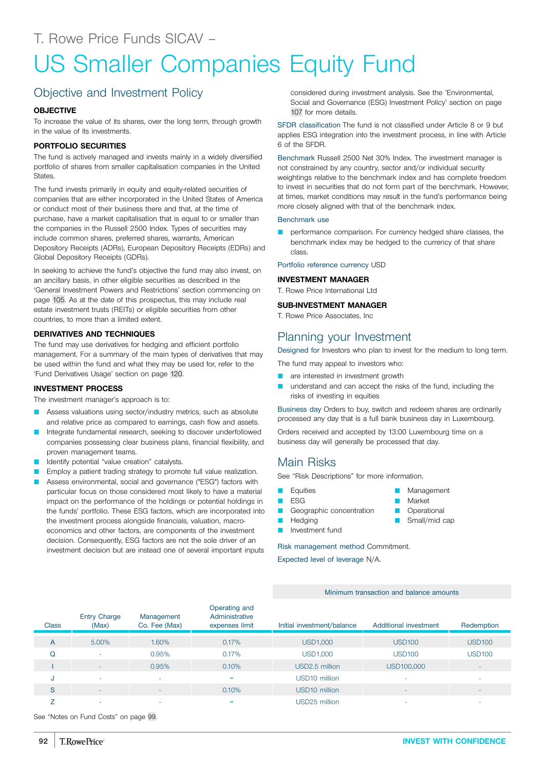T. Rowe Price Funds SICAV –

# US Smaller Companies Equity Fund

## Objective and Investment Policy

### OBJECTIVE

To increase the value of its shares, over the long term, through growth in the value of its investments.

### PORTFOLIO SECURITIES

The fund is actively managed and invests mainly in a widely diversified portfolio of shares from smaller capitalisation companies in the United States.

The fund invests primarily in equity and equity-related securities of companies that are either incorporated in the United States of America or conduct most of their business there and that, at the time of purchase, have a market capitalisation that is equal to or smaller than the companies in the Russell 2500 Index. Types of securities may include common shares, preferred shares, warrants, American Depository Receipts (ADRs), European Depository Receipts (EDRs) and Global Depository Receipts (GDRs).

In seeking to achieve the fund's objective the fund may also invest, on an ancillary basis, in other eligible securities as described in the 'General Investment Powers and Restrictions' section commencing on page 105. As at the date of this prospectus, this may include real estate investment trusts (REITs) or eligible securities from other countries, to more than a limited extent.

### DERIVATIVES AND TECHNIQUES

The fund may use derivatives for hedging and efficient portfolio management. For a summary of the main types of derivatives that may be used within the fund and what they may be used for, refer to the 'Fund Derivatives Usage' section on page 120.

### INVESTMENT PROCESS

The investment manager's approach is to:

- Assess valuations using sector/industry metrics, such as absolute and relative price as compared to earnings, cash flow and assets.
- Integrate fundamental research, seeking to discover underfollowed companies possessing clear business plans, financial flexibility, and proven management teams.
- Identify potential "value creation" catalysts.
- Employ a patient trading strategy to promote full value realization.
- Assess environmental, social and governance ("ESG") factors with particular focus on those considered most likely to have a material impact on the performance of the holdings or potential holdings in the funds' portfolio. These ESG factors, which are incorporated into the investment process alongside financials, valuation, macro-economics and other factors, are components of the investment decision. Consequently, ESG factors are not the sole driver of an investment decision but are instead one of several important inputs considered during investment analysis. See the 'Environmental, Social and Governance (ESG) Investment Policy' section on page 107 for more details.

**SFDR classification** The fund is not classified under Article 8 or 9 but applies ESG integration into the investment process, in line with Article 6 of the SFDR.

**Benchmark** Russell 2500 Net 30% Index. The investment manager is not constrained by any country, sector and/or individual security weightings relative to the benchmark index and has complete freedom to invest in securities that do not form part of the benchmark. However, at times, market conditions may result in the fund's performance being more closely aligned with that of the benchmark index.

**Benchmark use**

- performance comparison. For currency hedged share classes, the benchmark index may be hedged to the currency of that share class.

**Portfolio reference currency** USD

### INVESTMENT MANAGER

T. Rowe Price International Ltd

### SUB-INVESTMENT MANAGER

T. Rowe Price Associates, Inc

## Planning your Investment

**Designed for** Investors who plan to invest for the medium to long term.

The fund may appeal to investors who:

- are interested in investment growth
- understand and can accept the risks of the fund, including the risks of investing in equities

**Business day** Orders to buy, switch and redeem shares are ordinarily processed any day that is a full bank business day in Luxembourg.

Orders received and accepted by 13:00 Luxembourg time on a business day will generally be processed that day.

## Main Risks

See "Risk Descriptions" for more information.

- Equities
- ESG
- Geographic concentration
- Hedging
- Investment fund
- Management
- Market
- Operational
- Small/mid cap

**Risk management method** Commitment.

**Expected level of leverage** N/A.

| Class | Entry Charge (Max) | Management Co. Fee (Max) | Operating and Administrative expenses limit | Minimum transaction and balance amounts: Initial investment/balance | Additional investment | Redemption |
|---|---|---|---|---|---|---|
| A | 5.00% | 1.60% | 0.17% | USD1,000 | USD100 | USD100 |
| Q | - | 0.95% | 0.17% | USD1,000 | USD100 | USD100 |
| I | - | 0.95% | 0.10% | USD2.5 million | USD100,000 | - |
| J | - | - | = | USD10 million | - | - |
| S | - | - | 0.10% | USD10 million | - | - |
| Z | - | - | = | USD25 million | - | - |

See "Notes on Fund Costs" on page 99.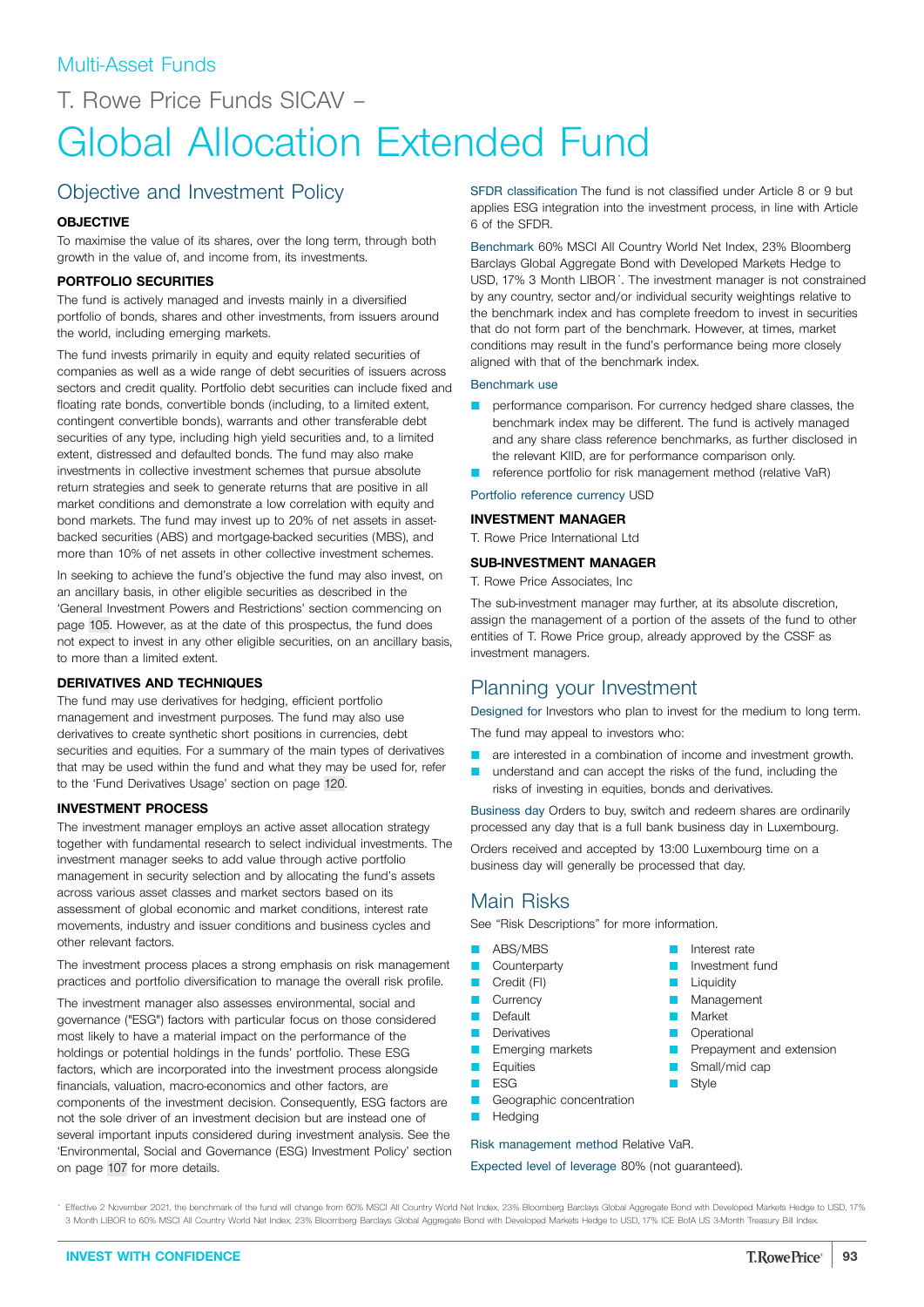Multi-Asset Funds

# T. Rowe Price Funds SICAV – Global Allocation Extended Fund

## Objective and Investment Policy

### OBJECTIVE

To maximise the value of its shares, over the long term, through both growth in the value of, and income from, its investments.

### PORTFOLIO SECURITIES

The fund is actively managed and invests mainly in a diversified portfolio of bonds, shares and other investments, from issuers around the world, including emerging markets.

The fund invests primarily in equity and equity related securities of companies as well as a wide range of debt securities of issuers across sectors and credit quality. Portfolio debt securities can include fixed and floating rate bonds, convertible bonds (including, to a limited extent, contingent convertible bonds), warrants and other transferable debt securities of any type, including high yield securities and, to a limited extent, distressed and defaulted bonds. The fund may also make investments in collective investment schemes that pursue absolute return strategies and seek to generate returns that are positive in all market conditions and demonstrate a low correlation with equity and bond markets. The fund may invest up to 20% of net assets in asset-backed securities (ABS) and mortgage-backed securities (MBS), and more than 10% of net assets in other collective investment schemes.

In seeking to achieve the fund's objective the fund may also invest, on an ancillary basis, in other eligible securities as described in the 'General Investment Powers and Restrictions' section commencing on page 105. However, as at the date of this prospectus, the fund does not expect to invest in any other eligible securities, on an ancillary basis, to more than a limited extent.

### DERIVATIVES AND TECHNIQUES

The fund may use derivatives for hedging, efficient portfolio management and investment purposes. The fund may also use derivatives to create synthetic short positions in currencies, debt securities and equities. For a summary of the main types of derivatives that may be used within the fund and what they may be used for, refer to the 'Fund Derivatives Usage' section on page 120.

### INVESTMENT PROCESS

The investment manager employs an active asset allocation strategy together with fundamental research to select individual investments. The investment manager seeks to add value through active portfolio management in security selection and by allocating the fund's assets across various asset classes and market sectors based on its assessment of global economic and market conditions, interest rate movements, industry and issuer conditions and business cycles and other relevant factors.

The investment process places a strong emphasis on risk management practices and portfolio diversification to manage the overall risk profile.

The investment manager also assesses environmental, social and governance ("ESG") factors with particular focus on those considered most likely to have a material impact on the performance of the holdings or potential holdings in the funds' portfolio. These ESG factors, which are incorporated into the investment process alongside financials, valuation, macro-economics and other factors, are components of the investment decision. Consequently, ESG factors are not the sole driver of an investment decision but are instead one of several important inputs considered during investment analysis. See the 'Environmental, Social and Governance (ESG) Investment Policy' section on page 107 for more details.

SFDR classification The fund is not classified under Article 8 or 9 but applies ESG integration into the investment process, in line with Article 6 of the SFDR.

Benchmark 60% MSCI All Country World Net Index, 23% Bloomberg Barclays Global Aggregate Bond with Developed Markets Hedge to USD, 17% 3 Month LIBOR*. The investment manager is not constrained by any country, sector and/or individual security weightings relative to the benchmark index and has complete freedom to invest in securities that do not form part of the benchmark. However, at times, market conditions may result in the fund's performance being more closely aligned with that of the benchmark index.

Benchmark use

- performance comparison. For currency hedged share classes, the benchmark index may be different. The fund is actively managed and any share class reference benchmarks, as further disclosed in the relevant KIID, are for performance comparison only.
- reference portfolio for risk management method (relative VaR)

Portfolio reference currency USD

### INVESTMENT MANAGER

T. Rowe Price International Ltd

### SUB-INVESTMENT MANAGER

T. Rowe Price Associates, Inc

The sub-investment manager may further, at its absolute discretion, assign the management of a portion of the assets of the fund to other entities of T. Rowe Price group, already approved by the CSSF as investment managers.

## Planning your Investment

Designed for Investors who plan to invest for the medium to long term.

The fund may appeal to investors who:

- are interested in a combination of income and investment growth.
- understand and can accept the risks of the fund, including the risks of investing in equities, bonds and derivatives.

Business day Orders to buy, switch and redeem shares are ordinarily processed any day that is a full bank business day in Luxembourg.

Orders received and accepted by 13:00 Luxembourg time on a business day will generally be processed that day.

## Main Risks

See "Risk Descriptions" for more information.

- ABS/MBS
- Counterparty
- Credit (FI)
- Currency
- Default
- Derivatives
- Emerging markets
- Equities
- ESG
- Geographic concentration
- Hedging
- Interest rate
- Investment fund
- Liquidity
- Management
- Market
- Operational
- Prepayment and extension
- Small/mid cap
- Style

Risk management method Relative VaR.

Expected level of leverage 80% (not guaranteed).

* Effective 2 November 2021, the benchmark of the fund will change from 60% MSCI All Country World Net Index, 23% Bloomberg Barclays Global Aggregate Bond with Developed Markets Hedge to USD, 17% 3 Month LIBOR to 60% MSCI All Country World Net Index, 23% Bloomberg Barclays Global Aggregate Bond with Developed Markets Hedge to USD, 17% ICE BofA US 3-Month Treasury Bill Index.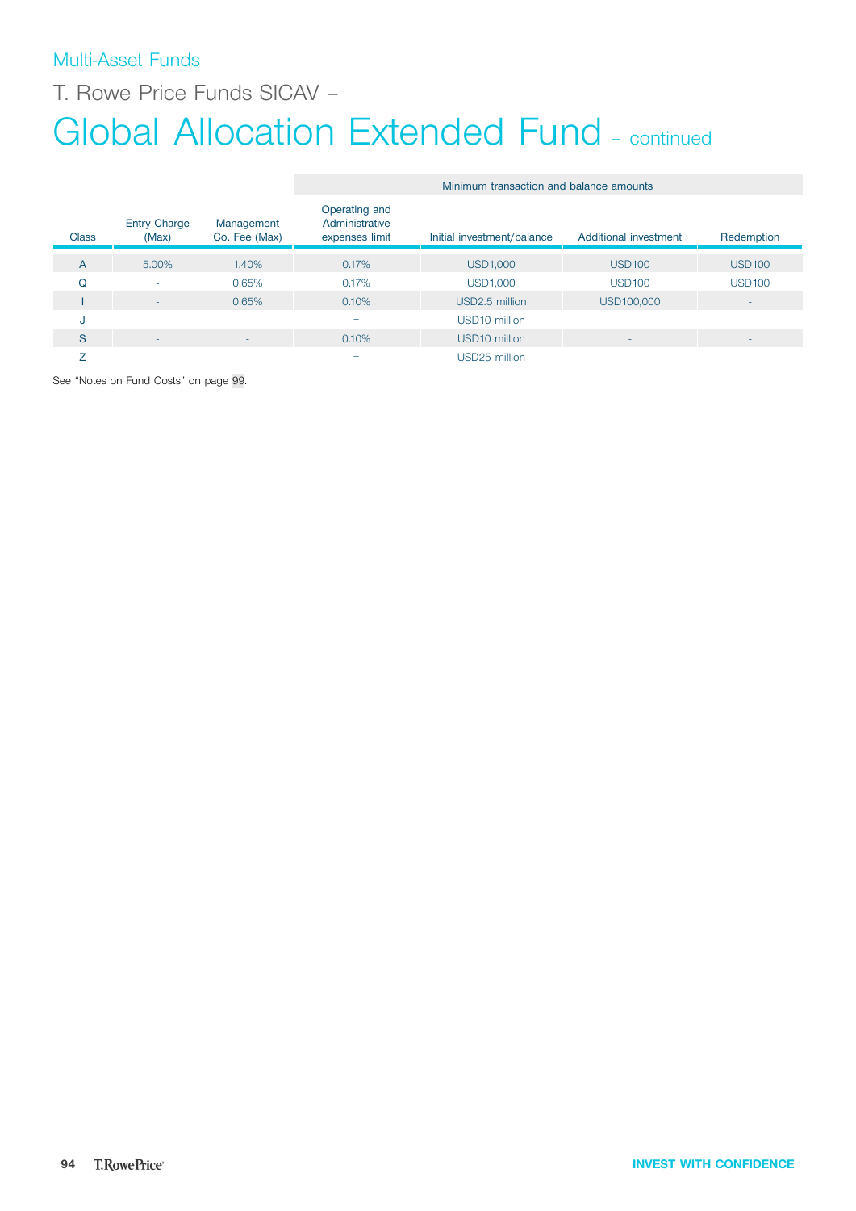Multi-Asset Funds

T. Rowe Price Funds SICAV –

# Global Allocation Extended Fund – continued

| Class | Entry Charge (Max) | Management Co. Fee (Max) | Operating and Administrative expenses limit | Minimum transaction and balance amounts | | |
|---|---|---|---|---|---|---|
| | | | | Initial investment/balance | Additional investment | Redemption |
| A | 5.00% | 1.40% | 0.17% | USD1,000 | USD100 | USD100 |
| Q | - | 0.65% | 0.17% | USD1,000 | USD100 | USD100 |
| I | - | 0.65% | 0.10% | USD2.5 million | USD100,000 | - |
| J | - | - | = | USD10 million | - | - |
| S | - | - | 0.10% | USD10 million | - | - |
| Z | - | - | = | USD25 million | - | - |

See "Notes on Fund Costs" on page 99.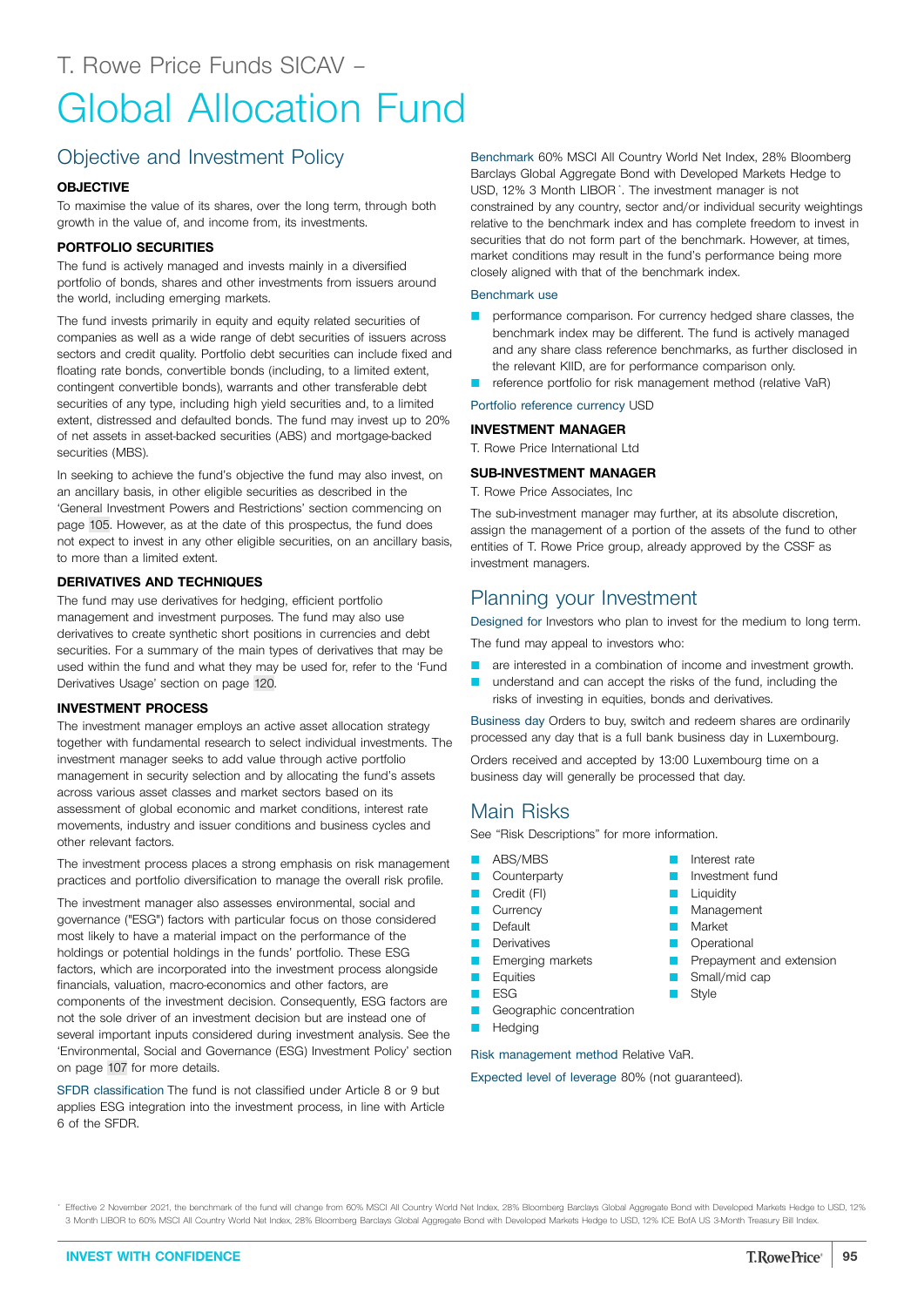T. Rowe Price Funds SICAV –

# Global Allocation Fund

## Objective and Investment Policy

### OBJECTIVE

To maximise the value of its shares, over the long term, through both growth in the value of, and income from, its investments.

### PORTFOLIO SECURITIES

The fund is actively managed and invests mainly in a diversified portfolio of bonds, shares and other investments from issuers around the world, including emerging markets.

The fund invests primarily in equity and equity related securities of companies as well as a wide range of debt securities of issuers across sectors and credit quality. Portfolio debt securities can include fixed and floating rate bonds, convertible bonds (including, to a limited extent, contingent convertible bonds), warrants and other transferable debt securities of any type, including high yield securities and, to a limited extent, distressed and defaulted bonds. The fund may invest up to 20% of net assets in asset-backed securities (ABS) and mortgage-backed securities (MBS).

In seeking to achieve the fund's objective the fund may also invest, on an ancillary basis, in other eligible securities as described in the 'General Investment Powers and Restrictions' section commencing on page 105. However, as at the date of this prospectus, the fund does not expect to invest in any other eligible securities, on an ancillary basis, to more than a limited extent.

### DERIVATIVES AND TECHNIQUES

The fund may use derivatives for hedging, efficient portfolio management and investment purposes. The fund may also use derivatives to create synthetic short positions in currencies and debt securities. For a summary of the main types of derivatives that may be used within the fund and what they may be used for, refer to the 'Fund Derivatives Usage' section on page 120.

### INVESTMENT PROCESS

The investment manager employs an active asset allocation strategy together with fundamental research to select individual investments. The investment manager seeks to add value through active portfolio management in security selection and by allocating the fund's assets across various asset classes and market sectors based on its assessment of global economic and market conditions, interest rate movements, industry and issuer conditions and business cycles and other relevant factors.

The investment process places a strong emphasis on risk management practices and portfolio diversification to manage the overall risk profile.

The investment manager also assesses environmental, social and governance ("ESG") factors with particular focus on those considered most likely to have a material impact on the performance of the holdings or potential holdings in the funds' portfolio. These ESG factors, which are incorporated into the investment process alongside financials, valuation, macro-economics and other factors, are components of the investment decision. Consequently, ESG factors are not the sole driver of an investment decision but are instead one of several important inputs considered during investment analysis. See the 'Environmental, Social and Governance (ESG) Investment Policy' section on page 107 for more details.

SFDR classification The fund is not classified under Article 8 or 9 but applies ESG integration into the investment process, in line with Article 6 of the SFDR.

Benchmark 60% MSCI All Country World Net Index, 28% Bloomberg Barclays Global Aggregate Bond with Developed Markets Hedge to USD, 12% 3 Month LIBOR*. The investment manager is not constrained by any country, sector and/or individual security weightings relative to the benchmark index and has complete freedom to invest in securities that do not form part of the benchmark. However, at times, market conditions may result in the fund's performance being more closely aligned with that of the benchmark index.

Benchmark use

- performance comparison. For currency hedged share classes, the benchmark index may be different. The fund is actively managed and any share class reference benchmarks, as further disclosed in the relevant KIID, are for performance comparison only.
- reference portfolio for risk management method (relative VaR)

Portfolio reference currency USD

### INVESTMENT MANAGER

T. Rowe Price International Ltd

### SUB-INVESTMENT MANAGER

T. Rowe Price Associates, Inc

The sub-investment manager may further, at its absolute discretion, assign the management of a portion of the assets of the fund to other entities of T. Rowe Price group, already approved by the CSSF as investment managers.

## Planning your Investment

Designed for Investors who plan to invest for the medium to long term.

The fund may appeal to investors who:

- are interested in a combination of income and investment growth.
- understand and can accept the risks of the fund, including the risks of investing in equities, bonds and derivatives.

Business day Orders to buy, switch and redeem shares are ordinarily processed any day that is a full bank business day in Luxembourg.

Orders received and accepted by 13:00 Luxembourg time on a business day will generally be processed that day.

## Main Risks

See "Risk Descriptions" for more information.

- ABS/MBS
- Counterparty
- Credit (FI)
- Currency
- Default
- Derivatives
- Emerging markets
- Equities
- ESG
- Geographic concentration
- Hedging
- Interest rate
- Investment fund
- Liquidity
- Management
- Market
- Operational
- Prepayment and extension
- Small/mid cap
- Style

Risk management method Relative VaR.

Expected level of leverage 80% (not guaranteed).

* Effective 2 November 2021, the benchmark of the fund will change from 60% MSCI All Country World Net Index, 28% Bloomberg Barclays Global Aggregate Bond with Developed Markets Hedge to USD, 12% 3 Month LIBOR to 60% MSCI All Country World Net Index, 28% Bloomberg Barclays Global Aggregate Bond with Developed Markets Hedge to USD, 12% ICE BofA US 3-Month Treasury Bill Index.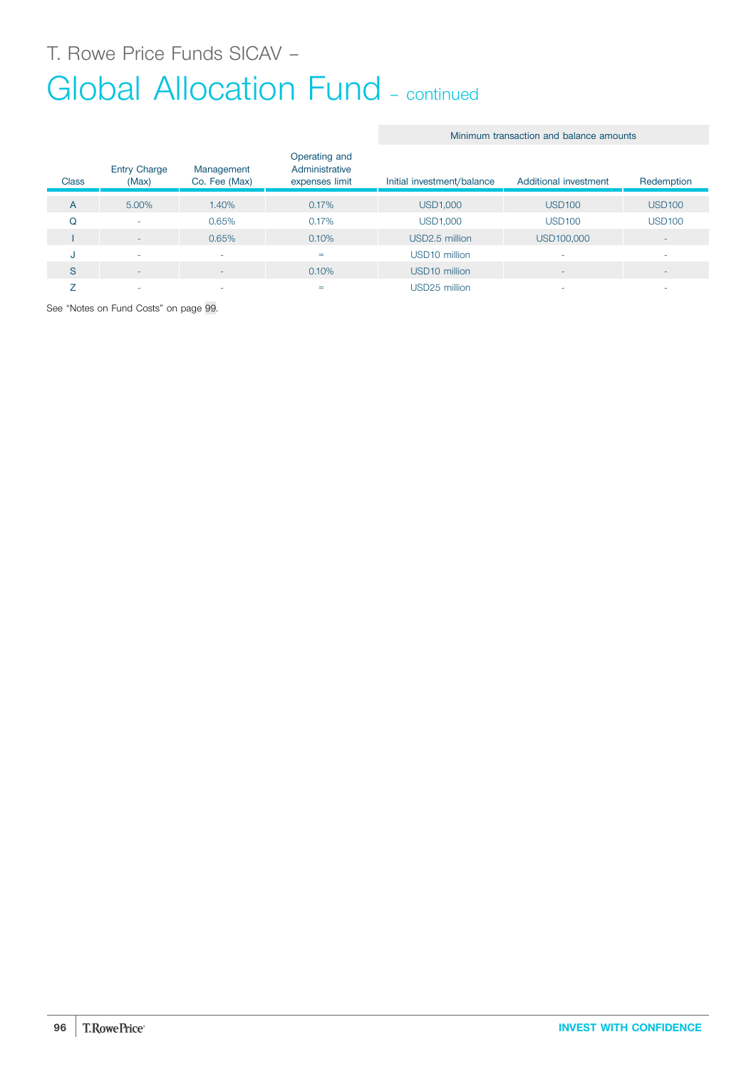T. Rowe Price Funds SICAV –

# Global Allocation Fund – continued

| Class | Entry Charge (Max) | Management Co. Fee (Max) | Operating and Administrative expenses limit | Minimum transaction and balance amounts | | |
|---|---|---|---|---|---|---|
| | | | | Initial investment/balance | Additional investment | Redemption |
| A | 5.00% | 1.40% | 0.17% | USD1,000 | USD100 | USD100 |
| Q | - | 0.65% | 0.17% | USD1,000 | USD100 | USD100 |
| I | - | 0.65% | 0.10% | USD2.5 million | USD100,000 | - |
| J | - | - | = | USD10 million | - | - |
| S | - | - | 0.10% | USD10 million | - | - |
| Z | - | - | = | USD25 million | - | - |

See "Notes on Fund Costs" on page 99.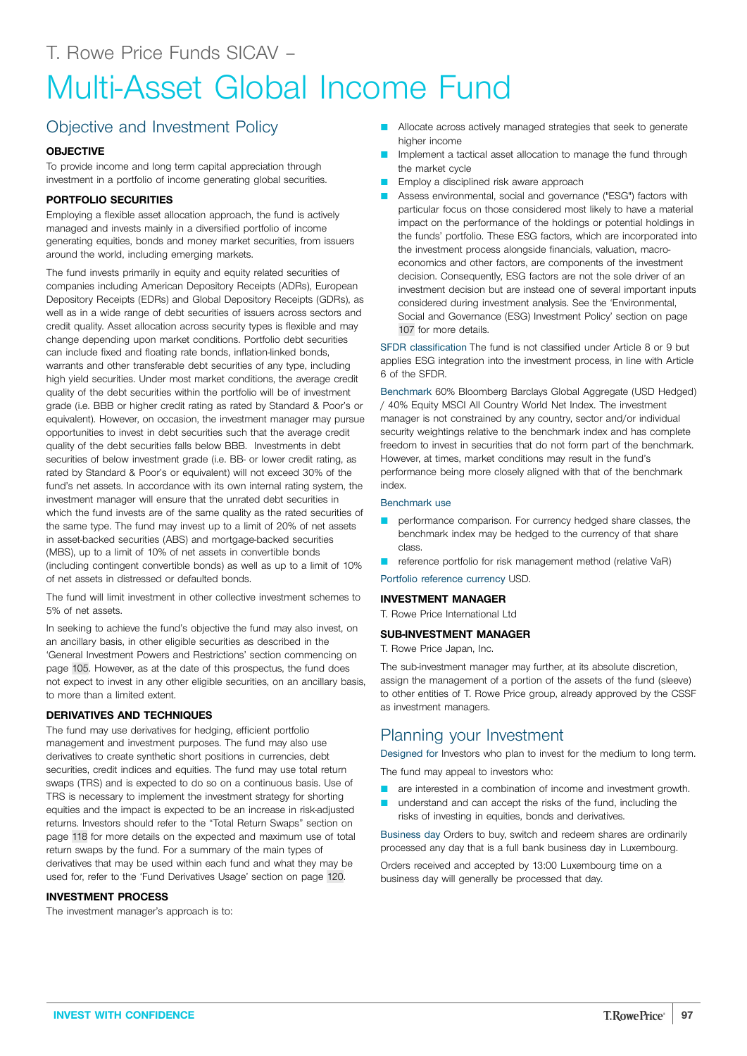T. Rowe Price Funds SICAV –

# Multi-Asset Global Income Fund

## Objective and Investment Policy

**OBJECTIVE**

To provide income and long term capital appreciation through investment in a portfolio of income generating global securities.

**PORTFOLIO SECURITIES**

Employing a flexible asset allocation approach, the fund is actively managed and invests mainly in a diversified portfolio of income generating equities, bonds and money market securities, from issuers around the world, including emerging markets.

The fund invests primarily in equity and equity related securities of companies including American Depository Receipts (ADRs), European Depository Receipts (EDRs) and Global Depository Receipts (GDRs), as well as in a wide range of debt securities of issuers across sectors and credit quality. Asset allocation across security types is flexible and may change depending upon market conditions. Portfolio debt securities can include fixed and floating rate bonds, inflation-linked bonds, warrants and other transferable debt securities of any type, including high yield securities. Under most market conditions, the average credit quality of the debt securities within the portfolio will be of investment grade (i.e. BBB or higher credit rating as rated by Standard & Poor's or equivalent). However, on occasion, the investment manager may pursue opportunities to invest in debt securities such that the average credit quality of the debt securities falls below BBB. Investments in debt securities of below investment grade (i.e. BB- or lower credit rating, as rated by Standard & Poor's or equivalent) will not exceed 30% of the fund's net assets. In accordance with its own internal rating system, the investment manager will ensure that the unrated debt securities in which the fund invests are of the same quality as the rated securities of the same type. The fund may invest up to a limit of 20% of net assets in asset-backed securities (ABS) and mortgage-backed securities (MBS), up to a limit of 10% of net assets in convertible bonds (including contingent convertible bonds) as well as up to a limit of 10% of net assets in distressed or defaulted bonds.

The fund will limit investment in other collective investment schemes to 5% of net assets.

In seeking to achieve the fund's objective the fund may also invest, on an ancillary basis, in other eligible securities as described in the 'General Investment Powers and Restrictions' section commencing on page 105. However, as at the date of this prospectus, the fund does not expect to invest in any other eligible securities, on an ancillary basis, to more than a limited extent.

**DERIVATIVES AND TECHNIQUES**

The fund may use derivatives for hedging, efficient portfolio management and investment purposes. The fund may also use derivatives to create synthetic short positions in currencies, debt securities, credit indices and equities. The fund may use total return swaps (TRS) and is expected to do so on a continuous basis. Use of TRS is necessary to implement the investment strategy for shorting equities and the impact is expected to be an increase in risk-adjusted returns. Investors should refer to the "Total Return Swaps" section on page 118 for more details on the expected and maximum use of total return swaps by the fund. For a summary of the main types of derivatives that may be used within each fund and what they may be used for, refer to the 'Fund Derivatives Usage' section on page 120.

**INVESTMENT PROCESS**

The investment manager's approach is to:

- Allocate across actively managed strategies that seek to generate higher income
- Implement a tactical asset allocation to manage the fund through the market cycle
- Employ a disciplined risk aware approach
- Assess environmental, social and governance ("ESG") factors with particular focus on those considered most likely to have a material impact on the performance of the holdings or potential holdings in the funds' portfolio. These ESG factors, which are incorporated into the investment process alongside financials, valuation, macro-economics and other factors, are components of the investment decision. Consequently, ESG factors are not the sole driver of an investment decision but are instead one of several important inputs considered during investment analysis. See the 'Environmental, Social and Governance (ESG) Investment Policy' section on page 107 for more details.

SFDR classification The fund is not classified under Article 8 or 9 but applies ESG integration into the investment process, in line with Article 6 of the SFDR.

Benchmark 60% Bloomberg Barclays Global Aggregate (USD Hedged) / 40% Equity MSCI All Country World Net Index. The investment manager is not constrained by any country, sector and/or individual security weightings relative to the benchmark index and has complete freedom to invest in securities that do not form part of the benchmark. However, at times, market conditions may result in the fund's performance being more closely aligned with that of the benchmark index.

Benchmark use

- performance comparison. For currency hedged share classes, the benchmark index may be hedged to the currency of that share class.
- reference portfolio for risk management method (relative VaR)

Portfolio reference currency USD.

**INVESTMENT MANAGER**

T. Rowe Price International Ltd

**SUB-INVESTMENT MANAGER**

T. Rowe Price Japan, Inc.

The sub-investment manager may further, at its absolute discretion, assign the management of a portion of the assets of the fund (sleeve) to other entities of T. Rowe Price group, already approved by the CSSF as investment managers.

## Planning your Investment

Designed for Investors who plan to invest for the medium to long term.

The fund may appeal to investors who:

- are interested in a combination of income and investment growth.
- understand and can accept the risks of the fund, including the risks of investing in equities, bonds and derivatives.

Business day Orders to buy, switch and redeem shares are ordinarily processed any day that is a full bank business day in Luxembourg.

Orders received and accepted by 13:00 Luxembourg time on a business day will generally be processed that day.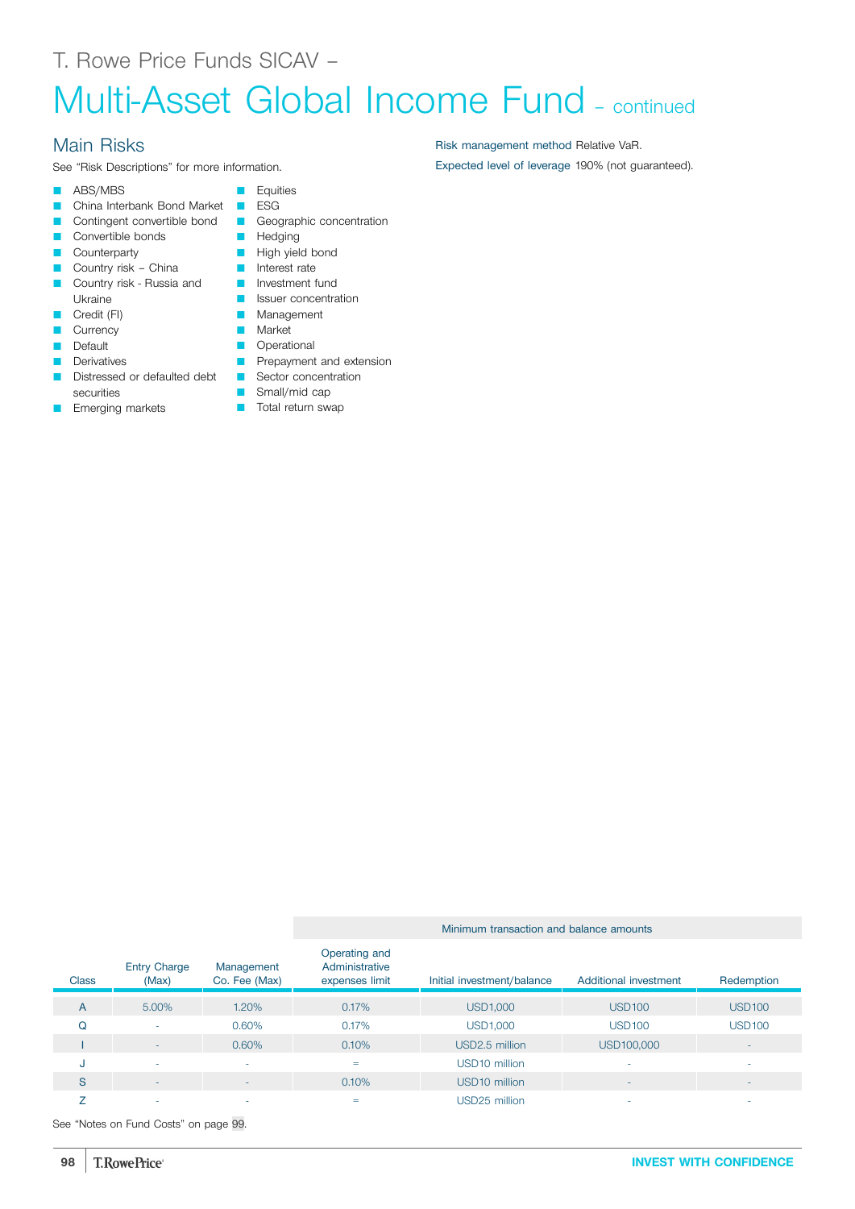# T. Rowe Price Funds SICAV –

# Multi-Asset Global Income Fund – continued

## Main Risks

See "Risk Descriptions" for more information.

- ABS/MBS
- China Interbank Bond Market
- Contingent convertible bond
- Convertible bonds
- Counterparty
- Country risk – China
- Country risk - Russia and Ukraine
- Credit (FI)
- Currency
- Default
- Derivatives
- Distressed or defaulted debt securities
- Emerging markets
- Equities
- ESG
- Geographic concentration
- Hedging
- High yield bond
- Interest rate
- Investment fund
- Issuer concentration
- Management
- Market
- Operational
- Prepayment and extension
- Sector concentration
- Small/mid cap
- Total return swap

Risk management method Relative VaR.

Expected level of leverage 190% (not guaranteed).

| | | | | Minimum transaction and balance amounts | | |
|---|---|---|---|---|---|---|
| Class | Entry Charge (Max) | Management Co. Fee (Max) | Operating and Administrative expenses limit | Initial investment/balance | Additional investment | Redemption |
| A | 5.00% | 1.20% | 0.17% | USD1,000 | USD100 | USD100 |
| Q | - | 0.60% | 0.17% | USD1,000 | USD100 | USD100 |
| I | - | 0.60% | 0.10% | USD2.5 million | USD100,000 | - |
| J | - | - | = | USD10 million | - | - |
| S | - | - | 0.10% | USD10 million | - | - |
| Z | - | - | = | USD25 million | - | - |

See "Notes on Fund Costs" on page 99.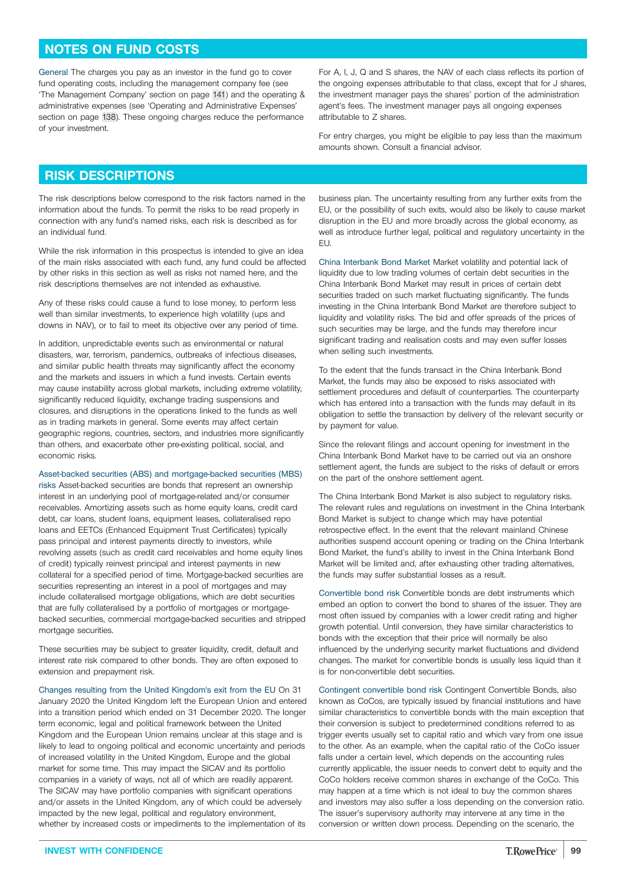## NOTES ON FUND COSTS

General The charges you pay as an investor in the fund go to cover fund operating costs, including the management company fee (see 'The Management Company' section on page 141) and the operating & administrative expenses (see 'Operating and Administrative Expenses' section on page 138). These ongoing charges reduce the performance of your investment.

For A, I, J, Q and S shares, the NAV of each class reflects its portion of the ongoing expenses attributable to that class, except that for J shares, the investment manager pays the shares' portion of the administration agent's fees. The investment manager pays all ongoing expenses attributable to Z shares.

For entry charges, you might be eligible to pay less than the maximum amounts shown. Consult a financial advisor.

## RISK DESCRIPTIONS

The risk descriptions below correspond to the risk factors named in the information about the funds. To permit the risks to be read properly in connection with any fund's named risks, each risk is described as for an individual fund.

While the risk information in this prospectus is intended to give an idea of the main risks associated with each fund, any fund could be affected by other risks in this section as well as risks not named here, and the risk descriptions themselves are not intended as exhaustive.

Any of these risks could cause a fund to lose money, to perform less well than similar investments, to experience high volatility (ups and downs in NAV), or to fail to meet its objective over any period of time.

In addition, unpredictable events such as environmental or natural disasters, war, terrorism, pandemics, outbreaks of infectious diseases, and similar public health threats may significantly affect the economy and the markets and issuers in which a fund invests. Certain events may cause instability across global markets, including extreme volatility, significantly reduced liquidity, exchange trading suspensions and closures, and disruptions in the operations linked to the funds as well as in trading markets in general. Some events may affect certain geographic regions, countries, sectors, and industries more significantly than others, and exacerbate other pre-existing political, social, and economic risks.

Asset-backed securities (ABS) and mortgage-backed securities (MBS) risks Asset-backed securities are bonds that represent an ownership interest in an underlying pool of mortgage-related and/or consumer receivables. Amortizing assets such as home equity loans, credit card debt, car loans, student loans, equipment leases, collateralised repo loans and EETCs (Enhanced Equipment Trust Certificates) typically pass principal and interest payments directly to investors, while revolving assets (such as credit card receivables and home equity lines of credit) typically reinvest principal and interest payments in new collateral for a specified period of time. Mortgage-backed securities are securities representing an interest in a pool of mortgages and may include collateralised mortgage obligations, which are debt securities that are fully collateralised by a portfolio of mortgages or mortgage-backed securities, commercial mortgage-backed securities and stripped mortgage securities.

These securities may be subject to greater liquidity, credit, default and interest rate risk compared to other bonds. They are often exposed to extension and prepayment risk.

Changes resulting from the United Kingdom's exit from the EU On 31 January 2020 the United Kingdom left the European Union and entered into a transition period which ended on 31 December 2020. The longer term economic, legal and political framework between the United Kingdom and the European Union remains unclear at this stage and is likely to lead to ongoing political and economic uncertainty and periods of increased volatility in the United Kingdom, Europe and the global market for some time. This may impact the SICAV and its portfolio companies in a variety of ways, not all of which are readily apparent. The SICAV may have portfolio companies with significant operations and/or assets in the United Kingdom, any of which could be adversely impacted by the new legal, political and regulatory environment, whether by increased costs or impediments to the implementation of its business plan. The uncertainty resulting from any further exits from the EU, or the possibility of such exits, would also be likely to cause market disruption in the EU and more broadly across the global economy, as well as introduce further legal, political and regulatory uncertainty in the EU.

China Interbank Bond Market Market volatility and potential lack of liquidity due to low trading volumes of certain debt securities in the China Interbank Bond Market may result in prices of certain debt securities traded on such market fluctuating significantly. The funds investing in the China Interbank Bond Market are therefore subject to liquidity and volatility risks. The bid and offer spreads of the prices of such securities may be large, and the funds may therefore incur significant trading and realisation costs and may even suffer losses when selling such investments.

To the extent that the funds transact in the China Interbank Bond Market, the funds may also be exposed to risks associated with settlement procedures and default of counterparties. The counterparty which has entered into a transaction with the funds may default in its obligation to settle the transaction by delivery of the relevant security or by payment for value.

Since the relevant filings and account opening for investment in the China Interbank Bond Market have to be carried out via an onshore settlement agent, the funds are subject to the risks of default or errors on the part of the onshore settlement agent.

The China Interbank Bond Market is also subject to regulatory risks. The relevant rules and regulations on investment in the China Interbank Bond Market is subject to change which may have potential retrospective effect. In the event that the relevant mainland Chinese authorities suspend account opening or trading on the China Interbank Bond Market, the fund's ability to invest in the China Interbank Bond Market will be limited and, after exhausting other trading alternatives, the funds may suffer substantial losses as a result.

Convertible bond risk Convertible bonds are debt instruments which embed an option to convert the bond to shares of the issuer. They are most often issued by companies with a lower credit rating and higher growth potential. Until conversion, they have similar characteristics to bonds with the exception that their price will normally be also influenced by the underlying security market fluctuations and dividend changes. The market for convertible bonds is usually less liquid than it is for non-convertible debt securities.

Contingent convertible bond risk Contingent Convertible Bonds, also known as CoCos, are typically issued by financial institutions and have similar characteristics to convertible bonds with the main exception that their conversion is subject to predetermined conditions referred to as trigger events usually set to capital ratio and which vary from one issue to the other. As an example, when the capital ratio of the CoCo issuer falls under a certain level, which depends on the accounting rules currently applicable, the issuer needs to convert debt to equity and the CoCo holders receive common shares in exchange of the CoCo. This may happen at a time which is not ideal to buy the common shares and investors may also suffer a loss depending on the conversion ratio. The issuer's supervisory authority may intervene at any time in the conversion or written down process. Depending on the scenario, the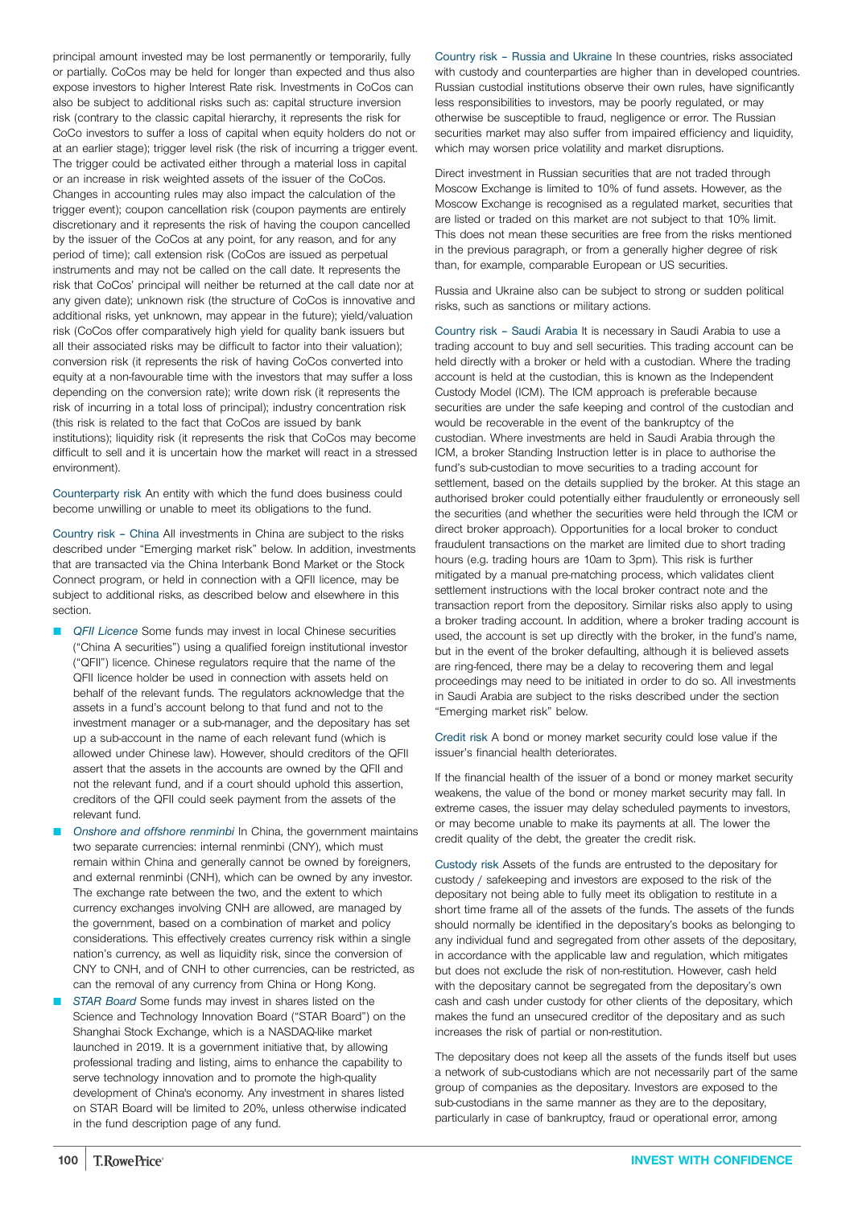principal amount invested may be lost permanently or temporarily, fully or partially. CoCos may be held for longer than expected and thus also expose investors to higher Interest Rate risk. Investments in CoCos can also be subject to additional risks such as: capital structure inversion risk (contrary to the classic capital hierarchy, it represents the risk for CoCo investors to suffer a loss of capital when equity holders do not or at an earlier stage); trigger level risk (the risk of incurring a trigger event. The trigger could be activated either through a material loss in capital or an increase in risk weighted assets of the issuer of the CoCos. Changes in accounting rules may also impact the calculation of the trigger event); coupon cancellation risk (coupon payments are entirely discretionary and it represents the risk of having the coupon cancelled by the issuer of the CoCos at any point, for any reason, and for any period of time); call extension risk (CoCos are issued as perpetual instruments and may not be called on the call date. It represents the risk that CoCos' principal will neither be returned at the call date nor at any given date); unknown risk (the structure of CoCos is innovative and additional risks, yet unknown, may appear in the future); yield/valuation risk (CoCos offer comparatively high yield for quality bank issuers but all their associated risks may be difficult to factor into their valuation); conversion risk (it represents the risk of having CoCos converted into equity at a non-favourable time with the investors that may suffer a loss depending on the conversion rate); write down risk (it represents the risk of incurring in a total loss of principal); industry concentration risk (this risk is related to the fact that CoCos are issued by bank institutions); liquidity risk (it represents the risk that CoCos may become difficult to sell and it is uncertain how the market will react in a stressed environment).

Counterparty risk An entity with which the fund does business could become unwilling or unable to meet its obligations to the fund.

Country risk – China All investments in China are subject to the risks described under "Emerging market risk" below. In addition, investments that are transacted via the China Interbank Bond Market or the Stock Connect program, or held in connection with a QFII licence, may be subject to additional risks, as described below and elsewhere in this section.

- *QFII Licence* Some funds may invest in local Chinese securities ("China A securities") using a qualified foreign institutional investor ("QFII") licence. Chinese regulators require that the name of the QFII licence holder be used in connection with assets held on behalf of the relevant funds. The regulators acknowledge that the assets in a fund's account belong to that fund and not to the investment manager or a sub-manager, and the depositary has set up a sub-account in the name of each relevant fund (which is allowed under Chinese law). However, should creditors of the QFII assert that the assets in the accounts are owned by the QFII and not the relevant fund, and if a court should uphold this assertion, creditors of the QFII could seek payment from the assets of the relevant fund.
- *Onshore and offshore renminbi* In China, the government maintains two separate currencies: internal renminbi (CNY), which must remain within China and generally cannot be owned by foreigners, and external renminbi (CNH), which can be owned by any investor. The exchange rate between the two, and the extent to which currency exchanges involving CNH are allowed, are managed by the government, based on a combination of market and policy considerations. This effectively creates currency risk within a single nation's currency, as well as liquidity risk, since the conversion of CNY to CNH, and of CNH to other currencies, can be restricted, as can the removal of any currency from China or Hong Kong.
- *STAR Board* Some funds may invest in shares listed on the Science and Technology Innovation Board ("STAR Board") on the Shanghai Stock Exchange, which is a NASDAQ-like market launched in 2019. It is a government initiative that, by allowing professional trading and listing, aims to enhance the capability to serve technology innovation and to promote the high-quality development of China's economy. Any investment in shares listed on STAR Board will be limited to 20%, unless otherwise indicated in the fund description page of any fund.

Country risk – Russia and Ukraine In these countries, risks associated with custody and counterparties are higher than in developed countries. Russian custodial institutions observe their own rules, have significantly less responsibilities to investors, may be poorly regulated, or may otherwise be susceptible to fraud, negligence or error. The Russian securities market may also suffer from impaired efficiency and liquidity, which may worsen price volatility and market disruptions.

Direct investment in Russian securities that are not traded through Moscow Exchange is limited to 10% of fund assets. However, as the Moscow Exchange is recognised as a regulated market, securities that are listed or traded on this market are not subject to that 10% limit. This does not mean these securities are free from the risks mentioned in the previous paragraph, or from a generally higher degree of risk than, for example, comparable European or US securities.

Russia and Ukraine also can be subject to strong or sudden political risks, such as sanctions or military actions.

Country risk – Saudi Arabia It is necessary in Saudi Arabia to use a trading account to buy and sell securities. This trading account can be held directly with a broker or held with a custodian. Where the trading account is held at the custodian, this is known as the Independent Custody Model (ICM). The ICM approach is preferable because securities are under the safe keeping and control of the custodian and would be recoverable in the event of the bankruptcy of the custodian. Where investments are held in Saudi Arabia through the ICM, a broker Standing Instruction letter is in place to authorise the fund's sub-custodian to move securities to a trading account for settlement, based on the details supplied by the broker. At this stage an authorised broker could potentially either fraudulently or erroneously sell the securities (and whether the securities were held through the ICM or direct broker approach). Opportunities for a local broker to conduct fraudulent transactions on the market are limited due to short trading hours (e.g. trading hours are 10am to 3pm). This risk is further mitigated by a manual pre-matching process, which validates client settlement instructions with the local broker contract note and the transaction report from the depository. Similar risks also apply to using a broker trading account. In addition, where a broker trading account is used, the account is set up directly with the broker, in the fund's name, but in the event of the broker defaulting, although it is believed assets are ring-fenced, there may be a delay to recovering them and legal proceedings may need to be initiated in order to do so. All investments in Saudi Arabia are subject to the risks described under the section "Emerging market risk" below.

Credit risk A bond or money market security could lose value if the issuer's financial health deteriorates.

If the financial health of the issuer of a bond or money market security weakens, the value of the bond or money market security may fall. In extreme cases, the issuer may delay scheduled payments to investors, or may become unable to make its payments at all. The lower the credit quality of the debt, the greater the credit risk.

Custody risk Assets of the funds are entrusted to the depositary for custody / safekeeping and investors are exposed to the risk of the depositary not being able to fully meet its obligation to restitute in a short time frame all of the assets of the funds. The assets of the funds should normally be identified in the depositary's books as belonging to any individual fund and segregated from other assets of the depositary, in accordance with the applicable law and regulation, which mitigates but does not exclude the risk of non-restitution. However, cash held with the depositary cannot be segregated from the depositary's own cash and cash under custody for other clients of the depositary, which makes the fund an unsecured creditor of the depositary and as such increases the risk of partial or non-restitution.

The depositary does not keep all the assets of the funds itself but uses a network of sub-custodians which are not necessarily part of the same group of companies as the depositary. Investors are exposed to the risk of the sub-custodians in the same manner as they are to the depositary, particularly in case of bankruptcy, fraud or operational error, among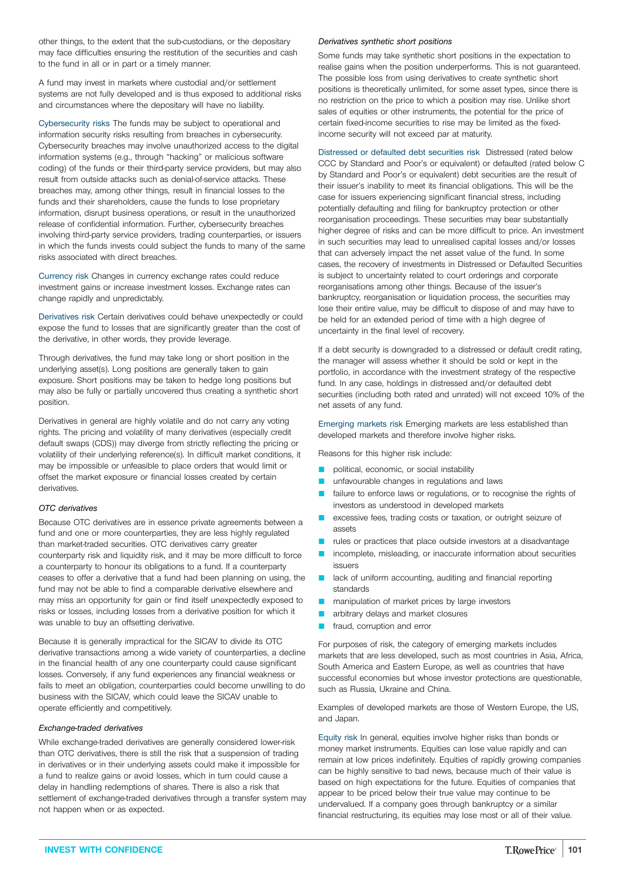other things, to the extent that the sub-custodians, or the depositary may face difficulties ensuring the restitution of the securities and cash to the fund in all or in part or a timely manner.

A fund may invest in markets where custodial and/or settlement systems are not fully developed and is thus exposed to additional risks and circumstances where the depositary will have no liability.

Cybersecurity risks The funds may be subject to operational and information security risks resulting from breaches in cybersecurity. Cybersecurity breaches may involve unauthorized access to the digital information systems (e.g., through "hacking" or malicious software coding) of the funds or their third-party service providers, but may also result from outside attacks such as denial-of-service attacks. These breaches may, among other things, result in financial losses to the funds and their shareholders, cause the funds to lose proprietary information, disrupt business operations, or result in the unauthorized release of confidential information. Further, cybersecurity breaches involving third-party service providers, trading counterparties, or issuers in which the funds invests could subject the funds to many of the same risks associated with direct breaches.

Currency risk Changes in currency exchange rates could reduce investment gains or increase investment losses. Exchange rates can change rapidly and unpredictably.

Derivatives risk Certain derivatives could behave unexpectedly or could expose the fund to losses that are significantly greater than the cost of the derivative, in other words, they provide leverage.

Through derivatives, the fund may take long or short position in the underlying asset(s). Long positions are generally taken to gain exposure. Short positions may be taken to hedge long positions but may also be fully or partially uncovered thus creating a synthetic short position.

Derivatives in general are highly volatile and do not carry any voting rights. The pricing and volatility of many derivatives (especially credit default swaps (CDS)) may diverge from strictly reflecting the pricing or volatility of their underlying reference(s). In difficult market conditions, it may be impossible or unfeasible to place orders that would limit or offset the market exposure or financial losses created by certain derivatives.

*OTC derivatives*

Because OTC derivatives are in essence private agreements between a fund and one or more counterparties, they are less highly regulated than market-traded securities. OTC derivatives carry greater counterparty risk and liquidity risk, and it may be more difficult to force a counterparty to honour its obligations to a fund. If a counterparty ceases to offer a derivative that a fund had been planning on using, the fund may not be able to find a comparable derivative elsewhere and may miss an opportunity for gain or find itself unexpectedly exposed to risks or losses, including losses from a derivative position for which it was unable to buy an offsetting derivative.

Because it is generally impractical for the SICAV to divide its OTC derivative transactions among a wide variety of counterparties, a decline in the financial health of any one counterparty could cause significant losses. Conversely, if any fund experiences any financial weakness or fails to meet an obligation, counterparties could become unwilling to do business with the SICAV, which could leave the SICAV unable to operate efficiently and competitively.

*Exchange-traded derivatives*

While exchange-traded derivatives are generally considered lower-risk than OTC derivatives, there is still the risk that a suspension of trading in derivatives or in their underlying assets could make it impossible for a fund to realize gains or avoid losses, which in turn could cause a delay in handling redemptions of shares. There is also a risk that settlement of exchange-traded derivatives through a transfer system may not happen when or as expected.

*Derivatives synthetic short positions*

Some funds may take synthetic short positions in the expectation to realise gains when the position underperforms. This is not guaranteed. The possible loss from using derivatives to create synthetic short positions is theoretically unlimited, for some asset types, since there is no restriction on the price to which a position may rise. Unlike short sales of equities or other instruments, the potential for the price of certain fixed-income securities to rise may be limited as the fixed-income security will not exceed par at maturity.

Distressed or defaulted debt securities risk Distressed (rated below CCC by Standard and Poor's or equivalent) or defaulted (rated below C by Standard and Poor's or equivalent) debt securities are the result of their issuer's inability to meet its financial obligations. This will be the case for issuers experiencing significant financial stress, including potentially defaulting and filing for bankruptcy protection or other reorganisation proceedings. These securities may bear substantially higher degree of risks and can be more difficult to price. An investment in such securities may lead to unrealised capital losses and/or losses that can adversely impact the net asset value of the fund. In some cases, the recovery of investments in Distressed or Defaulted Securities is subject to uncertainty related to court orderings and corporate reorganisations among other things. Because of the issuer's bankruptcy, reorganisation or liquidation process, the securities may lose their entire value, may be difficult to dispose of and may have to be held for an extended period of time with a high degree of uncertainty in the final level of recovery.

If a debt security is downgraded to a distressed or default credit rating, the manager will assess whether it should be sold or kept in the portfolio, in accordance with the investment strategy of the respective fund. In any case, holdings in distressed and/or defaulted debt securities (including both rated and unrated) will not exceed 10% of the net assets of any fund.

Emerging markets risk Emerging markets are less established than developed markets and therefore involve higher risks.

Reasons for this higher risk include:

- political, economic, or social instability
- unfavourable changes in regulations and laws
- failure to enforce laws or regulations, or to recognise the rights of investors as understood in developed markets
- excessive fees, trading costs or taxation, or outright seizure of assets
- rules or practices that place outside investors at a disadvantage
- incomplete, misleading, or inaccurate information about securities issuers
- lack of uniform accounting, auditing and financial reporting standards
- manipulation of market prices by large investors
- arbitrary delays and market closures
- fraud, corruption and error

For purposes of risk, the category of emerging markets includes markets that are less developed, such as most countries in Asia, Africa, South America and Eastern Europe, as well as countries that have successful economies but whose investor protections are questionable, such as Russia, Ukraine and China.

Examples of developed markets are those of Western Europe, the US, and Japan.

Equity risk In general, equities involve higher risks than bonds or money market instruments. Equities can lose value rapidly and can remain at low prices indefinitely. Equities of rapidly growing companies can be highly sensitive to bad news, because much of their value is based on high expectations for the future. Equities of companies that appear to be priced below their true value may continue to be undervalued. If a company goes through bankruptcy or a similar financial restructuring, its equities may lose most or all of their value.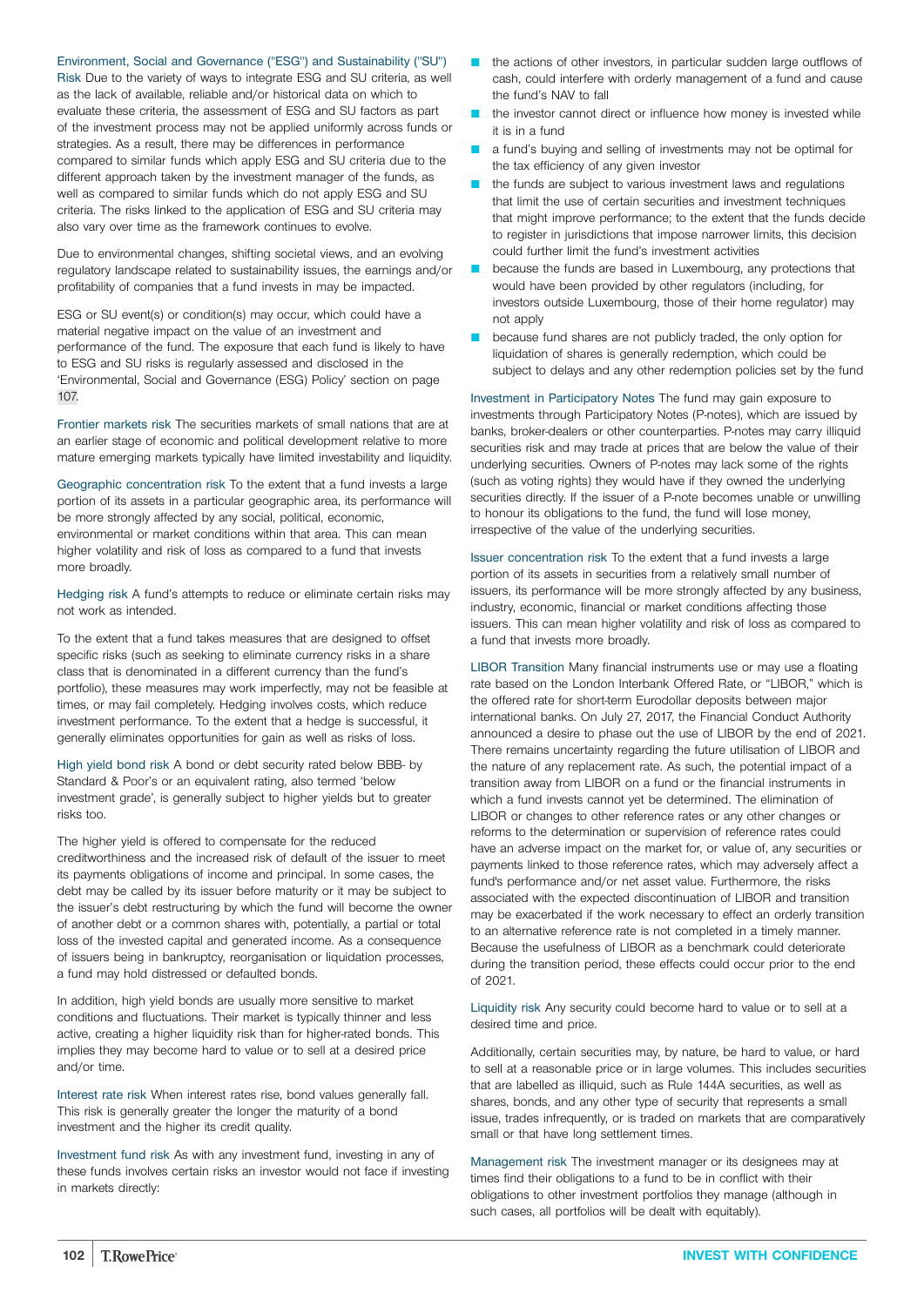**Environment, Social and Governance ("ESG") and Sustainability ("SU") Risk** Due to the variety of ways to integrate ESG and SU criteria, as well as the lack of available, reliable and/or historical data on which to evaluate these criteria, the assessment of ESG and SU factors as part of the investment process may not be applied uniformly across funds or strategies. As a result, there may be differences in performance compared to similar funds which apply ESG and SU criteria due to the different approach taken by the investment manager of the funds, as well as compared to similar funds which do not apply ESG and SU criteria. The risks linked to the application of ESG and SU criteria may also vary over time as the framework continues to evolve.

Due to environmental changes, shifting societal views, and an evolving regulatory landscape related to sustainability issues, the earnings and/or profitability of companies that a fund invests in may be impacted.

ESG or SU event(s) or condition(s) may occur, which could have a material negative impact on the value of an investment and performance of the fund. The exposure that each fund is likely to have to ESG and SU risks is regularly assessed and disclosed in the 'Environmental, Social and Governance (ESG) Policy' section on page 107.

**Frontier markets risk** The securities markets of small nations that are at an earlier stage of economic and political development relative to more mature emerging markets typically have limited investability and liquidity.

**Geographic concentration risk** To the extent that a fund invests a large portion of its assets in a particular geographic area, its performance will be more strongly affected by any social, political, economic, environmental or market conditions within that area. This can mean higher volatility and risk of loss as compared to a fund that invests more broadly.

**Hedging risk** A fund's attempts to reduce or eliminate certain risks may not work as intended.

To the extent that a fund takes measures that are designed to offset specific risks (such as seeking to eliminate currency risks in a share class that is denominated in a different currency than the fund's portfolio), these measures may work imperfectly, may not be feasible at times, or may fail completely. Hedging involves costs, which reduce investment performance. To the extent that a hedge is successful, it generally eliminates opportunities for gain as well as risks of loss.

**High yield bond risk** A bond or debt security rated below BBB- by Standard & Poor's or an equivalent rating, also termed 'below investment grade', is generally subject to higher yields but to greater risks too.

The higher yield is offered to compensate for the reduced creditworthiness and the increased risk of default of the issuer to meet its payments obligations of income and principal. In some cases, the debt may be called by its issuer before maturity or it may be subject to the issuer's debt restructuring by which the fund will become the owner of another debt or a common shares with, potentially, a partial or total loss of the invested capital and generated income. As a consequence of issuers being in bankruptcy, reorganisation or liquidation processes, a fund may hold distressed or defaulted bonds.

In addition, high yield bonds are usually more sensitive to market conditions and fluctuations. Their market is typically thinner and less active, creating a higher liquidity risk than for higher-rated bonds. This implies they may become hard to value or to sell at a desired price and/or time.

**Interest rate risk** When interest rates rise, bond values generally fall. This risk is generally greater the longer the maturity of a bond investment and the higher its credit quality.

**Investment fund risk** As with any investment fund, investing in any of these funds involves certain risks an investor would not face if investing in markets directly:

- the actions of other investors, in particular sudden large outflows of cash, could interfere with orderly management of a fund and cause the fund's NAV to fall
- the investor cannot direct or influence how money is invested while it is in a fund
- a fund's buying and selling of investments may not be optimal for the tax efficiency of any given investor
- the funds are subject to various investment laws and regulations that limit the use of certain securities and investment techniques that might improve performance; to the extent that the funds decide to register in jurisdictions that impose narrower limits, this decision could further limit the fund's investment activities
- because the funds are based in Luxembourg, any protections that would have been provided by other regulators (including, for investors outside Luxembourg, those of their home regulator) may not apply
- because fund shares are not publicly traded, the only option for liquidation of shares is generally redemption, which could be subject to delays and any other redemption policies set by the fund

**Investment in Participatory Notes** The fund may gain exposure to investments through Participatory Notes (P-notes), which are issued by banks, broker-dealers or other counterparties. P-notes may carry illiquid securities risk and may trade at prices that are below the value of their underlying securities. Owners of P-notes may lack some of the rights (such as voting rights) they would have if they owned the underlying securities directly. If the issuer of a P-note becomes unable or unwilling to honour its obligations to the fund, the fund will lose money, irrespective of the value of the underlying securities.

**Issuer concentration risk** To the extent that a fund invests a large portion of its assets in securities from a relatively small number of issuers, its performance will be more strongly affected by any business, industry, economic, financial or market conditions affecting those issuers. This can mean higher volatility and risk of loss as compared to a fund that invests more broadly.

**LIBOR Transition** Many financial instruments use or may use a floating rate based on the London Interbank Offered Rate, or "LIBOR," which is the offered rate for short-term Eurodollar deposits between major international banks. On July 27, 2017, the Financial Conduct Authority announced a desire to phase out the use of LIBOR by the end of 2021. There remains uncertainty regarding the future utilisation of LIBOR and the nature of any replacement rate. As such, the potential impact of a transition away from LIBOR on a fund or the financial instruments in which a fund invests cannot yet be determined. The elimination of LIBOR or changes to other reference rates or any other changes or reforms to the determination or supervision of reference rates could have an adverse impact on the market for, or value of, any securities or payments linked to those reference rates, which may adversely affect a fund's performance and/or net asset value. Furthermore, the risks associated with the expected discontinuation of LIBOR and transition may be exacerbated if the work necessary to effect an orderly transition to an alternative reference rate is not completed in a timely manner. Because the usefulness of LIBOR as a benchmark could deteriorate during the transition period, these effects could occur prior to the end of 2021.

**Liquidity risk** Any security could become hard to value or to sell at a desired time and price.

Additionally, certain securities may, by nature, be hard to value, or hard to sell at a reasonable price or in large volumes. This includes securities that are labelled as illiquid, such as Rule 144A securities, as well as shares, bonds, and any other type of security that represents a small issue, trades infrequently, or is traded on markets that are comparatively small or that have long settlement times.

**Management risk** The investment manager or its designees may at times find their obligations to a fund to be in conflict with their obligations to other investment portfolios they manage (although in such cases, all portfolios will be dealt with equitably).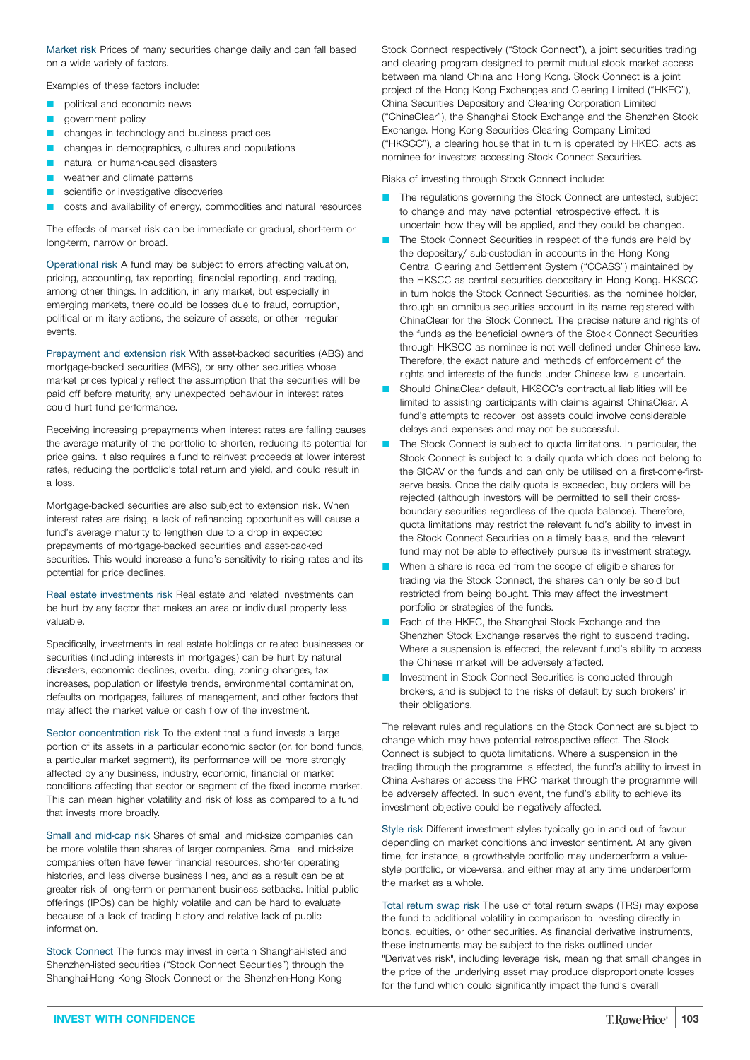**Market risk** Prices of many securities change daily and can fall based on a wide variety of factors.

Examples of these factors include:

- political and economic news
- government policy
- changes in technology and business practices
- changes in demographics, cultures and populations
- natural or human-caused disasters
- weather and climate patterns
- scientific or investigative discoveries
- costs and availability of energy, commodities and natural resources

The effects of market risk can be immediate or gradual, short-term or long-term, narrow or broad.

**Operational risk** A fund may be subject to errors affecting valuation, pricing, accounting, tax reporting, financial reporting, and trading, among other things. In addition, in any market, but especially in emerging markets, there could be losses due to fraud, corruption, political or military actions, the seizure of assets, or other irregular events.

**Prepayment and extension risk** With asset-backed securities (ABS) and mortgage-backed securities (MBS), or any other securities whose market prices typically reflect the assumption that the securities will be paid off before maturity, any unexpected behaviour in interest rates could hurt fund performance.

Receiving increasing prepayments when interest rates are falling causes the average maturity of the portfolio to shorten, reducing its potential for price gains. It also requires a fund to reinvest proceeds at lower interest rates, reducing the portfolio's total return and yield, and could result in a loss.

Mortgage-backed securities are also subject to extension risk. When interest rates are rising, a lack of refinancing opportunities will cause a fund's average maturity to lengthen due to a drop in expected prepayments of mortgage-backed securities and asset-backed securities. This would increase a fund's sensitivity to rising rates and its potential for price declines.

**Real estate investments risk** Real estate and related investments can be hurt by any factor that makes an area or individual property less valuable.

Specifically, investments in real estate holdings or related businesses or securities (including interests in mortgages) can be hurt by natural disasters, economic declines, overbuilding, zoning changes, tax increases, population or lifestyle trends, environmental contamination, defaults on mortgages, failures of management, and other factors that may affect the market value or cash flow of the investment.

**Sector concentration risk** To the extent that a fund invests a large portion of its assets in a particular economic sector (or, for bond funds, a particular market segment), its performance will be more strongly affected by any business, industry, economic, financial or market conditions affecting that sector or segment of the fixed income market. This can mean higher volatility and risk of loss as compared to a fund that invests more broadly.

**Small and mid-cap risk** Shares of small and mid-size companies can be more volatile than shares of larger companies. Small and mid-size companies often have fewer financial resources, shorter operating histories, and less diverse business lines, and as a result can be at greater risk of long-term or permanent business setbacks. Initial public offerings (IPOs) can be highly volatile and can be hard to evaluate because of a lack of trading history and relative lack of public information.

**Stock Connect** The funds may invest in certain Shanghai-listed and Shenzhen-listed securities ("Stock Connect Securities") through the Shanghai-Hong Kong Stock Connect or the Shenzhen-Hong Kong Stock Connect respectively ("Stock Connect"), a joint securities trading and clearing program designed to permit mutual stock market access between mainland China and Hong Kong. Stock Connect is a joint project of the Hong Kong Exchanges and Clearing Limited ("HKEC"), China Securities Depository and Clearing Corporation Limited ("ChinaClear"), the Shanghai Stock Exchange and the Shenzhen Stock Exchange. Hong Kong Securities Clearing Company Limited ("HKSCC"), a clearing house that in turn is operated by HKEC, acts as nominee for investors accessing Stock Connect Securities.

Risks of investing through Stock Connect include:

- The regulations governing the Stock Connect are untested, subject to change and may have potential retrospective effect. It is uncertain how they will be applied, and they could be changed.
- The Stock Connect Securities in respect of the funds are held by the depositary/ sub-custodian in accounts in the Hong Kong Central Clearing and Settlement System ("CCASS") maintained by the HKSCC as central securities depositary in Hong Kong. HKSCC in turn holds the Stock Connect Securities, as the nominee holder, through an omnibus securities account in its name registered with ChinaClear for the Stock Connect. The precise nature and rights of the funds as the beneficial owners of the Stock Connect Securities through HKSCC as nominee is not well defined under Chinese law. Therefore, the exact nature and methods of enforcement of the rights and interests of the funds under Chinese law is uncertain.
- Should ChinaClear default, HKSCC's contractual liabilities will be limited to assisting participants with claims against ChinaClear. A fund's attempts to recover lost assets could involve considerable delays and expenses and may not be successful.
- The Stock Connect is subject to quota limitations. In particular, the Stock Connect is subject to a daily quota which does not belong to the SICAV or the funds and can only be utilised on a first-come-first-serve basis. Once the daily quota is exceeded, buy orders will be rejected (although investors will be permitted to sell their cross-boundary securities regardless of the quota balance). Therefore, quota limitations may restrict the relevant fund's ability to invest in the Stock Connect Securities on a timely basis, and the relevant fund may not be able to effectively pursue its investment strategy.
- When a share is recalled from the scope of eligible shares for trading via the Stock Connect, the shares can only be sold but restricted from being bought. This may affect the investment portfolio or strategies of the funds.
- Each of the HKEC, the Shanghai Stock Exchange and the Shenzhen Stock Exchange reserves the right to suspend trading. Where a suspension is effected, the relevant fund's ability to access the Chinese market will be adversely affected.
- Investment in Stock Connect Securities is conducted through brokers, and is subject to the risks of default by such brokers' in their obligations.

The relevant rules and regulations on the Stock Connect are subject to change which may have potential retrospective effect. The Stock Connect is subject to quota limitations. Where a suspension in the trading through the programme is effected, the fund's ability to invest in China A-shares or access the PRC market through the programme will be adversely affected. In such event, the fund's ability to achieve its investment objective could be negatively affected.

**Style risk** Different investment styles typically go in and out of favour depending on market conditions and investor sentiment. At any given time, for instance, a growth-style portfolio may underperform a value-style portfolio, or vice-versa, and either may at any time underperform the market as a whole.

**Total return swap risk** The use of total return swaps (TRS) may expose the fund to additional volatility in comparison to investing directly in bonds, equities, or other securities. As financial derivative instruments, these instruments may be subject to the risks outlined under "Derivatives risk", including leverage risk, meaning that small changes in the price of the underlying asset may produce disproportionate losses for the fund which could significantly impact the fund's overall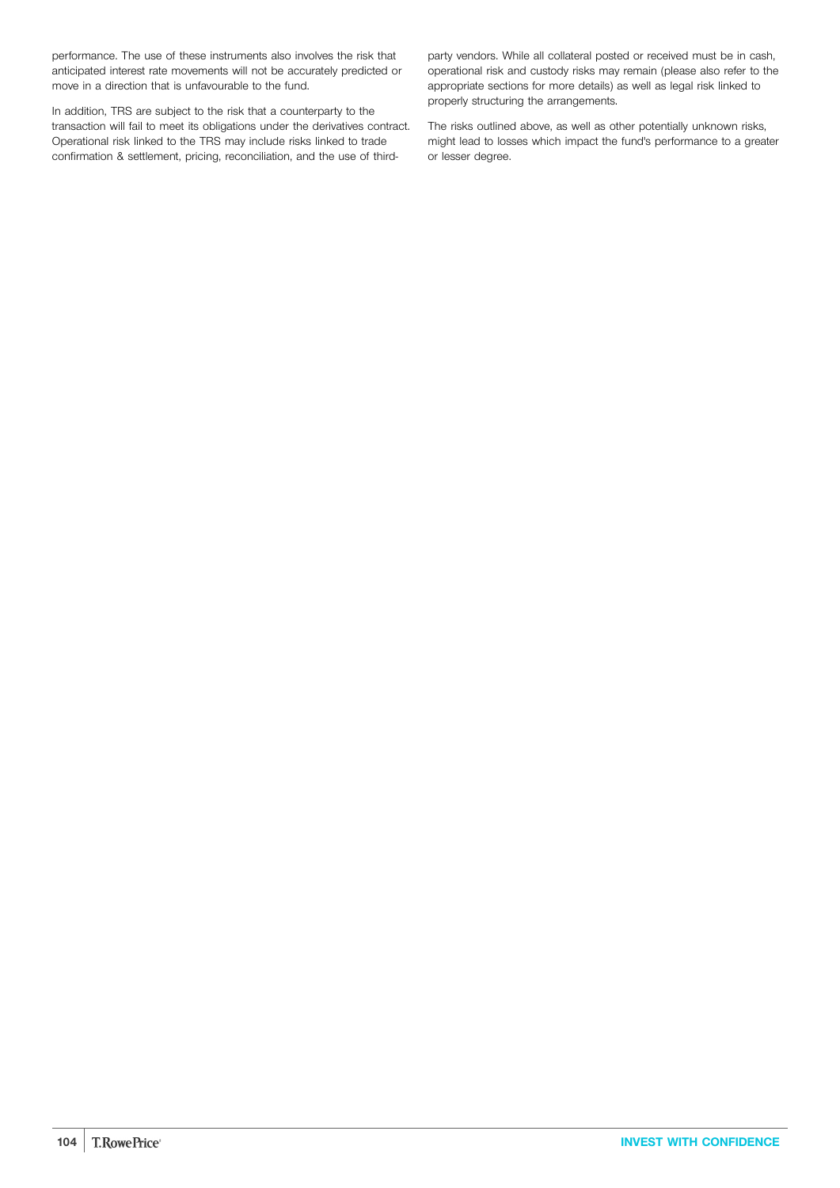performance. The use of these instruments also involves the risk that anticipated interest rate movements will not be accurately predicted or move in a direction that is unfavourable to the fund.

In addition, TRS are subject to the risk that a counterparty to the transaction will fail to meet its obligations under the derivatives contract. Operational risk linked to the TRS may include risks linked to trade confirmation & settlement, pricing, reconciliation, and the use of third-party vendors. While all collateral posted or received must be in cash, operational risk and custody risks may remain (please also refer to the appropriate sections for more details) as well as legal risk linked to properly structuring the arrangements.

The risks outlined above, as well as other potentially unknown risks, might lead to losses which impact the fund's performance to a greater or lesser degree.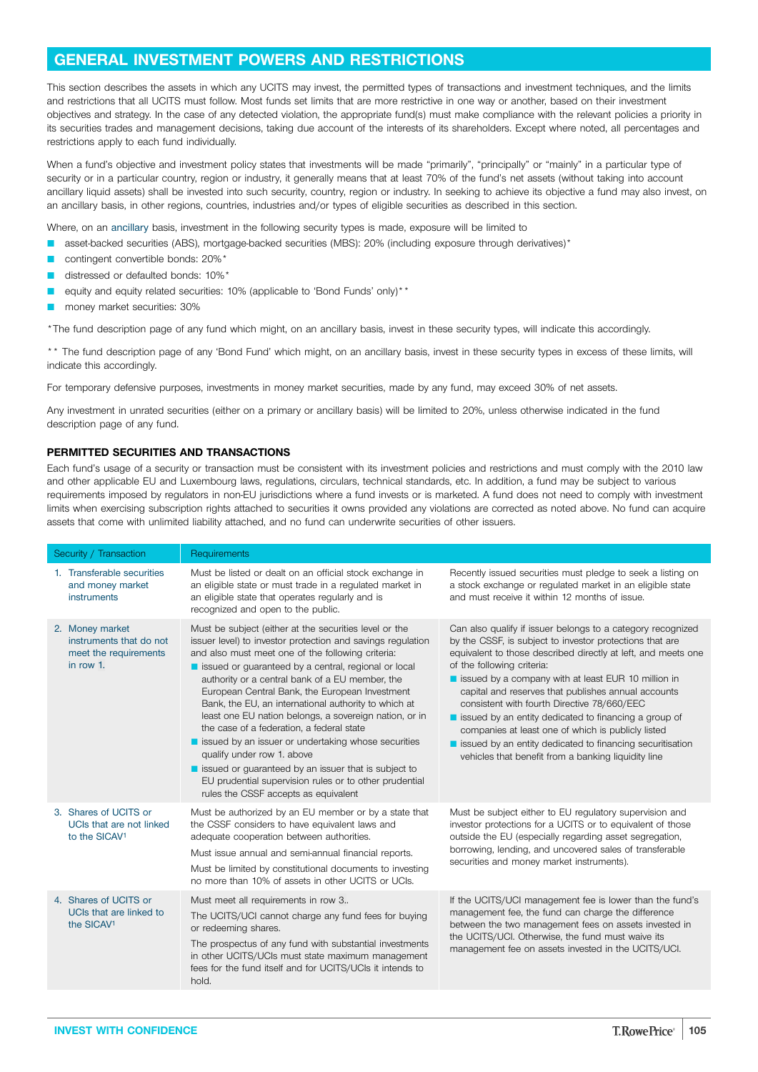## GENERAL INVESTMENT POWERS AND RESTRICTIONS

This section describes the assets in which any UCITS may invest, the permitted types of transactions and investment techniques, and the limits and restrictions that all UCITS must follow. Most funds set limits that are more restrictive in one way or another, based on their investment objectives and strategy. In the case of any detected violation, the appropriate fund(s) must make compliance with the relevant policies a priority in its securities trades and management decisions, taking due account of the interests of its shareholders. Except where noted, all percentages and restrictions apply to each fund individually.

When a fund's objective and investment policy states that investments will be made "primarily", "principally" or "mainly" in a particular type of security or in a particular country, region or industry, it generally means that at least 70% of the fund's net assets (without taking into account ancillary liquid assets) shall be invested into such security, country, region or industry. In seeking to achieve its objective a fund may also invest, on an ancillary basis, in other regions, countries, industries and/or types of eligible securities as described in this section.

Where, on an ancillary basis, investment in the following security types is made, exposure will be limited to

- asset-backed securities (ABS), mortgage-backed securities (MBS): 20% (including exposure through derivatives)*
- contingent convertible bonds: 20%*
- distressed or defaulted bonds: 10%*
- equity and equity related securities: 10% (applicable to 'Bond Funds' only)**
- money market securities: 30%

*The fund description page of any fund which might, on an ancillary basis, invest in these security types, will indicate this accordingly.

** The fund description page of any 'Bond Fund' which might, on an ancillary basis, invest in these security types in excess of these limits, will indicate this accordingly.

For temporary defensive purposes, investments in money market securities, made by any fund, may exceed 30% of net assets.

Any investment in unrated securities (either on a primary or ancillary basis) will be limited to 20%, unless otherwise indicated in the fund description page of any fund.

### PERMITTED SECURITIES AND TRANSACTIONS

Each fund's usage of a security or transaction must be consistent with its investment policies and restrictions and must comply with the 2010 law and other applicable EU and Luxembourg laws, regulations, circulars, technical standards, etc. In addition, a fund may be subject to various requirements imposed by regulators in non-EU jurisdictions where a fund invests or is marketed. A fund does not need to comply with investment limits when exercising subscription rights attached to securities it owns provided any violations are corrected as noted above. No fund can acquire assets that come with unlimited liability attached, and no fund can underwrite securities of other issuers.

| Security / Transaction | Requirements | |
|---|---|---|
| 1. Transferable securities and money market instruments | Must be listed or dealt on an official stock exchange in an eligible state or must trade in a regulated market in an eligible state that operates regularly and is recognized and open to the public. | Recently issued securities must pledge to seek a listing on a stock exchange or regulated market in an eligible state and must receive it within 12 months of issue. |
| 2. Money market instruments that do not meet the requirements in row 1. | Must be subject (either at the securities level or the issuer level) to investor protection and savings regulation and also must meet one of the following criteria:<br>■ issued or guaranteed by a central, regional or local authority or a central bank of a EU member, the European Central Bank, the European Investment Bank, the EU, an international authority to which at least one EU nation belongs, a sovereign nation, or in the case of a federation, a federal state<br>■ issued by an issuer or undertaking whose securities qualify under row 1. above<br>■ issued or guaranteed by an issuer that is subject to EU prudential supervision rules or to other prudential rules the CSSF accepts as equivalent | Can also qualify if issuer belongs to a category recognized by the CSSF, is subject to investor protections that are equivalent to those described directly at left, and meets one of the following criteria:<br>■ issued by a company with at least EUR 10 million in capital and reserves that publishes annual accounts consistent with fourth Directive 78/660/EEC<br>■ issued by an entity dedicated to financing a group of companies at least one of which is publicly listed<br>■ issued by an entity dedicated to financing securitisation vehicles that benefit from a banking liquidity line |
| 3. Shares of UCITS or UCIs that are not linked to the SICAV[1] | Must be authorized by an EU member or by a state that the CSSF considers to have equivalent laws and adequate cooperation between authorities.<br>Must issue annual and semi-annual financial reports.<br>Must be limited by constitutional documents to investing no more than 10% of assets in other UCITS or UCIs. | Must be subject either to EU regulatory supervision and investor protections for a UCITS or to equivalent of those outside the EU (especially regarding asset segregation, borrowing, lending, and uncovered sales of transferable securities and money market instruments). |
| 4. Shares of UCITS or UCIs that are linked to the SICAV[1] | Must meet all requirements in row 3..<br>The UCITS/UCI cannot charge any fund fees for buying or redeeming shares.<br>The prospectus of any fund with substantial investments in other UCITS/UCIs must state maximum management fees for the fund itself and for UCITS/UCIs it intends to hold. | If the UCITS/UCI management fee is lower than the fund's management fee, the fund can charge the difference between the two management fees on assets invested in the UCITS/UCI. Otherwise, the fund must waive its management fee on assets invested in the UCITS/UCI. |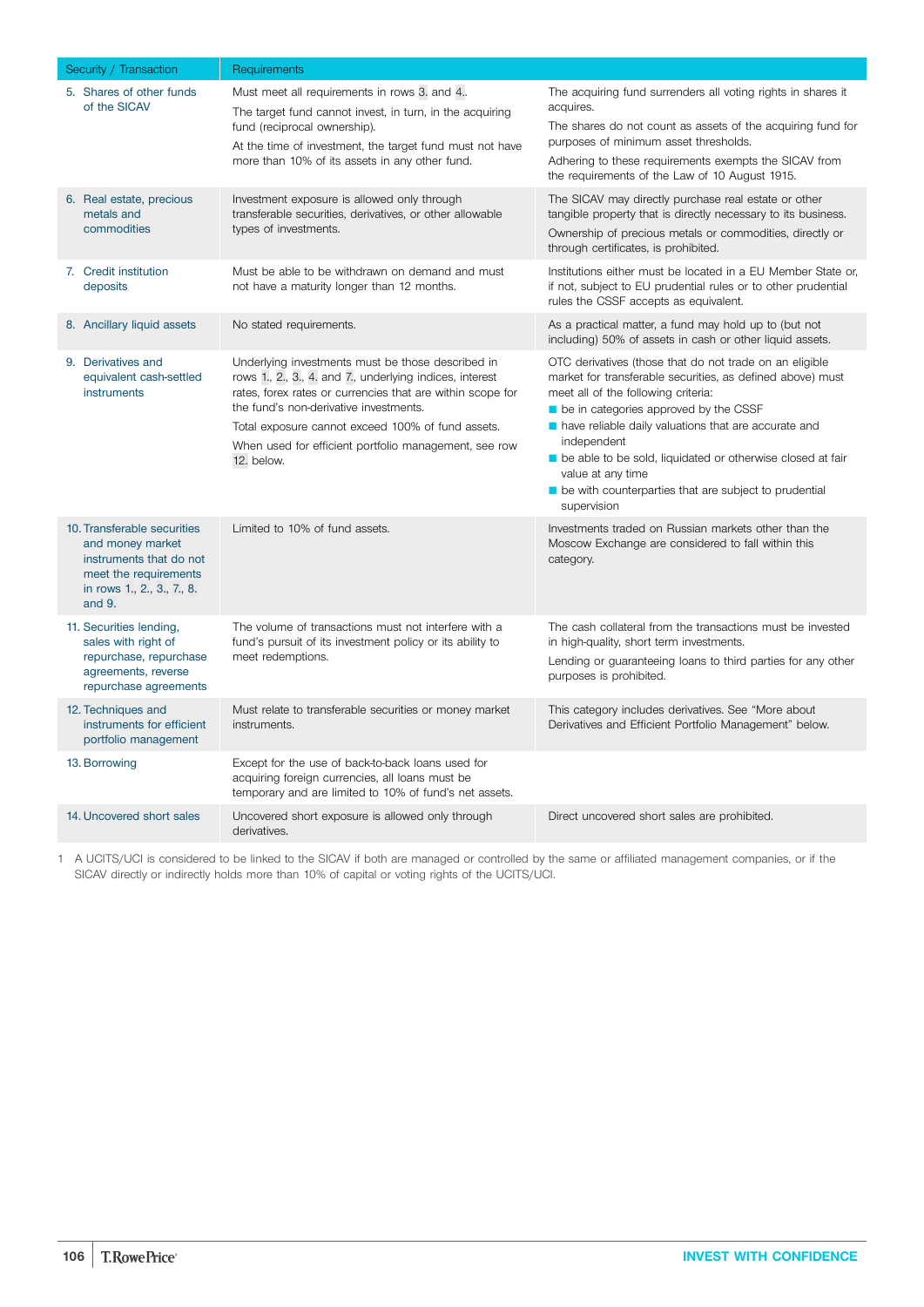| Security / Transaction | Requirements | |
|---|---|---|
| 5. Shares of other funds of the SICAV | Must meet all requirements in rows 3. and 4..<br>The target fund cannot invest, in turn, in the acquiring fund (reciprocal ownership).<br>At the time of investment, the target fund must not have more than 10% of its assets in any other fund. | The acquiring fund surrenders all voting rights in shares it acquires.<br>The shares do not count as assets of the acquiring fund for purposes of minimum asset thresholds.<br>Adhering to these requirements exempts the SICAV from the requirements of the Law of 10 August 1915. |
| 6. Real estate, precious metals and commodities | Investment exposure is allowed only through transferable securities, derivatives, or other allowable types of investments. | The SICAV may directly purchase real estate or other tangible property that is directly necessary to its business.<br>Ownership of precious metals or commodities, directly or through certificates, is prohibited. |
| 7. Credit institution deposits | Must be able to be withdrawn on demand and must not have a maturity longer than 12 months. | Institutions either must be located in a EU Member State or, if not, subject to EU prudential rules or to other prudential rules the CSSF accepts as equivalent. |
| 8. Ancillary liquid assets | No stated requirements. | As a practical matter, a fund may hold up to (but not including) 50% of assets in cash or other liquid assets. |
| 9. Derivatives and equivalent cash-settled instruments | Underlying investments must be those described in rows 1., 2., 3., 4. and 7., underlying indices, interest rates, forex rates or currencies that are within scope for the fund's non-derivative investments.<br>Total exposure cannot exceed 100% of fund assets.<br>When used for efficient portfolio management, see row 12. below. | OTC derivatives (those that do not trade on an eligible market for transferable securities, as defined above) must meet all of the following criteria:<br>- be in categories approved by the CSSF<br>- have reliable daily valuations that are accurate and independent<br>- be able to be sold, liquidated or otherwise closed at fair value at any time<br>- be with counterparties that are subject to prudential supervision |
| 10. Transferable securities and money market instruments that do not meet the requirements in rows 1., 2., 3., 7., 8. and 9. | Limited to 10% of fund assets. | Investments traded on Russian markets other than the Moscow Exchange are considered to fall within this category. |
| 11. Securities lending, sales with right of repurchase, repurchase agreements, reverse repurchase agreements | The volume of transactions must not interfere with a fund's pursuit of its investment policy or its ability to meet redemptions. | The cash collateral from the transactions must be invested in high-quality, short term investments.<br>Lending or guaranteeing loans to third parties for any other purposes is prohibited. |
| 12. Techniques and instruments for efficient portfolio management | Must relate to transferable securities or money market instruments. | This category includes derivatives. See "More about Derivatives and Efficient Portfolio Management" below. |
| 13. Borrowing | Except for the use of back-to-back loans used for acquiring foreign currencies, all loans must be temporary and are limited to 10% of fund's net assets. | |
| 14. Uncovered short sales | Uncovered short exposure is allowed only through derivatives. | Direct uncovered short sales are prohibited. |

1 A UCITS/UCI is considered to be linked to the SICAV if both are managed or controlled by the same or affiliated management companies, or if the SICAV directly or indirectly holds more than 10% of capital or voting rights of the UCITS/UCI.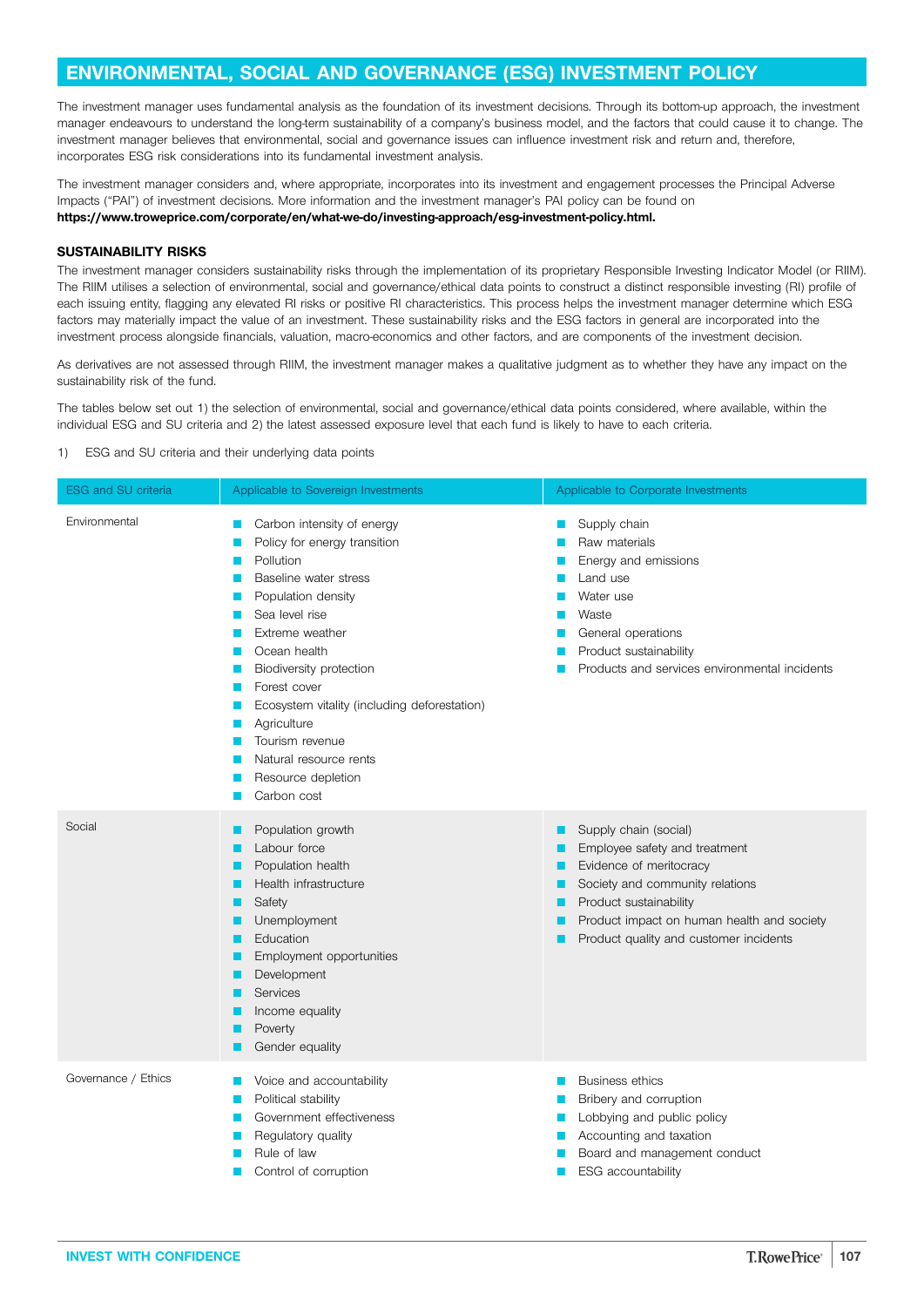## ENVIRONMENTAL, SOCIAL AND GOVERNANCE (ESG) INVESTMENT POLICY

The investment manager uses fundamental analysis as the foundation of its investment decisions. Through its bottom-up approach, the investment manager endeavours to understand the long-term sustainability of a company's business model, and the factors that could cause it to change. The investment manager believes that environmental, social and governance issues can influence investment risk and return and, therefore, incorporates ESG risk considerations into its fundamental investment analysis.

The investment manager considers and, where appropriate, incorporates into its investment and engagement processes the Principal Adverse Impacts ("PAI") of investment decisions. More information and the investment manager's PAI policy can be found on **https://www.troweprice.com/corporate/en/what-we-do/investing-approach/esg-investment-policy.html.**

### SUSTAINABILITY RISKS

The investment manager considers sustainability risks through the implementation of its proprietary Responsible Investing Indicator Model (or RIIM). The RIIM utilises a selection of environmental, social and governance/ethical data points to construct a distinct responsible investing (RI) profile of each issuing entity, flagging any elevated RI risks or positive RI characteristics. This process helps the investment manager determine which ESG factors may materially impact the value of an investment. These sustainability risks and the ESG factors in general are incorporated into the investment process alongside financials, valuation, macro-economics and other factors, and are components of the investment decision.

As derivatives are not assessed through RIIM, the investment manager makes a qualitative judgment as to whether they have any impact on the sustainability risk of the fund.

The tables below set out 1) the selection of environmental, social and governance/ethical data points considered, where available, within the individual ESG and SU criteria and 2) the latest assessed exposure level that each fund is likely to have to each criteria.

1) ESG and SU criteria and their underlying data points

| ESG and SU criteria | Applicable to Sovereign Investments | Applicable to Corporate Investments |
|---|---|---|
| Environmental | ■ Carbon intensity of energy<br>■ Policy for energy transition<br>■ Pollution<br>■ Baseline water stress<br>■ Population density<br>■ Sea level rise<br>■ Extreme weather<br>■ Ocean health<br>■ Biodiversity protection<br>■ Forest cover<br>■ Ecosystem vitality (including deforestation)<br>■ Agriculture<br>■ Tourism revenue<br>■ Natural resource rents<br>■ Resource depletion<br>■ Carbon cost | ■ Supply chain<br>■ Raw materials<br>■ Energy and emissions<br>■ Land use<br>■ Water use<br>■ Waste<br>■ General operations<br>■ Product sustainability<br>■ Products and services environmental incidents |
| Social | ■ Population growth<br>■ Labour force<br>■ Population health<br>■ Health infrastructure<br>■ Safety<br>■ Unemployment<br>■ Education<br>■ Employment opportunities<br>■ Development<br>■ Services<br>■ Income equality<br>■ Poverty<br>■ Gender equality | ■ Supply chain (social)<br>■ Employee safety and treatment<br>■ Evidence of meritocracy<br>■ Society and community relations<br>■ Product sustainability<br>■ Product impact on human health and society<br>■ Product quality and customer incidents |
| Governance / Ethics | ■ Voice and accountability<br>■ Political stability<br>■ Government effectiveness<br>■ Regulatory quality<br>■ Rule of law<br>■ Control of corruption | ■ Business ethics<br>■ Bribery and corruption<br>■ Lobbying and public policy<br>■ Accounting and taxation<br>■ Board and management conduct<br>■ ESG accountability |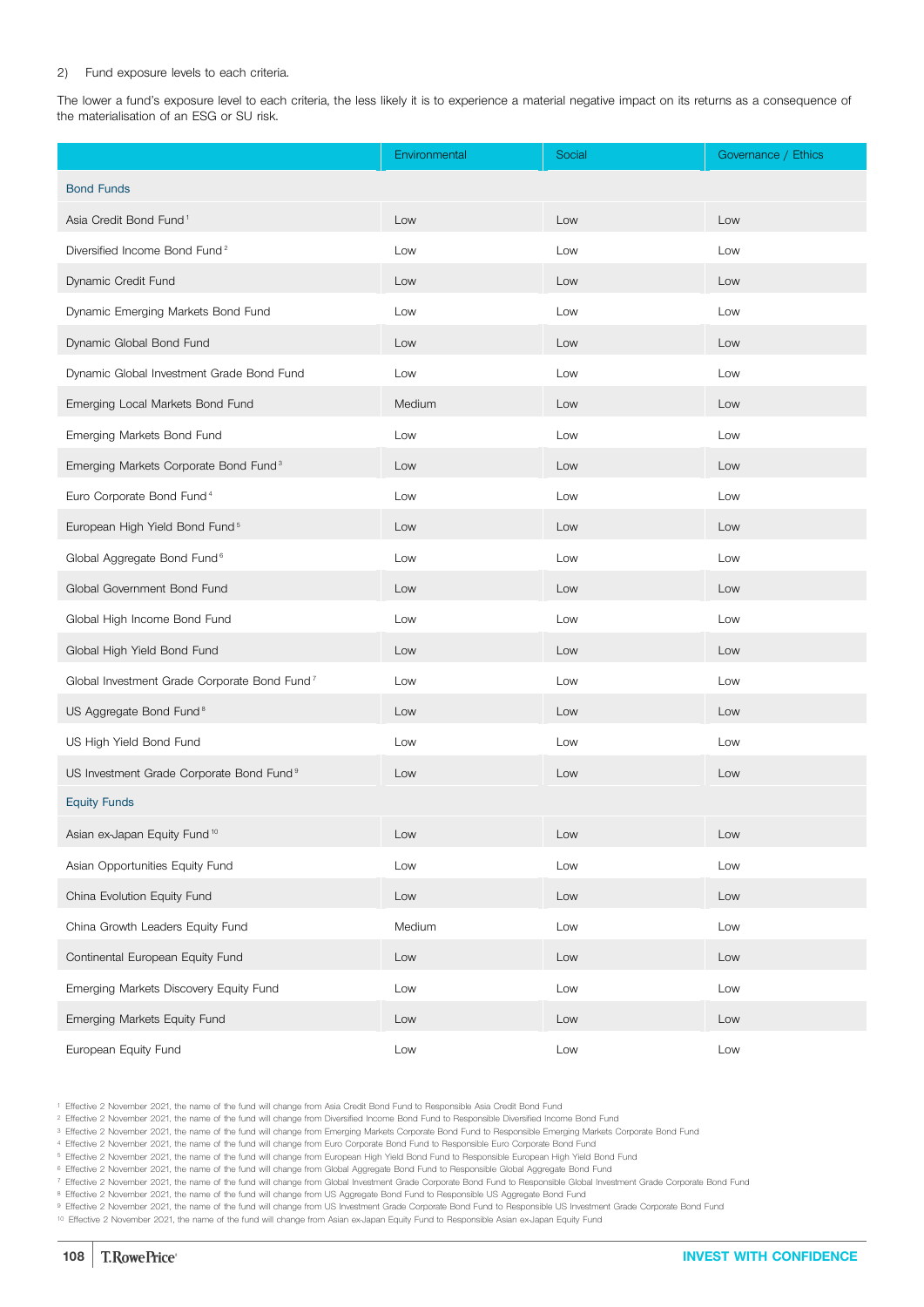2) Fund exposure levels to each criteria.

The lower a fund's exposure level to each criteria, the less likely it is to experience a material negative impact on its returns as a consequence of the materialisation of an ESG or SU risk.

| | Environmental | Social | Governance / Ethics |
|---|---|---|---|
| **Bond Funds** | | | |
| Asia Credit Bond Fund [1] | Low | Low | Low |
| Diversified Income Bond Fund [2] | Low | Low | Low |
| Dynamic Credit Fund | Low | Low | Low |
| Dynamic Emerging Markets Bond Fund | Low | Low | Low |
| Dynamic Global Bond Fund | Low | Low | Low |
| Dynamic Global Investment Grade Bond Fund | Low | Low | Low |
| Emerging Local Markets Bond Fund | Medium | Low | Low |
| Emerging Markets Bond Fund | Low | Low | Low |
| Emerging Markets Corporate Bond Fund [3] | Low | Low | Low |
| Euro Corporate Bond Fund [4] | Low | Low | Low |
| European High Yield Bond Fund [5] | Low | Low | Low |
| Global Aggregate Bond Fund [6] | Low | Low | Low |
| Global Government Bond Fund | Low | Low | Low |
| Global High Income Bond Fund | Low | Low | Low |
| Global High Yield Bond Fund | Low | Low | Low |
| Global Investment Grade Corporate Bond Fund [7] | Low | Low | Low |
| US Aggregate Bond Fund [8] | Low | Low | Low |
| US High Yield Bond Fund | Low | Low | Low |
| US Investment Grade Corporate Bond Fund [9] | Low | Low | Low |
| **Equity Funds** | | | |
| Asian ex-Japan Equity Fund [10] | Low | Low | Low |
| Asian Opportunities Equity Fund | Low | Low | Low |
| China Evolution Equity Fund | Low | Low | Low |
| China Growth Leaders Equity Fund | Medium | Low | Low |
| Continental European Equity Fund | Low | Low | Low |
| Emerging Markets Discovery Equity Fund | Low | Low | Low |
| Emerging Markets Equity Fund | Low | Low | Low |
| European Equity Fund | Low | Low | Low |

[1] Effective 2 November 2021, the name of the fund will change from Asia Credit Bond Fund to Responsible Asia Credit Bond Fund
[2] Effective 2 November 2021, the name of the fund will change from Diversified Income Bond Fund to Responsible Diversified Income Bond Fund
[3] Effective 2 November 2021, the name of the fund will change from Emerging Markets Corporate Bond Fund to Responsible Emerging Markets Corporate Bond Fund
[4] Effective 2 November 2021, the name of the fund will change from Euro Corporate Bond Fund to Responsible Euro Corporate Bond Fund
[5] Effective 2 November 2021, the name of the fund will change from European High Yield Bond Fund to Responsible European High Yield Bond Fund
[6] Effective 2 November 2021, the name of the fund will change from Global Aggregate Bond Fund to Responsible Global Aggregate Bond Fund
[7] Effective 2 November 2021, the name of the fund will change from Global Investment Grade Corporate Bond Fund to Responsible Global Investment Grade Corporate Bond Fund
[8] Effective 2 November 2021, the name of the fund will change from US Aggregate Bond Fund to Responsible US Aggregate Bond Fund
[9] Effective 2 November 2021, the name of the fund will change from US Investment Grade Corporate Bond Fund to Responsible US Investment Grade Corporate Bond Fund
[10] Effective 2 November 2021, the name of the fund will change from Asian ex-Japan Equity Fund to Responsible Asian ex-Japan Equity Fund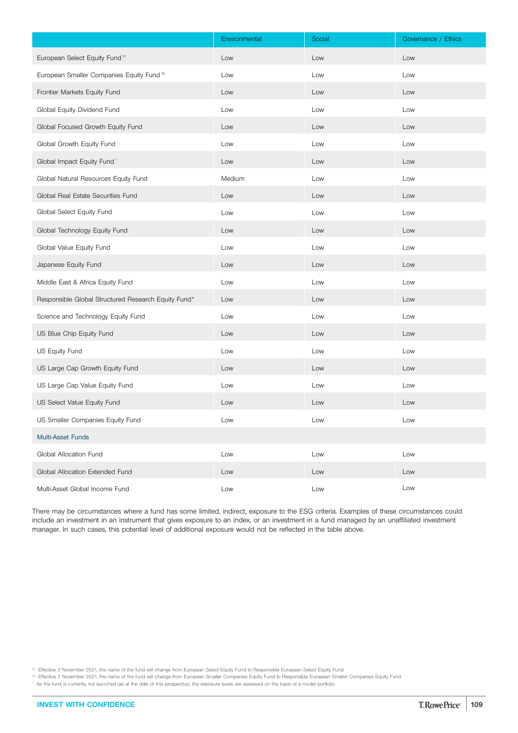| | Environmental | Social | Governance / Ethics |
|---|---|---|---|
| European Select Equity Fund[11] | Low | Low | Low |
| European Smaller Companies Equity Fund[12] | Low | Low | Low |
| Frontier Markets Equity Fund | Low | Low | Low |
| Global Equity Dividend Fund | Low | Low | Low |
| Global Focused Growth Equity Fund | Low | Low | Low |
| Global Growth Equity Fund | Low | Low | Low |
| Global Impact Equity Fund* | Low | Low | Low |
| Global Natural Resources Equity Fund | Medium | Low | Low |
| Global Real Estate Securities Fund | Low | Low | Low |
| Global Select Equity Fund | Low | Low | Low |
| Global Technology Equity Fund | Low | Low | Low |
| Global Value Equity Fund | Low | Low | Low |
| Japanese Equity Fund | Low | Low | Low |
| Middle East & Africa Equity Fund | Low | Low | Low |
| Responsible Global Structured Research Equity Fund* | Low | Low | Low |
| Science and Technology Equity Fund | Low | Low | Low |
| US Blue Chip Equity Fund | Low | Low | Low |
| US Equity Fund | Low | Low | Low |
| US Large Cap Growth Equity Fund | Low | Low | Low |
| US Large Cap Value Equity Fund | Low | Low | Low |
| US Select Value Equity Fund | Low | Low | Low |
| US Smaller Companies Equity Fund | Low | Low | Low |
| **Multi-Asset Funds** | | | |
| Global Allocation Fund | Low | Low | Low |
| Global Allocation Extended Fund | Low | Low | Low |
| Multi-Asset Global Income Fund | Low | Low | Low |

There may be circumstances where a fund has some limited, indirect, exposure to the ESG criteria. Examples of these circumstances could include an investment in an instrument that gives exposure to an index, or an investment in a fund managed by an unaffiliated investment manager. In such cases, this potential level of additional exposure would not be reflected in the table above.

[11] Effective 2 November 2021, the name of the fund will change from European Select Equity Fund to Responsible European Select Equity Fund

[12] Effective 2 November 2021, the name of the fund will change from European Smaller Companies Equity Fund to Responsible European Smaller Companies Equity Fund

* As the fund is currently not launched (as at the date of this prospectus), the exposure levels are assessed on the basis of a model portfolio.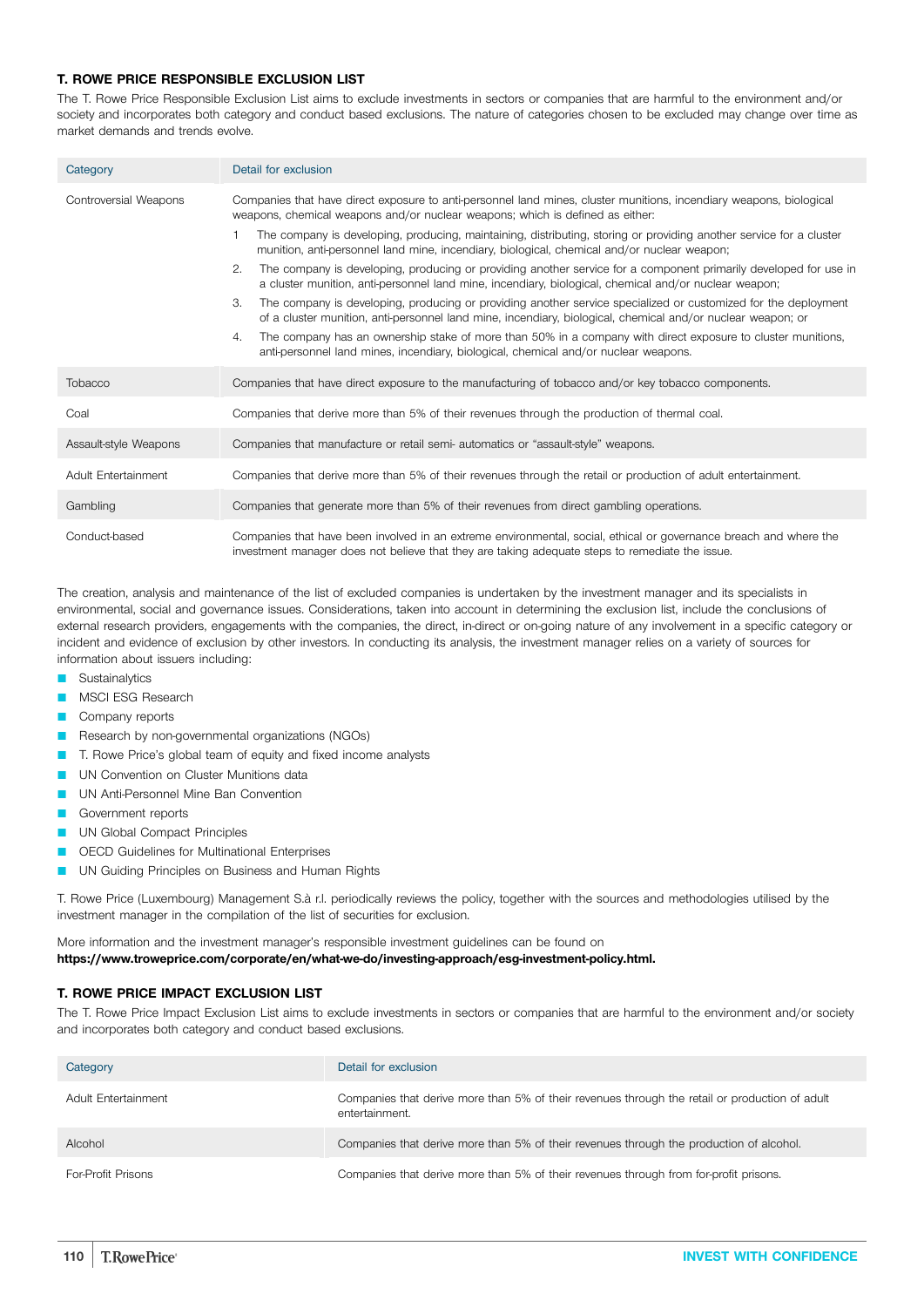### T. ROWE PRICE RESPONSIBLE EXCLUSION LIST

The T. Rowe Price Responsible Exclusion List aims to exclude investments in sectors or companies that are harmful to the environment and/or society and incorporates both category and conduct based exclusions. The nature of categories chosen to be excluded may change over time as market demands and trends evolve.

| Category | Detail for exclusion |
|---|---|
| Controversial Weapons | Companies that have direct exposure to anti-personnel land mines, cluster munitions, incendiary weapons, biological weapons, chemical weapons and/or nuclear weapons; which is defined as either:<br>1 The company is developing, producing, maintaining, distributing, storing or providing another service for a cluster munition, anti-personnel land mine, incendiary, biological, chemical and/or nuclear weapon;<br>2. The company is developing, producing or providing another service for a component primarily developed for use in a cluster munition, anti-personnel land mine, incendiary, biological, chemical and/or nuclear weapon;<br>3. The company is developing, producing or providing another service specialized or customized for the deployment of a cluster munition, anti-personnel land mine, incendiary, biological, chemical and/or nuclear weapon; or<br>4. The company has an ownership stake of more than 50% in a company with direct exposure to cluster munitions, anti-personnel land mines, incendiary, biological, chemical and/or nuclear weapons. |
| Tobacco | Companies that have direct exposure to the manufacturing of tobacco and/or key tobacco components. |
| Coal | Companies that derive more than 5% of their revenues through the production of thermal coal. |
| Assault-style Weapons | Companies that manufacture or retail semi- automatics or "assault-style" weapons. |
| Adult Entertainment | Companies that derive more than 5% of their revenues through the retail or production of adult entertainment. |
| Gambling | Companies that generate more than 5% of their revenues from direct gambling operations. |
| Conduct-based | Companies that have been involved in an extreme environmental, social, ethical or governance breach and where the investment manager does not believe that they are taking adequate steps to remediate the issue. |

The creation, analysis and maintenance of the list of excluded companies is undertaken by the investment manager and its specialists in environmental, social and governance issues. Considerations, taken into account in determining the exclusion list, include the conclusions of external research providers, engagements with the companies, the direct, in-direct or on-going nature of any involvement in a specific category or incident and evidence of exclusion by other investors. In conducting its analysis, the investment manager relies on a variety of sources for information about issuers including:

- Sustainalytics
- MSCI ESG Research
- Company reports
- Research by non-governmental organizations (NGOs)
- T. Rowe Price's global team of equity and fixed income analysts
- UN Convention on Cluster Munitions data
- UN Anti-Personnel Mine Ban Convention
- Government reports
- UN Global Compact Principles
- OECD Guidelines for Multinational Enterprises
- UN Guiding Principles on Business and Human Rights

T. Rowe Price (Luxembourg) Management S.à r.l. periodically reviews the policy, together with the sources and methodologies utilised by the investment manager in the compilation of the list of securities for exclusion.

More information and the investment manager's responsible investment guidelines can be found on **https://www.troweprice.com/corporate/en/what-we-do/investing-approach/esg-investment-policy.html.**

### T. ROWE PRICE IMPACT EXCLUSION LIST

The T. Rowe Price Impact Exclusion List aims to exclude investments in sectors or companies that are harmful to the environment and/or society and incorporates both category and conduct based exclusions.

| Category | Detail for exclusion |
|---|---|
| Adult Entertainment | Companies that derive more than 5% of their revenues through the retail or production of adult entertainment. |
| Alcohol | Companies that derive more than 5% of their revenues through the production of alcohol. |
| For-Profit Prisons | Companies that derive more than 5% of their revenues through from for-profit prisons. |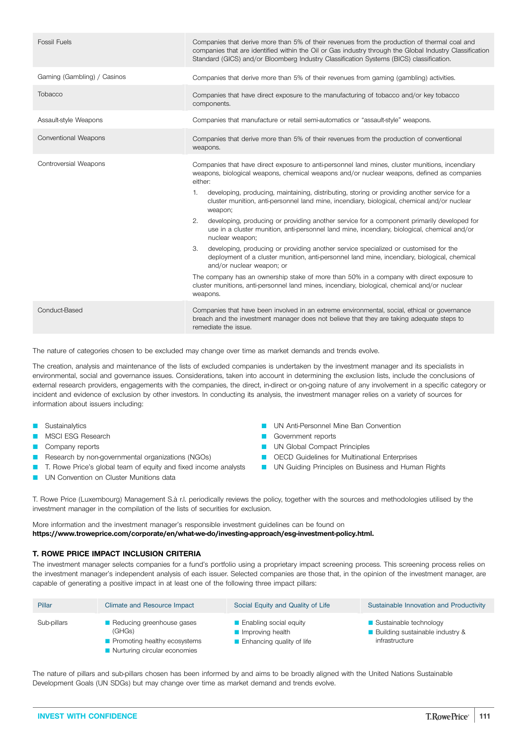| | |
|---|---|
| Fossil Fuels | Companies that derive more than 5% of their revenues from the production of thermal coal and companies that are identified within the Oil or Gas industry through the Global Industry Classification Standard (GICS) and/or Bloomberg Industry Classification Systems (BICS) classification. |
| Gaming (Gambling) / Casinos | Companies that derive more than 5% of their revenues from gaming (gambling) activities. |
| Tobacco | Companies that have direct exposure to the manufacturing of tobacco and/or key tobacco components. |
| Assault-style Weapons | Companies that manufacture or retail semi-automatics or "assault-style" weapons. |
| Conventional Weapons | Companies that derive more than 5% of their revenues from the production of conventional weapons. |
| Controversial Weapons | Companies that have direct exposure to anti-personnel land mines, cluster munitions, incendiary weapons, biological weapons, chemical weapons and/or nuclear weapons, defined as companies either:<br>1. developing, producing, maintaining, distributing, storing or providing another service for a cluster munition, anti-personnel land mine, incendiary, biological, chemical and/or nuclear weapon;<br>2. developing, producing or providing another service for a component primarily developed for use in a cluster munition, anti-personnel land mine, incendiary, biological, chemical and/or nuclear weapon;<br>3. developing, producing or providing another service specialized or customised for the deployment of a cluster munition, anti-personnel land mine, incendiary, biological, chemical and/or nuclear weapon; or<br>The company has an ownership stake of more than 50% in a company with direct exposure to cluster munitions, anti-personnel land mines, incendiary, biological, chemical and/or nuclear weapons. |
| Conduct-Based | Companies that have been involved in an extreme environmental, social, ethical or governance breach and the investment manager does not believe that they are taking adequate steps to remediate the issue. |

The nature of categories chosen to be excluded may change over time as market demands and trends evolve.

The creation, analysis and maintenance of the lists of excluded companies is undertaken by the investment manager and its specialists in environmental, social and governance issues. Considerations, taken into account in determining the exclusion lists, include the conclusions of external research providers, engagements with the companies, the direct, in-direct or on-going nature of any involvement in a specific category or incident and evidence of exclusion by other investors. In conducting its analysis, the investment manager relies on a variety of sources for information about issuers including:

- Sustainalytics
- MSCI ESG Research
- Company reports
- Research by non-governmental organizations (NGOs)
- T. Rowe Price's global team of equity and fixed income analysts
- UN Convention on Cluster Munitions data
- UN Anti-Personnel Mine Ban Convention
- Government reports
- UN Global Compact Principles
- OECD Guidelines for Multinational Enterprises
- UN Guiding Principles on Business and Human Rights

T. Rowe Price (Luxembourg) Management S.à r.l. periodically reviews the policy, together with the sources and methodologies utilised by the investment manager in the compilation of the lists of securities for exclusion.

More information and the investment manager's responsible investment guidelines can be found on **https://www.troweprice.com/corporate/en/what-we-do/investing-approach/esg-investment-policy.html.**

### T. ROWE PRICE IMPACT INCLUSION CRITERIA

The investment manager selects companies for a fund's portfolio using a proprietary impact screening process. This screening process relies on the investment manager's independent analysis of each issuer. Selected companies are those that, in the opinion of the investment manager, are capable of generating a positive impact in at least one of the following three impact pillars:

| Pillar | Climate and Resource Impact | Social Equity and Quality of Life | Sustainable Innovation and Productivity |
|---|---|---|---|
| Sub-pillars | - Reducing greenhouse gases (GHGs)<br>- Promoting healthy ecosystems<br>- Nurturing circular economies | - Enabling social equity<br>- Improving health<br>- Enhancing quality of life | - Sustainable technology<br>- Building sustainable industry & infrastructure |

The nature of pillars and sub-pillars chosen has been informed by and aims to be broadly aligned with the United Nations Sustainable Development Goals (UN SDGs) but may change over time as market demand and trends evolve.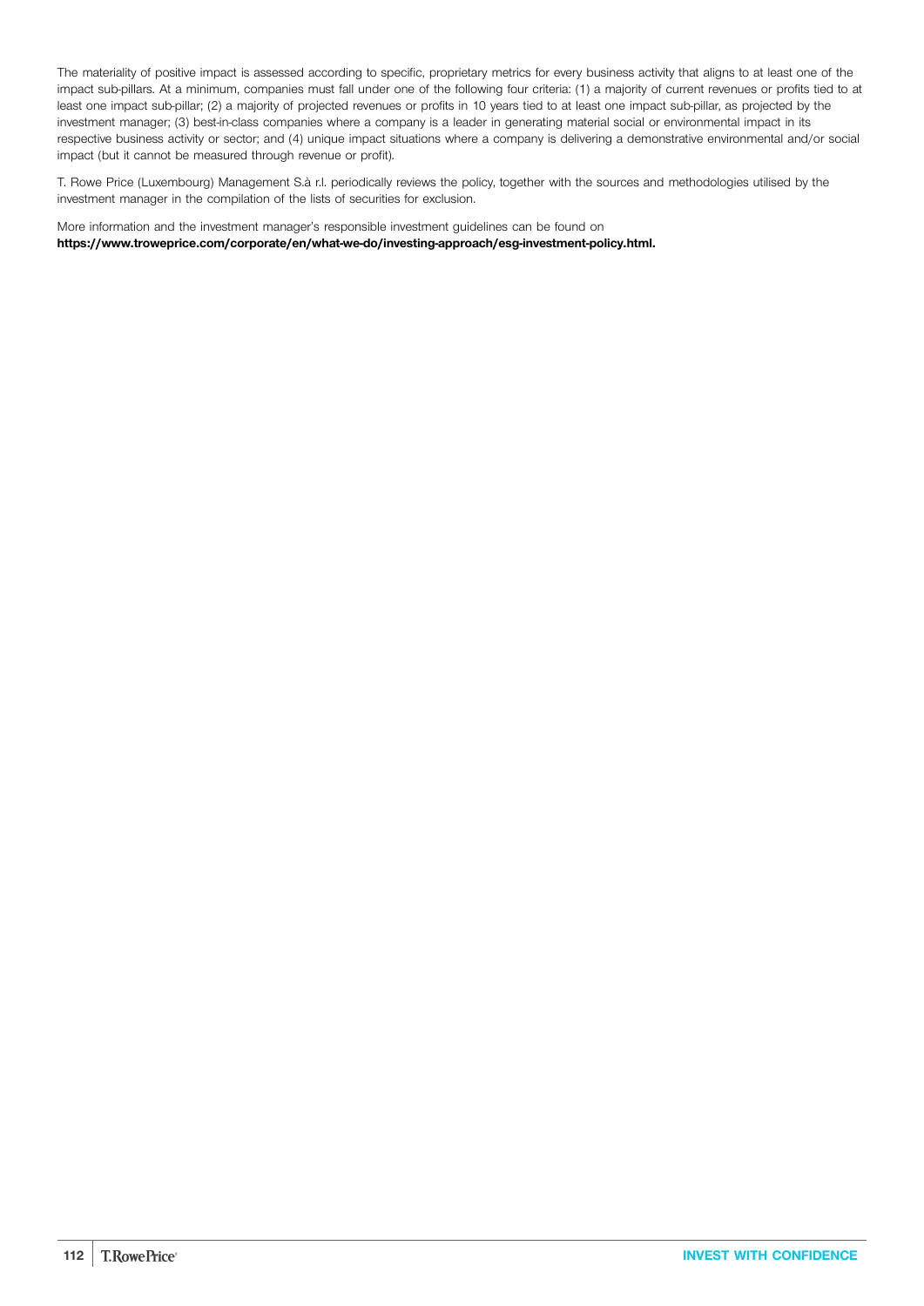The materiality of positive impact is assessed according to specific, proprietary metrics for every business activity that aligns to at least one of the impact sub-pillars. At a minimum, companies must fall under one of the following four criteria: (1) a majority of current revenues or profits tied to at least one impact sub-pillar; (2) a majority of projected revenues or profits in 10 years tied to at least one impact sub-pillar, as projected by the investment manager; (3) best-in-class companies where a company is a leader in generating material social or environmental impact in its respective business activity or sector; and (4) unique impact situations where a company is delivering a demonstrative environmental and/or social impact (but it cannot be measured through revenue or profit).

T. Rowe Price (Luxembourg) Management S.à r.l. periodically reviews the policy, together with the sources and methodologies utilised by the investment manager in the compilation of the lists of securities for exclusion.

More information and the investment manager's responsible investment guidelines can be found on
**https://www.troweprice.com/corporate/en/what-we-do/investing-approach/esg-investment-policy.html.**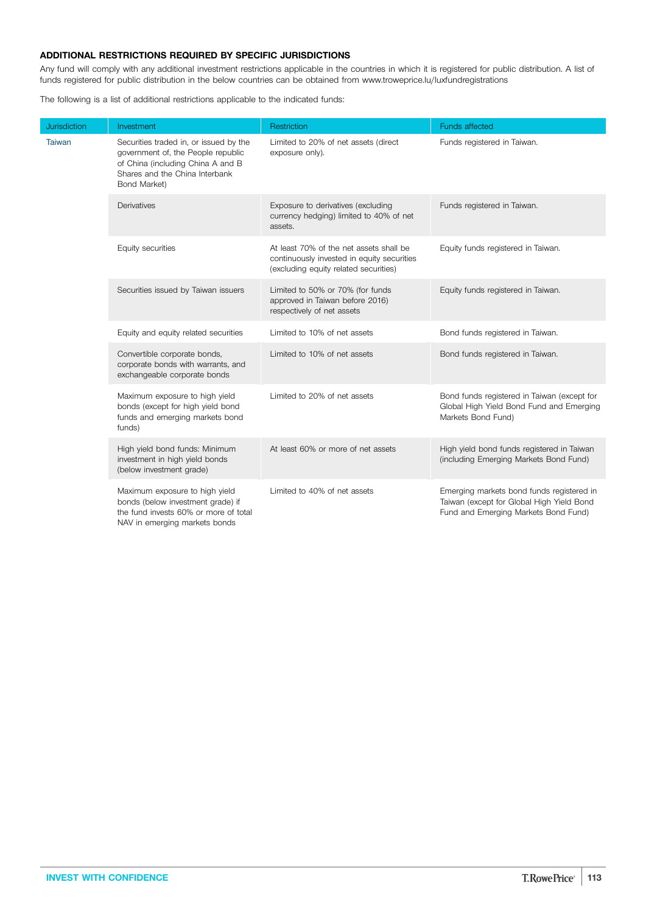### ADDITIONAL RESTRICTIONS REQUIRED BY SPECIFIC JURISDICTIONS

Any fund will comply with any additional investment restrictions applicable in the countries in which it is registered for public distribution. A list of funds registered for public distribution in the below countries can be obtained from www.troweprice.lu/luxfundregistrations

The following is a list of additional restrictions applicable to the indicated funds:

| Jurisdiction | Investment | Restriction | Funds affected |
|---|---|---|---|
| Taiwan | Securities traded in, or issued by the government of, the People republic of China (including China A and B Shares and the China Interbank Bond Market) | Limited to 20% of net assets (direct exposure only). | Funds registered in Taiwan. |
| | Derivatives | Exposure to derivatives (excluding currency hedging) limited to 40% of net assets. | Funds registered in Taiwan. |
| | Equity securities | At least 70% of the net assets shall be continuously invested in equity securities (excluding equity related securities) | Equity funds registered in Taiwan. |
| | Securities issued by Taiwan issuers | Limited to 50% or 70% (for funds approved in Taiwan before 2016) respectively of net assets | Equity funds registered in Taiwan. |
| | Equity and equity related securities | Limited to 10% of net assets | Bond funds registered in Taiwan. |
| | Convertible corporate bonds, corporate bonds with warrants, and exchangeable corporate bonds | Limited to 10% of net assets | Bond funds registered in Taiwan. |
| | Maximum exposure to high yield bonds (except for high yield bond funds and emerging markets bond funds) | Limited to 20% of net assets | Bond funds registered in Taiwan (except for Global High Yield Bond Fund and Emerging Markets Bond Fund) |
| | High yield bond funds: Minimum investment in high yield bonds (below investment grade) | At least 60% or more of net assets | High yield bond funds registered in Taiwan (including Emerging Markets Bond Fund) |
| | Maximum exposure to high yield bonds (below investment grade) if the fund invests 60% or more of total NAV in emerging markets bonds | Limited to 40% of net assets | Emerging markets bond funds registered in Taiwan (except for Global High Yield Bond Fund and Emerging Markets Bond Fund) |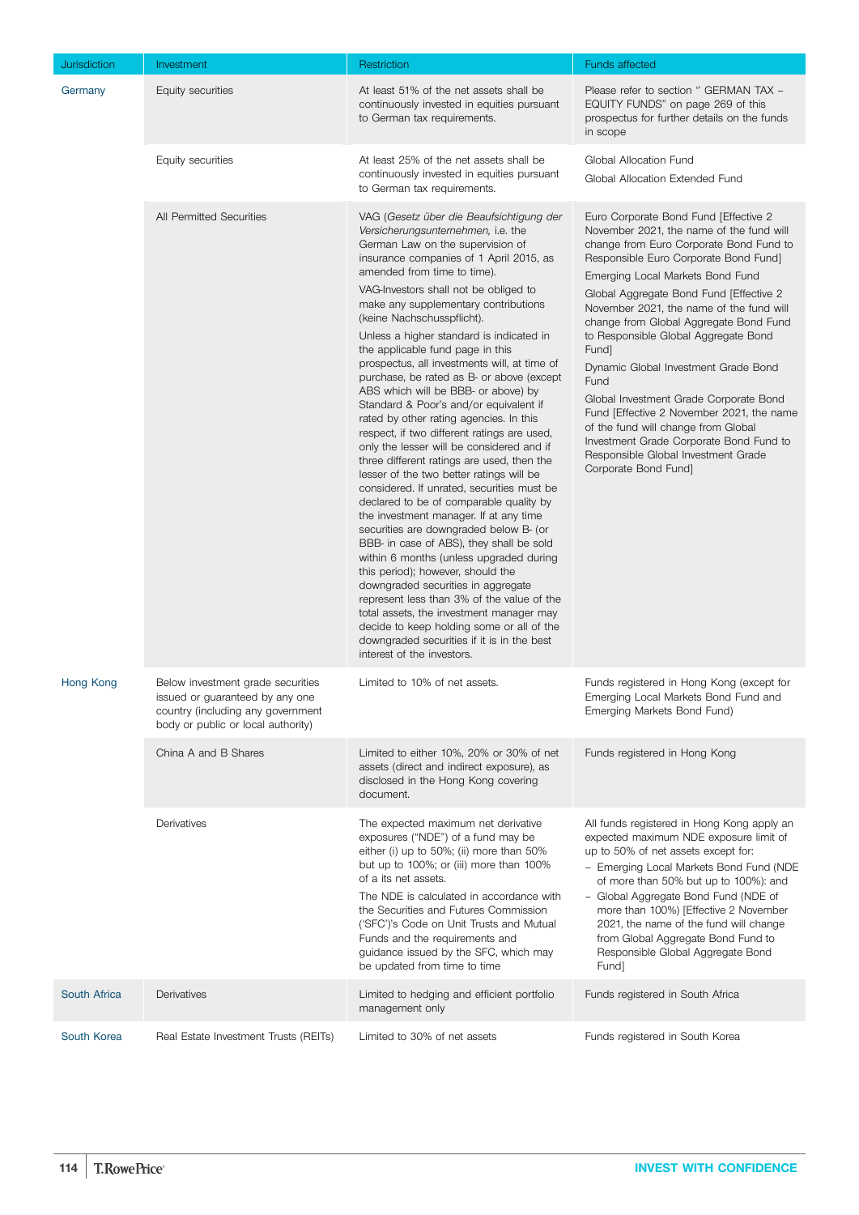| Jurisdiction | Investment | Restriction | Funds affected |
|---|---|---|---|
| Germany | Equity securities | At least 51% of the net assets shall be continuously invested in equities pursuant to German tax requirements. | Please refer to section " GERMAN TAX – EQUITY FUNDS" on page 269 of this prospectus for further details on the funds in scope |
| | Equity securities | At least 25% of the net assets shall be continuously invested in equities pursuant to German tax requirements. | Global Allocation Fund<br>Global Allocation Extended Fund |
| | All Permitted Securities | VAG (*Gesetz über die Beaufsichtigung der Versicherungsunternehmen,* i.e. the German Law on the supervision of insurance companies of 1 April 2015, as amended from time to time).<br>VAG-Investors shall not be obliged to make any supplementary contributions (keine Nachschusspflicht).<br>Unless a higher standard is indicated in the applicable fund page in this prospectus, all investments will, at time of purchase, be rated as B- or above (except ABS which will be BBB- or above) by Standard & Poor's and/or equivalent if rated by other rating agencies. In this respect, if two different ratings are used, only the lesser will be considered and if three different ratings are used, then the lesser of the two better ratings will be considered. If unrated, securities must be declared to be of comparable quality by the investment manager. If at any time securities are downgraded below B- (or BBB- in case of ABS), they shall be sold within 6 months (unless upgraded during this period); however, should the downgraded securities in aggregate represent less than 3% of the value of the total assets, the investment manager may decide to keep holding some or all of the downgraded securities if it is in the best interest of the investors. | Euro Corporate Bond Fund [Effective 2 November 2021, the name of the fund will change from Euro Corporate Bond Fund to Responsible Euro Corporate Bond Fund]<br>Emerging Local Markets Bond Fund<br>Global Aggregate Bond Fund [Effective 2 November 2021, the name of the fund will change from Global Aggregate Bond Fund to Responsible Global Aggregate Bond Fund]<br>Dynamic Global Investment Grade Bond Fund<br>Global Investment Grade Corporate Bond Fund [Effective 2 November 2021, the name of the fund will change from Global Investment Grade Corporate Bond Fund to Responsible Global Investment Grade Corporate Bond Fund] |
| Hong Kong | Below investment grade securities issued or guaranteed by any one country (including any government body or public or local authority) | Limited to 10% of net assets. | Funds registered in Hong Kong (except for Emerging Local Markets Bond Fund and Emerging Markets Bond Fund) |
| | China A and B Shares | Limited to either 10%, 20% or 30% of net assets (direct and indirect exposure), as disclosed in the Hong Kong covering document. | Funds registered in Hong Kong |
| | Derivatives | The expected maximum net derivative exposures ("NDE") of a fund may be either (i) up to 50%; (ii) more than 50% but up to 100%; or (iii) more than 100% of a its net assets.<br>The NDE is calculated in accordance with the Securities and Futures Commission ('SFC')'s Code on Unit Trusts and Mutual Funds and the requirements and guidance issued by the SFC, which may be updated from time to time | All funds registered in Hong Kong apply an expected maximum NDE exposure limit of up to 50% of net assets except for:<br>– Emerging Local Markets Bond Fund (NDE of more than 50% but up to 100%): and<br>– Global Aggregate Bond Fund (NDE of more than 100%) [Effective 2 November 2021, the name of the fund will change from Global Aggregate Bond Fund to Responsible Global Aggregate Bond Fund] |
| South Africa | Derivatives | Limited to hedging and efficient portfolio management only | Funds registered in South Africa |
| South Korea | Real Estate Investment Trusts (REITs) | Limited to 30% of net assets | Funds registered in South Korea |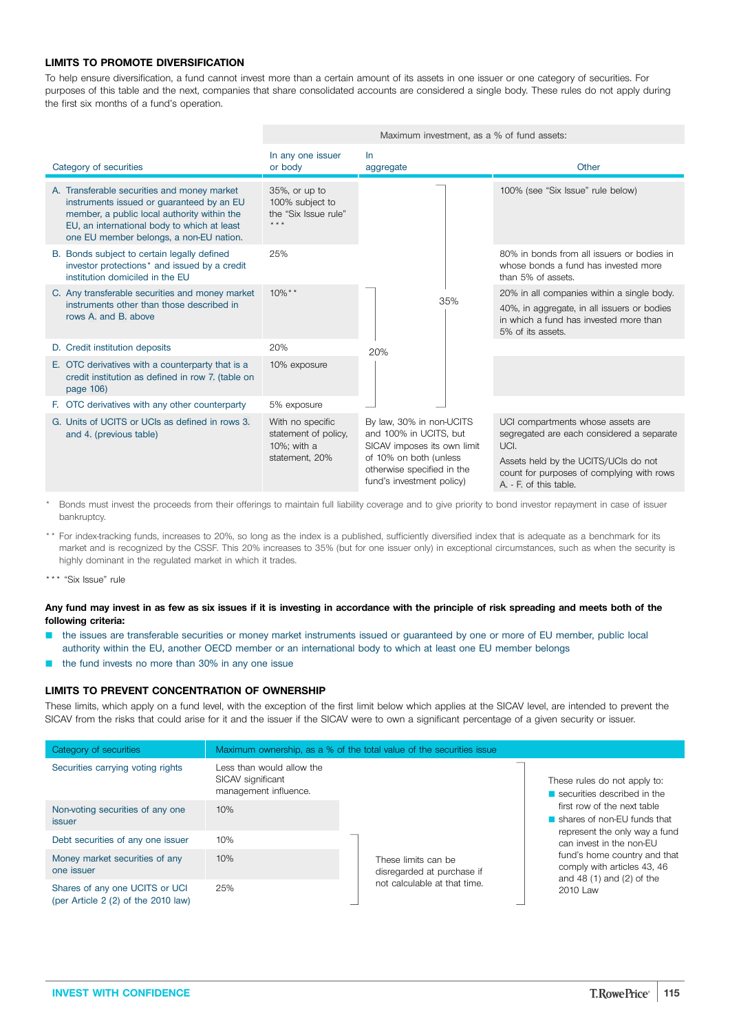### LIMITS TO PROMOTE DIVERSIFICATION

To help ensure diversification, a fund cannot invest more than a certain amount of its assets in one issuer or one category of securities. For purposes of this table and the next, companies that share consolidated accounts are considered a single body. These rules do not apply during the first six months of a fund's operation.

| Category of securities | Maximum investment, as a % of fund assets: In any one issuer or body | In aggregate | | Other |
|---|---|---|---|---|
| A. Transferable securities and money market instruments issued or guaranteed by an EU member, a public local authority within the EU, an international body to which at least one EU member belongs, a non-EU nation. | 35%, or up to 100% subject to the "Six Issue rule" *** | | 35% (rows A.–F.) | 100% (see "Six Issue" rule below) |
| B. Bonds subject to certain legally defined investor protections* and issued by a credit institution domiciled in the EU | 25% | | | 80% in bonds from all issuers or bodies in whose bonds a fund has invested more than 5% of assets. |
| C. Any transferable securities and money market instruments other than those described in rows A. and B. above | 10%** | 20% (rows C.–F.) | | 20% in all companies within a single body. 40%, in aggregate, in all issuers or bodies in which a fund has invested more than 5% of its assets. |
| D. Credit institution deposits | 20% | | | |
| E. OTC derivatives with a counterparty that is a credit institution as defined in row 7. (table on page 106) | 10% exposure | | | |
| F. OTC derivatives with any other counterparty | 5% exposure | | | |
| G. Units of UCITS or UCIs as defined in rows 3. and 4. (previous table) | With no specific statement of policy, 10%; with a statement, 20% | By law, 30% in non-UCITS and 100% in UCITS, but SICAV imposes its own limit of 10% on both (unless otherwise specified in the fund's investment policy) | | UCI compartments whose assets are segregated are each considered a separate UCI. Assets held by the UCITS/UCIs do not count for purposes of complying with rows A. - F. of this table. |

\* Bonds must invest the proceeds from their offerings to maintain full liability coverage and to give priority to bond investor repayment in case of issuer bankruptcy.

\*\* For index-tracking funds, increases to 20%, so long as the index is a published, sufficiently diversified index that is adequate as a benchmark for its market and is recognized by the CSSF. This 20% increases to 35% (but for one issuer only) in exceptional circumstances, such as when the security is highly dominant in the regulated market in which it trades.

\*\*\* "Six Issue" rule

**Any fund may invest in as few as six issues if it is investing in accordance with the principle of risk spreading and meets both of the following criteria:**

- the issues are transferable securities or money market instruments issued or guaranteed by one or more of EU member, public local authority within the EU, another OECD member or an international body to which at least one EU member belongs
- the fund invests no more than 30% in any one issue

### LIMITS TO PREVENT CONCENTRATION OF OWNERSHIP

These limits, which apply on a fund level, with the exception of the first limit below which applies at the SICAV level, are intended to prevent the SICAV from the risks that could arise for it and the issuer if the SICAV were to own a significant percentage of a given security or issuer.

| Category of securities | Maximum ownership, as a % of the total value of the securities issue | | |
|---|---|---|---|
| Securities carrying voting rights | Less than would allow the SICAV significant management influence. | | These rules do not apply to: securities described in the first row of the next table; shares of non-EU funds that represent the only way a fund can invest in the non-EU fund's home country and that comply with articles 43, 46 and 48 (1) and (2) of the 2010 Law |
| Non-voting securities of any one issuer | 10% | | |
| Debt securities of any one issuer | 10% | These limits can be disregarded at purchase if not calculable at that time. | |
| Money market securities of any one issuer | 10% | | |
| Shares of any one UCITS or UCI (per Article 2 (2) of the 2010 law) | 25% | | |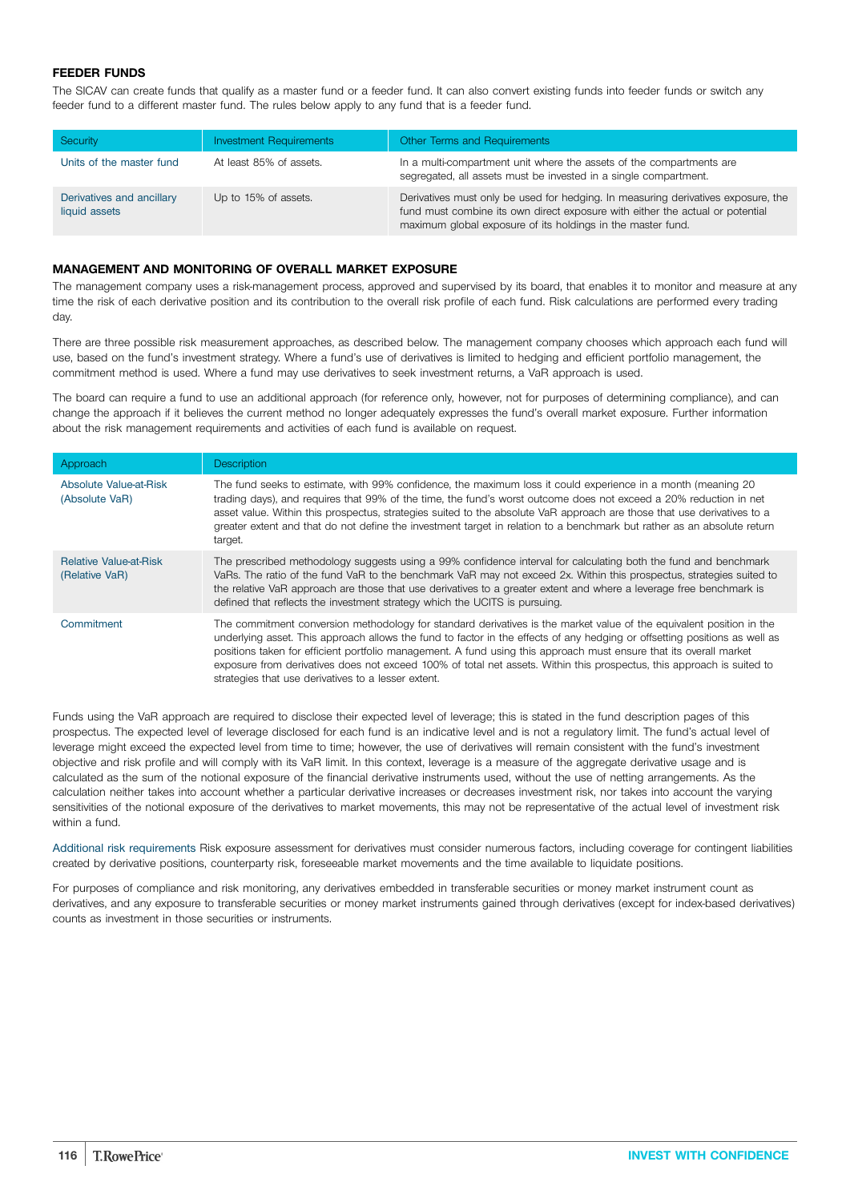## FEEDER FUNDS

The SICAV can create funds that qualify as a master fund or a feeder fund. It can also convert existing funds into feeder funds or switch any feeder fund to a different master fund. The rules below apply to any fund that is a feeder fund.

| Security | Investment Requirements | Other Terms and Requirements |
|---|---|---|
| Units of the master fund | At least 85% of assets. | In a multi-compartment unit where the assets of the compartments are segregated, all assets must be invested in a single compartment. |
| Derivatives and ancillary liquid assets | Up to 15% of assets. | Derivatives must only be used for hedging. In measuring derivatives exposure, the fund must combine its own direct exposure with either the actual or potential maximum global exposure of its holdings in the master fund. |

## MANAGEMENT AND MONITORING OF OVERALL MARKET EXPOSURE

The management company uses a risk-management process, approved and supervised by its board, that enables it to monitor and measure at any time the risk of each derivative position and its contribution to the overall risk profile of each fund. Risk calculations are performed every trading day.

There are three possible risk measurement approaches, as described below. The management company chooses which approach each fund will use, based on the fund's investment strategy. Where a fund's use of derivatives is limited to hedging and efficient portfolio management, the commitment method is used. Where a fund may use derivatives to seek investment returns, a VaR approach is used.

The board can require a fund to use an additional approach (for reference only, however, not for purposes of determining compliance), and can change the approach if it believes the current method no longer adequately expresses the fund's overall market exposure. Further information about the risk management requirements and activities of each fund is available on request.

| Approach | Description |
|---|---|
| Absolute Value-at-Risk (Absolute VaR) | The fund seeks to estimate, with 99% confidence, the maximum loss it could experience in a month (meaning 20 trading days), and requires that 99% of the time, the fund's worst outcome does not exceed a 20% reduction in net asset value. Within this prospectus, strategies suited to the absolute VaR approach are those that use derivatives to a greater extent and that do not define the investment target in relation to a benchmark but rather as an absolute return target. |
| Relative Value-at-Risk (Relative VaR) | The prescribed methodology suggests using a 99% confidence interval for calculating both the fund and benchmark VaRs. The ratio of the fund VaR to the benchmark VaR may not exceed 2x. Within this prospectus, strategies suited to the relative VaR approach are those that use derivatives to a greater extent and where a leverage free benchmark is defined that reflects the investment strategy which the UCITS is pursuing. |
| Commitment | The commitment conversion methodology for standard derivatives is the market value of the equivalent position in the underlying asset. This approach allows the fund to factor in the effects of any hedging or offsetting positions as well as positions taken for efficient portfolio management. A fund using this approach must ensure that its overall market exposure from derivatives does not exceed 100% of total net assets. Within this prospectus, this approach is suited to strategies that use derivatives to a lesser extent. |

Funds using the VaR approach are required to disclose their expected level of leverage; this is stated in the fund description pages of this prospectus. The expected level of leverage disclosed for each fund is an indicative level and is not a regulatory limit. The fund's actual level of leverage might exceed the expected level from time to time; however, the use of derivatives will remain consistent with the fund's investment objective and risk profile and will comply with its VaR limit. In this context, leverage is a measure of the aggregate derivative usage and is calculated as the sum of the notional exposure of the financial derivative instruments used, without the use of netting arrangements. As the calculation neither takes into account whether a particular derivative increases or decreases investment risk, nor takes into account the varying sensitivities of the notional exposure of the derivatives to market movements, this may not be representative of the actual level of investment risk within a fund.

Additional risk requirements Risk exposure assessment for derivatives must consider numerous factors, including coverage for contingent liabilities created by derivative positions, counterparty risk, foreseeable market movements and the time available to liquidate positions.

For purposes of compliance and risk monitoring, any derivatives embedded in transferable securities or money market instrument count as derivatives, and any exposure to transferable securities or money market instruments gained through derivatives (except for index-based derivatives) counts as investment in those securities or instruments.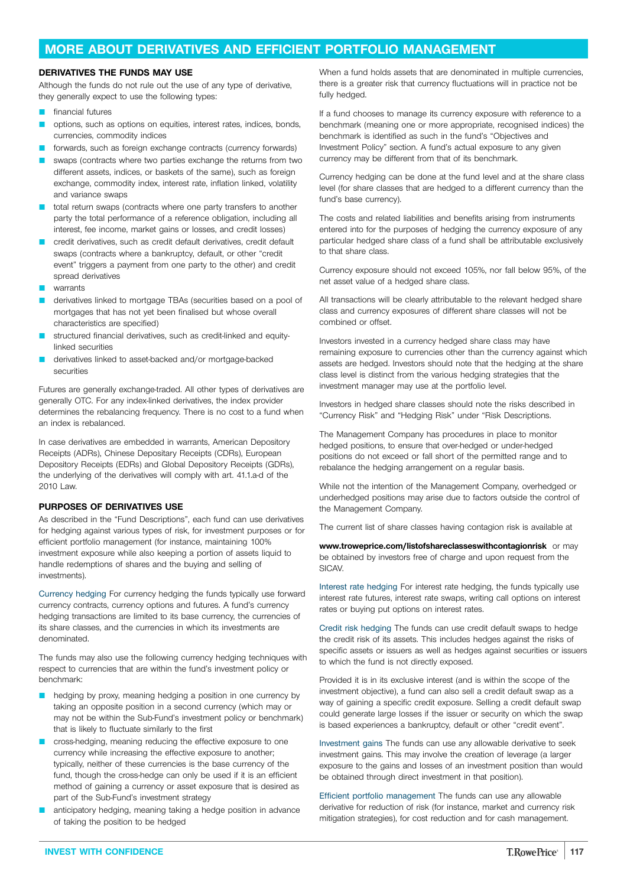# MORE ABOUT DERIVATIVES AND EFFICIENT PORTFOLIO MANAGEMENT

### DERIVATIVES THE FUNDS MAY USE

Although the funds do not rule out the use of any type of derivative, they generally expect to use the following types:

- financial futures
- options, such as options on equities, interest rates, indices, bonds, currencies, commodity indices
- forwards, such as foreign exchange contracts (currency forwards)
- swaps (contracts where two parties exchange the returns from two different assets, indices, or baskets of the same), such as foreign exchange, commodity index, interest rate, inflation linked, volatility and variance swaps
- total return swaps (contracts where one party transfers to another party the total performance of a reference obligation, including all interest, fee income, market gains or losses, and credit losses)
- credit derivatives, such as credit default derivatives, credit default swaps (contracts where a bankruptcy, default, or other "credit event" triggers a payment from one party to the other) and credit spread derivatives
- warrants
- derivatives linked to mortgage TBAs (securities based on a pool of mortgages that has not yet been finalised but whose overall characteristics are specified)
- structured financial derivatives, such as credit-linked and equity-linked securities
- derivatives linked to asset-backed and/or mortgage-backed securities

Futures are generally exchange-traded. All other types of derivatives are generally OTC. For any index-linked derivatives, the index provider determines the rebalancing frequency. There is no cost to a fund when an index is rebalanced.

In case derivatives are embedded in warrants, American Depository Receipts (ADRs), Chinese Depositary Receipts (CDRs), European Depository Receipts (EDRs) and Global Depository Receipts (GDRs), the underlying of the derivatives will comply with art. 41.1.a-d of the 2010 Law.

### PURPOSES OF DERIVATIVES USE

As described in the "Fund Descriptions", each fund can use derivatives for hedging against various types of risk, for investment purposes or for efficient portfolio management (for instance, maintaining 100% investment exposure while also keeping a portion of assets liquid to handle redemptions of shares and the buying and selling of investments).

Currency hedging For currency hedging the funds typically use forward currency contracts, currency options and futures. A fund's currency hedging transactions are limited to its base currency, the currencies of its share classes, and the currencies in which its investments are denominated.

The funds may also use the following currency hedging techniques with respect to currencies that are within the fund's investment policy or benchmark:

- hedging by proxy, meaning hedging a position in one currency by taking an opposite position in a second currency (which may or may not be within the Sub-Fund's investment policy or benchmark) that is likely to fluctuate similarly to the first
- cross-hedging, meaning reducing the effective exposure to one currency while increasing the effective exposure to another; typically, neither of these currencies is the base currency of the fund, though the cross-hedge can only be used if it is an efficient method of gaining a currency or asset exposure that is desired as part of the Sub-Fund's investment strategy
- anticipatory hedging, meaning taking a hedge position in advance of taking the position to be hedged

When a fund holds assets that are denominated in multiple currencies, there is a greater risk that currency fluctuations will in practice not be fully hedged.

If a fund chooses to manage its currency exposure with reference to a benchmark (meaning one or more appropriate, recognised indices) the benchmark is identified as such in the fund's "Objectives and Investment Policy" section. A fund's actual exposure to any given currency may be different from that of its benchmark.

Currency hedging can be done at the fund level and at the share class level (for share classes that are hedged to a different currency than the fund's base currency).

The costs and related liabilities and benefits arising from instruments entered into for the purposes of hedging the currency exposure of any particular hedged share class of a fund shall be attributable exclusively to that share class.

Currency exposure should not exceed 105%, nor fall below 95%, of the net asset value of a hedged share class.

All transactions will be clearly attributable to the relevant hedged share class and currency exposures of different share classes will not be combined or offset.

Investors invested in a currency hedged share class may have remaining exposure to currencies other than the currency against which assets are hedged. Investors should note that the hedging at the share class level is distinct from the various hedging strategies that the investment manager may use at the portfolio level.

Investors in hedged share classes should note the risks described in "Currency Risk" and "Hedging Risk" under "Risk Descriptions.

The Management Company has procedures in place to monitor hedged positions, to ensure that over-hedged or under-hedged positions do not exceed or fall short of the permitted range and to rebalance the hedging arrangement on a regular basis.

While not the intention of the Management Company, overhedged or underhedged positions may arise due to factors outside the control of the Management Company.

The current list of share classes having contagion risk is available at

**www.troweprice.com/listofshareclasseswithcontagionrisk** or may be obtained by investors free of charge and upon request from the SICAV.

Interest rate hedging For interest rate hedging, the funds typically use interest rate futures, interest rate swaps, writing call options on interest rates or buying put options on interest rates.

Credit risk hedging The funds can use credit default swaps to hedge the credit risk of its assets. This includes hedges against the risks of specific assets or issuers as well as hedges against securities or issuers to which the fund is not directly exposed.

Provided it is in its exclusive interest (and is within the scope of the investment objective), a fund can also sell a credit default swap as a way of gaining a specific credit exposure. Selling a credit default swap could generate large losses if the issuer or security on which the swap is based experiences a bankruptcy, default or other "credit event".

Investment gains The funds can use any allowable derivative to seek investment gains. This may involve the creation of leverage (a larger exposure to the gains and losses of an investment position than would be obtained through direct investment in that position).

Efficient portfolio management The funds can use any allowable derivative for reduction of risk (for instance, market and currency risk mitigation strategies), for cost reduction and for cash management.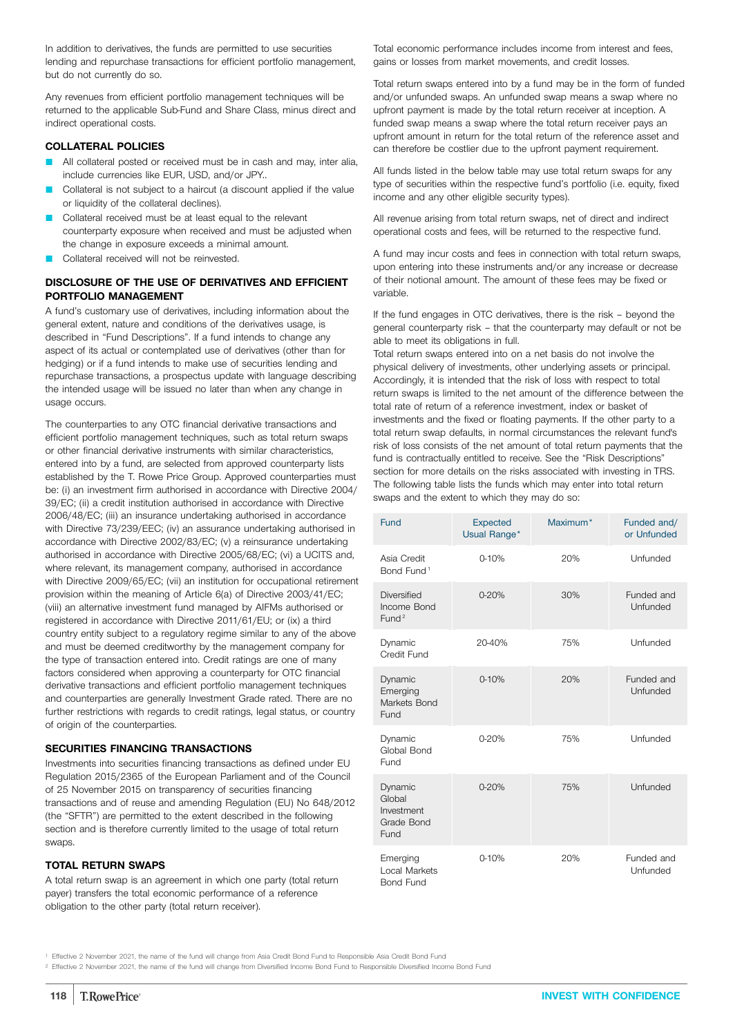In addition to derivatives, the funds are permitted to use securities lending and repurchase transactions for efficient portfolio management, but do not currently do so.

Any revenues from efficient portfolio management techniques will be returned to the applicable Sub-Fund and Share Class, minus direct and indirect operational costs.

### COLLATERAL POLICIES

- All collateral posted or received must be in cash and may, inter alia, include currencies like EUR, USD, and/or JPY..
- Collateral is not subject to a haircut (a discount applied if the value or liquidity of the collateral declines).
- Collateral received must be at least equal to the relevant counterparty exposure when received and must be adjusted when the change in exposure exceeds a minimal amount.
- Collateral received will not be reinvested.

### DISCLOSURE OF THE USE OF DERIVATIVES AND EFFICIENT PORTFOLIO MANAGEMENT

A fund's customary use of derivatives, including information about the general extent, nature and conditions of the derivatives usage, is described in "Fund Descriptions". If a fund intends to change any aspect of its actual or contemplated use of derivatives (other than for hedging) or if a fund intends to make use of securities lending and repurchase transactions, a prospectus update with language describing the intended usage will be issued no later than when any change in usage occurs.

The counterparties to any OTC financial derivative transactions and efficient portfolio management techniques, such as total return swaps or other financial derivative instruments with similar characteristics, entered into by a fund, are selected from approved counterparty lists established by the T. Rowe Price Group. Approved counterparties must be: (i) an investment firm authorised in accordance with Directive 2004/39/EC; (ii) a credit institution authorised in accordance with Directive 2006/48/EC; (iii) an insurance undertaking authorised in accordance with Directive 73/239/EEC; (iv) an assurance undertaking authorised in accordance with Directive 2002/83/EC; (v) a reinsurance undertaking authorised in accordance with Directive 2005/68/EC; (vi) a UCITS and, where relevant, its management company, authorised in accordance with Directive 2009/65/EC; (vii) an institution for occupational retirement provision within the meaning of Article 6(a) of Directive 2003/41/EC; (viii) an alternative investment fund managed by AIFMs authorised or registered in accordance with Directive 2011/61/EU; or (ix) a third country entity subject to a regulatory regime similar to any of the above and must be deemed creditworthy by the management company for the type of transaction entered into. Credit ratings are one of many factors considered when approving a counterparty for OTC financial derivative transactions and efficient portfolio management techniques and counterparties are generally Investment Grade rated. There are no further restrictions with regards to credit ratings, legal status, or country of origin of the counterparties.

### SECURITIES FINANCING TRANSACTIONS

Investments into securities financing transactions as defined under EU Regulation 2015/2365 of the European Parliament and of the Council of 25 November 2015 on transparency of securities financing transactions and of reuse and amending Regulation (EU) No 648/2012 (the "SFTR") are permitted to the extent described in the following section and is therefore currently limited to the usage of total return swaps.

### TOTAL RETURN SWAPS

A total return swap is an agreement in which one party (total return payer) transfers the total economic performance of a reference obligation to the other party (total return receiver).

Total economic performance includes income from interest and fees, gains or losses from market movements, and credit losses.

Total return swaps entered into by a fund may be in the form of funded and/or unfunded swaps. An unfunded swap means a swap where no upfront payment is made by the total return receiver at inception. A funded swap means a swap where the total return receiver pays an upfront amount in return for the total return of the reference asset and can therefore be costlier due to the upfront payment requirement.

All funds listed in the below table may use total return swaps for any type of securities within the respective fund's portfolio (i.e. equity, fixed income and any other eligible security types).

All revenue arising from total return swaps, net of direct and indirect operational costs and fees, will be returned to the respective fund.

A fund may incur costs and fees in connection with total return swaps, upon entering into these instruments and/or any increase or decrease of their notional amount. The amount of these fees may be fixed or variable.

If the fund engages in OTC derivatives, there is the risk – beyond the general counterparty risk – that the counterparty may default or not be able to meet its obligations in full.

Total return swaps entered into on a net basis do not involve the physical delivery of investments, other underlying assets or principal. Accordingly, it is intended that the risk of loss with respect to total return swaps is limited to the net amount of the difference between the total rate of return of a reference investment, index or basket of investments and the fixed or floating payments. If the other party to a total return swap defaults, in normal circumstances the relevant fund's risk of loss consists of the net amount of total return payments that the fund is contractually entitled to receive. See the "Risk Descriptions" section for more details on the risks associated with investing in TRS. The following table lists the funds which may enter into total return swaps and the extent to which they may do so:

| Fund | Expected Usual Range* | Maximum* | Funded and/ or Unfunded |
|---|---|---|---|
| Asia Credit Bond Fund[1] | 0-10% | 20% | Unfunded |
| Diversified Income Bond Fund[2] | 0-20% | 30% | Funded and Unfunded |
| Dynamic Credit Fund | 20-40% | 75% | Unfunded |
| Dynamic Emerging Markets Bond Fund | 0-10% | 20% | Funded and Unfunded |
| Dynamic Global Bond Fund | 0-20% | 75% | Unfunded |
| Dynamic Global Investment Grade Bond Fund | 0-20% | 75% | Unfunded |
| Emerging Local Markets Bond Fund | 0-10% | 20% | Funded and Unfunded |

[1] Effective 2 November 2021, the name of the fund will change from Asia Credit Bond Fund to Responsible Asia Credit Bond Fund

[2] Effective 2 November 2021, the name of the fund will change from Diversified Income Bond Fund to Responsible Diversified Income Bond Fund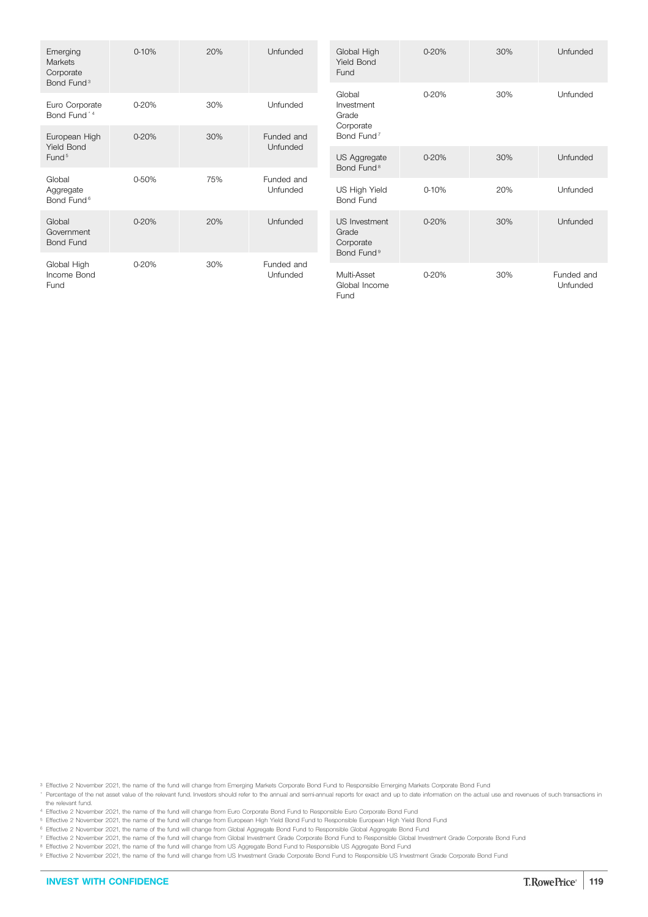| Emerging Markets Corporate Bond Fund[3] | 0-10% | 20% | Unfunded |
|---|---|---|---|
| Euro Corporate Bond Fund[*4] | 0-20% | 30% | Unfunded |
| European High Yield Bond Fund[5] | 0-20% | 30% | Funded and Unfunded |
| Global Aggregate Bond Fund[6] | 0-50% | 75% | Funded and Unfunded |
| Global Government Bond Fund | 0-20% | 20% | Unfunded |
| Global High Income Bond Fund | 0-20% | 30% | Funded and Unfunded |
| Global High Yield Bond Fund | 0-20% | 30% | Unfunded |
| Global Investment Grade Corporate Bond Fund[7] | 0-20% | 30% | Unfunded |
| US Aggregate Bond Fund[8] | 0-20% | 30% | Unfunded |
| US High Yield Bond Fund | 0-10% | 20% | Unfunded |
| US Investment Grade Corporate Bond Fund[9] | 0-20% | 30% | Unfunded |
| Multi-Asset Global Income Fund | 0-20% | 30% | Funded and Unfunded |

[3] Effective 2 November 2021, the name of the fund will change from Emerging Markets Corporate Bond Fund to Responsible Emerging Markets Corporate Bond Fund

[*] Percentage of the net asset value of the relevant fund. Investors should refer to the annual and semi-annual reports for exact and up to date information on the actual use and revenues of such transactions in the relevant fund.

[4] Effective 2 November 2021, the name of the fund will change from Euro Corporate Bond Fund to Responsible Euro Corporate Bond Fund

[5] Effective 2 November 2021, the name of the fund will change from European High Yield Bond Fund to Responsible European High Yield Bond Fund

[6] Effective 2 November 2021, the name of the fund will change from Global Aggregate Bond Fund to Responsible Global Aggregate Bond Fund

[7] Effective 2 November 2021, the name of the fund will change from Global Investment Grade Corporate Bond Fund to Responsible Global Investment Grade Corporate Bond Fund

[8] Effective 2 November 2021, the name of the fund will change from US Aggregate Bond Fund to Responsible US Aggregate Bond Fund

[9] Effective 2 November 2021, the name of the fund will change from US Investment Grade Corporate Bond Fund to Responsible US Investment Grade Corporate Bond Fund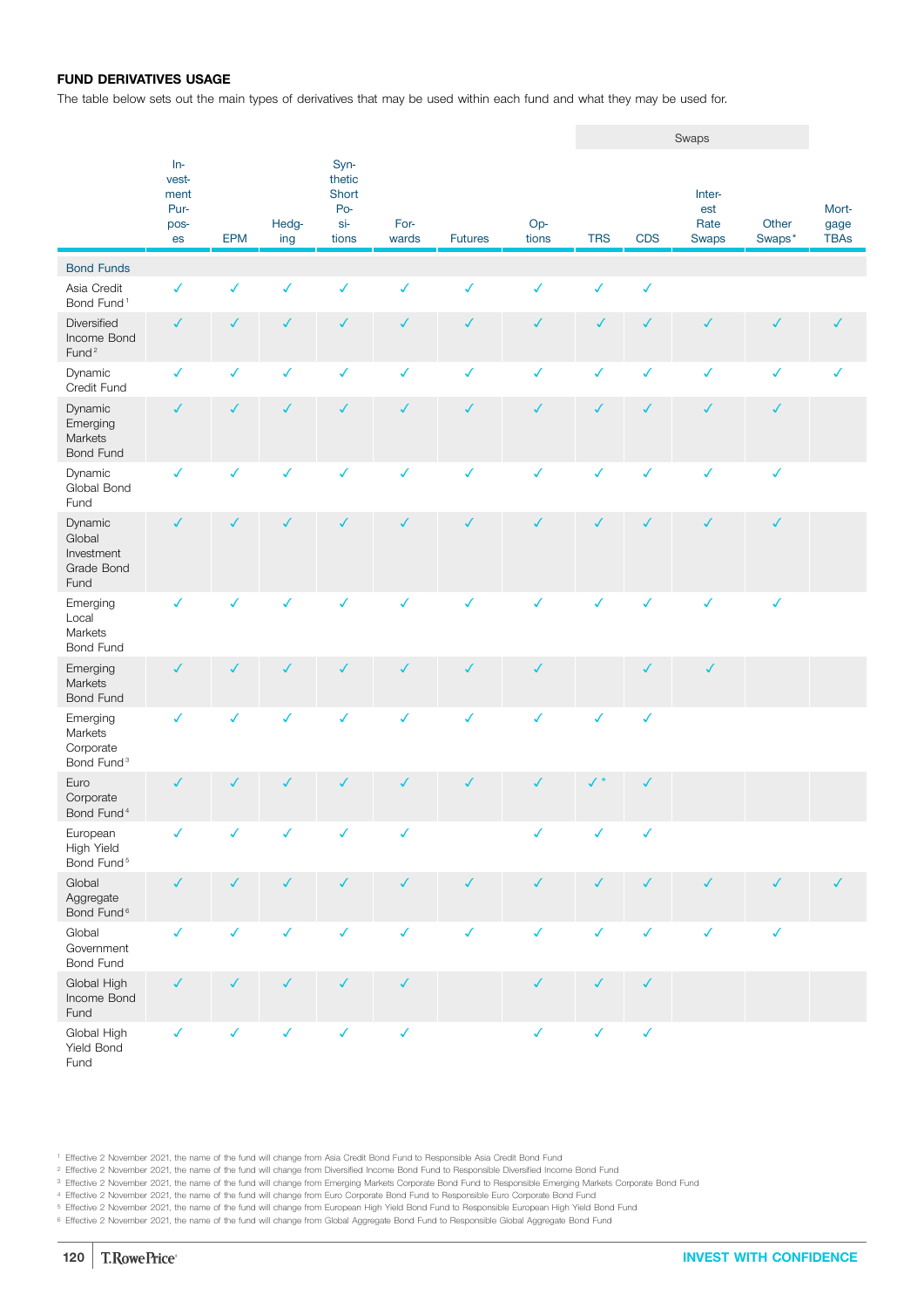#### FUND DERIVATIVES USAGE

The table below sets out the main types of derivatives that may be used within each fund and what they may be used for.

| | Investment Purposes | EPM | Hedging | Synthetic Short Positions | Forwards | Futures | Options | Swaps | | | | Mortgage TBAs |
|---|---|---|---|---|---|---|---|---|---|---|---|---|
| | | | | | | | | TRS | CDS | Interest Rate Swaps | Other Swaps* | |
| **Bond Funds** | | | | | | | | | | | | |
| Asia Credit Bond Fund [1] | ✓ | ✓ | ✓ | ✓ | ✓ | ✓ | ✓ | ✓ | ✓ | | | |
| Diversified Income Bond Fund [2] | ✓ | ✓ | ✓ | ✓ | ✓ | ✓ | ✓ | ✓ | ✓ | ✓ | ✓ | ✓ |
| Dynamic Credit Fund | ✓ | ✓ | ✓ | ✓ | ✓ | ✓ | ✓ | ✓ | ✓ | ✓ | ✓ | ✓ |
| Dynamic Emerging Markets Bond Fund | ✓ | ✓ | ✓ | ✓ | ✓ | ✓ | ✓ | ✓ | ✓ | ✓ | ✓ | |
| Dynamic Global Bond Fund | ✓ | ✓ | ✓ | ✓ | ✓ | ✓ | ✓ | ✓ | ✓ | ✓ | ✓ | |
| Dynamic Global Investment Grade Bond Fund | ✓ | ✓ | ✓ | ✓ | ✓ | ✓ | ✓ | ✓ | ✓ | ✓ | ✓ | |
| Emerging Local Markets Bond Fund | ✓ | ✓ | ✓ | ✓ | ✓ | ✓ | ✓ | ✓ | ✓ | ✓ | ✓ | |
| Emerging Markets Bond Fund | ✓ | ✓ | ✓ | ✓ | ✓ | ✓ | ✓ | | ✓ | ✓ | | |
| Emerging Markets Corporate Bond Fund [3] | ✓ | ✓ | ✓ | ✓ | ✓ | ✓ | ✓ | ✓ | ✓ | | | |
| Euro Corporate Bond Fund [4] | ✓ | ✓ | ✓ | ✓ | ✓ | ✓ | ✓ | ✓ * | ✓ | | | |
| European High Yield Bond Fund [5] | ✓ | ✓ | ✓ | ✓ | ✓ | | ✓ | ✓ | ✓ | | | |
| Global Aggregate Bond Fund [6] | ✓ | ✓ | ✓ | ✓ | ✓ | ✓ | ✓ | ✓ | ✓ | ✓ | ✓ | ✓ |
| Global Government Bond Fund | ✓ | ✓ | ✓ | ✓ | ✓ | ✓ | ✓ | ✓ | ✓ | ✓ | ✓ | |
| Global High Income Bond Fund | ✓ | ✓ | ✓ | ✓ | ✓ | | ✓ | ✓ | ✓ | | | |
| Global High Yield Bond Fund | ✓ | ✓ | ✓ | ✓ | ✓ | | ✓ | ✓ | ✓ | | | |

[1] Effective 2 November 2021, the name of the fund will change from Asia Credit Bond Fund to Responsible Asia Credit Bond Fund
[2] Effective 2 November 2021, the name of the fund will change from Diversified Income Bond Fund to Responsible Diversified Income Bond Fund
[3] Effective 2 November 2021, the name of the fund will change from Emerging Markets Corporate Bond Fund to Responsible Emerging Markets Corporate Bond Fund
[4] Effective 2 November 2021, the name of the fund will change from Euro Corporate Bond Fund to Responsible Euro Corporate Bond Fund
[5] Effective 2 November 2021, the name of the fund will change from European High Yield Bond Fund to Responsible European High Yield Bond Fund
[6] Effective 2 November 2021, the name of the fund will change from Global Aggregate Bond Fund to Responsible Global Aggregate Bond Fund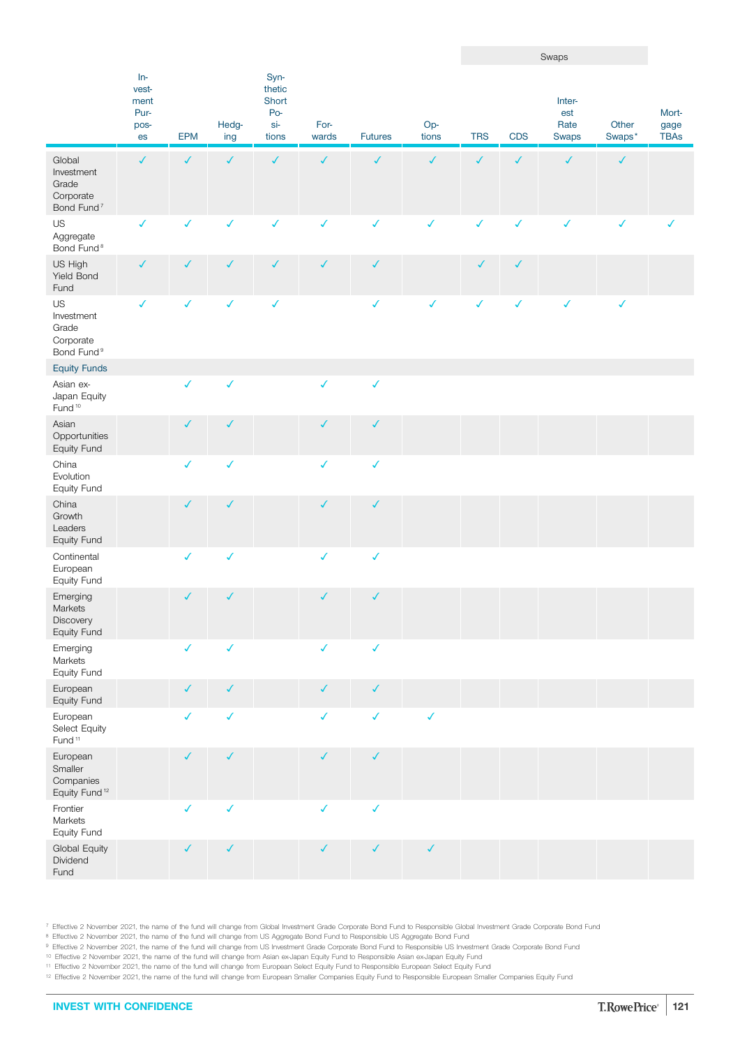| | Investment Purposes | EPM | Hedging | Synthetic Short Positions | Forwards | Futures | Options | Swaps | | | | Mortgage TBAs |
|---|---|---|---|---|---|---|---|---|---|---|---|---|
| | | | | | | | | TRS | CDS | Interest Rate Swaps | Other Swaps* | |
| Global Investment Grade Corporate Bond Fund[7] | ✓ | ✓ | ✓ | ✓ | ✓ | ✓ | ✓ | ✓ | ✓ | ✓ | ✓ | |
| US Aggregate Bond Fund[8] | ✓ | ✓ | ✓ | ✓ | ✓ | ✓ | ✓ | ✓ | ✓ | ✓ | ✓ | ✓ |
| US High Yield Bond Fund | ✓ | ✓ | ✓ | ✓ | ✓ | ✓ | | ✓ | ✓ | | | |
| US Investment Grade Corporate Bond Fund[9] | ✓ | ✓ | ✓ | ✓ | | ✓ | ✓ | ✓ | ✓ | ✓ | ✓ | |
| **Equity Funds** | | | | | | | | | | | | |
| Asian ex-Japan Equity Fund[10] | | ✓ | ✓ | | ✓ | ✓ | | | | | | |
| Asian Opportunities Equity Fund | | ✓ | ✓ | | ✓ | ✓ | | | | | | |
| China Evolution Equity Fund | | ✓ | ✓ | | ✓ | ✓ | | | | | | |
| China Growth Leaders Equity Fund | | ✓ | ✓ | | ✓ | ✓ | | | | | | |
| Continental European Equity Fund | | ✓ | ✓ | | ✓ | ✓ | | | | | | |
| Emerging Markets Discovery Equity Fund | | ✓ | ✓ | | ✓ | ✓ | | | | | | |
| Emerging Markets Equity Fund | | ✓ | ✓ | | ✓ | ✓ | | | | | | |
| European Equity Fund | | ✓ | ✓ | | ✓ | ✓ | | | | | | |
| European Select Equity Fund[11] | | ✓ | ✓ | | ✓ | ✓ | ✓ | | | | | |
| European Smaller Companies Equity Fund[12] | | ✓ | ✓ | | ✓ | ✓ | | | | | | |
| Frontier Markets Equity Fund | | ✓ | ✓ | | ✓ | ✓ | | | | | | |
| Global Equity Dividend Fund | | ✓ | ✓ | | ✓ | ✓ | ✓ | | | | | |

[7] Effective 2 November 2021, the name of the fund will change from Global Investment Grade Corporate Bond Fund to Responsible Global Investment Grade Corporate Bond Fund

[8] Effective 2 November 2021, the name of the fund will change from US Aggregate Bond Fund to Responsible US Aggregate Bond Fund

[9] Effective 2 November 2021, the name of the fund will change from US Investment Grade Corporate Bond Fund to Responsible US Investment Grade Corporate Bond Fund

[10] Effective 2 November 2021, the name of the fund will change from Asian ex-Japan Equity Fund to Responsible Asian ex-Japan Equity Fund

[11] Effective 2 November 2021, the name of the fund will change from European Select Equity Fund to Responsible European Select Equity Fund

[12] Effective 2 November 2021, the name of the fund will change from European Smaller Companies Equity Fund to Responsible European Smaller Companies Equity Fund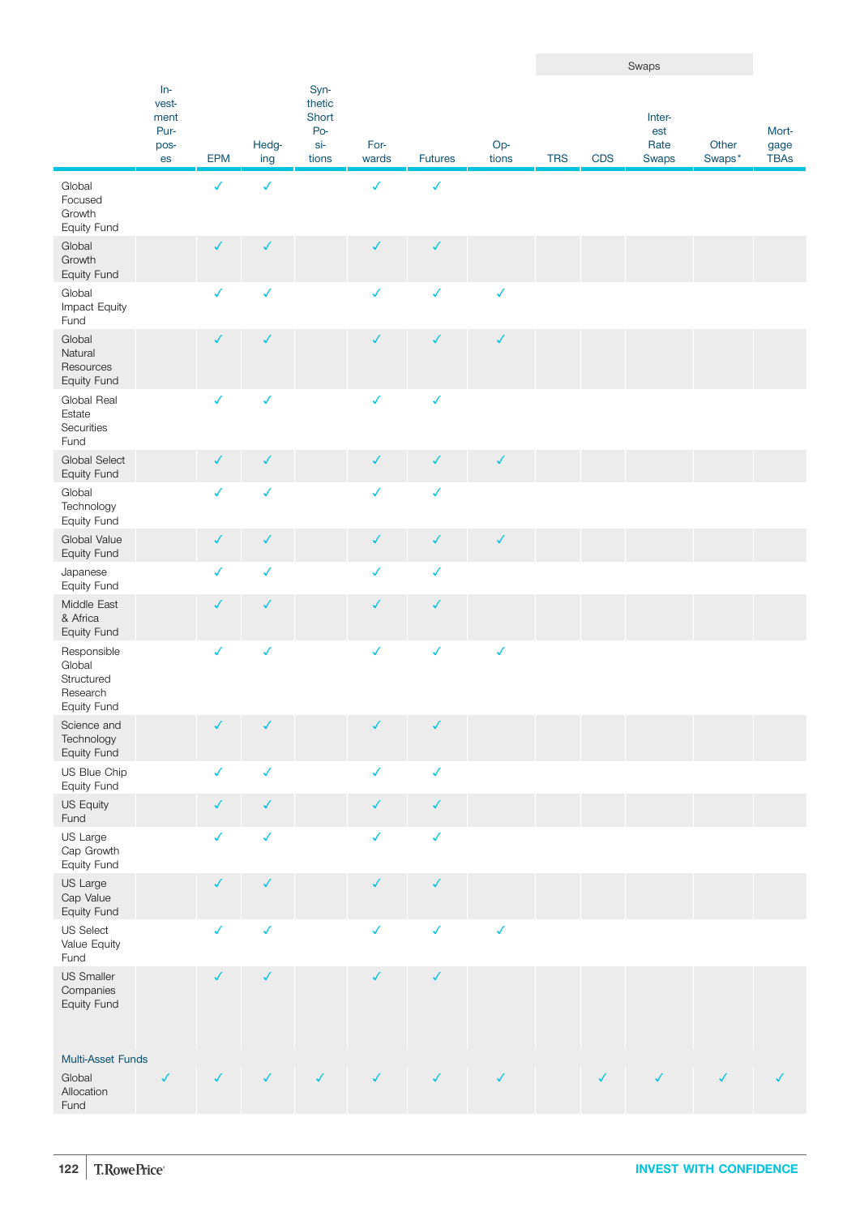| | Investment Purposes | EPM | Hedging | Synthetic Short Positions | Forwards | Futures | Options | Swaps | | | | | Mortgage TBAs |
|---|---|---|---|---|---|---|---|---|---|---|---|---|---|
| | | | | | | | | TRS | CDS | Interest Rate Swaps | Other Swaps* | | |
| Global Focused Growth Equity Fund | | ✓ | ✓ | | ✓ | ✓ | | | | | | | |
| Global Growth Equity Fund | | ✓ | ✓ | | ✓ | ✓ | | | | | | | |
| Global Impact Equity Fund | | ✓ | ✓ | | ✓ | ✓ | ✓ | | | | | | |
| Global Natural Resources Equity Fund | | ✓ | ✓ | | ✓ | ✓ | ✓ | | | | | | |
| Global Real Estate Securities Fund | | ✓ | ✓ | | ✓ | ✓ | | | | | | | |
| Global Select Equity Fund | | ✓ | ✓ | | ✓ | ✓ | ✓ | | | | | | |
| Global Technology Equity Fund | | ✓ | ✓ | | ✓ | ✓ | | | | | | | |
| Global Value Equity Fund | | ✓ | ✓ | | ✓ | ✓ | ✓ | | | | | | |
| Japanese Equity Fund | | ✓ | ✓ | | ✓ | ✓ | | | | | | | |
| Middle East & Africa Equity Fund | | ✓ | ✓ | | ✓ | ✓ | | | | | | | |
| Responsible Global Structured Research Equity Fund | | ✓ | ✓ | | ✓ | ✓ | ✓ | | | | | | |
| Science and Technology Equity Fund | | ✓ | ✓ | | ✓ | ✓ | | | | | | | |
| US Blue Chip Equity Fund | | ✓ | ✓ | | ✓ | ✓ | | | | | | | |
| US Equity Fund | | ✓ | ✓ | | ✓ | ✓ | | | | | | | |
| US Large Cap Growth Equity Fund | | ✓ | ✓ | | ✓ | ✓ | | | | | | | |
| US Large Cap Value Equity Fund | | ✓ | ✓ | | ✓ | ✓ | | | | | | | |
| US Select Value Equity Fund | | ✓ | ✓ | | ✓ | ✓ | ✓ | | | | | | |
| US Smaller Companies Equity Fund | | ✓ | ✓ | | ✓ | ✓ | | | | | | | |
| **Multi-Asset Funds** | | | | | | | | | | | | | |
| Global Allocation Fund | ✓ | ✓ | ✓ | ✓ | ✓ | ✓ | ✓ | | ✓ | ✓ | ✓ | | ✓ |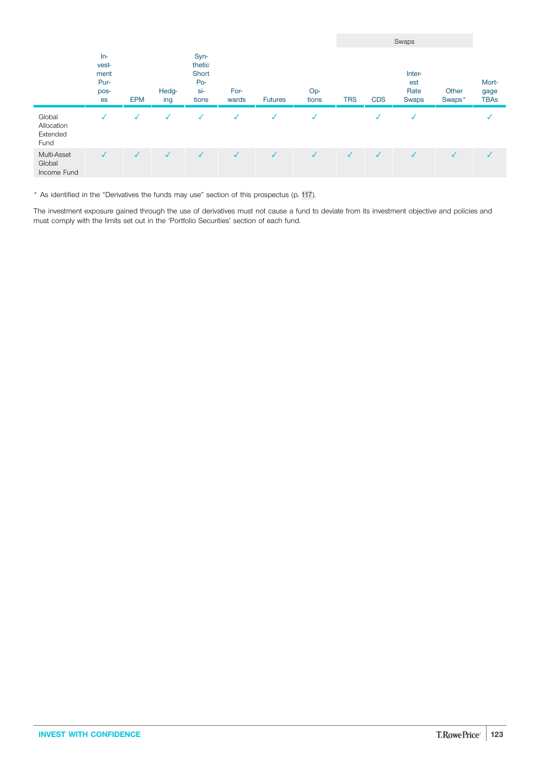| | Investment Purposes | EPM | Hedging | Synthetic Short Positions | Forwards | Futures | Options | Swaps | | | | Mortgage TBAs |
|---|---|---|---|---|---|---|---|---|---|---|---|---|
| | | | | | | | | TRS | CDS | Interest Rate Swaps | Other Swaps* | |
| Global Allocation Extended Fund | ✓ | ✓ | ✓ | ✓ | ✓ | ✓ | ✓ | | ✓ | ✓ | | ✓ |
| Multi-Asset Global Income Fund | ✓ | ✓ | ✓ | ✓ | ✓ | ✓ | ✓ | ✓ | ✓ | ✓ | ✓ | ✓ |

* As identified in the "Derivatives the funds may use" section of this prospectus (p. 117).

The investment exposure gained through the use of derivatives must not cause a fund to deviate from its investment objective and policies and must comply with the limits set out in the 'Portfolio Securities' section of each fund.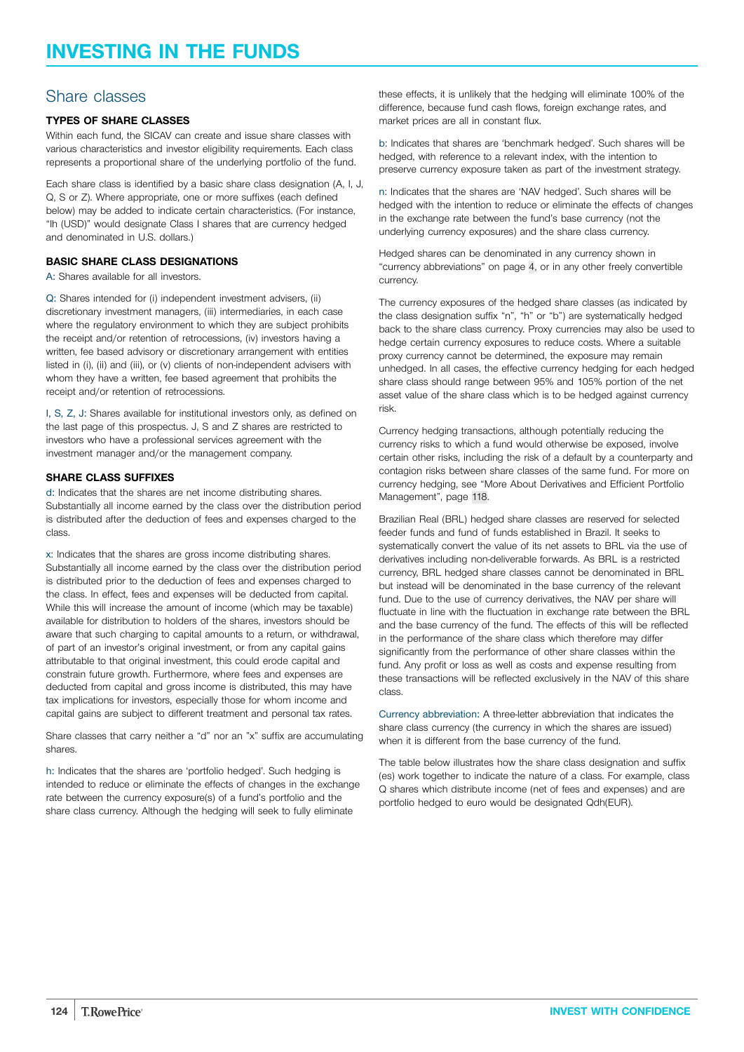# INVESTING IN THE FUNDS

## Share classes

### TYPES OF SHARE CLASSES

Within each fund, the SICAV can create and issue share classes with various characteristics and investor eligibility requirements. Each class represents a proportional share of the underlying portfolio of the fund.

Each share class is identified by a basic share class designation (A, I, J, Q, S or Z). Where appropriate, one or more suffixes (each defined below) may be added to indicate certain characteristics. (For instance, "Ih (USD)" would designate Class I shares that are currency hedged and denominated in U.S. dollars.)

### BASIC SHARE CLASS DESIGNATIONS

A: Shares available for all investors.

Q: Shares intended for (i) independent investment advisers, (ii) discretionary investment managers, (iii) intermediaries, in each case where the regulatory environment to which they are subject prohibits the receipt and/or retention of retrocessions, (iv) investors having a written, fee based advisory or discretionary arrangement with entities listed in (i), (ii) and (iii), or (v) clients of non-independent advisers with whom they have a written, fee based agreement that prohibits the receipt and/or retention of retrocessions.

I, S, Z, J: Shares available for institutional investors only, as defined on the last page of this prospectus. J, S and Z shares are restricted to investors who have a professional services agreement with the investment manager and/or the management company.

### SHARE CLASS SUFFIXES

d: Indicates that the shares are net income distributing shares. Substantially all income earned by the class over the distribution period is distributed after the deduction of fees and expenses charged to the class.

x: Indicates that the shares are gross income distributing shares. Substantially all income earned by the class over the distribution period is distributed prior to the deduction of fees and expenses charged to the class. In effect, fees and expenses will be deducted from capital. While this will increase the amount of income (which may be taxable) available for distribution to holders of the shares, investors should be aware that such charging to capital amounts to a return, or withdrawal, of part of an investor's original investment, or from any capital gains attributable to that original investment, this could erode capital and constrain future growth. Furthermore, where fees and expenses are deducted from capital and gross income is distributed, this may have tax implications for investors, especially those for whom income and capital gains are subject to different treatment and personal tax rates.

Share classes that carry neither a "d" nor an "x" suffix are accumulating shares.

h: Indicates that the shares are 'portfolio hedged'. Such hedging is intended to reduce or eliminate the effects of changes in the exchange rate between the currency exposure(s) of a fund's portfolio and the share class currency. Although the hedging will seek to fully eliminate these effects, it is unlikely that the hedging will eliminate 100% of the difference, because fund cash flows, foreign exchange rates, and market prices are all in constant flux.

b: Indicates that shares are 'benchmark hedged'. Such shares will be hedged, with reference to a relevant index, with the intention to preserve currency exposure taken as part of the investment strategy.

n: Indicates that the shares are 'NAV hedged'. Such shares will be hedged with the intention to reduce or eliminate the effects of changes in the exchange rate between the fund's base currency (not the underlying currency exposures) and the share class currency.

Hedged shares can be denominated in any currency shown in "currency abbreviations" on page 4, or in any other freely convertible currency.

The currency exposures of the hedged share classes (as indicated by the class designation suffix "n", "h" or "b") are systematically hedged back to the share class currency. Proxy currencies may also be used to hedge certain currency exposures to reduce costs. Where a suitable proxy currency cannot be determined, the exposure may remain unhedged. In all cases, the effective currency hedging for each hedged share class should range between 95% and 105% portion of the net asset value of the share class which is to be hedged against currency risk.

Currency hedging transactions, although potentially reducing the currency risks to which a fund would otherwise be exposed, involve certain other risks, including the risk of a default by a counterparty and contagion risks between share classes of the same fund. For more on currency hedging, see "More About Derivatives and Efficient Portfolio Management", page 118.

Brazilian Real (BRL) hedged share classes are reserved for selected feeder funds and fund of funds established in Brazil. It seeks to systematically convert the value of its net assets to BRL via the use of derivatives including non-deliverable forwards. As BRL is a restricted currency, BRL hedged share classes cannot be denominated in BRL but instead will be denominated in the base currency of the relevant fund. Due to the use of currency derivatives, the NAV per share will fluctuate in line with the fluctuation in exchange rate between the BRL and the base currency of the fund. The effects of this will be reflected in the performance of the share class which therefore may differ significantly from the performance of other share classes within the fund. Any profit or loss as well as costs and expense resulting from these transactions will be reflected exclusively in the NAV of this share class.

Currency abbreviation: A three-letter abbreviation that indicates the share class currency (the currency in which the shares are issued) when it is different from the base currency of the fund.

The table below illustrates how the share class designation and suffix (es) work together to indicate the nature of a class. For example, class Q shares which distribute income (net of fees and expenses) and are portfolio hedged to euro would be designated Qdh(EUR).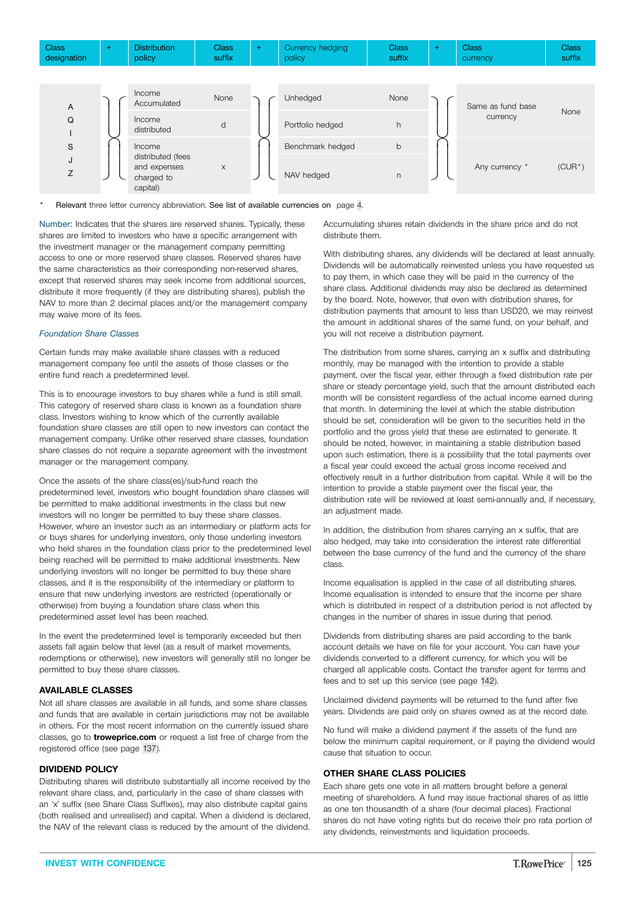| Class designation | + | Distribution policy | Class suffix | + | Currency hedging policy | Class suffix | + | Class currency | Class suffix |
|---|---|---|---|---|---|---|---|---|---|
| A Q I S J Z | | Income Accumulated | None | | Unhedged | None | | Same as fund base currency | None |
| | | Income distributed | d | | Portfolio hedged | h | | | |
| | | Income distributed (fees and expenses charged to capital) | x | | Benchmark hedged | b | | Any currency * | (CUR*) |
| | | | | | NAV hedged | n | | | |

\* Relevant three letter currency abbreviation. See list of available currencies on page 4.

Number: Indicates that the shares are reserved shares. Typically, these shares are limited to investors who have a specific arrangement with the investment manager or the management company permitting access to one or more reserved share classes. Reserved shares have the same characteristics as their corresponding non-reserved shares, except that reserved shares may seek income from additional sources, distribute it more frequently (if they are distributing shares), publish the NAV to more than 2 decimal places and/or the management company may waive more of its fees.

*Foundation Share Classes*

Certain funds may make available share classes with a reduced management company fee until the assets of those classes or the entire fund reach a predetermined level.

This is to encourage investors to buy shares while a fund is still small. This category of reserved share class is known as a foundation share class. Investors wishing to know which of the currently available foundation share classes are still open to new investors can contact the management company. Unlike other reserved share classes, foundation share classes do not require a separate agreement with the investment manager or the management company.

Once the assets of the share class(es)/sub-fund reach the predetermined level, investors who bought foundation share classes will be permitted to make additional investments in the class but new investors will no longer be permitted to buy these share classes. However, where an investor such as an intermediary or platform acts for or buys shares for underlying investors, only those underling investors who held shares in the foundation class prior to the predetermined level being reached will be permitted to make additional investments. New underlying investors will no longer be permitted to buy these share classes, and it is the responsibility of the intermediary or platform to ensure that new underlying investors are restricted (operationally or otherwise) from buying a foundation share class when this predetermined asset level has been reached.

In the event the predetermined level is temporarily exceeded but then assets fall again below that level (as a result of market movements, redemptions or otherwise), new investors will generally still no longer be permitted to buy these share classes.

## AVAILABLE CLASSES

Not all share classes are available in all funds, and some share classes and funds that are available in certain jurisdictions may not be available in others. For the most recent information on the currently issued share classes, go to **troweprice.com** or request a list free of charge from the registered office (see page 137).

## DIVIDEND POLICY

Distributing shares will distribute substantially all income received by the relevant share class, and, particularly in the case of share classes with an 'x' suffix (see Share Class Suffixes), may also distribute capital gains (both realised and unrealised) and capital. When a dividend is declared, the NAV of the relevant class is reduced by the amount of the dividend.

Accumulating shares retain dividends in the share price and do not distribute them.

With distributing shares, any dividends will be declared at least annually. Dividends will be automatically reinvested unless you have requested us to pay them, in which case they will be paid in the currency of the share class. Additional dividends may also be declared as determined by the board. Note, however, that even with distribution shares, for distribution payments that amount to less than USD20, we may reinvest the amount in additional shares of the same fund, on your behalf, and you will not receive a distribution payment.

The distribution from some shares, carrying an x suffix and distributing monthly, may be managed with the intention to provide a stable payment, over the fiscal year, either through a fixed distribution rate per share or steady percentage yield, such that the amount distributed each month will be consistent regardless of the actual income earned during that month. In determining the level at which the stable distribution should be set, consideration will be given to the securities held in the portfolio and the gross yield that these are estimated to generate. It should be noted, however, in maintaining a stable distribution based upon such estimation, there is a possibility that the total payments over a fiscal year could exceed the actual gross income received and effectively result in a further distribution from capital. While it will be the intention to provide a stable payment over the fiscal year, the distribution rate will be reviewed at least semi-annually and, if necessary, an adjustment made.

In addition, the distribution from shares carrying an x suffix, that are also hedged, may take into consideration the interest rate differential between the base currency of the fund and the currency of the share class.

Income equalisation is applied in the case of all distributing shares. Income equalisation is intended to ensure that the income per share which is distributed in respect of a distribution period is not affected by changes in the number of shares in issue during that period.

Dividends from distributing shares are paid according to the bank account details we have on file for your account. You can have your dividends converted to a different currency, for which you will be charged all applicable costs. Contact the transfer agent for terms and fees and to set up this service (see page 142).

Unclaimed dividend payments will be returned to the fund after five years. Dividends are paid only on shares owned as at the record date.

No fund will make a dividend payment if the assets of the fund are below the minimum capital requirement, or if paying the dividend would cause that situation to occur.

## OTHER SHARE CLASS POLICIES

Each share gets one vote in all matters brought before a general meeting of shareholders. A fund may issue fractional shares of as little as one ten thousandth of a share (four decimal places). Fractional shares do not have voting rights but do receive their pro rata portion of any dividends, reinvestments and liquidation proceeds.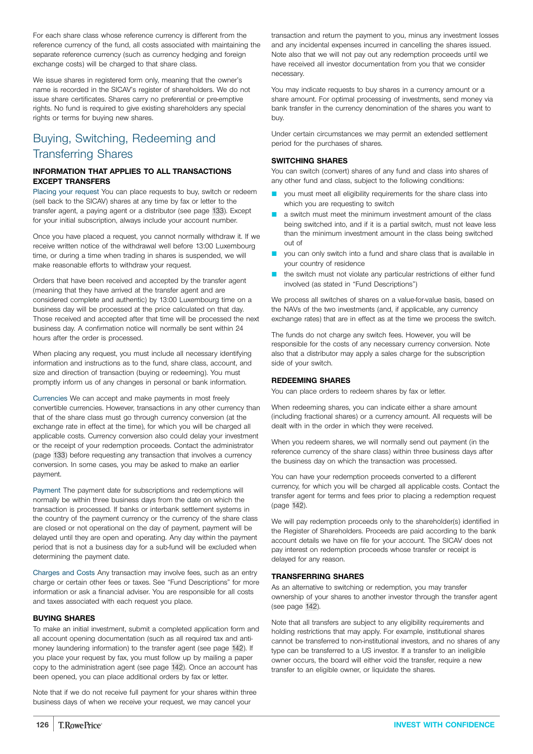For each share class whose reference currency is different from the reference currency of the fund, all costs associated with maintaining the separate reference currency (such as currency hedging and foreign exchange costs) will be charged to that share class.

We issue shares in registered form only, meaning that the owner's name is recorded in the SICAV's register of shareholders. We do not issue share certificates. Shares carry no preferential or pre-emptive rights. No fund is required to give existing shareholders any special rights or terms for buying new shares.

## Buying, Switching, Redeeming and Transferring Shares

### INFORMATION THAT APPLIES TO ALL TRANSACTIONS EXCEPT TRANSFERS

Placing your request You can place requests to buy, switch or redeem (sell back to the SICAV) shares at any time by fax or letter to the transfer agent, a paying agent or a distributor (see page 133). Except for your initial subscription, always include your account number.

Once you have placed a request, you cannot normally withdraw it. If we receive written notice of the withdrawal well before 13:00 Luxembourg time, or during a time when trading in shares is suspended, we will make reasonable efforts to withdraw your request.

Orders that have been received and accepted by the transfer agent (meaning that they have arrived at the transfer agent and are considered complete and authentic) by 13:00 Luxembourg time on a business day will be processed at the price calculated on that day. Those received and accepted after that time will be processed the next business day. A confirmation notice will normally be sent within 24 hours after the order is processed.

When placing any request, you must include all necessary identifying information and instructions as to the fund, share class, account, and size and direction of transaction (buying or redeeming). You must promptly inform us of any changes in personal or bank information.

Currencies We can accept and make payments in most freely convertible currencies. However, transactions in any other currency than that of the share class must go through currency conversion (at the exchange rate in effect at the time), for which you will be charged all applicable costs. Currency conversion also could delay your investment or the receipt of your redemption proceeds. Contact the administrator (page 133) before requesting any transaction that involves a currency conversion. In some cases, you may be asked to make an earlier payment.

Payment The payment date for subscriptions and redemptions will normally be within three business days from the date on which the transaction is processed. If banks or interbank settlement systems in the country of the payment currency or the currency of the share class are closed or not operational on the day of payment, payment will be delayed until they are open and operating. Any day within the payment period that is not a business day for a sub-fund will be excluded when determining the payment date.

Charges and Costs Any transaction may involve fees, such as an entry charge or certain other fees or taxes. See "Fund Descriptions" for more information or ask a financial adviser. You are responsible for all costs and taxes associated with each request you place.

### BUYING SHARES

To make an initial investment, submit a completed application form and all account opening documentation (such as all required tax and anti-money laundering information) to the transfer agent (see page 142). If you place your request by fax, you must follow up by mailing a paper copy to the administration agent (see page 142). Once an account has been opened, you can place additional orders by fax or letter.

Note that if we do not receive full payment for your shares within three business days of when we receive your request, we may cancel your transaction and return the payment to you, minus any investment losses and any incidental expenses incurred in cancelling the shares issued. Note also that we will not pay out any redemption proceeds until we have received all investor documentation from you that we consider necessary.

You may indicate requests to buy shares in a currency amount or a share amount. For optimal processing of investments, send money via bank transfer in the currency denomination of the shares you want to buy.

Under certain circumstances we may permit an extended settlement period for the purchases of shares.

### SWITCHING SHARES

You can switch (convert) shares of any fund and class into shares of any other fund and class, subject to the following conditions:

- you must meet all eligibility requirements for the share class into which you are requesting to switch
- a switch must meet the minimum investment amount of the class being switched into, and if it is a partial switch, must not leave less than the minimum investment amount in the class being switched out of
- you can only switch into a fund and share class that is available in your country of residence
- the switch must not violate any particular restrictions of either fund involved (as stated in "Fund Descriptions")

We process all switches of shares on a value-for-value basis, based on the NAVs of the two investments (and, if applicable, any currency exchange rates) that are in effect as at the time we process the switch.

The funds do not charge any switch fees. However, you will be responsible for the costs of any necessary currency conversion. Note also that a distributor may apply a sales charge for the subscription side of your switch.

### REDEEMING SHARES

You can place orders to redeem shares by fax or letter.

When redeeming shares, you can indicate either a share amount (including fractional shares) or a currency amount. All requests will be dealt with in the order in which they were received.

When you redeem shares, we will normally send out payment (in the reference currency of the share class) within three business days after the business day on which the transaction was processed.

You can have your redemption proceeds converted to a different currency, for which you will be charged all applicable costs. Contact the transfer agent for terms and fees prior to placing a redemption request (page 142).

We will pay redemption proceeds only to the shareholder(s) identified in the Register of Shareholders. Proceeds are paid according to the bank account details we have on file for your account. The SICAV does not pay interest on redemption proceeds whose transfer or receipt is delayed for any reason.

### TRANSFERRING SHARES

As an alternative to switching or redemption, you may transfer ownership of your shares to another investor through the transfer agent (see page 142).

Note that all transfers are subject to any eligibility requirements and holding restrictions that may apply. For example, institutional shares cannot be transferred to non-institutional investors, and no shares of any type can be transferred to a US investor. If a transfer to an ineligible owner occurs, the board will either void the transfer, require a new transfer to an eligible owner, or liquidate the shares.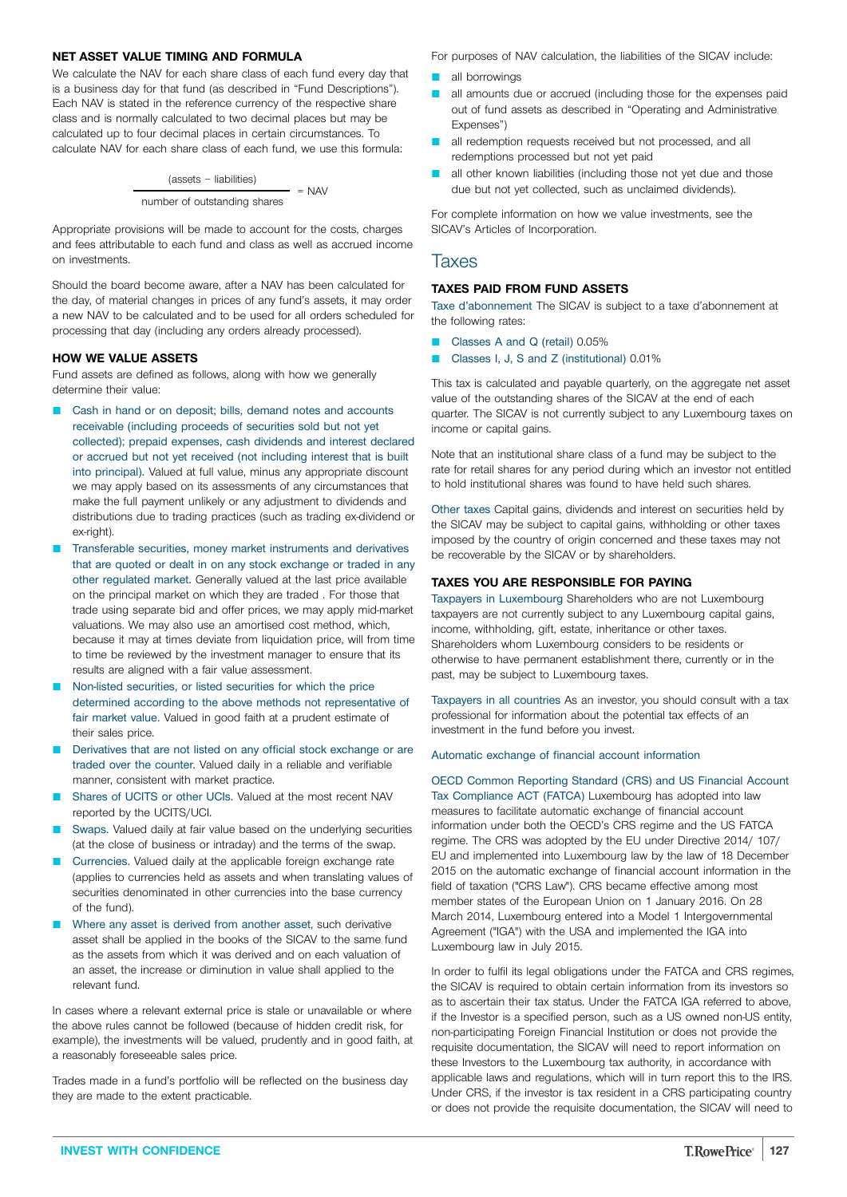### NET ASSET VALUE TIMING AND FORMULA

We calculate the NAV for each share class of each fund every day that is a business day for that fund (as described in "Fund Descriptions"). Each NAV is stated in the reference currency of the respective share class and is normally calculated to two decimal places but may be calculated up to four decimal places in certain circumstances. To calculate NAV for each share class of each fund, we use this formula:

$$\frac{\text{(assets − liabilities)}}{\text{number of outstanding shares}} = \text{NAV}$$

Appropriate provisions will be made to account for the costs, charges and fees attributable to each fund and class as well as accrued income on investments.

Should the board become aware, after a NAV has been calculated for the day, of material changes in prices of any fund's assets, it may order a new NAV to be calculated and to be used for all orders scheduled for processing that day (including any orders already processed).

### HOW WE VALUE ASSETS

Fund assets are defined as follows, along with how we generally determine their value:

- Cash in hand or on deposit; bills, demand notes and accounts receivable (including proceeds of securities sold but not yet collected); prepaid expenses, cash dividends and interest declared or accrued but not yet received (not including interest that is built into principal). Valued at full value, minus any appropriate discount we may apply based on its assessments of any circumstances that make the full payment unlikely or any adjustment to dividends and distributions due to trading practices (such as trading ex-dividend or ex-right).
- Transferable securities, money market instruments and derivatives that are quoted or dealt in on any stock exchange or traded in any other regulated market. Generally valued at the last price available on the principal market on which they are traded . For those that trade using separate bid and offer prices, we may apply mid-market valuations. We may also use an amortised cost method, which, because it may at times deviate from liquidation price, will from time to time be reviewed by the investment manager to ensure that its results are aligned with a fair value assessment.
- Non-listed securities, or listed securities for which the price determined according to the above methods not representative of fair market value. Valued in good faith at a prudent estimate of their sales price.
- Derivatives that are not listed on any official stock exchange or are traded over the counter. Valued daily in a reliable and verifiable manner, consistent with market practice.
- Shares of UCITS or other UCIs. Valued at the most recent NAV reported by the UCITS/UCI.
- Swaps. Valued daily at fair value based on the underlying securities (at the close of business or intraday) and the terms of the swap.
- Currencies. Valued daily at the applicable foreign exchange rate (applies to currencies held as assets and when translating values of securities denominated in other currencies into the base currency of the fund).
- Where any asset is derived from another asset, such derivative asset shall be applied in the books of the SICAV to the same fund as the assets from which it was derived and on each valuation of an asset, the increase or diminution in value shall applied to the relevant fund.

In cases where a relevant external price is stale or unavailable or where the above rules cannot be followed (because of hidden credit risk, for example), the investments will be valued, prudently and in good faith, at a reasonably foreseeable sales price.

Trades made in a fund's portfolio will be reflected on the business day they are made to the extent practicable.

For purposes of NAV calculation, the liabilities of the SICAV include:

- all borrowings
- all amounts due or accrued (including those for the expenses paid out of fund assets as described in "Operating and Administrative Expenses")
- all redemption requests received but not processed, and all redemptions processed but not yet paid
- all other known liabilities (including those not yet due and those due but not yet collected, such as unclaimed dividends).

For complete information on how we value investments, see the SICAV's Articles of Incorporation.

## Taxes

### TAXES PAID FROM FUND ASSETS

Taxe d'abonnement The SICAV is subject to a taxe d'abonnement at the following rates:

- Classes A and Q (retail) 0.05%
- Classes I, J, S and Z (institutional) 0.01%

This tax is calculated and payable quarterly, on the aggregate net asset value of the outstanding shares of the SICAV at the end of each quarter. The SICAV is not currently subject to any Luxembourg taxes on income or capital gains.

Note that an institutional share class of a fund may be subject to the rate for retail shares for any period during which an investor not entitled to hold institutional shares was found to have held such shares.

Other taxes Capital gains, dividends and interest on securities held by the SICAV may be subject to capital gains, withholding or other taxes imposed by the country of origin concerned and these taxes may not be recoverable by the SICAV or by shareholders.

### TAXES YOU ARE RESPONSIBLE FOR PAYING

Taxpayers in Luxembourg Shareholders who are not Luxembourg taxpayers are not currently subject to any Luxembourg capital gains, income, withholding, gift, estate, inheritance or other taxes. Shareholders whom Luxembourg considers to be residents or otherwise to have permanent establishment there, currently or in the past, may be subject to Luxembourg taxes.

Taxpayers in all countries As an investor, you should consult with a tax professional for information about the potential tax effects of an investment in the fund before you invest.

Automatic exchange of financial account information

OECD Common Reporting Standard (CRS) and US Financial Account Tax Compliance ACT (FATCA) Luxembourg has adopted into law measures to facilitate automatic exchange of financial account information under both the OECD's CRS regime and the US FATCA regime. The CRS was adopted by the EU under Directive 2014/ 107/ EU and implemented into Luxembourg law by the law of 18 December 2015 on the automatic exchange of financial account information in the field of taxation ("CRS Law"). CRS became effective among most member states of the European Union on 1 January 2016. On 28 March 2014, Luxembourg entered into a Model 1 Intergovernmental Agreement ("IGA") with the USA and implemented the IGA into Luxembourg law in July 2015.

In order to fulfil its legal obligations under the FATCA and CRS regimes, the SICAV is required to obtain certain information from its investors so as to ascertain their tax status. Under the FATCA IGA referred to above, if the Investor is a specified person, such as a US owned non-US entity, non-participating Foreign Financial Institution or does not provide the requisite documentation, the SICAV will need to report information on these Investors to the Luxembourg tax authority, in accordance with applicable laws and regulations, which will in turn report this to the IRS. Under CRS, if the investor is tax resident in a CRS participating country or does not provide the requisite documentation, the SICAV will need to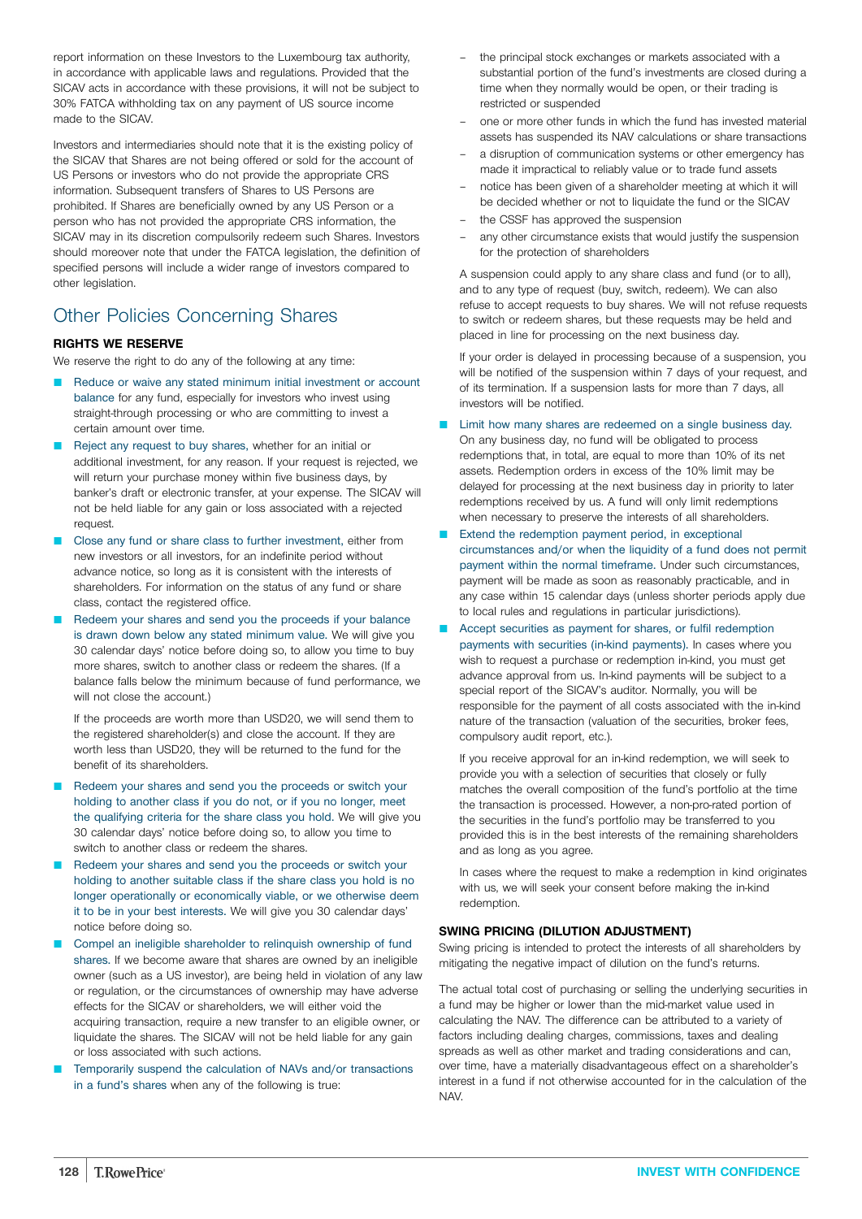report information on these Investors to the Luxembourg tax authority, in accordance with applicable laws and regulations. Provided that the SICAV acts in accordance with these provisions, it will not be subject to 30% FATCA withholding tax on any payment of US source income made to the SICAV.

Investors and intermediaries should note that it is the existing policy of the SICAV that Shares are not being offered or sold for the account of US Persons or investors who do not provide the appropriate CRS information. Subsequent transfers of Shares to US Persons are prohibited. If Shares are beneficially owned by any US Person or a person who has not provided the appropriate CRS information, the SICAV may in its discretion compulsorily redeem such Shares. Investors should moreover note that under the FATCA legislation, the definition of specified persons will include a wider range of investors compared to other legislation.

## Other Policies Concerning Shares

### RIGHTS WE RESERVE

We reserve the right to do any of the following at any time:

- Reduce or waive any stated minimum initial investment or account balance for any fund, especially for investors who invest using straight-through processing or who are committing to invest a certain amount over time.
- Reject any request to buy shares, whether for an initial or additional investment, for any reason. If your request is rejected, we will return your purchase money within five business days, by banker's draft or electronic transfer, at your expense. The SICAV will not be held liable for any gain or loss associated with a rejected request.
- Close any fund or share class to further investment, either from new investors or all investors, for an indefinite period without advance notice, so long as it is consistent with the interests of shareholders. For information on the status of any fund or share class, contact the registered office.
- Redeem your shares and send you the proceeds if your balance is drawn down below any stated minimum value. We will give you 30 calendar days' notice before doing so, to allow you time to buy more shares, switch to another class or redeem the shares. (If a balance falls below the minimum because of fund performance, we will not close the account.)

  If the proceeds are worth more than USD20, we will send them to the registered shareholder(s) and close the account. If they are worth less than USD20, they will be returned to the fund for the benefit of its shareholders.
- Redeem your shares and send you the proceeds or switch your holding to another class if you do not, or if you no longer, meet the qualifying criteria for the share class you hold. We will give you 30 calendar days' notice before doing so, to allow you time to switch to another class or redeem the shares.
- Redeem your shares and send you the proceeds or switch your holding to another suitable class if the share class you hold is no longer operationally or economically viable, or we otherwise deem it to be in your best interests. We will give you 30 calendar days' notice before doing so.
- Compel an ineligible shareholder to relinquish ownership of fund shares. If we become aware that shares are owned by an ineligible owner (such as a US investor), are being held in violation of any law or regulation, or the circumstances of ownership may have adverse effects for the SICAV or shareholders, we will either void the acquiring transaction, require a new transfer to an eligible owner, or liquidate the shares. The SICAV will not be held liable for any gain or loss associated with such actions.
- Temporarily suspend the calculation of NAVs and/or transactions in a fund's shares when any of the following is true:
  - the principal stock exchanges or markets associated with a substantial portion of the fund's investments are closed during a time when they normally would be open, or their trading is restricted or suspended
  - one or more other funds in which the fund has invested material assets has suspended its NAV calculations or share transactions
  - a disruption of communication systems or other emergency has made it impractical to reliably value or to trade fund assets
  - notice has been given of a shareholder meeting at which it will be decided whether or not to liquidate the fund or the SICAV
  - the CSSF has approved the suspension
  - any other circumstance exists that would justify the suspension for the protection of shareholders

  A suspension could apply to any share class and fund (or to all), and to any type of request (buy, switch, redeem). We can also refuse to accept requests to buy shares. We will not refuse requests to switch or redeem shares, but these requests may be held and placed in line for processing on the next business day.

  If your order is delayed in processing because of a suspension, you will be notified of the suspension within 7 days of your request, and of its termination. If a suspension lasts for more than 7 days, all investors will be notified.
- Limit how many shares are redeemed on a single business day. On any business day, no fund will be obligated to process redemptions that, in total, are equal to more than 10% of its net assets. Redemption orders in excess of the 10% limit may be delayed for processing at the next business day in priority to later redemptions received by us. A fund will only limit redemptions when necessary to preserve the interests of all shareholders.
- Extend the redemption payment period, in exceptional circumstances and/or when the liquidity of a fund does not permit payment within the normal timeframe. Under such circumstances, payment will be made as soon as reasonably practicable, and in any case within 15 calendar days (unless shorter periods apply due to local rules and regulations in particular jurisdictions).
- Accept securities as payment for shares, or fulfil redemption payments with securities (in-kind payments). In cases where you wish to request a purchase or redemption in-kind, you must get advance approval from us. In-kind payments will be subject to a special report of the SICAV's auditor. Normally, you will be responsible for the payment of all costs associated with the in-kind nature of the transaction (valuation of the securities, broker fees, compulsory audit report, etc.).

  If you receive approval for an in-kind redemption, we will seek to provide you with a selection of securities that closely or fully matches the overall composition of the fund's portfolio at the time the transaction is processed. However, a non-pro-rated portion of the securities in the fund's portfolio may be transferred to you provided this is in the best interests of the remaining shareholders and as long as you agree.

  In cases where the request to make a redemption in kind originates with us, we will seek your consent before making the in-kind redemption.

### SWING PRICING (DILUTION ADJUSTMENT)

Swing pricing is intended to protect the interests of all shareholders by mitigating the negative impact of dilution on the fund's returns.

The actual total cost of purchasing or selling the underlying securities in a fund may be higher or lower than the mid-market value used in calculating the NAV. The difference can be attributed to a variety of factors including dealing charges, commissions, taxes and dealing spreads as well as other market and trading considerations and can, over time, have a materially disadvantageous effect on a shareholder's interest in a fund if not otherwise accounted for in the calculation of the NAV.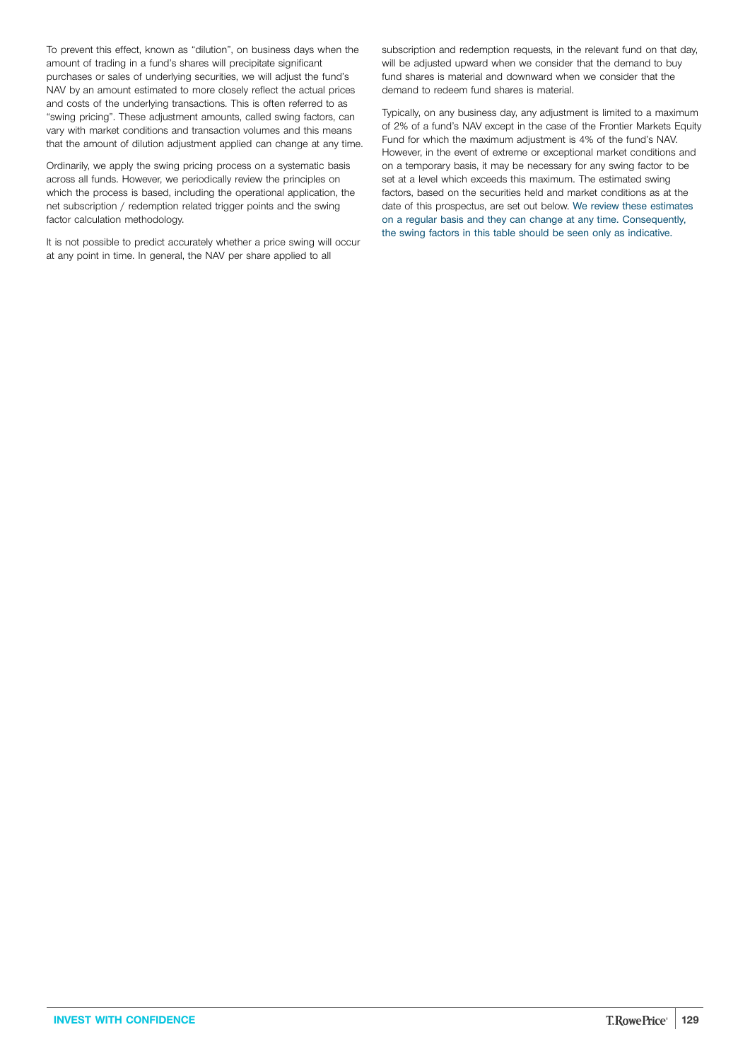To prevent this effect, known as "dilution", on business days when the amount of trading in a fund's shares will precipitate significant purchases or sales of underlying securities, we will adjust the fund's NAV by an amount estimated to more closely reflect the actual prices and costs of the underlying transactions. This is often referred to as "swing pricing". These adjustment amounts, called swing factors, can vary with market conditions and transaction volumes and this means that the amount of dilution adjustment applied can change at any time.

Ordinarily, we apply the swing pricing process on a systematic basis across all funds. However, we periodically review the principles on which the process is based, including the operational application, the net subscription / redemption related trigger points and the swing factor calculation methodology.

It is not possible to predict accurately whether a price swing will occur at any point in time. In general, the NAV per share applied to all subscription and redemption requests, in the relevant fund on that day, will be adjusted upward when we consider that the demand to buy fund shares is material and downward when we consider that the demand to redeem fund shares is material.

Typically, on any business day, any adjustment is limited to a maximum of 2% of a fund's NAV except in the case of the Frontier Markets Equity Fund for which the maximum adjustment is 4% of the fund's NAV. However, in the event of extreme or exceptional market conditions and on a temporary basis, it may be necessary for any swing factor to be set at a level which exceeds this maximum. The estimated swing factors, based on the securities held and market conditions as at the date of this prospectus, are set out below. We review these estimates on a regular basis and they can change at any time. Consequently, the swing factors in this table should be seen only as indicative.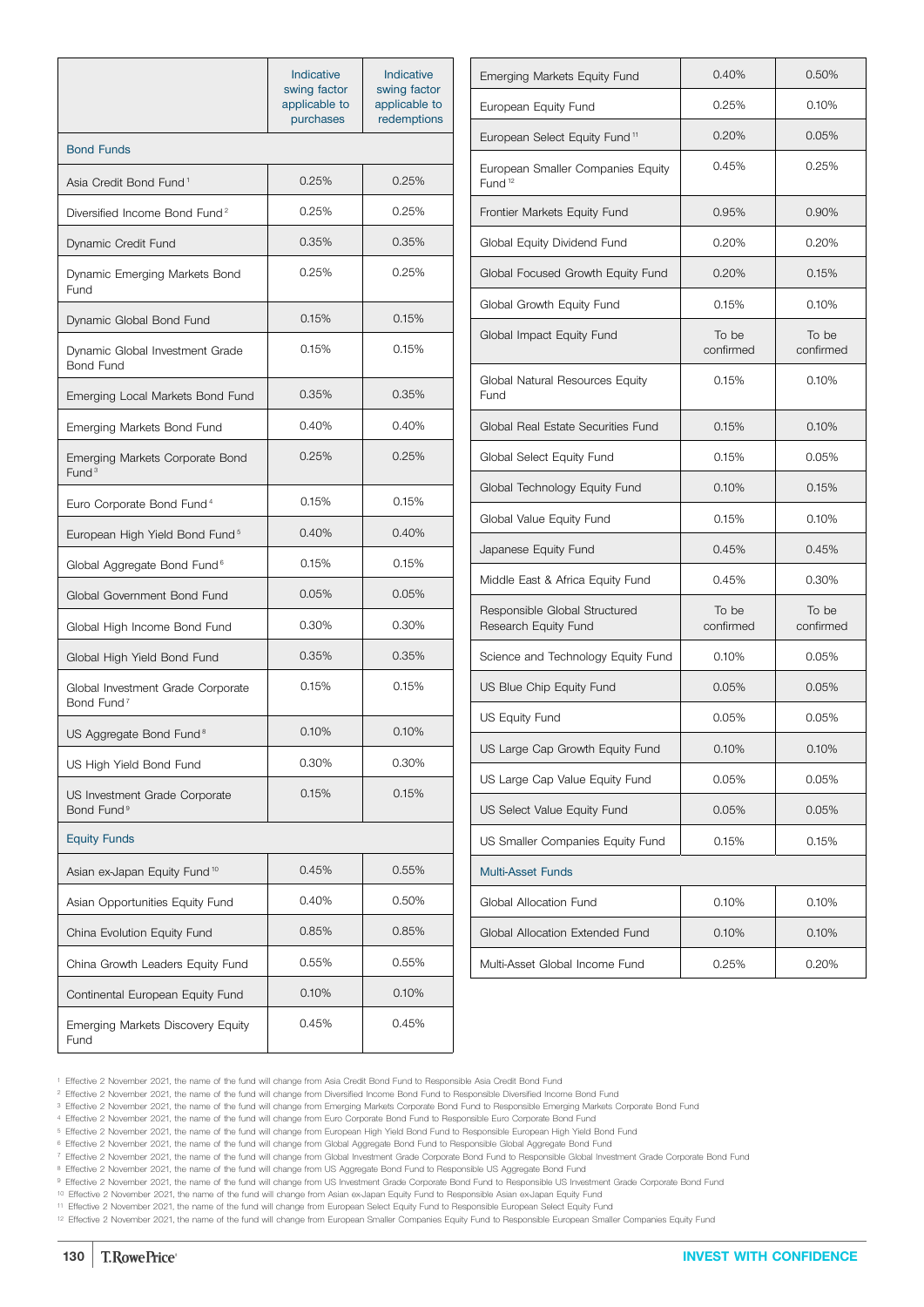| | Indicative swing factor applicable to purchases | Indicative swing factor applicable to redemptions |
|---|---|---|
| **Bond Funds** | | |
| Asia Credit Bond Fund[1] | 0.25% | 0.25% |
| Diversified Income Bond Fund[2] | 0.25% | 0.25% |
| Dynamic Credit Fund | 0.35% | 0.35% |
| Dynamic Emerging Markets Bond Fund | 0.25% | 0.25% |
| Dynamic Global Bond Fund | 0.15% | 0.15% |
| Dynamic Global Investment Grade Bond Fund | 0.15% | 0.15% |
| Emerging Local Markets Bond Fund | 0.35% | 0.35% |
| Emerging Markets Bond Fund | 0.40% | 0.40% |
| Emerging Markets Corporate Bond Fund[3] | 0.25% | 0.25% |
| Euro Corporate Bond Fund[4] | 0.15% | 0.15% |
| European High Yield Bond Fund[5] | 0.40% | 0.40% |
| Global Aggregate Bond Fund[6] | 0.15% | 0.15% |
| Global Government Bond Fund | 0.05% | 0.05% |
| Global High Income Bond Fund | 0.30% | 0.30% |
| Global High Yield Bond Fund | 0.35% | 0.35% |
| Global Investment Grade Corporate Bond Fund[7] | 0.15% | 0.15% |
| US Aggregate Bond Fund[8] | 0.10% | 0.10% |
| US High Yield Bond Fund | 0.30% | 0.30% |
| US Investment Grade Corporate Bond Fund[9] | 0.15% | 0.15% |
| **Equity Funds** | | |
| Asian ex-Japan Equity Fund[10] | 0.45% | 0.55% |
| Asian Opportunities Equity Fund | 0.40% | 0.50% |
| China Evolution Equity Fund | 0.85% | 0.85% |
| China Growth Leaders Equity Fund | 0.55% | 0.55% |
| Continental European Equity Fund | 0.10% | 0.10% |
| Emerging Markets Discovery Equity Fund | 0.45% | 0.45% |
| Emerging Markets Equity Fund | 0.40% | 0.50% |
| European Equity Fund | 0.25% | 0.10% |
| European Select Equity Fund[11] | 0.20% | 0.05% |
| European Smaller Companies Equity Fund[12] | 0.45% | 0.25% |
| Frontier Markets Equity Fund | 0.95% | 0.90% |
| Global Equity Dividend Fund | 0.20% | 0.20% |
| Global Focused Growth Equity Fund | 0.20% | 0.15% |
| Global Growth Equity Fund | 0.15% | 0.10% |
| Global Impact Equity Fund | To be confirmed | To be confirmed |
| Global Natural Resources Equity Fund | 0.15% | 0.10% |
| Global Real Estate Securities Fund | 0.15% | 0.10% |
| Global Select Equity Fund | 0.15% | 0.05% |
| Global Technology Equity Fund | 0.10% | 0.15% |
| Global Value Equity Fund | 0.15% | 0.10% |
| Japanese Equity Fund | 0.45% | 0.45% |
| Middle East & Africa Equity Fund | 0.45% | 0.30% |
| Responsible Global Structured Research Equity Fund | To be confirmed | To be confirmed |
| Science and Technology Equity Fund | 0.10% | 0.05% |
| US Blue Chip Equity Fund | 0.05% | 0.05% |
| US Equity Fund | 0.05% | 0.05% |
| US Large Cap Growth Equity Fund | 0.10% | 0.10% |
| US Large Cap Value Equity Fund | 0.05% | 0.05% |
| US Select Value Equity Fund | 0.05% | 0.05% |
| US Smaller Companies Equity Fund | 0.15% | 0.15% |
| **Multi-Asset Funds** | | |
| Global Allocation Fund | 0.10% | 0.10% |
| Global Allocation Extended Fund | 0.10% | 0.10% |
| Multi-Asset Global Income Fund | 0.25% | 0.20% |

[1] Effective 2 November 2021, the name of the fund will change from Asia Credit Bond Fund to Responsible Asia Credit Bond Fund
[2] Effective 2 November 2021, the name of the fund will change from Diversified Income Bond Fund to Responsible Diversified Income Bond Fund
[3] Effective 2 November 2021, the name of the fund will change from Emerging Markets Corporate Bond Fund to Responsible Emerging Markets Corporate Bond Fund
[4] Effective 2 November 2021, the name of the fund will change from Euro Corporate Bond Fund to Responsible Euro Corporate Bond Fund
[5] Effective 2 November 2021, the name of the fund will change from European High Yield Bond Fund to Responsible European High Yield Bond Fund
[6] Effective 2 November 2021, the name of the fund will change from Global Aggregate Bond Fund to Responsible Global Aggregate Bond Fund
[7] Effective 2 November 2021, the name of the fund will change from Global Investment Grade Corporate Bond Fund to Responsible Global Investment Grade Corporate Bond Fund
[8] Effective 2 November 2021, the name of the fund will change from US Aggregate Bond Fund to Responsible US Aggregate Bond Fund
[9] Effective 2 November 2021, the name of the fund will change from US Investment Grade Corporate Bond Fund to Responsible US Investment Grade Corporate Bond Fund
[10] Effective 2 November 2021, the name of the fund will change from Asian ex-Japan Equity Fund to Responsible Asian ex-Japan Equity Fund
[11] Effective 2 November 2021, the name of the fund will change from European Select Equity Fund to Responsible European Select Equity Fund
[12] Effective 2 November 2021, the name of the fund will change from European Smaller Companies Equity Fund to Responsible European Smaller Companies Equity Fund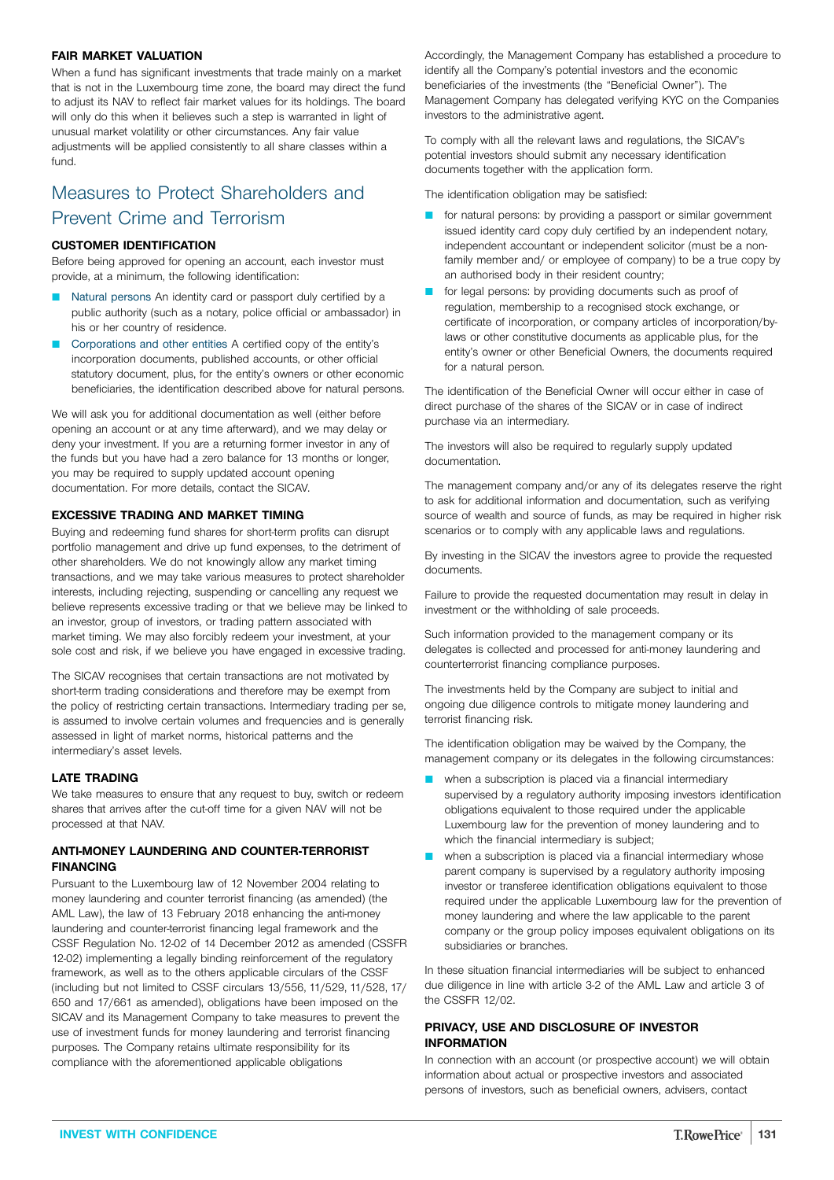#### FAIR MARKET VALUATION

When a fund has significant investments that trade mainly on a market that is not in the Luxembourg time zone, the board may direct the fund to adjust its NAV to reflect fair market values for its holdings. The board will only do this when it believes such a step is warranted in light of unusual market volatility or other circumstances. Any fair value adjustments will be applied consistently to all share classes within a fund.

## Measures to Protect Shareholders and Prevent Crime and Terrorism

#### CUSTOMER IDENTIFICATION

Before being approved for opening an account, each investor must provide, at a minimum, the following identification:

- Natural persons An identity card or passport duly certified by a public authority (such as a notary, police official or ambassador) in his or her country of residence.
- Corporations and other entities A certified copy of the entity's incorporation documents, published accounts, or other official statutory document, plus, for the entity's owners or other economic beneficiaries, the identification described above for natural persons.

We will ask you for additional documentation as well (either before opening an account or at any time afterward), and we may delay or deny your investment. If you are a returning former investor in any of the funds but you have had a zero balance for 13 months or longer, you may be required to supply updated account opening documentation. For more details, contact the SICAV.

#### EXCESSIVE TRADING AND MARKET TIMING

Buying and redeeming fund shares for short-term profits can disrupt portfolio management and drive up fund expenses, to the detriment of other shareholders. We do not knowingly allow any market timing transactions, and we may take various measures to protect shareholder interests, including rejecting, suspending or cancelling any request we believe represents excessive trading or that we believe may be linked to an investor, group of investors, or trading pattern associated with market timing. We may also forcibly redeem your investment, at your sole cost and risk, if we believe you have engaged in excessive trading.

The SICAV recognises that certain transactions are not motivated by short-term trading considerations and therefore may be exempt from the policy of restricting certain transactions. Intermediary trading per se, is assumed to involve certain volumes and frequencies and is generally assessed in light of market norms, historical patterns and the intermediary's asset levels.

#### LATE TRADING

We take measures to ensure that any request to buy, switch or redeem shares that arrives after the cut-off time for a given NAV will not be processed at that NAV.

#### ANTI-MONEY LAUNDERING AND COUNTER-TERRORIST FINANCING

Pursuant to the Luxembourg law of 12 November 2004 relating to money laundering and counter terrorist financing (as amended) (the AML Law), the law of 13 February 2018 enhancing the anti-money laundering and counter-terrorist financing legal framework and the CSSF Regulation No. 12-02 of 14 December 2012 as amended (CSSFR 12-02) implementing a legally binding reinforcement of the regulatory framework, as well as to the others applicable circulars of the CSSF (including but not limited to CSSF circulars 13/556, 11/529, 11/528, 17/650 and 17/661 as amended), obligations have been imposed on the SICAV and its Management Company to take measures to prevent the use of investment funds for money laundering and terrorist financing purposes. The Company retains ultimate responsibility for its compliance with the aforementioned applicable obligations

Accordingly, the Management Company has established a procedure to identify all the Company's potential investors and the economic beneficiaries of the investments (the "Beneficial Owner"). The Management Company has delegated verifying KYC on the Companies investors to the administrative agent.

To comply with all the relevant laws and regulations, the SICAV's potential investors should submit any necessary identification documents together with the application form.

The identification obligation may be satisfied:

- for natural persons: by providing a passport or similar government issued identity card copy duly certified by an independent notary, independent accountant or independent solicitor (must be a non-family member and/ or employee of company) to be a true copy by an authorised body in their resident country;
- for legal persons: by providing documents such as proof of regulation, membership to a recognised stock exchange, or certificate of incorporation, or company articles of incorporation/by-laws or other constitutive documents as applicable plus, for the entity's owner or other Beneficial Owners, the documents required for a natural person.

The identification of the Beneficial Owner will occur either in case of direct purchase of the shares of the SICAV or in case of indirect purchase via an intermediary.

The investors will also be required to regularly supply updated documentation.

The management company and/or any of its delegates reserve the right to ask for additional information and documentation, such as verifying source of wealth and source of funds, as may be required in higher risk scenarios or to comply with any applicable laws and regulations.

By investing in the SICAV the investors agree to provide the requested documents.

Failure to provide the requested documentation may result in delay in investment or the withholding of sale proceeds.

Such information provided to the management company or its delegates is collected and processed for anti-money laundering and counterterrorist financing compliance purposes.

The investments held by the Company are subject to initial and ongoing due diligence controls to mitigate money laundering and terrorist financing risk.

The identification obligation may be waived by the Company, the management company or its delegates in the following circumstances:

- when a subscription is placed via a financial intermediary supervised by a regulatory authority imposing investors identification obligations equivalent to those required under the applicable Luxembourg law for the prevention of money laundering and to which the financial intermediary is subject;
- when a subscription is placed via a financial intermediary whose parent company is supervised by a regulatory authority imposing investor or transferee identification obligations equivalent to those required under the applicable Luxembourg law for the prevention of money laundering and where the law applicable to the parent company or the group policy imposes equivalent obligations on its subsidiaries or branches.

In these situation financial intermediaries will be subject to enhanced due diligence in line with article 3-2 of the AML Law and article 3 of the CSSFR 12/02.

#### PRIVACY, USE AND DISCLOSURE OF INVESTOR INFORMATION

In connection with an account (or prospective account) we will obtain information about actual or prospective investors and associated persons of investors, such as beneficial owners, advisers, contact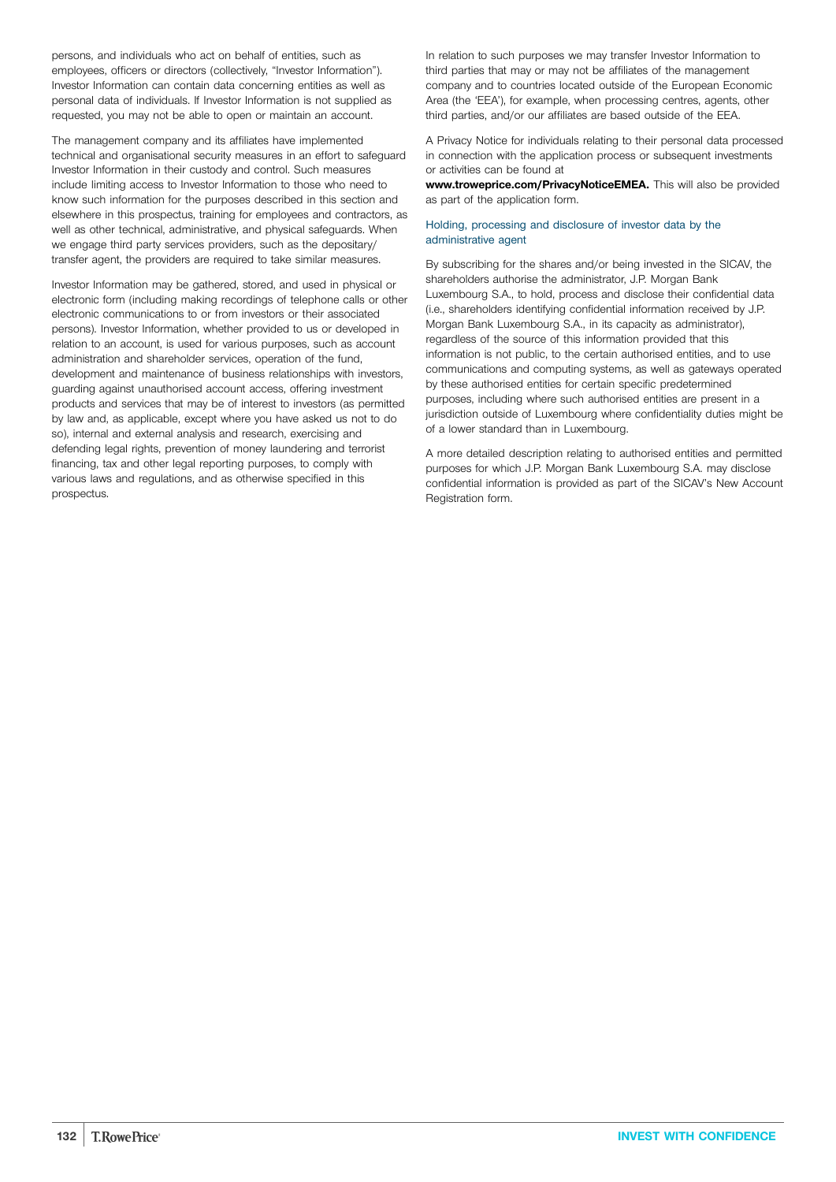persons, and individuals who act on behalf of entities, such as employees, officers or directors (collectively, "Investor Information"). Investor Information can contain data concerning entities as well as personal data of individuals. If Investor Information is not supplied as requested, you may not be able to open or maintain an account.

The management company and its affiliates have implemented technical and organisational security measures in an effort to safeguard Investor Information in their custody and control. Such measures include limiting access to Investor Information to those who need to know such information for the purposes described in this section and elsewhere in this prospectus, training for employees and contractors, as well as other technical, administrative, and physical safeguards. When we engage third party services providers, such as the depositary/ transfer agent, the providers are required to take similar measures.

Investor Information may be gathered, stored, and used in physical or electronic form (including making recordings of telephone calls or other electronic communications to or from investors or their associated persons). Investor Information, whether provided to us or developed in relation to an account, is used for various purposes, such as account administration and shareholder services, operation of the fund, development and maintenance of business relationships with investors, guarding against unauthorised account access, offering investment products and services that may be of interest to investors (as permitted by law and, as applicable, except where you have asked us not to do so), internal and external analysis and research, exercising and defending legal rights, prevention of money laundering and terrorist financing, tax and other legal reporting purposes, to comply with various laws and regulations, and as otherwise specified in this prospectus.

In relation to such purposes we may transfer Investor Information to third parties that may or may not be affiliates of the management company and to countries located outside of the European Economic Area (the 'EEA'), for example, when processing centres, agents, other third parties, and/or our affiliates are based outside of the EEA.

A Privacy Notice for individuals relating to their personal data processed in connection with the application process or subsequent investments or activities can be found at **www.troweprice.com/PrivacyNoticeEMEA.** This will also be provided as part of the application form.

### Holding, processing and disclosure of investor data by the administrative agent

By subscribing for the shares and/or being invested in the SICAV, the shareholders authorise the administrator, J.P. Morgan Bank Luxembourg S.A., to hold, process and disclose their confidential data (i.e., shareholders identifying confidential information received by J.P. Morgan Bank Luxembourg S.A., in its capacity as administrator), regardless of the source of this information provided that this information is not public, to the certain authorised entities, and to use communications and computing systems, as well as gateways operated by these authorised entities for certain specific predetermined purposes, including where such authorised entities are present in a jurisdiction outside of Luxembourg where confidentiality duties might be of a lower standard than in Luxembourg.

A more detailed description relating to authorised entities and permitted purposes for which J.P. Morgan Bank Luxembourg S.A. may disclose confidential information is provided as part of the SICAV's New Account Registration form.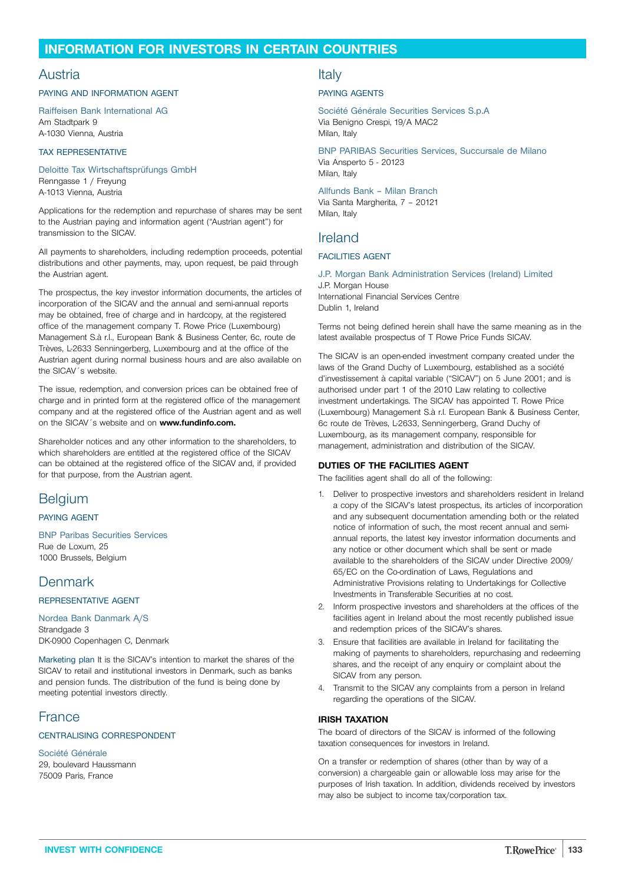# INFORMATION FOR INVESTORS IN CERTAIN COUNTRIES

## Austria

### PAYING AND INFORMATION AGENT

Raiffeisen Bank International AG
Am Stadtpark 9
A-1030 Vienna, Austria

### TAX REPRESENTATIVE

Deloitte Tax Wirtschaftsprüfungs GmbH
Renngasse 1 / Freyung
A-1013 Vienna, Austria

Applications for the redemption and repurchase of shares may be sent to the Austrian paying and information agent ("Austrian agent") for transmission to the SICAV.

All payments to shareholders, including redemption proceeds, potential distributions and other payments, may, upon request, be paid through the Austrian agent.

The prospectus, the key investor information documents, the articles of incorporation of the SICAV and the annual and semi-annual reports may be obtained, free of charge and in hardcopy, at the registered office of the management company T. Rowe Price (Luxembourg) Management S.à r.l., European Bank & Business Center, 6c, route de Trèves, L-2633 Senningerberg, Luxembourg and at the office of the Austrian agent during normal business hours and are also available on the SICAV´s website.

The issue, redemption, and conversion prices can be obtained free of charge and in printed form at the registered office of the management company and at the registered office of the Austrian agent and as well on the SICAV´s website and on **www.fundinfo.com.**

Shareholder notices and any other information to the shareholders, to which shareholders are entitled at the registered office of the SICAV can be obtained at the registered office of the SICAV and, if provided for that purpose, from the Austrian agent.

## Belgium

### PAYING AGENT

BNP Paribas Securities Services
Rue de Loxum, 25
1000 Brussels, Belgium

## Denmark

### REPRESENTATIVE AGENT

Nordea Bank Danmark A/S
Strandgade 3
DK-0900 Copenhagen C, Denmark

Marketing plan It is the SICAV's intention to market the shares of the SICAV to retail and institutional investors in Denmark, such as banks and pension funds. The distribution of the fund is being done by meeting potential investors directly.

## France

### CENTRALISING CORRESPONDENT

Société Générale
29, boulevard Haussmann
75009 Paris, France

## Italy

### PAYING AGENTS

Société Générale Securities Services S.p.A
Via Benigno Crespi, 19/A MAC2
Milan, Italy

BNP PARIBAS Securities Services, Succursale de Milano
Via Ansperto 5 - 20123
Milan, Italy

Allfunds Bank – Milan Branch
Via Santa Margherita, 7 – 20121
Milan, Italy

## Ireland

### FACILITIES AGENT

J.P. Morgan Bank Administration Services (Ireland) Limited
J.P. Morgan House
International Financial Services Centre
Dublin 1, Ireland

Terms not being defined herein shall have the same meaning as in the latest available prospectus of T Rowe Price Funds SICAV.

The SICAV is an open-ended investment company created under the laws of the Grand Duchy of Luxembourg, established as a société d'investissement à capital variable ("SICAV") on 5 June 2001; and is authorised under part 1 of the 2010 Law relating to collective investment undertakings. The SICAV has appointed T. Rowe Price (Luxembourg) Management S.à r.l. European Bank & Business Center, 6c route de Trèves, L-2633, Senningerberg, Grand Duchy of Luxembourg, as its management company, responsible for management, administration and distribution of the SICAV.

### DUTIES OF THE FACILITIES AGENT

The facilities agent shall do all of the following:

1. Deliver to prospective investors and shareholders resident in Ireland a copy of the SICAV's latest prospectus, its articles of incorporation and any subsequent documentation amending both or the related notice of information of such, the most recent annual and semi-annual reports, the latest key investor information documents and any notice or other document which shall be sent or made available to the shareholders of the SICAV under Directive 2009/65/EC on the Co-ordination of Laws, Regulations and Administrative Provisions relating to Undertakings for Collective Investments in Transferable Securities at no cost.
2. Inform prospective investors and shareholders at the offices of the facilities agent in Ireland about the most recently published issue and redemption prices of the SICAV's shares.
3. Ensure that facilities are available in Ireland for facilitating the making of payments to shareholders, repurchasing and redeeming shares, and the receipt of any enquiry or complaint about the SICAV from any person.
4. Transmit to the SICAV any complaints from a person in Ireland regarding the operations of the SICAV.

### IRISH TAXATION

The board of directors of the SICAV is informed of the following taxation consequences for investors in Ireland.

On a transfer or redemption of shares (other than by way of a conversion) a chargeable gain or allowable loss may arise for the purposes of Irish taxation. In addition, dividends received by investors may also be subject to income tax/corporation tax.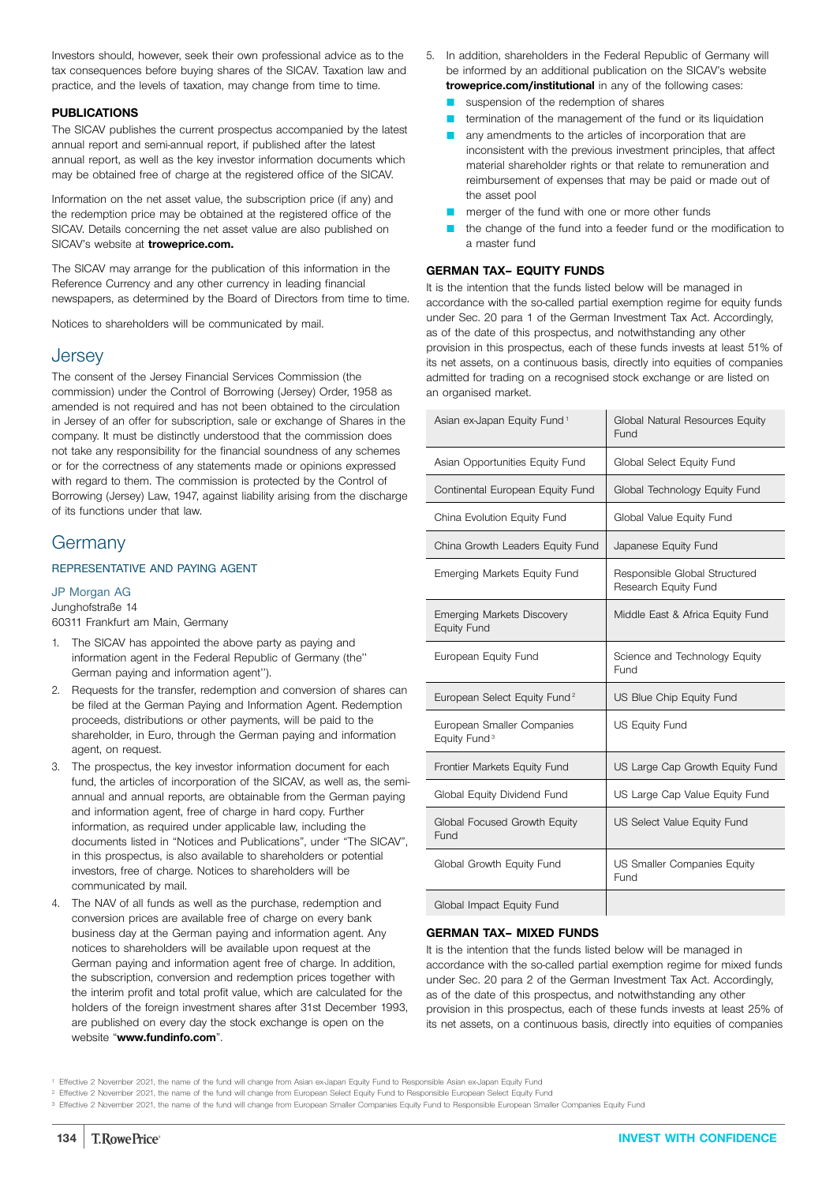Investors should, however, seek their own professional advice as to the tax consequences before buying shares of the SICAV. Taxation law and practice, and the levels of taxation, may change from time to time.

**PUBLICATIONS**

The SICAV publishes the current prospectus accompanied by the latest annual report and semi-annual report, if published after the latest annual report, as well as the key investor information documents which may be obtained free of charge at the registered office of the SICAV.

Information on the net asset value, the subscription price (if any) and the redemption price may be obtained at the registered office of the SICAV. Details concerning the net asset value are also published on SICAV's website at **troweprice.com.**

The SICAV may arrange for the publication of this information in the Reference Currency and any other currency in leading financial newspapers, as determined by the Board of Directors from time to time.

Notices to shareholders will be communicated by mail.

## Jersey

The consent of the Jersey Financial Services Commission (the commission) under the Control of Borrowing (Jersey) Order, 1958 as amended is not required and has not been obtained to the circulation in Jersey of an offer for subscription, sale or exchange of Shares in the company. It must be distinctly understood that the commission does not take any responsibility for the financial soundness of any schemes or for the correctness of any statements made or opinions expressed with regard to them. The commission is protected by the Control of Borrowing (Jersey) Law, 1947, against liability arising from the discharge of its functions under that law.

## Germany

### REPRESENTATIVE AND PAYING AGENT

JP Morgan AG
Junghofstraße 14
60311 Frankfurt am Main, Germany

1. The SICAV has appointed the above party as paying and information agent in the Federal Republic of Germany (the'' German paying and information agent'').
2. Requests for the transfer, redemption and conversion of shares can be filed at the German Paying and Information Agent. Redemption proceeds, distributions or other payments, will be paid to the shareholder, in Euro, through the German paying and information agent, on request.
3. The prospectus, the key investor information document for each fund, the articles of incorporation of the SICAV, as well as, the semi-annual and annual reports, are obtainable from the German paying and information agent, free of charge in hard copy. Further information, as required under applicable law, including the documents listed in "Notices and Publications", under "The SICAV", in this prospectus, is also available to shareholders or potential investors, free of charge. Notices to shareholders will be communicated by mail.
4. The NAV of all funds as well as the purchase, redemption and conversion prices are available free of charge on every bank business day at the German paying and information agent. Any notices to shareholders will be available upon request at the German paying and information agent free of charge. In addition, the subscription, conversion and redemption prices together with the interim profit and total profit value, which are calculated for the holders of the foreign investment shares after 31st December 1993, are published on every day the stock exchange is open on the website "**www.fundinfo.com**".
5. In addition, shareholders in the Federal Republic of Germany will be informed by an additional publication on the SICAV's website **troweprice.com/institutional** in any of the following cases:
   - suspension of the redemption of shares
   - termination of the management of the fund or its liquidation
   - any amendments to the articles of incorporation that are inconsistent with the previous investment principles, that affect material shareholder rights or that relate to remuneration and reimbursement of expenses that may be paid or made out of the asset pool
   - merger of the fund with one or more other funds
   - the change of the fund into a feeder fund or the modification to a master fund

**GERMAN TAX– EQUITY FUNDS**

It is the intention that the funds listed below will be managed in accordance with the so-called partial exemption regime for equity funds under Sec. 20 para 1 of the German Investment Tax Act. Accordingly, as of the date of this prospectus, and notwithstanding any other provision in this prospectus, each of these funds invests at least 51% of its net assets, on a continuous basis, directly into equities of companies admitted for trading on a recognised stock exchange or are listed on an organised market.

| | |
|---|---|
| Asian ex-Japan Equity Fund [1] | Global Natural Resources Equity Fund |
| Asian Opportunities Equity Fund | Global Select Equity Fund |
| Continental European Equity Fund | Global Technology Equity Fund |
| China Evolution Equity Fund | Global Value Equity Fund |
| China Growth Leaders Equity Fund | Japanese Equity Fund |
| Emerging Markets Equity Fund | Responsible Global Structured Research Equity Fund |
| Emerging Markets Discovery Equity Fund | Middle East & Africa Equity Fund |
| European Equity Fund | Science and Technology Equity Fund |
| European Select Equity Fund [2] | US Blue Chip Equity Fund |
| European Smaller Companies Equity Fund [3] | US Equity Fund |
| Frontier Markets Equity Fund | US Large Cap Growth Equity Fund |
| Global Equity Dividend Fund | US Large Cap Value Equity Fund |
| Global Focused Growth Equity Fund | US Select Value Equity Fund |
| Global Growth Equity Fund | US Smaller Companies Equity Fund |
| Global Impact Equity Fund | |

**GERMAN TAX– MIXED FUNDS**

It is the intention that the funds listed below will be managed in accordance with the so-called partial exemption regime for mixed funds under Sec. 20 para 2 of the German Investment Tax Act. Accordingly, as of the date of this prospectus, and notwithstanding any other provision in this prospectus, each of these funds invests at least 25% of its net assets, on a continuous basis, directly into equities of companies

[1] Effective 2 November 2021, the name of the fund will change from Asian ex-Japan Equity Fund to Responsible Asian ex-Japan Equity Fund

[2] Effective 2 November 2021, the name of the fund will change from European Select Equity Fund to Responsible European Select Equity Fund

[3] Effective 2 November 2021, the name of the fund will change from European Smaller Companies Equity Fund to Responsible European Smaller Companies Equity Fund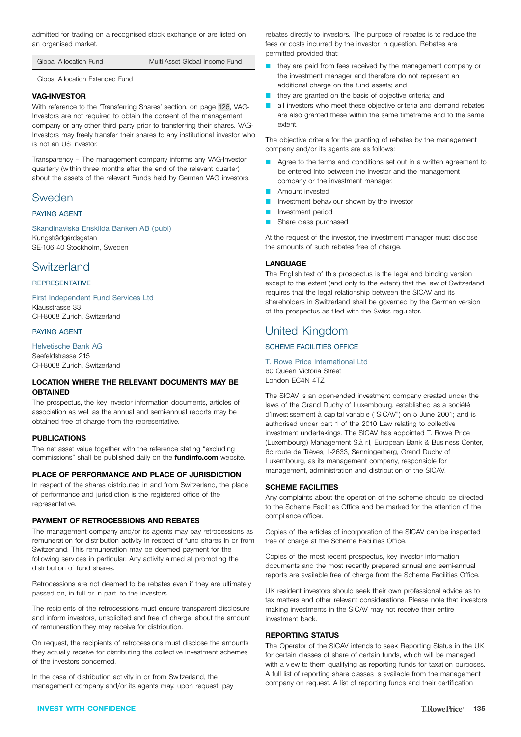admitted for trading on a recognised stock exchange or are listed on an organised market.

| Global Allocation Fund | Multi-Asset Global Income Fund |
|---|---|
| Global Allocation Extended Fund | |

**VAG-INVESTOR**

With reference to the 'Transferring Shares' section, on page 126, VAG-Investors are not required to obtain the consent of the management company or any other third party prior to transferring their shares. VAG-Investors may freely transfer their shares to any institutional investor who is not an US investor.

Transparency – The management company informs any VAG-Investor quarterly (within three months after the end of the relevant quarter) about the assets of the relevant Funds held by German VAG investors.

## Sweden

### PAYING AGENT

Skandinaviska Enskilda Banken AB (publ)
Kungsträdgårdsgatan
SE-106 40 Stockholm, Sweden

## Switzerland

### REPRESENTATIVE

First Independent Fund Services Ltd
Klausstrasse 33
CH-8008 Zurich, Switzerland

### PAYING AGENT

Helvetische Bank AG
Seefeldstrasse 215
CH-8008 Zurich, Switzerland

**LOCATION WHERE THE RELEVANT DOCUMENTS MAY BE OBTAINED**

The prospectus, the key investor information documents, articles of association as well as the annual and semi-annual reports may be obtained free of charge from the representative.

**PUBLICATIONS**

The net asset value together with the reference stating "excluding commissions" shall be published daily on the **fundinfo.com** website.

**PLACE OF PERFORMANCE AND PLACE OF JURISDICTION**

In respect of the shares distributed in and from Switzerland, the place of performance and jurisdiction is the registered office of the representative.

**PAYMENT OF RETROCESSIONS AND REBATES**

The management company and/or its agents may pay retrocessions as remuneration for distribution activity in respect of fund shares in or from Switzerland. This remuneration may be deemed payment for the following services in particular: Any activity aimed at promoting the distribution of fund shares.

Retrocessions are not deemed to be rebates even if they are ultimately passed on, in full or in part, to the investors.

The recipients of the retrocessions must ensure transparent disclosure and inform investors, unsolicited and free of charge, about the amount of remuneration they may receive for distribution.

On request, the recipients of retrocessions must disclose the amounts they actually receive for distributing the collective investment schemes of the investors concerned.

In the case of distribution activity in or from Switzerland, the management company and/or its agents may, upon request, pay rebates directly to investors. The purpose of rebates is to reduce the fees or costs incurred by the investor in question. Rebates are permitted provided that:

- they are paid from fees received by the management company or the investment manager and therefore do not represent an additional charge on the fund assets; and
- they are granted on the basis of objective criteria; and
- all investors who meet these objective criteria and demand rebates are also granted these within the same timeframe and to the same extent.

The objective criteria for the granting of rebates by the management company and/or its agents are as follows:

- Agree to the terms and conditions set out in a written agreement to be entered into between the investor and the management company or the investment manager.
- Amount invested
- Investment behaviour shown by the investor
- Investment period
- Share class purchased

At the request of the investor, the investment manager must disclose the amounts of such rebates free of charge.

**LANGUAGE**

The English text of this prospectus is the legal and binding version except to the extent (and only to the extent) that the law of Switzerland requires that the legal relationship between the SICAV and its shareholders in Switzerland shall be governed by the German version of the prospectus as filed with the Swiss regulator.

## United Kingdom

### SCHEME FACILITIES OFFICE

T. Rowe Price International Ltd
60 Queen Victoria Street
London EC4N 4TZ

The SICAV is an open-ended investment company created under the laws of the Grand Duchy of Luxembourg, established as a société d'investissement à capital variable ("SICAV") on 5 June 2001; and is authorised under part 1 of the 2010 Law relating to collective investment undertakings. The SICAV has appointed T. Rowe Price (Luxembourg) Management S.à r.l, European Bank & Business Center, 6c route de Trèves, L-2633, Senningerberg, Grand Duchy of Luxembourg, as its management company, responsible for management, administration and distribution of the SICAV.

**SCHEME FACILITIES**

Any complaints about the operation of the scheme should be directed to the Scheme Facilities Office and be marked for the attention of the compliance officer.

Copies of the articles of incorporation of the SICAV can be inspected free of charge at the Scheme Facilities Office.

Copies of the most recent prospectus, key investor information documents and the most recently prepared annual and semi-annual reports are available free of charge from the Scheme Facilities Office.

UK resident investors should seek their own professional advice as to tax matters and other relevant considerations. Please note that investors making investments in the SICAV may not receive their entire investment back.

**REPORTING STATUS**

The Operator of the SICAV intends to seek Reporting Status in the UK for certain classes of share of certain funds, which will be managed with a view to them qualifying as reporting funds for taxation purposes. A full list of reporting share classes is available from the management company on request. A list of reporting funds and their certification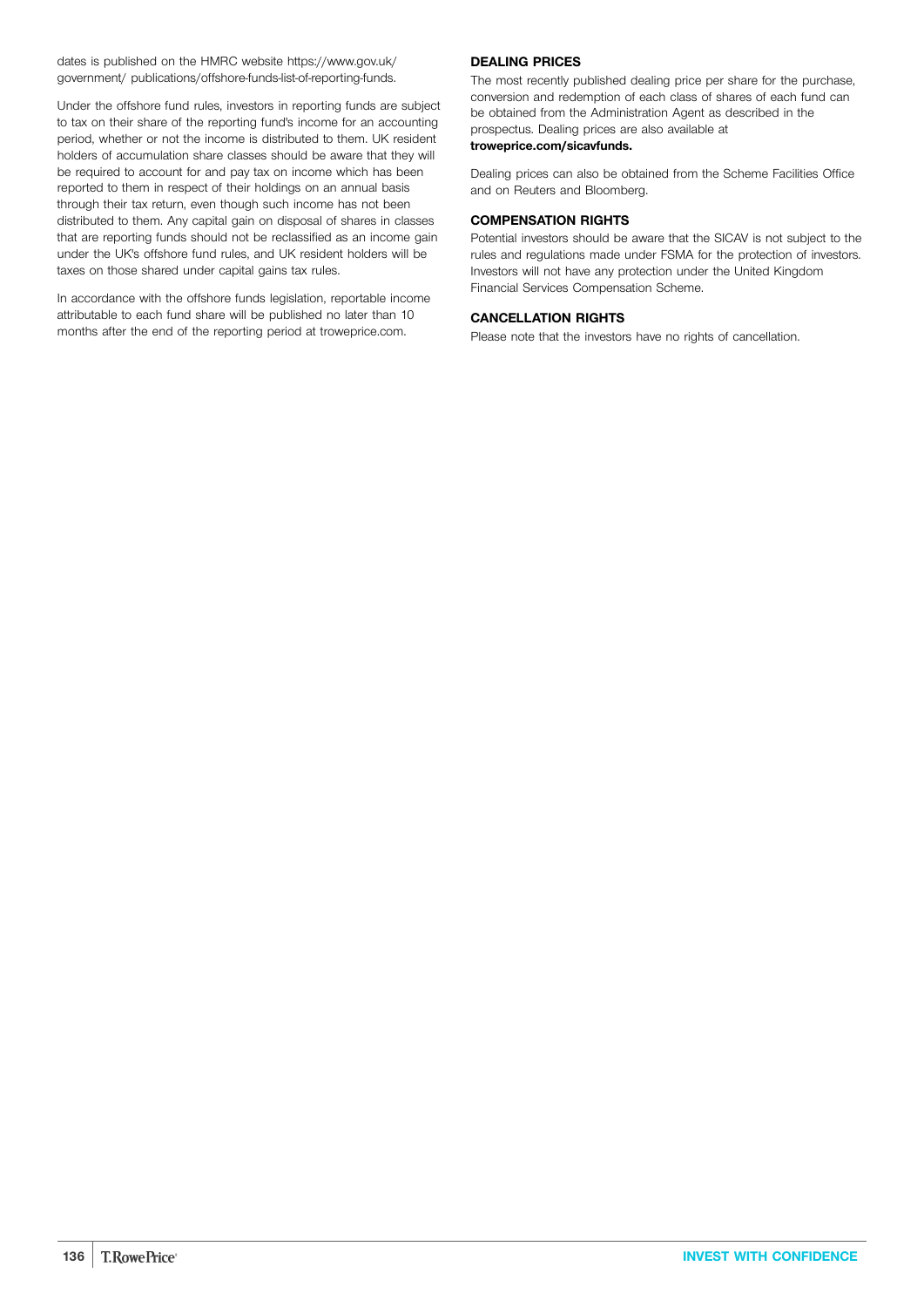dates is published on the HMRC website https://www.gov.uk/ government/ publications/offshore-funds-list-of-reporting-funds.

Under the offshore fund rules, investors in reporting funds are subject to tax on their share of the reporting fund's income for an accounting period, whether or not the income is distributed to them. UK resident holders of accumulation share classes should be aware that they will be required to account for and pay tax on income which has been reported to them in respect of their holdings on an annual basis through their tax return, even though such income has not been distributed to them. Any capital gain on disposal of shares in classes that are reporting funds should not be reclassified as an income gain under the UK's offshore fund rules, and UK resident holders will be taxes on those shared under capital gains tax rules.

In accordance with the offshore funds legislation, reportable income attributable to each fund share will be published no later than 10 months after the end of the reporting period at troweprice.com.

### DEALING PRICES

The most recently published dealing price per share for the purchase, conversion and redemption of each class of shares of each fund can be obtained from the Administration Agent as described in the prospectus. Dealing prices are also available at **troweprice.com/sicavfunds.**

Dealing prices can also be obtained from the Scheme Facilities Office and on Reuters and Bloomberg.

### COMPENSATION RIGHTS

Potential investors should be aware that the SICAV is not subject to the rules and regulations made under FSMA for the protection of investors. Investors will not have any protection under the United Kingdom Financial Services Compensation Scheme.

### CANCELLATION RIGHTS

Please note that the investors have no rights of cancellation.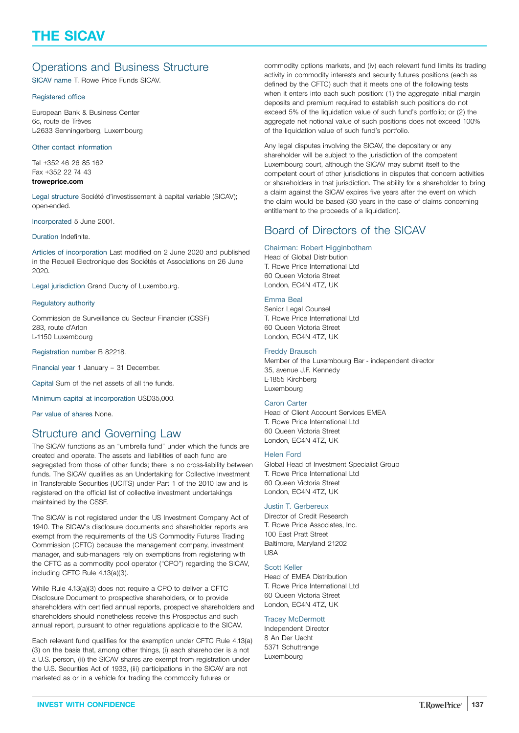# THE SICAV

## Operations and Business Structure

SICAV name T. Rowe Price Funds SICAV.

Registered office

European Bank & Business Center
6c, route de Trèves
L-2633 Senningerberg, Luxembourg

Other contact information

Tel +352 46 26 85 162
Fax +352 22 74 43
**troweprice.com**

Legal structure Société d'investissement à capital variable (SICAV); open-ended.

Incorporated 5 June 2001.

Duration Indefinite.

Articles of incorporation Last modified on 2 June 2020 and published in the Recueil Electronique des Sociétés et Associations on 26 June 2020.

Legal jurisdiction Grand Duchy of Luxembourg.

Regulatory authority

Commission de Surveillance du Secteur Financier (CSSF)
283, route d'Arlon
L-1150 Luxembourg

Registration number B 82218.

Financial year 1 January – 31 December.

Capital Sum of the net assets of all the funds.

Minimum capital at incorporation USD35,000.

Par value of shares None.

## Structure and Governing Law

The SICAV functions as an "umbrella fund" under which the funds are created and operate. The assets and liabilities of each fund are segregated from those of other funds; there is no cross-liability between funds. The SICAV qualifies as an Undertaking for Collective Investment in Transferable Securities (UCITS) under Part 1 of the 2010 law and is registered on the official list of collective investment undertakings maintained by the CSSF.

The SICAV is not registered under the US Investment Company Act of 1940. The SICAV's disclosure documents and shareholder reports are exempt from the requirements of the US Commodity Futures Trading Commission (CFTC) because the management company, investment manager, and sub-managers rely on exemptions from registering with the CFTC as a commodity pool operator ("CPO") regarding the SICAV, including CFTC Rule 4.13(a)(3).

While Rule 4.13(a)(3) does not require a CPO to deliver a CFTC Disclosure Document to prospective shareholders, or to provide shareholders with certified annual reports, prospective shareholders and shareholders should nonetheless receive this Prospectus and such annual report, pursuant to other regulations applicable to the SICAV.

Each relevant fund qualifies for the exemption under CFTC Rule 4.13(a)(3) on the basis that, among other things, (i) each shareholder is a not a U.S. person, (ii) the SICAV shares are exempt from registration under the U.S. Securities Act of 1933, (iii) participations in the SICAV are not marketed as or in a vehicle for trading the commodity futures or commodity options markets, and (iv) each relevant fund limits its trading activity in commodity interests and security futures positions (each as defined by the CFTC) such that it meets one of the following tests when it enters into each such position: (1) the aggregate initial margin deposits and premium required to establish such positions do not exceed 5% of the liquidation value of such fund's portfolio; or (2) the aggregate net notional value of such positions does not exceed 100% of the liquidation value of such fund's portfolio.

Any legal disputes involving the SICAV, the depositary or any shareholder will be subject to the jurisdiction of the competent Luxembourg court, although the SICAV may submit itself to the competent court of other jurisdictions in disputes that concern activities or shareholders in that jurisdiction. The ability for a shareholder to bring a claim against the SICAV expires five years after the event on which the claim would be based (30 years in the case of claims concerning entitlement to the proceeds of a liquidation).

## Board of Directors of the SICAV

Chairman: Robert Higginbotham
Head of Global Distribution
T. Rowe Price International Ltd
60 Queen Victoria Street
London, EC4N 4TZ, UK

Emma Beal
Senior Legal Counsel
T. Rowe Price International Ltd
60 Queen Victoria Street
London, EC4N 4TZ, UK

Freddy Brausch
Member of the Luxembourg Bar - independent director
35, avenue J.F. Kennedy
L-1855 Kirchberg
Luxembourg

Caron Carter
Head of Client Account Services EMEA
T. Rowe Price International Ltd
60 Queen Victoria Street
London, EC4N 4TZ, UK

Helen Ford
Global Head of Investment Specialist Group
T. Rowe Price International Ltd
60 Queen Victoria Street
London, EC4N 4TZ, UK

Justin T. Gerbereux
Director of Credit Research
T. Rowe Price Associates, Inc.
100 East Pratt Street
Baltimore, Maryland 21202
USA

Scott Keller
Head of EMEA Distribution
T. Rowe Price International Ltd
60 Queen Victoria Street
London, EC4N 4TZ, UK

Tracey McDermott
Independent Director
8 An Der Uecht
5371 Schuttrange
Luxembourg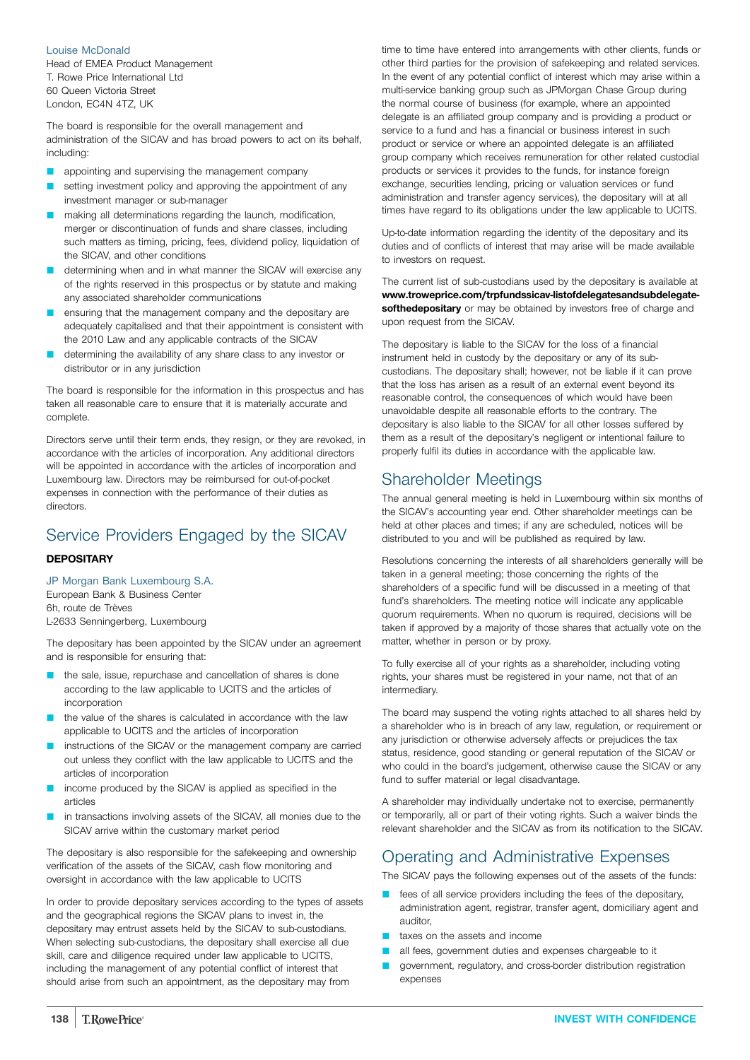Louise McDonald
Head of EMEA Product Management
T. Rowe Price International Ltd
60 Queen Victoria Street
London, EC4N 4TZ, UK

The board is responsible for the overall management and administration of the SICAV and has broad powers to act on its behalf, including:

- appointing and supervising the management company
- setting investment policy and approving the appointment of any investment manager or sub-manager
- making all determinations regarding the launch, modification, merger or discontinuation of funds and share classes, including such matters as timing, pricing, fees, dividend policy, liquidation of the SICAV, and other conditions
- determining when and in what manner the SICAV will exercise any of the rights reserved in this prospectus or by statute and making any associated shareholder communications
- ensuring that the management company and the depositary are adequately capitalised and that their appointment is consistent with the 2010 Law and any applicable contracts of the SICAV
- determining the availability of any share class to any investor or distributor or in any jurisdiction

The board is responsible for the information in this prospectus and has taken all reasonable care to ensure that it is materially accurate and complete.

Directors serve until their term ends, they resign, or they are revoked, in accordance with the articles of incorporation. Any additional directors will be appointed in accordance with the articles of incorporation and Luxembourg law. Directors may be reimbursed for out-of-pocket expenses in connection with the performance of their duties as directors.

## Service Providers Engaged by the SICAV

**DEPOSITARY**

JP Morgan Bank Luxembourg S.A.
European Bank & Business Center
6h, route de Trèves
L-2633 Senningerberg, Luxembourg

The depositary has been appointed by the SICAV under an agreement and is responsible for ensuring that:

- the sale, issue, repurchase and cancellation of shares is done according to the law applicable to UCITS and the articles of incorporation
- the value of the shares is calculated in accordance with the law applicable to UCITS and the articles of incorporation
- instructions of the SICAV or the management company are carried out unless they conflict with the law applicable to UCITS and the articles of incorporation
- income produced by the SICAV is applied as specified in the articles
- in transactions involving assets of the SICAV, all monies due to the SICAV arrive within the customary market period

The depositary is also responsible for the safekeeping and ownership verification of the assets of the SICAV, cash flow monitoring and oversight in accordance with the law applicable to UCITS

In order to provide depositary services according to the types of assets and the geographical regions the SICAV plans to invest in, the depositary may entrust assets held by the SICAV to sub-custodians. When selecting sub-custodians, the depositary shall exercise all due skill, care and diligence required under law applicable to UCITS, including the management of any potential conflict of interest that should arise from such an appointment, as the depositary may from time to time have entered into arrangements with other clients, funds or other third parties for the provision of safekeeping and related services. In the event of any potential conflict of interest which may arise within a multi-service banking group such as JPMorgan Chase Group during the normal course of business (for example, where an appointed delegate is an affiliated group company and is providing a product or service to a fund and has a financial or business interest in such product or service or where an appointed delegate is an affiliated group company which receives remuneration for other related custodial products or services it provides to the funds, for instance foreign exchange, securities lending, pricing or valuation services or fund administration and transfer agency services), the depositary will at all times have regard to its obligations under the law applicable to UCITS.

Up-to-date information regarding the identity of the depositary and its duties and of conflicts of interest that may arise will be made available to investors on request.

The current list of sub-custodians used by the depositary is available at **www.troweprice.com/trpfundssicav-listofdelegatesandsubdelegate-softhedepositary** or may be obtained by investors free of charge and upon request from the SICAV.

The depositary is liable to the SICAV for the loss of a financial instrument held in custody by the depositary or any of its sub-custodians. The depositary shall; however, not be liable if it can prove that the loss has arisen as a result of an external event beyond its reasonable control, the consequences of which would have been unavoidable despite all reasonable efforts to the contrary. The depositary is also liable to the SICAV for all other losses suffered by them as a result of the depositary's negligent or intentional failure to properly fulfil its duties in accordance with the applicable law.

## Shareholder Meetings

The annual general meeting is held in Luxembourg within six months of the SICAV's accounting year end. Other shareholder meetings can be held at other places and times; if any are scheduled, notices will be distributed to you and will be published as required by law.

Resolutions concerning the interests of all shareholders generally will be taken in a general meeting; those concerning the rights of the shareholders of a specific fund will be discussed in a meeting of that fund's shareholders. The meeting notice will indicate any applicable quorum requirements. When no quorum is required, decisions will be taken if approved by a majority of those shares that actually vote on the matter, whether in person or by proxy.

To fully exercise all of your rights as a shareholder, including voting rights, your shares must be registered in your name, not that of an intermediary.

The board may suspend the voting rights attached to all shares held by a shareholder who is in breach of any law, regulation, or requirement or any jurisdiction or otherwise adversely affects or prejudices the tax status, residence, good standing or general reputation of the SICAV or who could in the board's judgement, otherwise cause the SICAV or any fund to suffer material or legal disadvantage.

A shareholder may individually undertake not to exercise, permanently or temporarily, all or part of their voting rights. Such a waiver binds the relevant shareholder and the SICAV as from its notification to the SICAV.

## Operating and Administrative Expenses

The SICAV pays the following expenses out of the assets of the funds:

- fees of all service providers including the fees of the depositary, administration agent, registrar, transfer agent, domiciliary agent and auditor,
- taxes on the assets and income
- all fees, government duties and expenses chargeable to it
- government, regulatory, and cross-border distribution registration expenses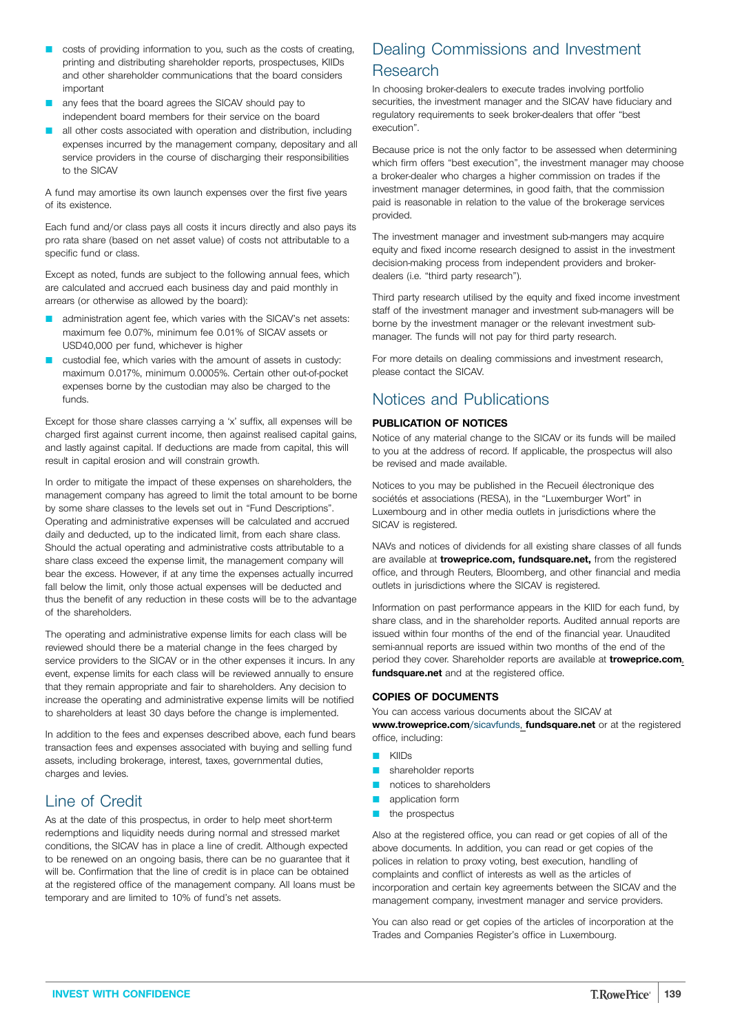- costs of providing information to you, such as the costs of creating, printing and distributing shareholder reports, prospectuses, KIIDs and other shareholder communications that the board considers important
- any fees that the board agrees the SICAV should pay to independent board members for their service on the board
- all other costs associated with operation and distribution, including expenses incurred by the management company, depositary and all service providers in the course of discharging their responsibilities to the SICAV

A fund may amortise its own launch expenses over the first five years of its existence.

Each fund and/or class pays all costs it incurs directly and also pays its pro rata share (based on net asset value) of costs not attributable to a specific fund or class.

Except as noted, funds are subject to the following annual fees, which are calculated and accrued each business day and paid monthly in arrears (or otherwise as allowed by the board):

- administration agent fee, which varies with the SICAV's net assets: maximum fee 0.07%, minimum fee 0.01% of SICAV assets or USD40,000 per fund, whichever is higher
- custodial fee, which varies with the amount of assets in custody: maximum 0.017%, minimum 0.0005%. Certain other out-of-pocket expenses borne by the custodian may also be charged to the funds.

Except for those share classes carrying a 'x' suffix, all expenses will be charged first against current income, then against realised capital gains, and lastly against capital. If deductions are made from capital, this will result in capital erosion and will constrain growth.

In order to mitigate the impact of these expenses on shareholders, the management company has agreed to limit the total amount to be borne by some share classes to the levels set out in "Fund Descriptions". Operating and administrative expenses will be calculated and accrued daily and deducted, up to the indicated limit, from each share class. Should the actual operating and administrative costs attributable to a share class exceed the expense limit, the management company will bear the excess. However, if at any time the expenses actually incurred fall below the limit, only those actual expenses will be deducted and thus the benefit of any reduction in these costs will be to the advantage of the shareholders.

The operating and administrative expense limits for each class will be reviewed should there be a material change in the fees charged by service providers to the SICAV or in the other expenses it incurs. In any event, expense limits for each class will be reviewed annually to ensure that they remain appropriate and fair to shareholders. Any decision to increase the operating and administrative expense limits will be notified to shareholders at least 30 days before the change is implemented.

In addition to the fees and expenses described above, each fund bears transaction fees and expenses associated with buying and selling fund assets, including brokerage, interest, taxes, governmental duties, charges and levies.

## Line of Credit

As at the date of this prospectus, in order to help meet short-term redemptions and liquidity needs during normal and stressed market conditions, the SICAV has in place a line of credit. Although expected to be renewed on an ongoing basis, there can be no guarantee that it will be. Confirmation that the line of credit is in place can be obtained at the registered office of the management company. All loans must be temporary and are limited to 10% of fund's net assets.

## Dealing Commissions and Investment Research

In choosing broker-dealers to execute trades involving portfolio securities, the investment manager and the SICAV have fiduciary and regulatory requirements to seek broker-dealers that offer "best execution".

Because price is not the only factor to be assessed when determining which firm offers "best execution", the investment manager may choose a broker-dealer who charges a higher commission on trades if the investment manager determines, in good faith, that the commission paid is reasonable in relation to the value of the brokerage services provided.

The investment manager and investment sub-mangers may acquire equity and fixed income research designed to assist in the investment decision-making process from independent providers and broker-dealers (i.e. "third party research").

Third party research utilised by the equity and fixed income investment staff of the investment manager and investment sub-managers will be borne by the investment manager or the relevant investment sub-manager. The funds will not pay for third party research.

For more details on dealing commissions and investment research, please contact the SICAV.

## Notices and Publications

### PUBLICATION OF NOTICES

Notice of any material change to the SICAV or its funds will be mailed to you at the address of record. If applicable, the prospectus will also be revised and made available.

Notices to you may be published in the Recueil électronique des sociétés et associations (RESA), in the "Luxemburger Wort" in Luxembourg and in other media outlets in jurisdictions where the SICAV is registered.

NAVs and notices of dividends for all existing share classes of all funds are available at **troweprice.com, fundsquare.net,** from the registered office, and through Reuters, Bloomberg, and other financial and media outlets in jurisdictions where the SICAV is registered.

Information on past performance appears in the KIID for each fund, by share class, and in the shareholder reports. Audited annual reports are issued within four months of the end of the financial year. Unaudited semi-annual reports are issued within two months of the end of the period they cover. Shareholder reports are available at **troweprice.com, fundsquare.net** and at the registered office.

### COPIES OF DOCUMENTS

You can access various documents about the SICAV at **www.troweprice.com**/sicavfunds, **fundsquare.net** or at the registered office, including:

- KIIDs
- shareholder reports
- notices to shareholders
- application form
- the prospectus

Also at the registered office, you can read or get copies of all of the above documents. In addition, you can read or get copies of the polices in relation to proxy voting, best execution, handling of complaints and conflict of interests as well as the articles of incorporation and certain key agreements between the SICAV and the management company, investment manager and service providers.

You can also read or get copies of the articles of incorporation at the Trades and Companies Register's office in Luxembourg.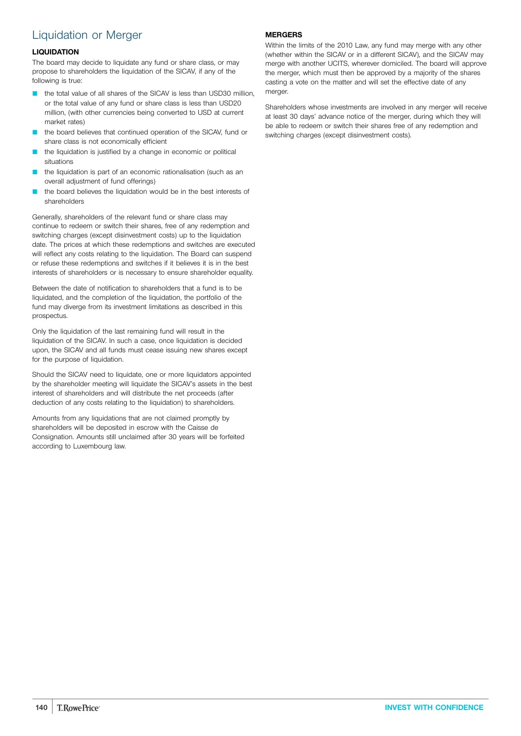# Liquidation or Merger

### LIQUIDATION

The board may decide to liquidate any fund or share class, or may propose to shareholders the liquidation of the SICAV, if any of the following is true:

- the total value of all shares of the SICAV is less than USD30 million, or the total value of any fund or share class is less than USD20 million, (with other currencies being converted to USD at current market rates)
- the board believes that continued operation of the SICAV, fund or share class is not economically efficient
- the liquidation is justified by a change in economic or political situations
- the liquidation is part of an economic rationalisation (such as an overall adjustment of fund offerings)
- the board believes the liquidation would be in the best interests of shareholders

Generally, shareholders of the relevant fund or share class may continue to redeem or switch their shares, free of any redemption and switching charges (except disinvestment costs) up to the liquidation date. The prices at which these redemptions and switches are executed will reflect any costs relating to the liquidation. The Board can suspend or refuse these redemptions and switches if it believes it is in the best interests of shareholders or is necessary to ensure shareholder equality.

Between the date of notification to shareholders that a fund is to be liquidated, and the completion of the liquidation, the portfolio of the fund may diverge from its investment limitations as described in this prospectus.

Only the liquidation of the last remaining fund will result in the liquidation of the SICAV. In such a case, once liquidation is decided upon, the SICAV and all funds must cease issuing new shares except for the purpose of liquidation.

Should the SICAV need to liquidate, one or more liquidators appointed by the shareholder meeting will liquidate the SICAV's assets in the best interest of shareholders and will distribute the net proceeds (after deduction of any costs relating to the liquidation) to shareholders.

Amounts from any liquidations that are not claimed promptly by shareholders will be deposited in escrow with the Caisse de Consignation. Amounts still unclaimed after 30 years will be forfeited according to Luxembourg law.

### MERGERS

Within the limits of the 2010 Law, any fund may merge with any other (whether within the SICAV or in a different SICAV), and the SICAV may merge with another UCITS, wherever domiciled. The board will approve the merger, which must then be approved by a majority of the shares casting a vote on the matter and will set the effective date of any merger.

Shareholders whose investments are involved in any merger will receive at least 30 days' advance notice of the merger, during which they will be able to redeem or switch their shares free of any redemption and switching charges (except disinvestment costs).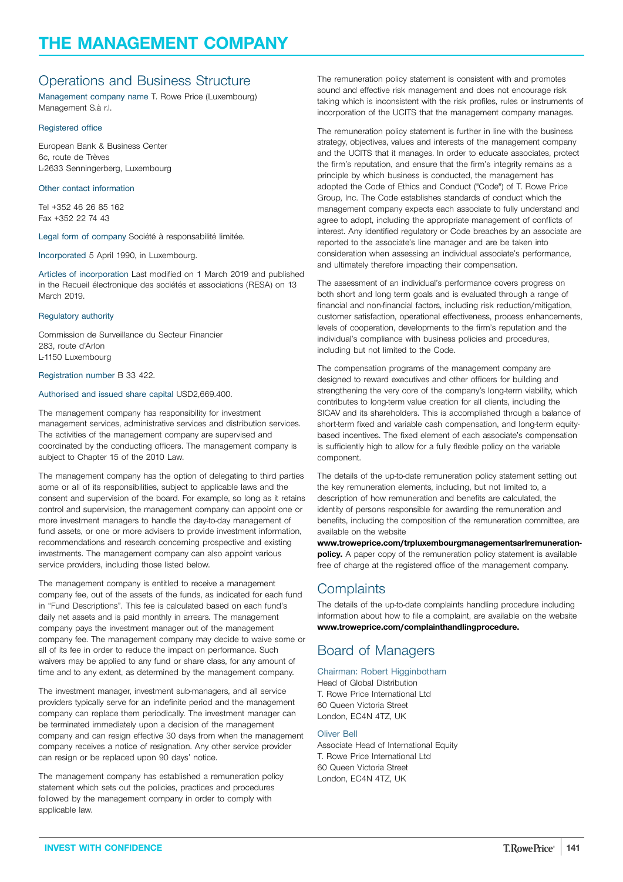# THE MANAGEMENT COMPANY

## Operations and Business Structure

Management company name T. Rowe Price (Luxembourg) Management S.à r.l.

Registered office

European Bank & Business Center
6c, route de Trèves
L-2633 Senningerberg, Luxembourg

Other contact information

Tel +352 46 26 85 162
Fax +352 22 74 43

Legal form of company Société à responsabilité limitée.

Incorporated 5 April 1990, in Luxembourg.

Articles of incorporation Last modified on 1 March 2019 and published in the Recueil électronique des sociétés et associations (RESA) on 13 March 2019.

Regulatory authority

Commission de Surveillance du Secteur Financier
283, route d'Arlon
L-1150 Luxembourg

Registration number B 33 422.

Authorised and issued share capital USD2,669.400.

The management company has responsibility for investment management services, administrative services and distribution services. The activities of the management company are supervised and coordinated by the conducting officers. The management company is subject to Chapter 15 of the 2010 Law.

The management company has the option of delegating to third parties some or all of its responsibilities, subject to applicable laws and the consent and supervision of the board. For example, so long as it retains control and supervision, the management company can appoint one or more investment managers to handle the day-to-day management of fund assets, or one or more advisers to provide investment information, recommendations and research concerning prospective and existing investments. The management company can also appoint various service providers, including those listed below.

The management company is entitled to receive a management company fee, out of the assets of the funds, as indicated for each fund in "Fund Descriptions". This fee is calculated based on each fund's daily net assets and is paid monthly in arrears. The management company pays the investment manager out of the management company fee. The management company may decide to waive some or all of its fee in order to reduce the impact on performance. Such waivers may be applied to any fund or share class, for any amount of time and to any extent, as determined by the management company.

The investment manager, investment sub-managers, and all service providers typically serve for an indefinite period and the management company can replace them periodically. The investment manager can be terminated immediately upon a decision of the management company and can resign effective 30 days from when the management company receives a notice of resignation. Any other service provider can resign or be replaced upon 90 days' notice.

The management company has established a remuneration policy statement which sets out the policies, practices and procedures followed by the management company in order to comply with applicable law.

The remuneration policy statement is consistent with and promotes sound and effective risk management and does not encourage risk taking which is inconsistent with the risk profiles, rules or instruments of incorporation of the UCITS that the management company manages.

The remuneration policy statement is further in line with the business strategy, objectives, values and interests of the management company and the UCITS that it manages. In order to educate associates, protect the firm's reputation, and ensure that the firm's integrity remains as a principle by which business is conducted, the management has adopted the Code of Ethics and Conduct ("Code") of T. Rowe Price Group, Inc. The Code establishes standards of conduct which the management company expects each associate to fully understand and agree to adopt, including the appropriate management of conflicts of interest. Any identified regulatory or Code breaches by an associate are reported to the associate's line manager and are be taken into consideration when assessing an individual associate's performance, and ultimately therefore impacting their compensation.

The assessment of an individual's performance covers progress on both short and long term goals and is evaluated through a range of financial and non-financial factors, including risk reduction/mitigation, customer satisfaction, operational effectiveness, process enhancements, levels of cooperation, developments to the firm's reputation and the individual's compliance with business policies and procedures, including but not limited to the Code.

The compensation programs of the management company are designed to reward executives and other officers for building and strengthening the very core of the company's long-term viability, which contributes to long-term value creation for all clients, including the SICAV and its shareholders. This is accomplished through a balance of short-term fixed and variable cash compensation, and long-term equity-based incentives. The fixed element of each associate's compensation is sufficiently high to allow for a fully flexible policy on the variable component.

The details of the up-to-date remuneration policy statement setting out the key remuneration elements, including, but not limited to, a description of how remuneration and benefits are calculated, the identity of persons responsible for awarding the remuneration and benefits, including the composition of the remuneration committee, are available on the website **www.troweprice.com/trpluxembourgmanagementsarlremuneration-policy.** A paper copy of the remuneration policy statement is available free of charge at the registered office of the management company.

## Complaints

The details of the up-to-date complaints handling procedure including information about how to file a complaint, are available on the website **www.troweprice.com/complainthandlingprocedure.**

## Board of Managers

Chairman: Robert Higginbotham
Head of Global Distribution
T. Rowe Price International Ltd
60 Queen Victoria Street
London, EC4N 4TZ, UK

Oliver Bell
Associate Head of International Equity
T. Rowe Price International Ltd
60 Queen Victoria Street
London, EC4N 4TZ, UK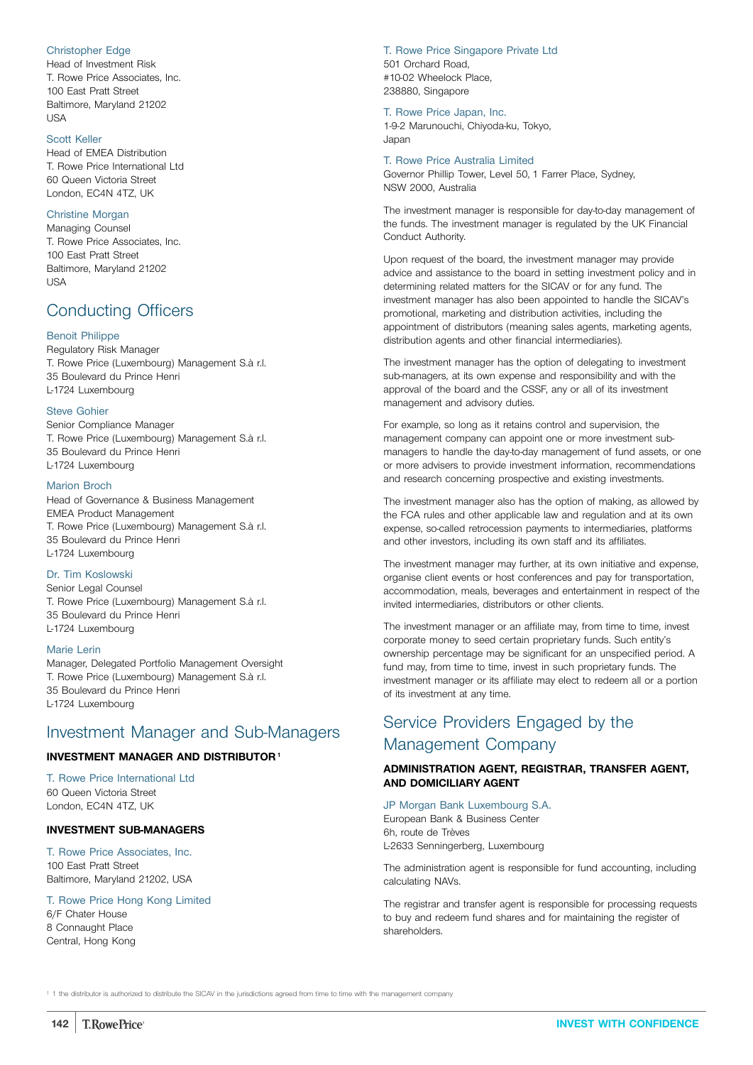Christopher Edge
Head of Investment Risk
T. Rowe Price Associates, Inc.
100 East Pratt Street
Baltimore, Maryland 21202
USA

Scott Keller
Head of EMEA Distribution
T. Rowe Price International Ltd
60 Queen Victoria Street
London, EC4N 4TZ, UK

Christine Morgan
Managing Counsel
T. Rowe Price Associates, Inc.
100 East Pratt Street
Baltimore, Maryland 21202
USA

## Conducting Officers

Benoit Philippe
Regulatory Risk Manager
T. Rowe Price (Luxembourg) Management S.à r.l.
35 Boulevard du Prince Henri
L-1724 Luxembourg

Steve Gohier
Senior Compliance Manager
T. Rowe Price (Luxembourg) Management S.à r.l.
35 Boulevard du Prince Henri
L-1724 Luxembourg

Marion Broch
Head of Governance & Business Management
EMEA Product Management
T. Rowe Price (Luxembourg) Management S.à r.l.
35 Boulevard du Prince Henri
L-1724 Luxembourg

Dr. Tim Koslowski
Senior Legal Counsel
T. Rowe Price (Luxembourg) Management S.à r.l.
35 Boulevard du Prince Henri
L-1724 Luxembourg

Marie Lerin
Manager, Delegated Portfolio Management Oversight
T. Rowe Price (Luxembourg) Management S.à r.l.
35 Boulevard du Prince Henri
L-1724 Luxembourg

## Investment Manager and Sub-Managers

**INVESTMENT MANAGER AND DISTRIBUTOR**[1]

T. Rowe Price International Ltd
60 Queen Victoria Street
London, EC4N 4TZ, UK

**INVESTMENT SUB-MANAGERS**

T. Rowe Price Associates, Inc.
100 East Pratt Street
Baltimore, Maryland 21202, USA

T. Rowe Price Hong Kong Limited
6/F Chater House
8 Connaught Place
Central, Hong Kong

T. Rowe Price Singapore Private Ltd
501 Orchard Road,
#10-02 Wheelock Place,
238880, Singapore

T. Rowe Price Japan, Inc.
1-9-2 Marunouchi, Chiyoda-ku, Tokyo,
Japan

T. Rowe Price Australia Limited
Governor Phillip Tower, Level 50, 1 Farrer Place, Sydney,
NSW 2000, Australia

The investment manager is responsible for day-to-day management of the funds. The investment manager is regulated by the UK Financial Conduct Authority.

Upon request of the board, the investment manager may provide advice and assistance to the board in setting investment policy and in determining related matters for the SICAV or for any fund. The investment manager has also been appointed to handle the SICAV's promotional, marketing and distribution activities, including the appointment of distributors (meaning sales agents, marketing agents, distribution agents and other financial intermediaries).

The investment manager has the option of delegating to investment sub-managers, at its own expense and responsibility and with the approval of the board and the CSSF, any or all of its investment management and advisory duties.

For example, so long as it retains control and supervision, the management company can appoint one or more investment sub-managers to handle the day-to-day management of fund assets, or one or more advisers to provide investment information, recommendations and research concerning prospective and existing investments.

The investment manager also has the option of making, as allowed by the FCA rules and other applicable law and regulation and at its own expense, so-called retrocession payments to intermediaries, platforms and other investors, including its own staff and its affiliates.

The investment manager may further, at its own initiative and expense, organise client events or host conferences and pay for transportation, accommodation, meals, beverages and entertainment in respect of the invited intermediaries, distributors or other clients.

The investment manager or an affiliate may, from time to time, invest corporate money to seed certain proprietary funds. Such entity's ownership percentage may be significant for an unspecified period. A fund may, from time to time, invest in such proprietary funds. The investment manager or its affiliate may elect to redeem all or a portion of its investment at any time.

## Service Providers Engaged by the Management Company

**ADMINISTRATION AGENT, REGISTRAR, TRANSFER AGENT, AND DOMICILIARY AGENT**

JP Morgan Bank Luxembourg S.A.
European Bank & Business Center
6h, route de Trèves
L-2633 Senningerberg, Luxembourg

The administration agent is responsible for fund accounting, including calculating NAVs.

The registrar and transfer agent is responsible for processing requests to buy and redeem fund shares and for maintaining the register of shareholders.

[1] 1 the distributor is authorized to distribute the SICAV in the jurisdictions agreed from time to time with the management company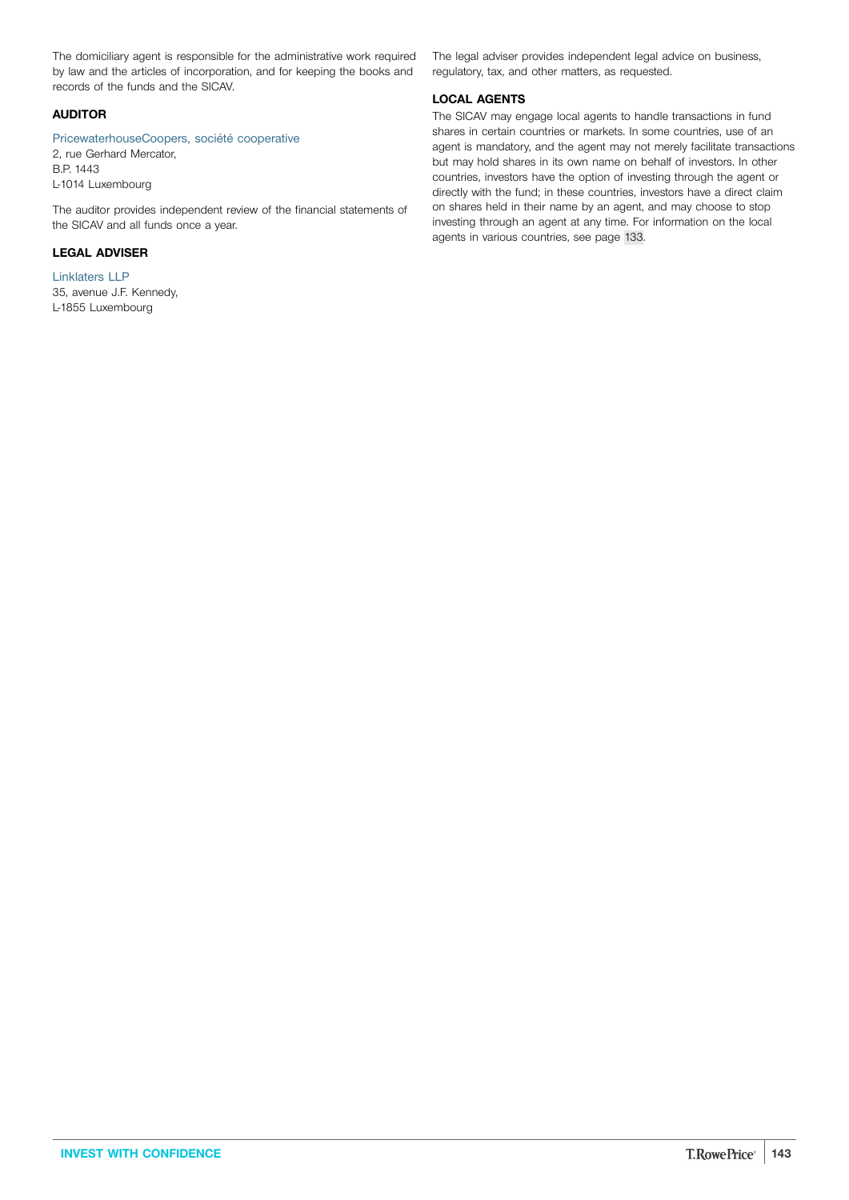The domiciliary agent is responsible for the administrative work required by law and the articles of incorporation, and for keeping the books and records of the funds and the SICAV.

### AUDITOR

PricewaterhouseCoopers, société cooperative
2, rue Gerhard Mercator,
B.P. 1443
L-1014 Luxembourg

The auditor provides independent review of the financial statements of the SICAV and all funds once a year.

### LEGAL ADVISER

Linklaters LLP
35, avenue J.F. Kennedy,
L-1855 Luxembourg

The legal adviser provides independent legal advice on business, regulatory, tax, and other matters, as requested.

### LOCAL AGENTS

The SICAV may engage local agents to handle transactions in fund shares in certain countries or markets. In some countries, use of an agent is mandatory, and the agent may not merely facilitate transactions but may hold shares in its own name on behalf of investors. In other countries, investors have the option of investing through the agent or directly with the fund; in these countries, investors have a direct claim on shares held in their name by an agent, and may choose to stop investing through an agent at any time. For information on the local agents in various countries, see page 133.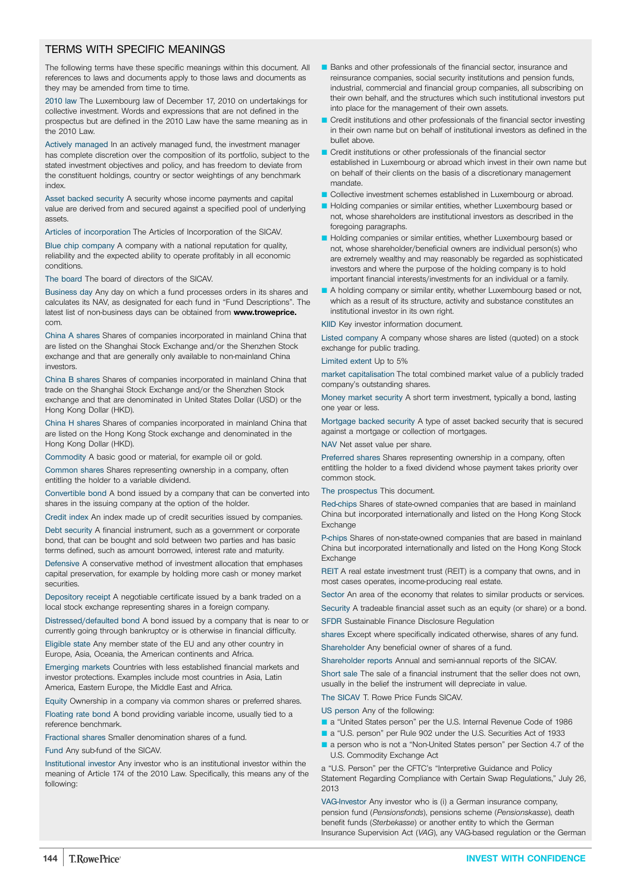## TERMS WITH SPECIFIC MEANINGS

The following terms have these specific meanings within this document. All references to laws and documents apply to those laws and documents as they may be amended from time to time.

**2010 law** The Luxembourg law of December 17, 2010 on undertakings for collective investment. Words and expressions that are not defined in the prospectus but are defined in the 2010 Law have the same meaning as in the 2010 Law.

**Actively managed** In an actively managed fund, the investment manager has complete discretion over the composition of its portfolio, subject to the stated investment objectives and policy, and has freedom to deviate from the constituent holdings, country or sector weightings of any benchmark index.

**Asset backed security** A security whose income payments and capital value are derived from and secured against a specified pool of underlying assets.

**Articles of incorporation** The Articles of Incorporation of the SICAV.

**Blue chip company** A company with a national reputation for quality, reliability and the expected ability to operate profitably in all economic conditions.

**The board** The board of directors of the SICAV.

**Business day** Any day on which a fund processes orders in its shares and calculates its NAV, as designated for each fund in "Fund Descriptions". The latest list of non-business days can be obtained from **www.troweprice.** com.

**China A shares** Shares of companies incorporated in mainland China that are listed on the Shanghai Stock Exchange and/or the Shenzhen Stock exchange and that are generally only available to non-mainland China investors.

**China B shares** Shares of companies incorporated in mainland China that trade on the Shanghai Stock Exchange and/or the Shenzhen Stock exchange and that are denominated in United States Dollar (USD) or the Hong Kong Dollar (HKD).

**China H shares** Shares of companies incorporated in mainland China that are listed on the Hong Kong Stock exchange and denominated in the Hong Kong Dollar (HKD).

**Commodity** A basic good or material, for example oil or gold.

**Common shares** Shares representing ownership in a company, often entitling the holder to a variable dividend.

**Convertible bond** A bond issued by a company that can be converted into shares in the issuing company at the option of the holder.

**Credit index** An index made up of credit securities issued by companies.

**Debt security** A financial instrument, such as a government or corporate bond, that can be bought and sold between two parties and has basic terms defined, such as amount borrowed, interest rate and maturity.

**Defensive** A conservative method of investment allocation that emphases capital preservation, for example by holding more cash or money market securities.

**Depository receipt** A negotiable certificate issued by a bank traded on a local stock exchange representing shares in a foreign company.

**Distressed/defaulted bond** A bond issued by a company that is near to or currently going through bankruptcy or is otherwise in financial difficulty.

**Eligible state** Any member state of the EU and any other country in Europe, Asia, Oceania, the American continents and Africa.

**Emerging markets** Countries with less established financial markets and investor protections. Examples include most countries in Asia, Latin America, Eastern Europe, the Middle East and Africa.

**Equity** Ownership in a company via common shares or preferred shares.

**Floating rate bond** A bond providing variable income, usually tied to a reference benchmark.

**Fractional shares** Smaller denomination shares of a fund.

**Fund** Any sub-fund of the SICAV.

**Institutional investor** Any investor who is an institutional investor within the meaning of Article 174 of the 2010 Law. Specifically, this means any of the following:

- Banks and other professionals of the financial sector, insurance and reinsurance companies, social security institutions and pension funds, industrial, commercial and financial group companies, all subscribing on their own behalf, and the structures which such institutional investors put into place for the management of their own assets.
- Credit institutions and other professionals of the financial sector investing in their own name but on behalf of institutional investors as defined in the bullet above.
- Credit institutions or other professionals of the financial sector established in Luxembourg or abroad which invest in their own name but on behalf of their clients on the basis of a discretionary management mandate.
- Collective investment schemes established in Luxembourg or abroad.
- Holding companies or similar entities, whether Luxembourg based or not, whose shareholders are institutional investors as described in the foregoing paragraphs.
- Holding companies or similar entities, whether Luxembourg based or not, whose shareholder/beneficial owners are individual person(s) who are extremely wealthy and may reasonably be regarded as sophisticated investors and where the purpose of the holding company is to hold important financial interests/investments for an individual or a family.
- A holding company or similar entity, whether Luxembourg based or not, which as a result of its structure, activity and substance constitutes an institutional investor in its own right.

**KIID** Key investor information document.

**Listed company** A company whose shares are listed (quoted) on a stock exchange for public trading.

**Limited extent** Up to 5%

**market capitalisation** The total combined market value of a publicly traded company's outstanding shares.

**Money market security** A short term investment, typically a bond, lasting one year or less.

**Mortgage backed security** A type of asset backed security that is secured against a mortgage or collection of mortgages.

**NAV** Net asset value per share.

**Preferred shares** Shares representing ownership in a company, often entitling the holder to a fixed dividend whose payment takes priority over common stock.

**The prospectus** This document.

**Red-chips** Shares of state-owned companies that are based in mainland China but incorporated internationally and listed on the Hong Kong Stock Exchange

**P-chips** Shares of non-state-owned companies that are based in mainland China but incorporated internationally and listed on the Hong Kong Stock Exchange

**REIT** A real estate investment trust (REIT) is a company that owns, and in most cases operates, income-producing real estate.

**Sector** An area of the economy that relates to similar products or services.

**Security** A tradeable financial asset such as an equity (or share) or a bond.

**SFDR** Sustainable Finance Disclosure Regulation

**shares** Except where specifically indicated otherwise, shares of any fund.

**Shareholder** Any beneficial owner of shares of a fund.

**Shareholder reports** Annual and semi-annual reports of the SICAV.

**Short sale** The sale of a financial instrument that the seller does not own, usually in the belief the instrument will depreciate in value.

**The SICAV** T. Rowe Price Funds SICAV.

**US person** Any of the following:

- a "United States person" per the U.S. Internal Revenue Code of 1986
- a "U.S. person" per Rule 902 under the U.S. Securities Act of 1933
- a person who is not a "Non-United States person" per Section 4.7 of the U.S. Commodity Exchange Act

a "U.S. Person" per the CFTC's "Interpretive Guidance and Policy Statement Regarding Compliance with Certain Swap Regulations," July 26, 2013

**VAG-Investor** Any investor who is (i) a German insurance company, pension fund (*Pensionsfonds*), pensions scheme (*Pensionskasse*), death benefit funds (*Sterbekasse*) or another entity to which the German Insurance Supervision Act (*VAG*), any VAG-based regulation or the German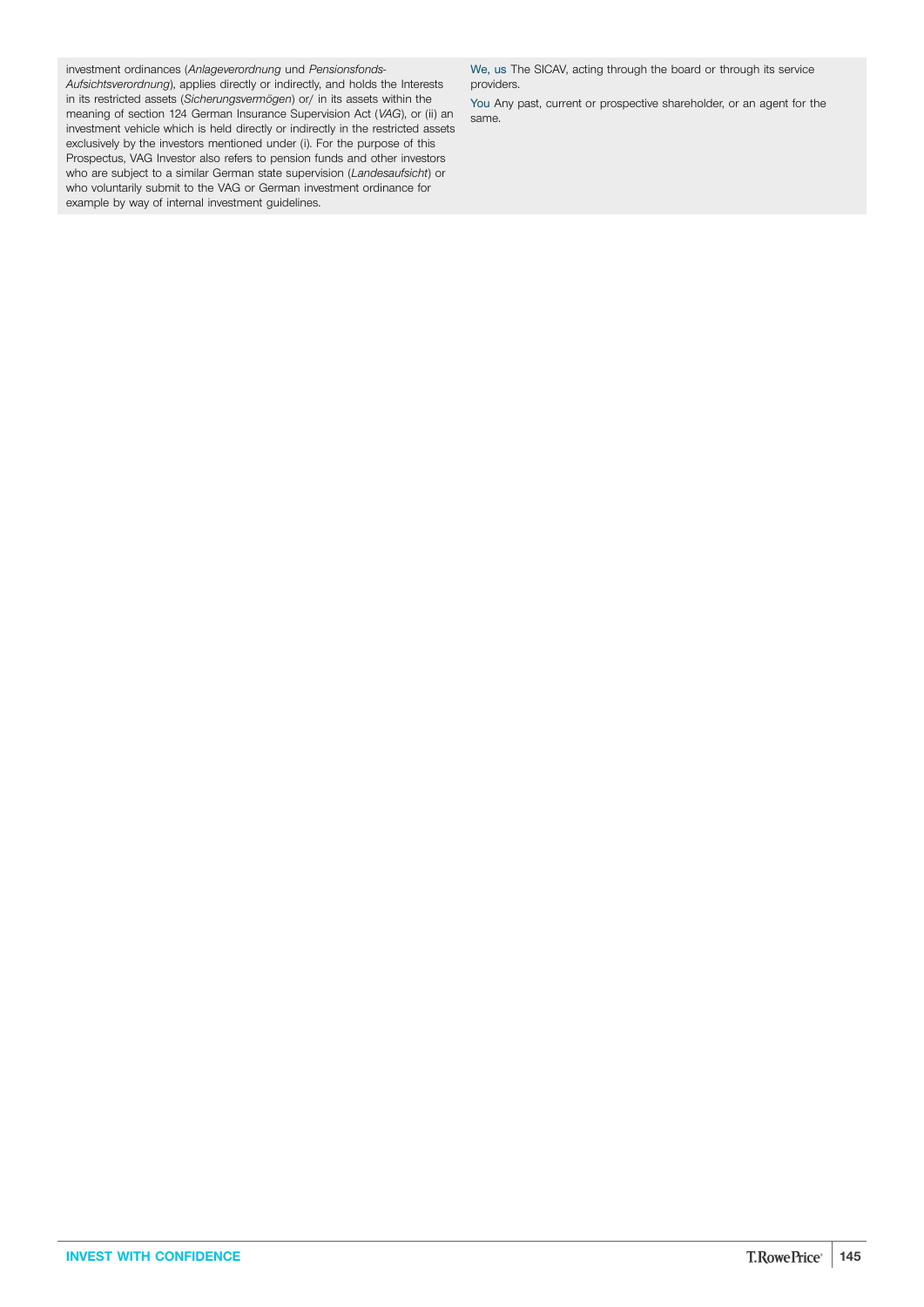investment ordinances (*Anlageverordnung* und *Pensionsfonds-Aufsichtsverordnung*), applies directly or indirectly, and holds the Interests in its restricted assets (*Sicherungsvermögen*) or/ in its assets within the meaning of section 124 German Insurance Supervision Act (*VAG*), or (ii) an investment vehicle which is held directly or indirectly in the restricted assets exclusively by the investors mentioned under (i). For the purpose of this Prospectus, VAG Investor also refers to pension funds and other investors who are subject to a similar German state supervision (*Landesaufsicht*) or who voluntarily submit to the VAG or German investment ordinance for example by way of internal investment guidelines.

We, us The SICAV, acting through the board or through its service providers.

You Any past, current or prospective shareholder, or an agent for the same.